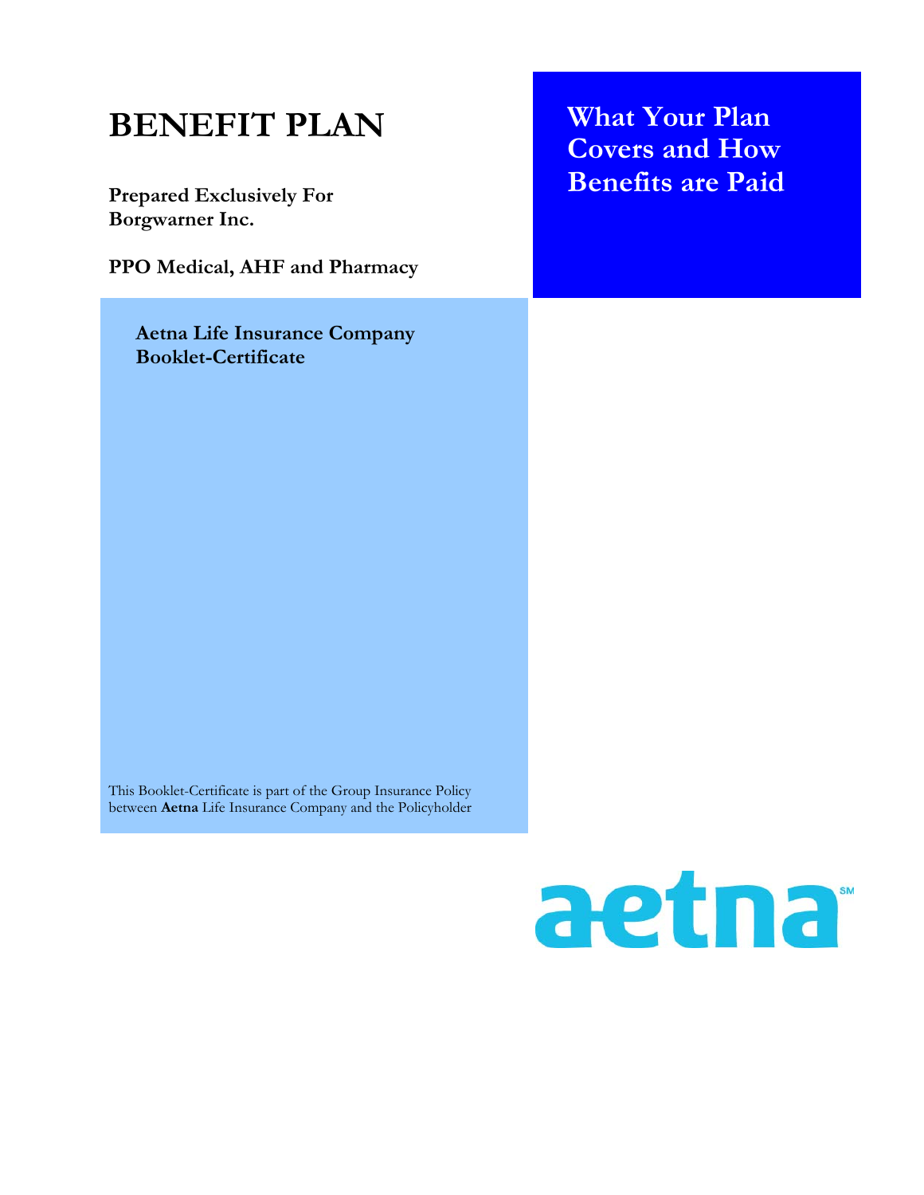# BENEFIT PLAN

**Prepared Exclusively For**
**Borgwarner Inc.**

**PPO Medical, AHF and Pharmacy**

## What Your Plan Covers and How Benefits are Paid

**Aetna Life Insurance Company**
**Booklet-Certificate**

This Booklet-Certificate is part of the Group Insurance Policy between **Aetna** Life Insurance Company and the Policyholder

aetna℠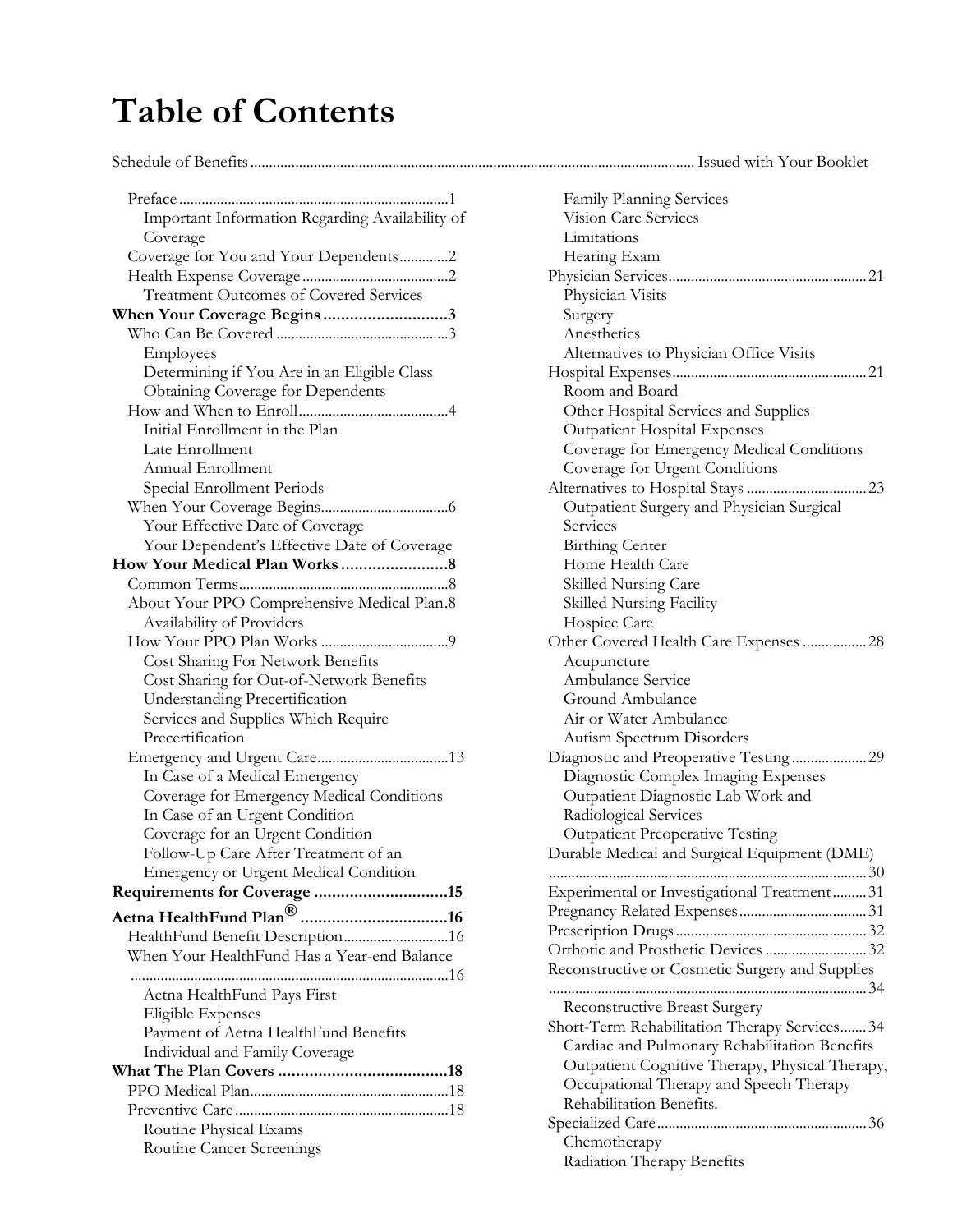# Table of Contents

Schedule of Benefits ........................................................................ Issued with Your Booklet

- Preface ........................................................ 1
  - Important Information Regarding Availability of Coverage
- Coverage for You and Your Dependents ............. 2
- Health Expense Coverage ....................................... 2
  - Treatment Outcomes of Covered Services

**When Your Coverage Begins ............................ 3**

- Who Can Be Covered ............................................. 3
  - Employees
  - Determining if You Are in an Eligible Class
  - Obtaining Coverage for Dependents
- How and When to Enroll ........................................ 4
  - Initial Enrollment in the Plan
  - Late Enrollment
  - Annual Enrollment
  - Special Enrollment Periods
- When Your Coverage Begins .................................. 6
  - Your Effective Date of Coverage
  - Your Dependent's Effective Date of Coverage

**How Your Medical Plan Works ........................ 8**

- Common Terms ....................................................... 8
- About Your PPO Comprehensive Medical Plan. 8
  - Availability of Providers
- How Your PPO Plan Works ................................. 9
  - Cost Sharing For Network Benefits
  - Cost Sharing for Out-of-Network Benefits
  - Understanding Precertification
  - Services and Supplies Which Require Precertification
- Emergency and Urgent Care .................................. 13
  - In Case of a Medical Emergency
  - Coverage for Emergency Medical Conditions
  - In Case of an Urgent Condition
  - Coverage for an Urgent Condition
  - Follow-Up Care After Treatment of an Emergency or Urgent Medical Condition

**Requirements for Coverage ............................. 15**

**Aetna HealthFund Plan® ................................. 16**

- HealthFund Benefit Description ........................... 16
- When Your HealthFund Has a Year-end Balance ..................................................................... 16
  - Aetna HealthFund Pays First
  - Eligible Expenses
  - Payment of Aetna HealthFund Benefits
  - Individual and Family Coverage

**What The Plan Covers ..................................... 18**

- PPO Medical Plan .................................................... 18
- Preventive Care ....................................................... 18
  - Routine Physical Exams
  - Routine Cancer Screenings
  - Family Planning Services
  - Vision Care Services
  - Limitations
  - Hearing Exam
- Physician Services .................................................... 21
  - Physician Visits
  - Surgery
  - Anesthetics
  - Alternatives to Physician Office Visits
- Hospital Expenses ................................................... 21
  - Room and Board
  - Other Hospital Services and Supplies
  - Outpatient Hospital Expenses
  - Coverage for Emergency Medical Conditions
  - Coverage for Urgent Conditions
- Alternatives to Hospital Stays ............................... 23
  - Outpatient Surgery and Physician Surgical Services
  - Birthing Center
  - Home Health Care
  - Skilled Nursing Care
  - Skilled Nursing Facility
  - Hospice Care
- Other Covered Health Care Expenses ................ 28
  - Acupuncture
  - Ambulance Service
  - Ground Ambulance
  - Air or Water Ambulance
  - Autism Spectrum Disorders
- Diagnostic and Preoperative Testing ................... 29
  - Diagnostic Complex Imaging Expenses
  - Outpatient Diagnostic Lab Work and Radiological Services
  - Outpatient Preoperative Testing
- Durable Medical and Surgical Equipment (DME) ..................................................................... 30
- Experimental or Investigational Treatment ......... 31
- Pregnancy Related Expenses ................................. 31
- Prescription Drugs .................................................. 32
- Orthotic and Prosthetic Devices ........................... 32
- Reconstructive or Cosmetic Surgery and Supplies ..................................................................... 34
  - Reconstructive Breast Surgery
- Short-Term Rehabilitation Therapy Services ....... 34
  - Cardiac and Pulmonary Rehabilitation Benefits
  - Outpatient Cognitive Therapy, Physical Therapy, Occupational Therapy and Speech Therapy Rehabilitation Benefits.
- Specialized Care ....................................................... 36
  - Chemotherapy
  - Radiation Therapy Benefits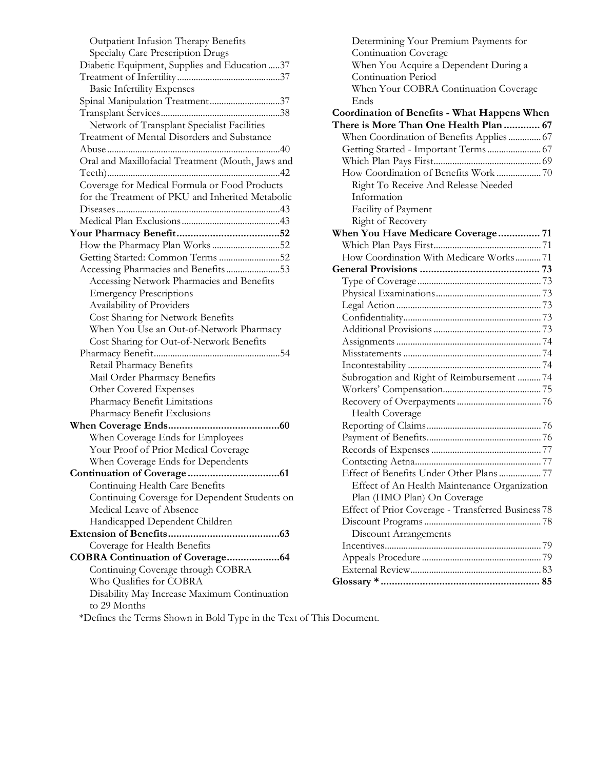Outpatient Infusion Therapy Benefits
Specialty Care Prescription Drugs
Diabetic Equipment, Supplies and Education.....37
Treatment of Infertility............................................37
Basic Infertility Expenses
Spinal Manipulation Treatment..............................37
Transplant Services...................................................38
Network of Transplant Specialist Facilities
Treatment of Mental Disorders and Substance Abuse.........................................................................40
Oral and Maxillofacial Treatment (Mouth, Jaws and Teeth).........................................................................42
Coverage for Medical Formula or Food Products for the Treatment of PKU and Inherited Metabolic Diseases.....................................................................43
Medical Plan Exclusions..........................................43

**Your Pharmacy Benefit.....................................52**
How the Pharmacy Plan Works.............................52
Getting Started: Common Terms ..........................52
Accessing Pharmacies and Benefits.......................53
Accessing Network Pharmacies and Benefits
Emergency Prescriptions
Availability of Providers
Cost Sharing for Network Benefits
When You Use an Out-of-Network Pharmacy
Cost Sharing for Out-of-Network Benefits
Pharmacy Benefit......................................................54
Retail Pharmacy Benefits
Mail Order Pharmacy Benefits
Other Covered Expenses
Pharmacy Benefit Limitations
Pharmacy Benefit Exclusions

**When Coverage Ends........................................60**
When Coverage Ends for Employees
Your Proof of Prior Medical Coverage
When Coverage Ends for Dependents

**Continuation of Coverage.................................61**
Continuing Health Care Benefits
Continuing Coverage for Dependent Students on Medical Leave of Absence
Handicapped Dependent Children

**Extension of Benefits........................................63**
Coverage for Health Benefits

**COBRA Continuation of Coverage..................64**
Continuing Coverage through COBRA
Who Qualifies for COBRA
Disability May Increase Maximum Continuation to 29 Months
Determining Your Premium Payments for Continuation Coverage
When You Acquire a Dependent During a Continuation Period
When Your COBRA Continuation Coverage Ends

**Coordination of Benefits - What Happens When There is More Than One Health Plan............. 67**
When Coordination of Benefits Applies.............. 67
Getting Started - Important Terms....................... 67
Which Plan Pays First.............................................. 69
How Coordination of Benefits Work................... 70
Right To Receive And Release Needed Information
Facility of Payment
Right of Recovery

**When You Have Medicare Coverage............... 71**
Which Plan Pays First.............................................. 71
How Coordination With Medicare Works........... 71

**General Provisions ........................................... 73**
Type of Coverage..................................................... 73
Physical Examinations............................................. 73
Legal Action.............................................................. 73
Confidentiality........................................................... 73
Additional Provisions .............................................. 73
Assignments .............................................................. 74
Misstatements ........................................................... 74
Incontestability ......................................................... 74
Subrogation and Right of Reimbursement .......... 74
Workers' Compensation.......................................... 75
Recovery of Overpayments.................................... 76
Health Coverage
Reporting of Claims................................................. 76
Payment of Benefits................................................. 76
Records of Expenses ............................................... 77
Contacting Aetna...................................................... 77
Effect of Benefits Under Other Plans.................. 77
Effect of An Health Maintenance Organization Plan (HMO Plan) On Coverage
Effect of Prior Coverage - Transferred Business 78
Discount Programs .................................................. 78
Discount Arrangements
Incentives................................................................... 79
Appeals Procedure ................................................... 79
External Review........................................................ 83

**Glossary * ......................................................... 85**

*Defines the Terms Shown in Bold Type in the Text of This Document.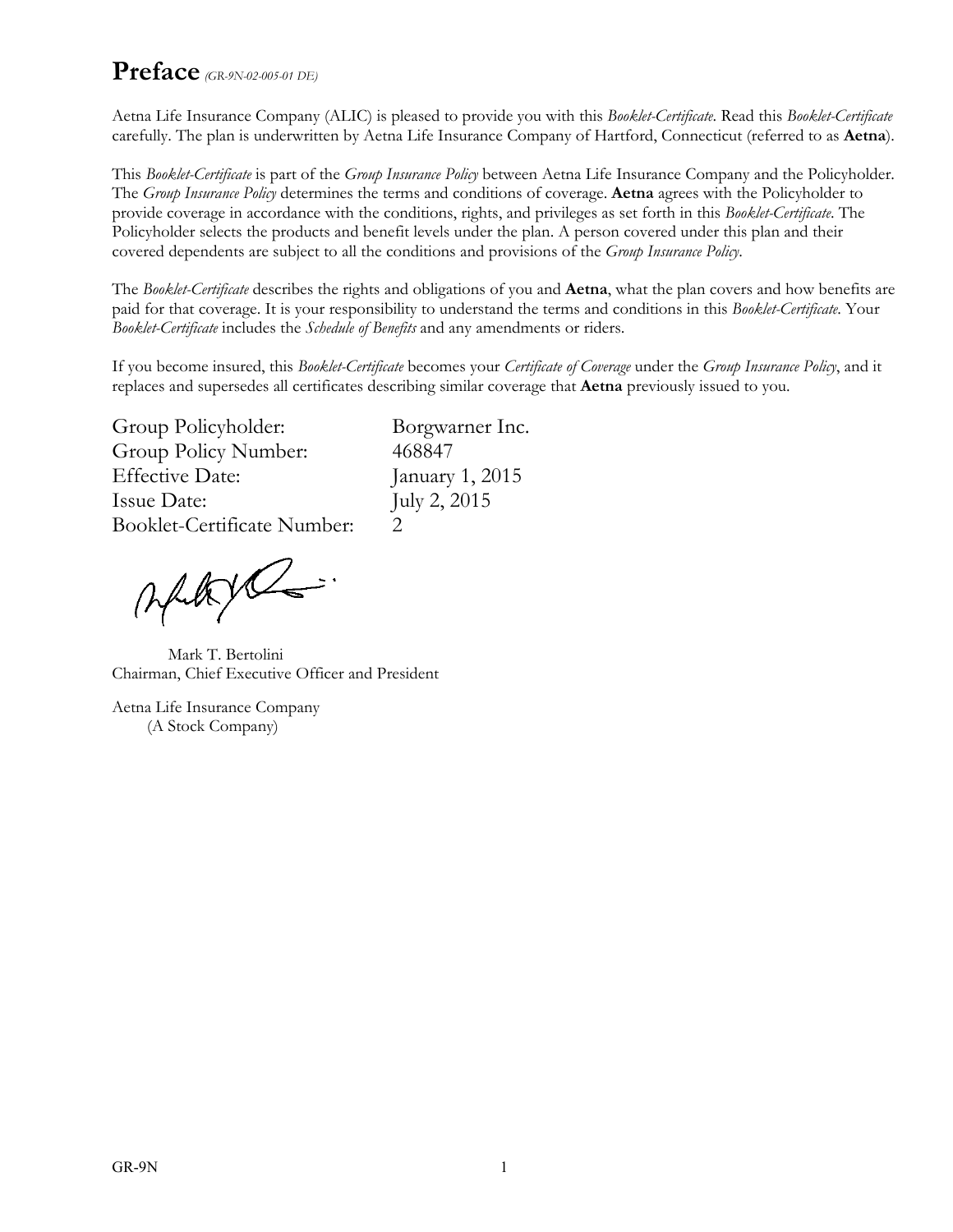# Preface *(GR-9N-02-005-01 DE)*

Aetna Life Insurance Company (ALIC) is pleased to provide you with this *Booklet-Certificate*. Read this *Booklet-Certificate* carefully. The plan is underwritten by Aetna Life Insurance Company of Hartford, Connecticut (referred to as **Aetna**).

This *Booklet-Certificate* is part of the *Group Insurance Policy* between Aetna Life Insurance Company and the Policyholder. The *Group Insurance Policy* determines the terms and conditions of coverage. **Aetna** agrees with the Policyholder to provide coverage in accordance with the conditions, rights, and privileges as set forth in this *Booklet-Certificate*. The Policyholder selects the products and benefit levels under the plan. A person covered under this plan and their covered dependents are subject to all the conditions and provisions of the *Group Insurance Policy*.

The *Booklet-Certificate* describes the rights and obligations of you and **Aetna**, what the plan covers and how benefits are paid for that coverage. It is your responsibility to understand the terms and conditions in this *Booklet-Certificate*. Your *Booklet-Certificate* includes the *Schedule of Benefits* and any amendments or riders.

If you become insured, this *Booklet-Certificate* becomes your *Certificate of Coverage* under the *Group Insurance Policy*, and it replaces and supersedes all certificates describing similar coverage that **Aetna** previously issued to you.

Group Policyholder: Borgwarner Inc.
Group Policy Number: 468847
Effective Date: January 1, 2015
Issue Date: July 2, 2015
Booklet-Certificate Number: 2

Mark T. Bertolini
Chairman, Chief Executive Officer and President

Aetna Life Insurance Company
(A Stock Company)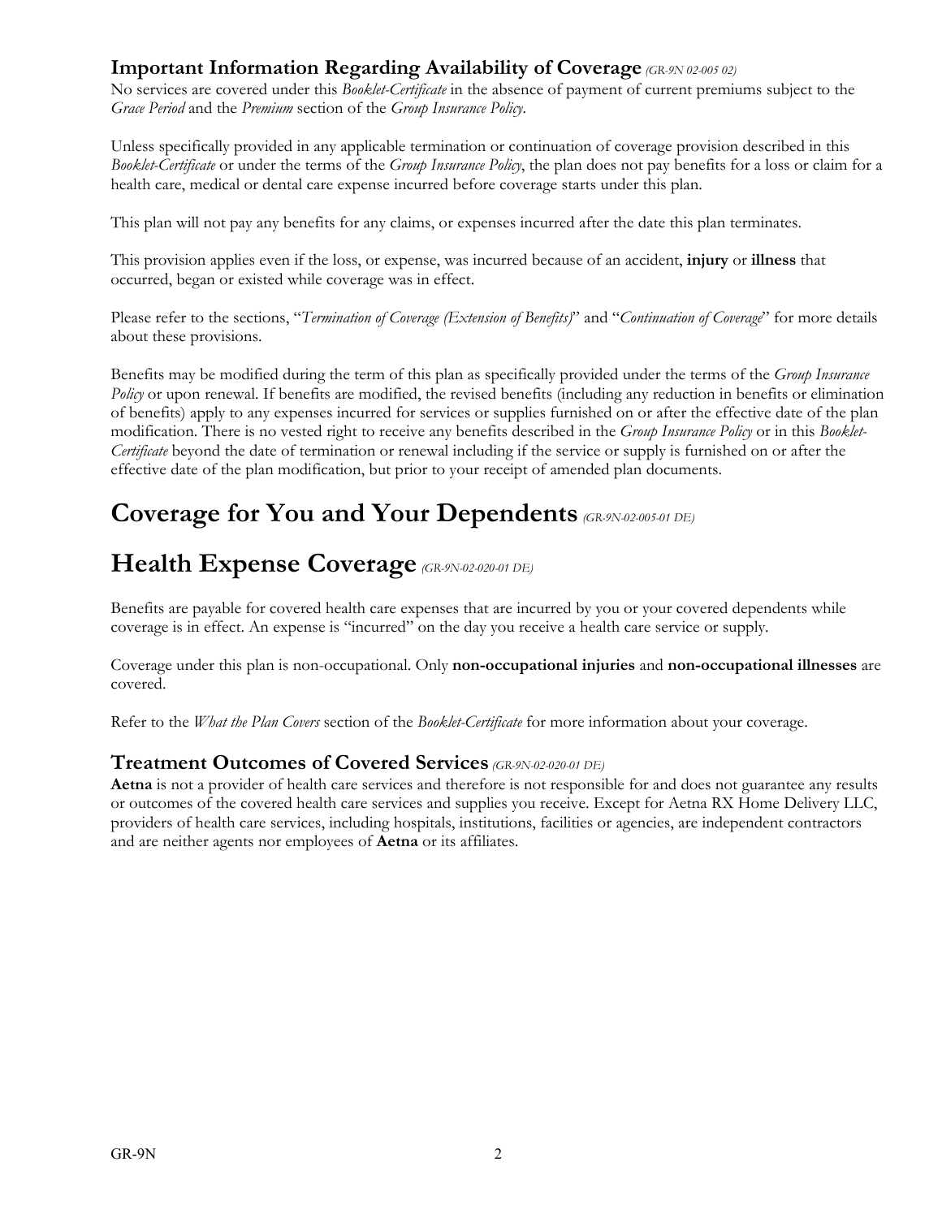### Important Information Regarding Availability of Coverage *(GR-9N 02-005 02)*

No services are covered under this *Booklet-Certificate* in the absence of payment of current premiums subject to the *Grace Period* and the *Premium* section of the *Group Insurance Policy*.

Unless specifically provided in any applicable termination or continuation of coverage provision described in this *Booklet-Certificate* or under the terms of the *Group Insurance Policy*, the plan does not pay benefits for a loss or claim for a health care, medical or dental care expense incurred before coverage starts under this plan.

This plan will not pay any benefits for any claims, or expenses incurred after the date this plan terminates.

This provision applies even if the loss, or expense, was incurred because of an accident, **injury** or **illness** that occurred, began or existed while coverage was in effect.

Please refer to the sections, "*Termination of Coverage (Extension of Benefits)*" and "*Continuation of Coverage*" for more details about these provisions.

Benefits may be modified during the term of this plan as specifically provided under the terms of the *Group Insurance Policy* or upon renewal. If benefits are modified, the revised benefits (including any reduction in benefits or elimination of benefits) apply to any expenses incurred for services or supplies furnished on or after the effective date of the plan modification. There is no vested right to receive any benefits described in the *Group Insurance Policy* or in this *Booklet-Certificate* beyond the date of termination or renewal including if the service or supply is furnished on or after the effective date of the plan modification, but prior to your receipt of amended plan documents.

# Coverage for You and Your Dependents *(GR-9N-02-005-01 DE)*

# Health Expense Coverage *(GR-9N-02-020-01 DE)*

Benefits are payable for covered health care expenses that are incurred by you or your covered dependents while coverage is in effect. An expense is "incurred" on the day you receive a health care service or supply.

Coverage under this plan is non-occupational. Only **non-occupational injuries** and **non-occupational illnesses** are covered.

Refer to the *What the Plan Covers* section of the *Booklet-Certificate* for more information about your coverage.

### Treatment Outcomes of Covered Services *(GR-9N-02-020-01 DE)*

**Aetna** is not a provider of health care services and therefore is not responsible for and does not guarantee any results or outcomes of the covered health care services and supplies you receive. Except for Aetna RX Home Delivery LLC, providers of health care services, including hospitals, institutions, facilities or agencies, are independent contractors and are neither agents nor employees of **Aetna** or its affiliates.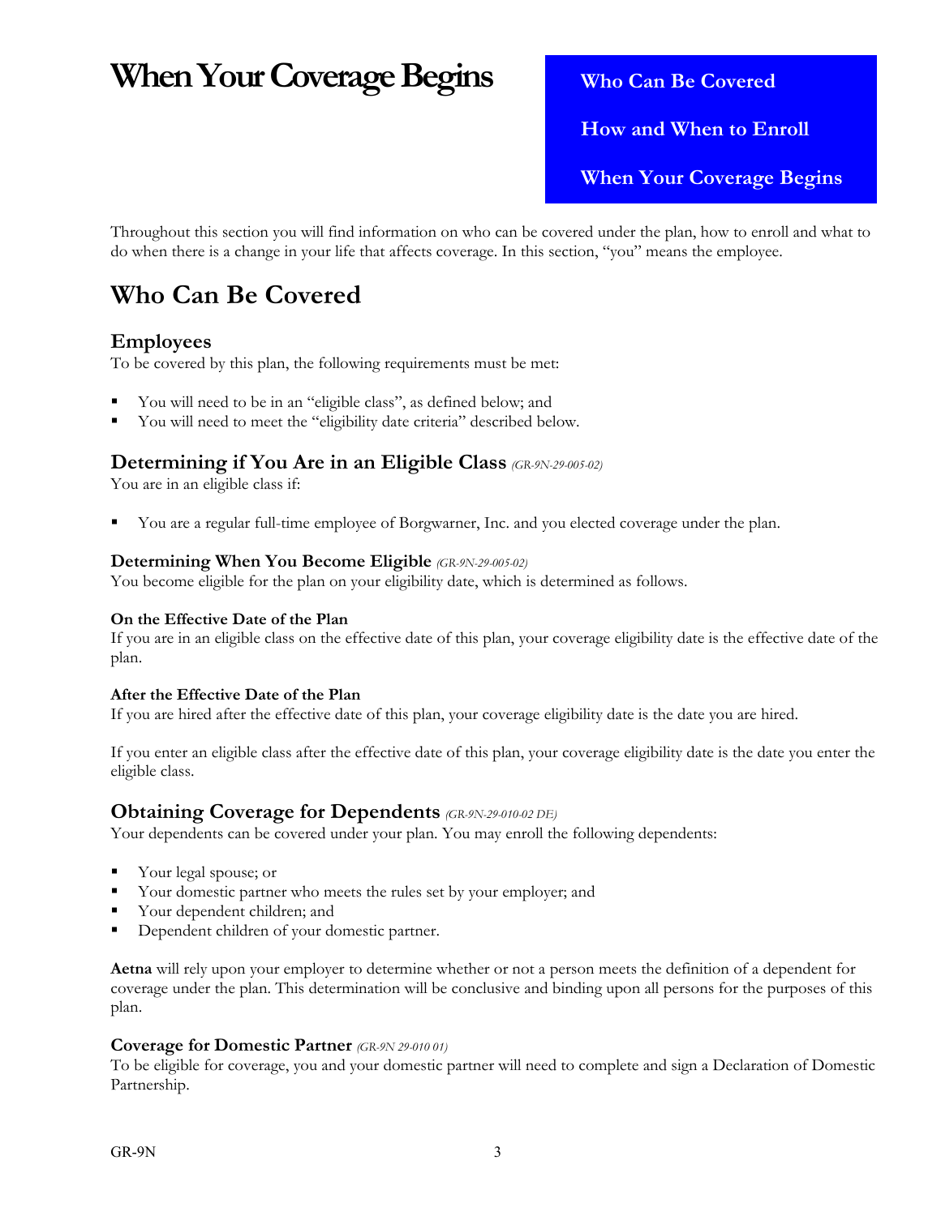# When Your Coverage Begins

**Who Can Be Covered**

**How and When to Enroll**

**When Your Coverage Begins**

Throughout this section you will find information on who can be covered under the plan, how to enroll and what to do when there is a change in your life that affects coverage. In this section, "you" means the employee.

## Who Can Be Covered

### Employees

To be covered by this plan, the following requirements must be met:

- You will need to be in an "eligible class", as defined below; and
- You will need to meet the "eligibility date criteria" described below.

### Determining if You Are in an Eligible Class *(GR-9N-29-005-02)*

You are in an eligible class if:

- You are a regular full-time employee of Borgwarner, Inc. and you elected coverage under the plan.

#### Determining When You Become Eligible *(GR-9N-29-005-02)*

You become eligible for the plan on your eligibility date, which is determined as follows.

**On the Effective Date of the Plan**

If you are in an eligible class on the effective date of this plan, your coverage eligibility date is the effective date of the plan.

**After the Effective Date of the Plan**

If you are hired after the effective date of this plan, your coverage eligibility date is the date you are hired.

If you enter an eligible class after the effective date of this plan, your coverage eligibility date is the date you enter the eligible class.

### Obtaining Coverage for Dependents *(GR-9N-29-010-02 DE)*

Your dependents can be covered under your plan. You may enroll the following dependents:

- Your legal spouse; or
- Your domestic partner who meets the rules set by your employer; and
- Your dependent children; and
- Dependent children of your domestic partner.

**Aetna** will rely upon your employer to determine whether or not a person meets the definition of a dependent for coverage under the plan. This determination will be conclusive and binding upon all persons for the purposes of this plan.

#### Coverage for Domestic Partner *(GR-9N 29-010 01)*

To be eligible for coverage, you and your domestic partner will need to complete and sign a Declaration of Domestic Partnership.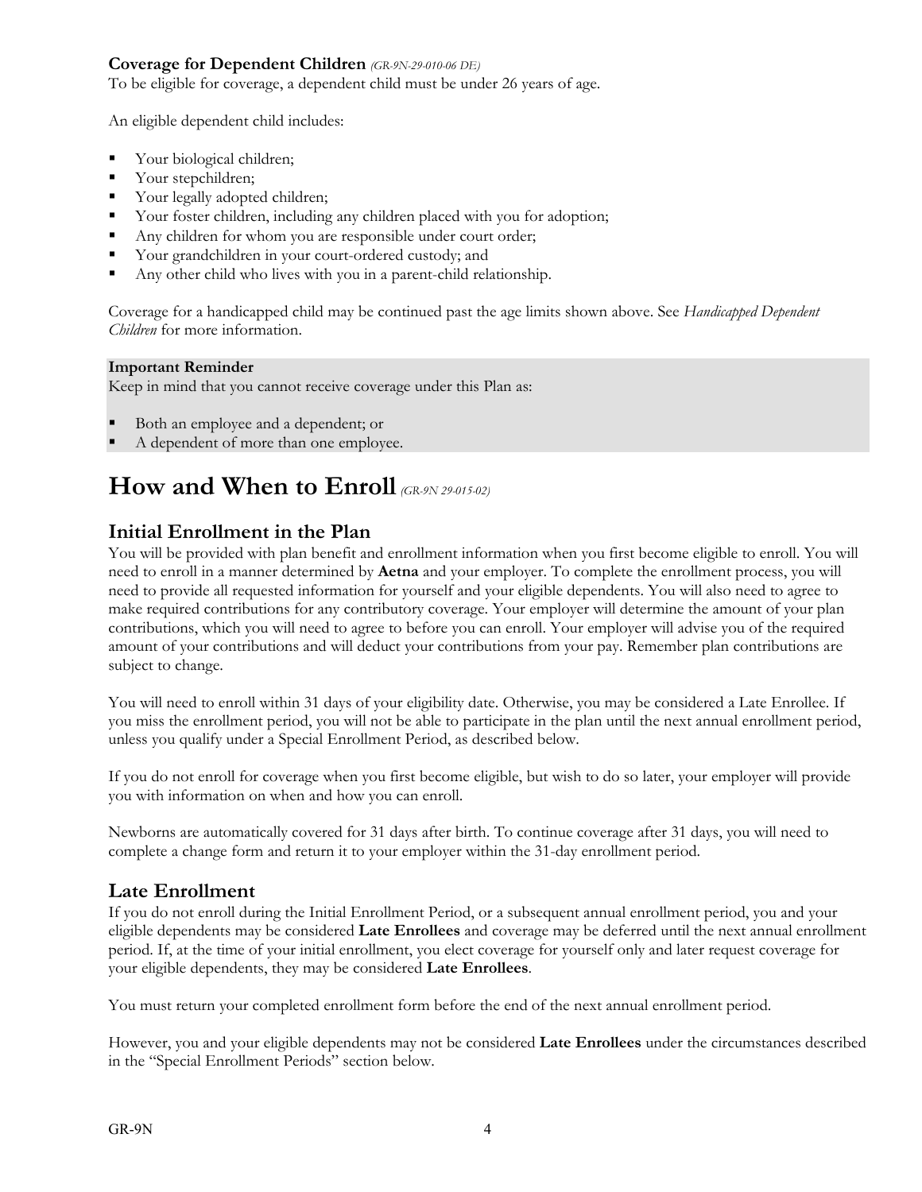### Coverage for Dependent Children *(GR-9N-29-010-06 DE)*

To be eligible for coverage, a dependent child must be under 26 years of age.

An eligible dependent child includes:

- Your biological children;
- Your stepchildren;
- Your legally adopted children;
- Your foster children, including any children placed with you for adoption;
- Any children for whom you are responsible under court order;
- Your grandchildren in your court-ordered custody; and
- Any other child who lives with you in a parent-child relationship.

Coverage for a handicapped child may be continued past the age limits shown above. See *Handicapped Dependent Children* for more information.

**Important Reminder**

Keep in mind that you cannot receive coverage under this Plan as:

- Both an employee and a dependent; or
- A dependent of more than one employee.

# How and When to Enroll *(GR-9N 29-015-02)*

## Initial Enrollment in the Plan

You will be provided with plan benefit and enrollment information when you first become eligible to enroll. You will need to enroll in a manner determined by **Aetna** and your employer. To complete the enrollment process, you will need to provide all requested information for yourself and your eligible dependents. You will also need to agree to make required contributions for any contributory coverage. Your employer will determine the amount of your plan contributions, which you will need to agree to before you can enroll. Your employer will advise you of the required amount of your contributions and will deduct your contributions from your pay. Remember plan contributions are subject to change.

You will need to enroll within 31 days of your eligibility date. Otherwise, you may be considered a Late Enrollee. If you miss the enrollment period, you will not be able to participate in the plan until the next annual enrollment period, unless you qualify under a Special Enrollment Period, as described below.

If you do not enroll for coverage when you first become eligible, but wish to do so later, your employer will provide you with information on when and how you can enroll.

Newborns are automatically covered for 31 days after birth. To continue coverage after 31 days, you will need to complete a change form and return it to your employer within the 31-day enrollment period.

## Late Enrollment

If you do not enroll during the Initial Enrollment Period, or a subsequent annual enrollment period, you and your eligible dependents may be considered **Late Enrollees** and coverage may be deferred until the next annual enrollment period. If, at the time of your initial enrollment, you elect coverage for yourself only and later request coverage for your eligible dependents, they may be considered **Late Enrollees**.

You must return your completed enrollment form before the end of the next annual enrollment period.

However, you and your eligible dependents may not be considered **Late Enrollees** under the circumstances described in the "Special Enrollment Periods" section below.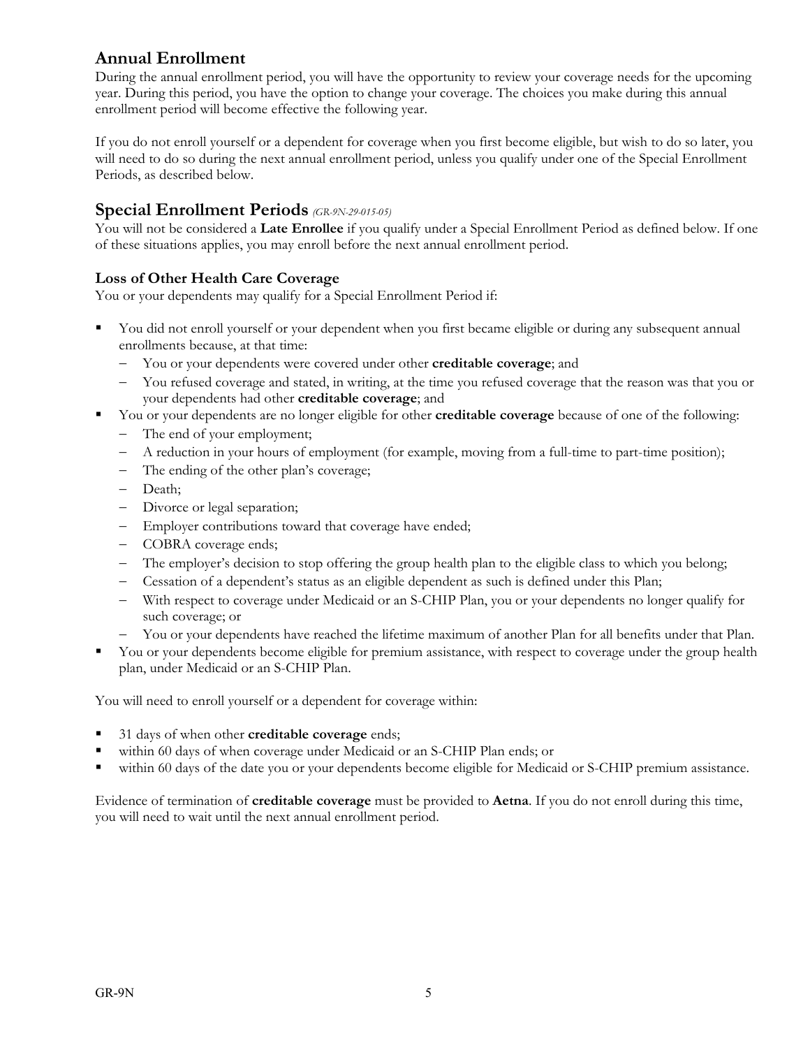## Annual Enrollment

During the annual enrollment period, you will have the opportunity to review your coverage needs for the upcoming year. During this period, you have the option to change your coverage. The choices you make during this annual enrollment period will become effective the following year.

If you do not enroll yourself or a dependent for coverage when you first become eligible, but wish to do so later, you will need to do so during the next annual enrollment period, unless you qualify under one of the Special Enrollment Periods, as described below.

## Special Enrollment Periods *(GR-9N-29-015-05)*

You will not be considered a **Late Enrollee** if you qualify under a Special Enrollment Period as defined below. If one of these situations applies, you may enroll before the next annual enrollment period.

### Loss of Other Health Care Coverage

You or your dependents may qualify for a Special Enrollment Period if:

- You did not enroll yourself or your dependent when you first became eligible or during any subsequent annual enrollments because, at that time:
  - You or your dependents were covered under other **creditable coverage**; and
  - You refused coverage and stated, in writing, at the time you refused coverage that the reason was that you or your dependents had other **creditable coverage**; and
- You or your dependents are no longer eligible for other **creditable coverage** because of one of the following:
  - The end of your employment;
  - A reduction in your hours of employment (for example, moving from a full-time to part-time position);
  - The ending of the other plan's coverage;
  - Death;
  - Divorce or legal separation;
  - Employer contributions toward that coverage have ended;
  - COBRA coverage ends;
  - The employer's decision to stop offering the group health plan to the eligible class to which you belong;
  - Cessation of a dependent's status as an eligible dependent as such is defined under this Plan;
  - With respect to coverage under Medicaid or an S-CHIP Plan, you or your dependents no longer qualify for such coverage; or
  - You or your dependents have reached the lifetime maximum of another Plan for all benefits under that Plan.
- You or your dependents become eligible for premium assistance, with respect to coverage under the group health plan, under Medicaid or an S-CHIP Plan.

You will need to enroll yourself or a dependent for coverage within:

- 31 days of when other **creditable coverage** ends;
- within 60 days of when coverage under Medicaid or an S-CHIP Plan ends; or
- within 60 days of the date you or your dependents become eligible for Medicaid or S-CHIP premium assistance.

Evidence of termination of **creditable coverage** must be provided to **Aetna**. If you do not enroll during this time, you will need to wait until the next annual enrollment period.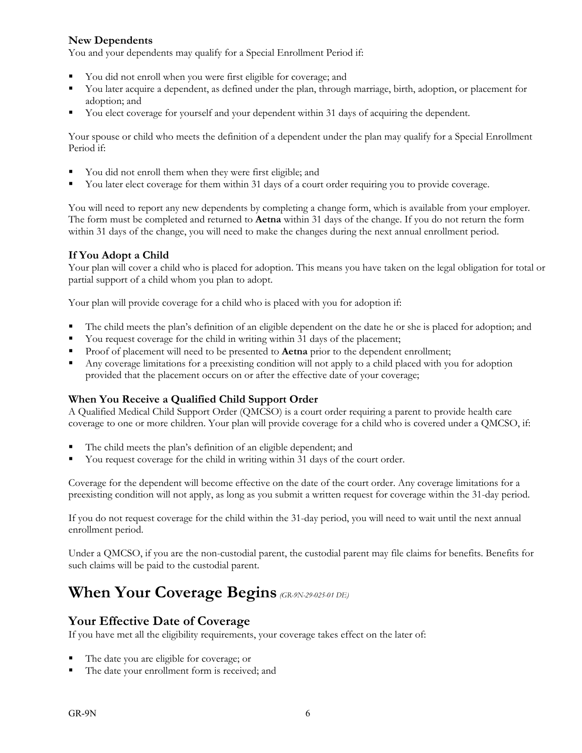### New Dependents

You and your dependents may qualify for a Special Enrollment Period if:

- You did not enroll when you were first eligible for coverage; and
- You later acquire a dependent, as defined under the plan, through marriage, birth, adoption, or placement for adoption; and
- You elect coverage for yourself and your dependent within 31 days of acquiring the dependent.

Your spouse or child who meets the definition of a dependent under the plan may qualify for a Special Enrollment Period if:

- You did not enroll them when they were first eligible; and
- You later elect coverage for them within 31 days of a court order requiring you to provide coverage.

You will need to report any new dependents by completing a change form, which is available from your employer. The form must be completed and returned to **Aetna** within 31 days of the change. If you do not return the form within 31 days of the change, you will need to make the changes during the next annual enrollment period.

### If You Adopt a Child

Your plan will cover a child who is placed for adoption. This means you have taken on the legal obligation for total or partial support of a child whom you plan to adopt.

Your plan will provide coverage for a child who is placed with you for adoption if:

- The child meets the plan's definition of an eligible dependent on the date he or she is placed for adoption; and
- You request coverage for the child in writing within 31 days of the placement;
- Proof of placement will need to be presented to **Aetna** prior to the dependent enrollment;
- Any coverage limitations for a preexisting condition will not apply to a child placed with you for adoption provided that the placement occurs on or after the effective date of your coverage;

### When You Receive a Qualified Child Support Order

A Qualified Medical Child Support Order (QMCSO) is a court order requiring a parent to provide health care coverage to one or more children. Your plan will provide coverage for a child who is covered under a QMCSO, if:

- The child meets the plan's definition of an eligible dependent; and
- You request coverage for the child in writing within 31 days of the court order.

Coverage for the dependent will become effective on the date of the court order. Any coverage limitations for a preexisting condition will not apply, as long as you submit a written request for coverage within the 31-day period.

If you do not request coverage for the child within the 31-day period, you will need to wait until the next annual enrollment period.

Under a QMCSO, if you are the non-custodial parent, the custodial parent may file claims for benefits. Benefits for such claims will be paid to the custodial parent.

# When Your Coverage Begins *(GR-9N-29-025-01 DE)*

## Your Effective Date of Coverage

If you have met all the eligibility requirements, your coverage takes effect on the later of:

- The date you are eligible for coverage; or
- The date your enrollment form is received; and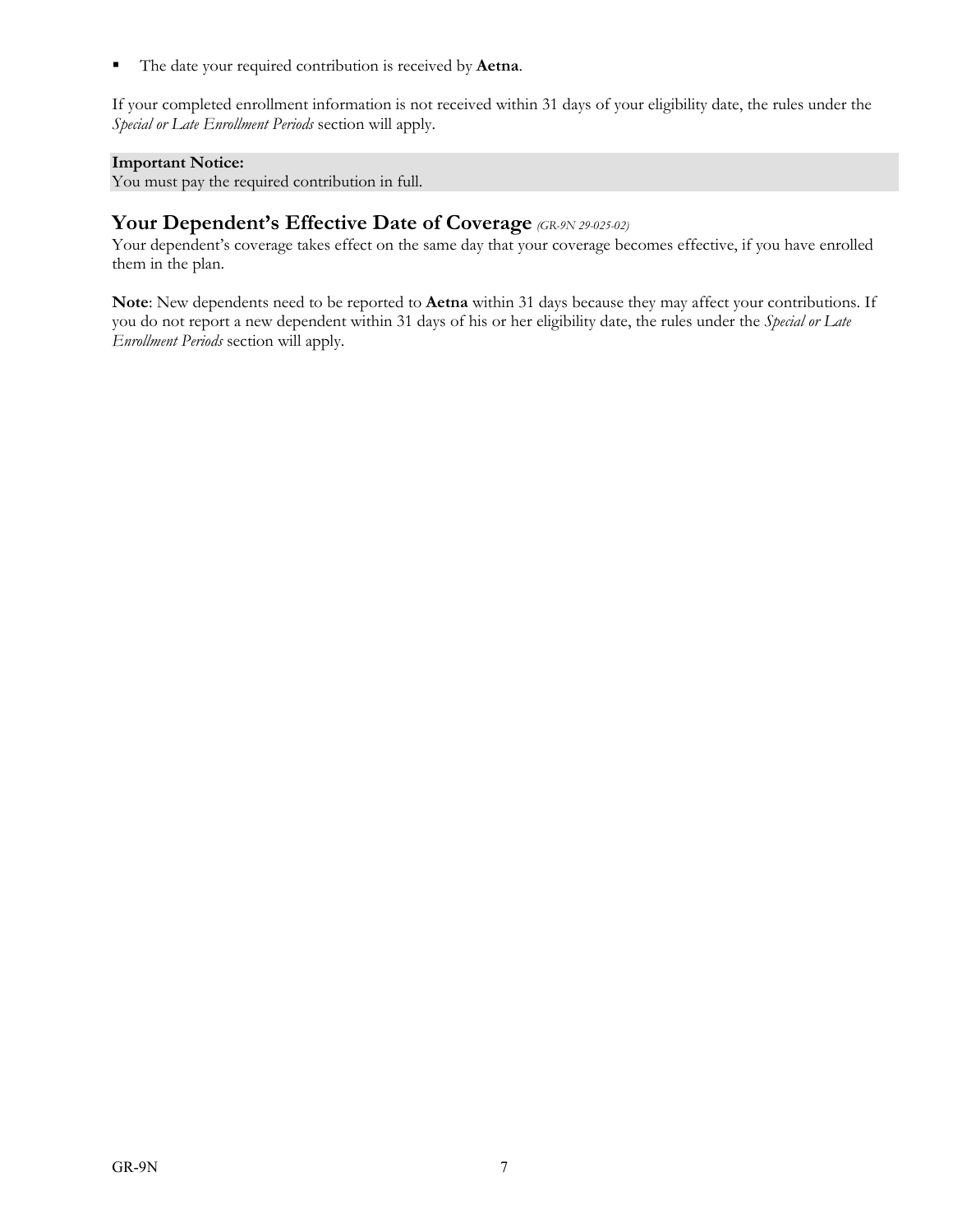- The date your required contribution is received by **Aetna**.

If your completed enrollment information is not received within 31 days of your eligibility date, the rules under the *Special or Late Enrollment Periods* section will apply.

**Important Notice:**
You must pay the required contribution in full.

## Your Dependent's Effective Date of Coverage *(GR-9N 29-025-02)*

Your dependent's coverage takes effect on the same day that your coverage becomes effective, if you have enrolled them in the plan.

**Note**: New dependents need to be reported to **Aetna** within 31 days because they may affect your contributions. If you do not report a new dependent within 31 days of his or her eligibility date, the rules under the *Special or Late Enrollment Periods* section will apply.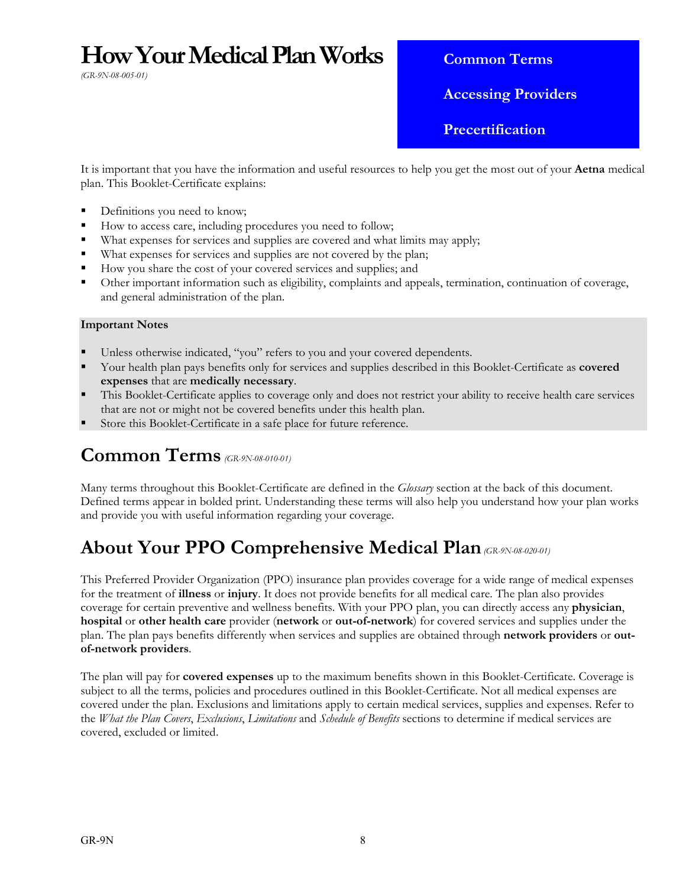# How Your Medical Plan Works

*(GR-9N-08-005-01)*

**Common Terms**

**Accessing Providers**

**Precertification**

It is important that you have the information and useful resources to help you get the most out of your **Aetna** medical plan. This Booklet-Certificate explains:

- Definitions you need to know;
- How to access care, including procedures you need to follow;
- What expenses for services and supplies are covered and what limits may apply;
- What expenses for services and supplies are not covered by the plan;
- How you share the cost of your covered services and supplies; and
- Other important information such as eligibility, complaints and appeals, termination, continuation of coverage, and general administration of the plan.

**Important Notes**

- Unless otherwise indicated, "you" refers to you and your covered dependents.
- Your health plan pays benefits only for services and supplies described in this Booklet-Certificate as **covered expenses** that are **medically necessary**.
- This Booklet-Certificate applies to coverage only and does not restrict your ability to receive health care services that are not or might not be covered benefits under this health plan.
- Store this Booklet-Certificate in a safe place for future reference.

## Common Terms *(GR-9N-08-010-01)*

Many terms throughout this Booklet-Certificate are defined in the *Glossary* section at the back of this document. Defined terms appear in bolded print. Understanding these terms will also help you understand how your plan works and provide you with useful information regarding your coverage.

## About Your PPO Comprehensive Medical Plan *(GR-9N-08-020-01)*

This Preferred Provider Organization (PPO) insurance plan provides coverage for a wide range of medical expenses for the treatment of **illness** or **injury**. It does not provide benefits for all medical care. The plan also provides coverage for certain preventive and wellness benefits. With your PPO plan, you can directly access any **physician**, **hospital** or **other health care** provider (**network** or **out-of-network**) for covered services and supplies under the plan. The plan pays benefits differently when services and supplies are obtained through **network providers** or **out-of-network providers**.

The plan will pay for **covered expenses** up to the maximum benefits shown in this Booklet-Certificate. Coverage is subject to all the terms, policies and procedures outlined in this Booklet-Certificate. Not all medical expenses are covered under the plan. Exclusions and limitations apply to certain medical services, supplies and expenses. Refer to the *What the Plan Covers*, *Exclusions*, *Limitations* and *Schedule of Benefits* sections to determine if medical services are covered, excluded or limited.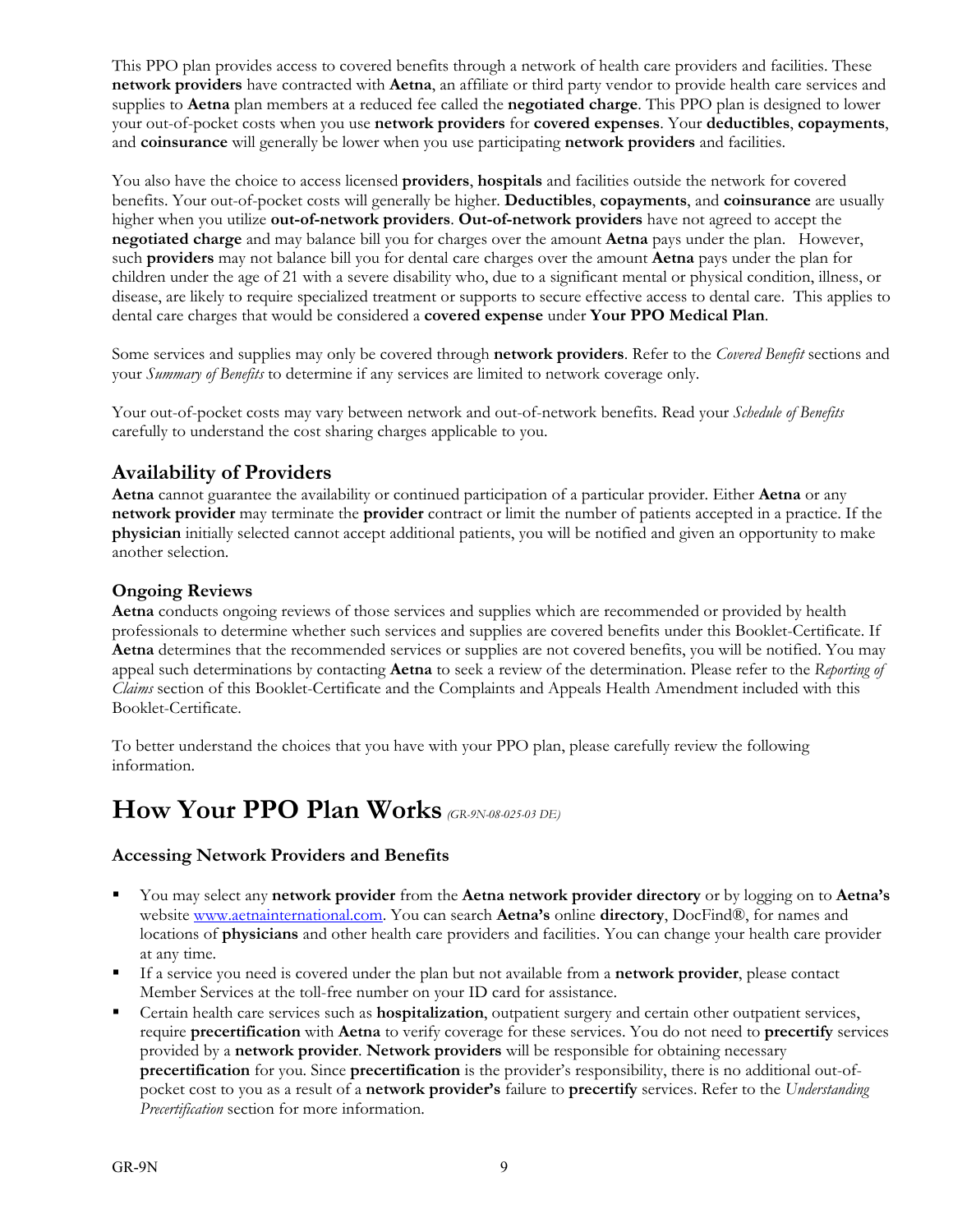This PPO plan provides access to covered benefits through a network of health care providers and facilities. These **network providers** have contracted with **Aetna**, an affiliate or third party vendor to provide health care services and supplies to **Aetna** plan members at a reduced fee called the **negotiated charge**. This PPO plan is designed to lower your out-of-pocket costs when you use **network providers** for **covered expenses**. Your **deductibles**, **copayments**, and **coinsurance** will generally be lower when you use participating **network providers** and facilities.

You also have the choice to access licensed **providers**, **hospitals** and facilities outside the network for covered benefits. Your out-of-pocket costs will generally be higher. **Deductibles**, **copayments**, and **coinsurance** are usually higher when you utilize **out-of-network providers**. **Out-of-network providers** have not agreed to accept the **negotiated charge** and may balance bill you for charges over the amount **Aetna** pays under the plan. However, such **providers** may not balance bill you for dental care charges over the amount **Aetna** pays under the plan for children under the age of 21 with a severe disability who, due to a significant mental or physical condition, illness, or disease, are likely to require specialized treatment or supports to secure effective access to dental care. This applies to dental care charges that would be considered a **covered expense** under **Your PPO Medical Plan**.

Some services and supplies may only be covered through **network providers**. Refer to the *Covered Benefit* sections and your *Summary of Benefits* to determine if any services are limited to network coverage only.

Your out-of-pocket costs may vary between network and out-of-network benefits. Read your *Schedule of Benefits* carefully to understand the cost sharing charges applicable to you.

## Availability of Providers

**Aetna** cannot guarantee the availability or continued participation of a particular provider. Either **Aetna** or any **network provider** may terminate the **provider** contract or limit the number of patients accepted in a practice. If the **physician** initially selected cannot accept additional patients, you will be notified and given an opportunity to make another selection.

### Ongoing Reviews

**Aetna** conducts ongoing reviews of those services and supplies which are recommended or provided by health professionals to determine whether such services and supplies are covered benefits under this Booklet-Certificate. If **Aetna** determines that the recommended services or supplies are not covered benefits, you will be notified. You may appeal such determinations by contacting **Aetna** to seek a review of the determination. Please refer to the *Reporting of Claims* section of this Booklet-Certificate and the Complaints and Appeals Health Amendment included with this Booklet-Certificate.

To better understand the choices that you have with your PPO plan, please carefully review the following information.

# How Your PPO Plan Works *(GR-9N-08-025-03 DE)*

### Accessing Network Providers and Benefits

- You may select any **network provider** from the **Aetna network provider directory** or by logging on to **Aetna's** website www.aetnainternational.com. You can search **Aetna's** online **directory**, DocFind®, for names and locations of **physicians** and other health care providers and facilities. You can change your health care provider at any time.
- If a service you need is covered under the plan but not available from a **network provider**, please contact Member Services at the toll-free number on your ID card for assistance.
- Certain health care services such as **hospitalization**, outpatient surgery and certain other outpatient services, require **precertification** with **Aetna** to verify coverage for these services. You do not need to **precertify** services provided by a **network provider**. **Network providers** will be responsible for obtaining necessary **precertification** for you. Since **precertification** is the provider's responsibility, there is no additional out-of-pocket cost to you as a result of a **network provider's** failure to **precertify** services. Refer to the *Understanding Precertification* section for more information.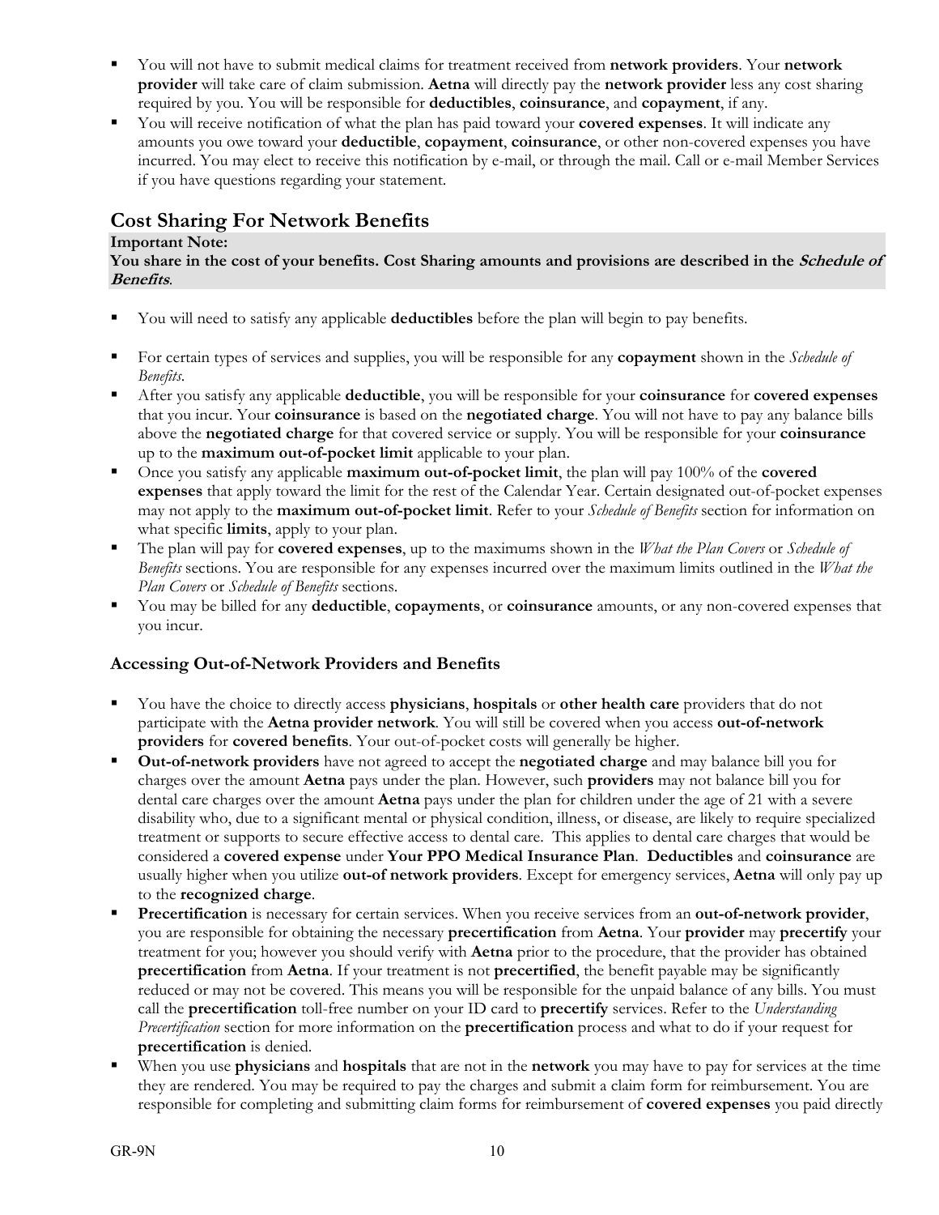- You will not have to submit medical claims for treatment received from **network providers**. Your **network provider** will take care of claim submission. **Aetna** will directly pay the **network provider** less any cost sharing required by you. You will be responsible for **deductibles**, **coinsurance**, and **copayment**, if any.
- You will receive notification of what the plan has paid toward your **covered expenses**. It will indicate any amounts you owe toward your **deductible**, **copayment**, **coinsurance**, or other non-covered expenses you have incurred. You may elect to receive this notification by e-mail, or through the mail. Call or e-mail Member Services if you have questions regarding your statement.

## Cost Sharing For Network Benefits

**Important Note:**
**You share in the cost of your benefits. Cost Sharing amounts and provisions are described in the *Schedule of Benefits*.**

- You will need to satisfy any applicable **deductibles** before the plan will begin to pay benefits.
- For certain types of services and supplies, you will be responsible for any **copayment** shown in the *Schedule of Benefits*.
- After you satisfy any applicable **deductible**, you will be responsible for your **coinsurance** for **covered expenses** that you incur. Your **coinsurance** is based on the **negotiated charge**. You will not have to pay any balance bills above the **negotiated charge** for that covered service or supply. You will be responsible for your **coinsurance** up to the **maximum out-of-pocket limit** applicable to your plan.
- Once you satisfy any applicable **maximum out-of-pocket limit**, the plan will pay 100% of the **covered expenses** that apply toward the limit for the rest of the Calendar Year. Certain designated out-of-pocket expenses may not apply to the **maximum out-of-pocket limit**. Refer to your *Schedule of Benefits* section for information on what specific **limits**, apply to your plan.
- The plan will pay for **covered expenses**, up to the maximums shown in the *What the Plan Covers* or *Schedule of Benefits* sections. You are responsible for any expenses incurred over the maximum limits outlined in the *What the Plan Covers* or *Schedule of Benefits* sections.
- You may be billed for any **deductible**, **copayments**, or **coinsurance** amounts, or any non-covered expenses that you incur.

### Accessing Out-of-Network Providers and Benefits

- You have the choice to directly access **physicians**, **hospitals** or **other health care** providers that do not participate with the **Aetna provider network**. You will still be covered when you access **out-of-network providers** for **covered benefits**. Your out-of-pocket costs will generally be higher.
- **Out-of-network providers** have not agreed to accept the **negotiated charge** and may balance bill you for charges over the amount **Aetna** pays under the plan. However, such **providers** may not balance bill you for dental care charges over the amount **Aetna** pays under the plan for children under the age of 21 with a severe disability who, due to a significant mental or physical condition, illness, or disease, are likely to require specialized treatment or supports to secure effective access to dental care. This applies to dental care charges that would be considered a **covered expense** under **Your PPO Medical Insurance Plan**. **Deductibles** and **coinsurance** are usually higher when you utilize **out-of network providers**. Except for emergency services, **Aetna** will only pay up to the **recognized charge**.
- **Precertification** is necessary for certain services. When you receive services from an **out-of-network provider**, you are responsible for obtaining the necessary **precertification** from **Aetna**. Your **provider** may **precertify** your treatment for you; however you should verify with **Aetna** prior to the procedure, that the provider has obtained **precertification** from **Aetna**. If your treatment is not **precertified**, the benefit payable may be significantly reduced or may not be covered. This means you will be responsible for the unpaid balance of any bills. You must call the **precertification** toll-free number on your ID card to **precertify** services. Refer to the *Understanding Precertification* section for more information on the **precertification** process and what to do if your request for **precertification** is denied.
- When you use **physicians** and **hospitals** that are not in the **network** you may have to pay for services at the time they are rendered. You may be required to pay the charges and submit a claim form for reimbursement. You are responsible for completing and submitting claim forms for reimbursement of **covered expenses** you paid directly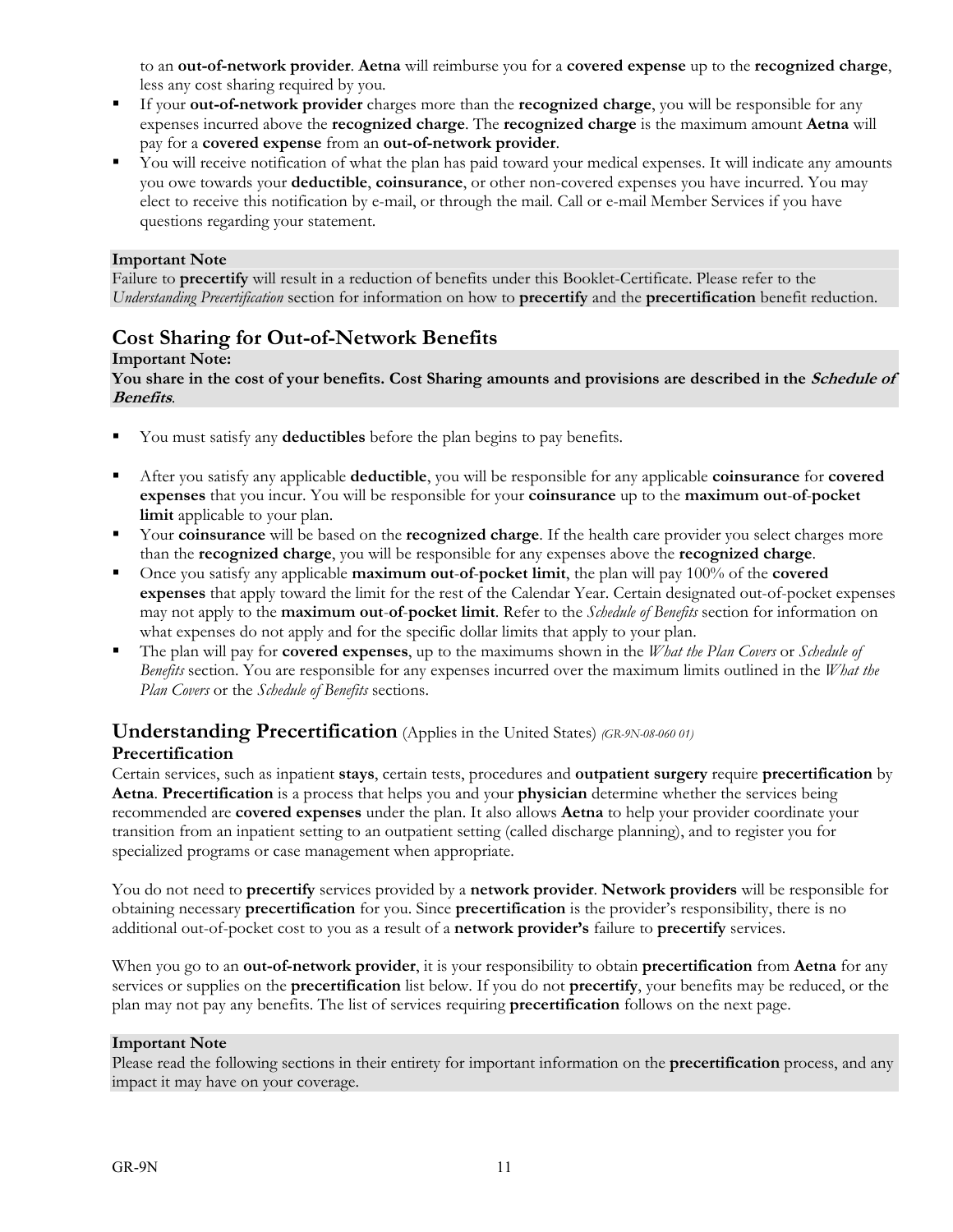to an **out-of-network provider**. **Aetna** will reimburse you for a **covered expense** up to the **recognized charge**, less any cost sharing required by you.

- If your **out-of-network provider** charges more than the **recognized charge**, you will be responsible for any expenses incurred above the **recognized charge**. The **recognized charge** is the maximum amount **Aetna** will pay for a **covered expense** from an **out-of-network provider**.
- You will receive notification of what the plan has paid toward your medical expenses. It will indicate any amounts you owe towards your **deductible**, **coinsurance**, or other non-covered expenses you have incurred. You may elect to receive this notification by e-mail, or through the mail. Call or e-mail Member Services if you have questions regarding your statement.

**Important Note**
Failure to **precertify** will result in a reduction of benefits under this Booklet-Certificate. Please refer to the *Understanding Precertification* section for information on how to **precertify** and the **precertification** benefit reduction.

## Cost Sharing for Out-of-Network Benefits

**Important Note:**
**You share in the cost of your benefits. Cost Sharing amounts and provisions are described in the *Schedule of Benefits*.**

- You must satisfy any **deductibles** before the plan begins to pay benefits.
- After you satisfy any applicable **deductible**, you will be responsible for any applicable **coinsurance** for **covered expenses** that you incur. You will be responsible for your **coinsurance** up to the **maximum out-of-pocket limit** applicable to your plan.
- Your **coinsurance** will be based on the **recognized charge**. If the health care provider you select charges more than the **recognized charge**, you will be responsible for any expenses above the **recognized charge**.
- Once you satisfy any applicable **maximum out-of-pocket limit**, the plan will pay 100% of the **covered expenses** that apply toward the limit for the rest of the Calendar Year. Certain designated out-of-pocket expenses may not apply to the **maximum out-of-pocket limit**. Refer to the *Schedule of Benefits* section for information on what expenses do not apply and for the specific dollar limits that apply to your plan.
- The plan will pay for **covered expenses**, up to the maximums shown in the *What the Plan Covers* or *Schedule of Benefits* section. You are responsible for any expenses incurred over the maximum limits outlined in the *What the Plan Covers* or the *Schedule of Benefits* sections.

## Understanding Precertification (Applies in the United States) *(GR-9N-08-060 01)*

### Precertification

Certain services, such as inpatient **stays**, certain tests, procedures and **outpatient surgery** require **precertification** by **Aetna**. **Precertification** is a process that helps you and your **physician** determine whether the services being recommended are **covered expenses** under the plan. It also allows **Aetna** to help your provider coordinate your transition from an inpatient setting to an outpatient setting (called discharge planning), and to register you for specialized programs or case management when appropriate.

You do not need to **precertify** services provided by a **network provider**. **Network providers** will be responsible for obtaining necessary **precertification** for you. Since **precertification** is the provider's responsibility, there is no additional out-of-pocket cost to you as a result of a **network provider's** failure to **precertify** services.

When you go to an **out-of-network provider**, it is your responsibility to obtain **precertification** from **Aetna** for any services or supplies on the **precertification** list below. If you do not **precertify**, your benefits may be reduced, or the plan may not pay any benefits. The list of services requiring **precertification** follows on the next page.

**Important Note**
Please read the following sections in their entirety for important information on the **precertification** process, and any impact it may have on your coverage.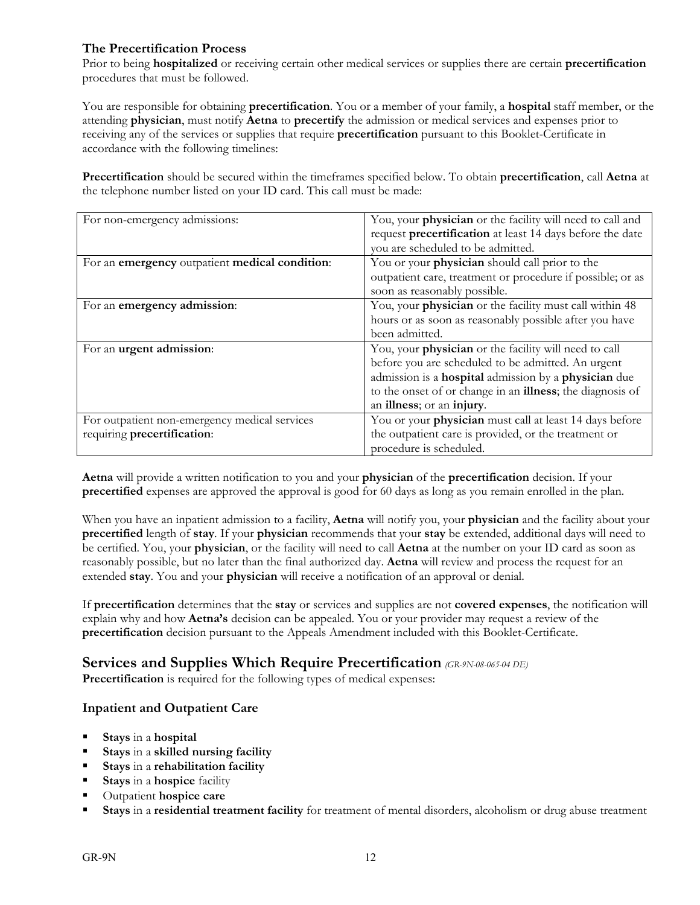### The Precertification Process

Prior to being **hospitalized** or receiving certain other medical services or supplies there are certain **precertification** procedures that must be followed.

You are responsible for obtaining **precertification**. You or a member of your family, a **hospital** staff member, or the attending **physician**, must notify **Aetna** to **precertify** the admission or medical services and expenses prior to receiving any of the services or supplies that require **precertification** pursuant to this Booklet-Certificate in accordance with the following timelines:

**Precertification** should be secured within the timeframes specified below. To obtain **precertification**, call **Aetna** at the telephone number listed on your ID card. This call must be made:

| | |
|---|---|
| For non-emergency admissions: | You, your **physician** or the facility will need to call and request **precertification** at least 14 days before the date you are scheduled to be admitted. |
| For an **emergency** outpatient **medical condition**: | You or your **physician** should call prior to the outpatient care, treatment or procedure if possible; or as soon as reasonably possible. |
| For an **emergency admission**: | You, your **physician** or the facility must call within 48 hours or as soon as reasonably possible after you have been admitted. |
| For an **urgent admission**: | You, your **physician** or the facility will need to call before you are scheduled to be admitted. An urgent admission is a **hospital** admission by a **physician** due to the onset of or change in an **illness**; the diagnosis of an **illness**; or an **injury**. |
| For outpatient non-emergency medical services requiring **precertification**: | You or your **physician** must call at least 14 days before the outpatient care is provided, or the treatment or procedure is scheduled. |

**Aetna** will provide a written notification to you and your **physician** of the **precertification** decision. If your **precertified** expenses are approved the approval is good for 60 days as long as you remain enrolled in the plan.

When you have an inpatient admission to a facility, **Aetna** will notify you, your **physician** and the facility about your **precertified** length of **stay**. If your **physician** recommends that your **stay** be extended, additional days will need to be certified. You, your **physician**, or the facility will need to call **Aetna** at the number on your ID card as soon as reasonably possible, but no later than the final authorized day. **Aetna** will review and process the request for an extended **stay**. You and your **physician** will receive a notification of an approval or denial.

If **precertification** determines that the **stay** or services and supplies are not **covered expenses**, the notification will explain why and how **Aetna's** decision can be appealed. You or your provider may request a review of the **precertification** decision pursuant to the Appeals Amendment included with this Booklet-Certificate.

## Services and Supplies Which Require Precertification *(GR-9N-08-065-04 DE)*

**Precertification** is required for the following types of medical expenses:

### Inpatient and Outpatient Care

- **Stays** in a **hospital**
- **Stays** in a **skilled nursing facility**
- **Stays** in a **rehabilitation facility**
- **Stays** in a **hospice** facility
- Outpatient **hospice care**
- **Stays** in a **residential treatment facility** for treatment of mental disorders, alcoholism or drug abuse treatment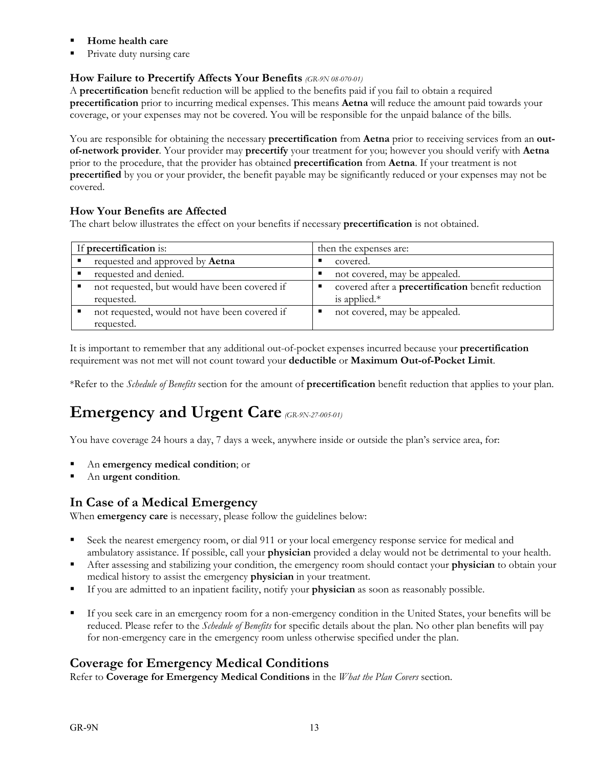- **Home health care**
- Private duty nursing care

### How Failure to Precertify Affects Your Benefits *(GR-9N 08-070-01)*

A **precertification** benefit reduction will be applied to the benefits paid if you fail to obtain a required **precertification** prior to incurring medical expenses. This means **Aetna** will reduce the amount paid towards your coverage, or your expenses may not be covered. You will be responsible for the unpaid balance of the bills.

You are responsible for obtaining the necessary **precertification** from **Aetna** prior to receiving services from an **out-of-network provider**. Your provider may **precertify** your treatment for you; however you should verify with **Aetna** prior to the procedure, that the provider has obtained **precertification** from **Aetna**. If your treatment is not **precertified** by you or your provider, the benefit payable may be significantly reduced or your expenses may not be covered.

### How Your Benefits are Affected

The chart below illustrates the effect on your benefits if necessary **precertification** is not obtained.

| If **precertification** is: | then the expenses are: |
|---|---|
| ▪ requested and approved by **Aetna** | ▪ covered. |
| ▪ requested and denied. | ▪ not covered, may be appealed. |
| ▪ not requested, but would have been covered if requested. | ▪ covered after a **precertification** benefit reduction is applied.* |
| ▪ not requested, would not have been covered if requested. | ▪ not covered, may be appealed. |

It is important to remember that any additional out-of-pocket expenses incurred because your **precertification** requirement was not met will not count toward your **deductible** or **Maximum Out-of-Pocket Limit**.

*Refer to the *Schedule of Benefits* section for the amount of **precertification** benefit reduction that applies to your plan.

# Emergency and Urgent Care *(GR-9N-27-005-01)*

You have coverage 24 hours a day, 7 days a week, anywhere inside or outside the plan's service area, for:

- An **emergency medical condition**; or
- An **urgent condition**.

## In Case of a Medical Emergency

When **emergency care** is necessary, please follow the guidelines below:

- Seek the nearest emergency room, or dial 911 or your local emergency response service for medical and ambulatory assistance. If possible, call your **physician** provided a delay would not be detrimental to your health.
- After assessing and stabilizing your condition, the emergency room should contact your **physician** to obtain your medical history to assist the emergency **physician** in your treatment.
- If you are admitted to an inpatient facility, notify your **physician** as soon as reasonably possible.
- If you seek care in an emergency room for a non-emergency condition in the United States, your benefits will be reduced. Please refer to the *Schedule of Benefits* for specific details about the plan. No other plan benefits will pay for non-emergency care in the emergency room unless otherwise specified under the plan.

## Coverage for Emergency Medical Conditions

Refer to **Coverage for Emergency Medical Conditions** in the *What the Plan Covers* section.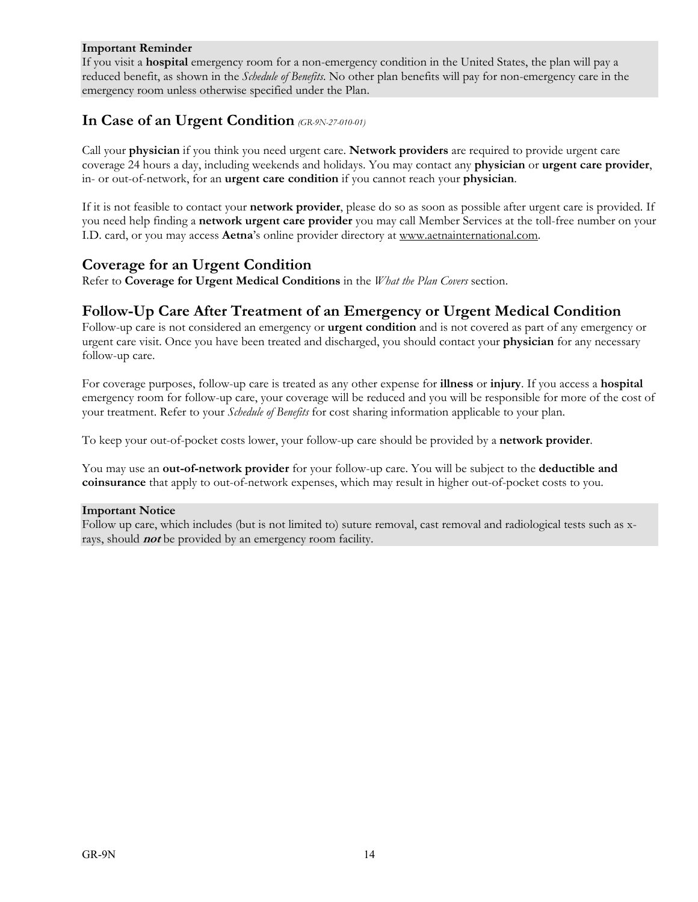**Important Reminder**
If you visit a **hospital** emergency room for a non-emergency condition in the United States, the plan will pay a reduced benefit, as shown in the *Schedule of Benefits*. No other plan benefits will pay for non-emergency care in the emergency room unless otherwise specified under the Plan.

## In Case of an Urgent Condition *(GR-9N-27-010-01)*

Call your **physician** if you think you need urgent care. **Network providers** are required to provide urgent care coverage 24 hours a day, including weekends and holidays. You may contact any **physician** or **urgent care provider**, in- or out-of-network, for an **urgent care condition** if you cannot reach your **physician**.

If it is not feasible to contact your **network provider**, please do so as soon as possible after urgent care is provided. If you need help finding a **network urgent care provider** you may call Member Services at the toll-free number on your I.D. card, or you may access **Aetna**'s online provider directory at www.aetnainternational.com.

## Coverage for an Urgent Condition

Refer to **Coverage for Urgent Medical Conditions** in the *What the Plan Covers* section.

## Follow-Up Care After Treatment of an Emergency or Urgent Medical Condition

Follow-up care is not considered an emergency or **urgent condition** and is not covered as part of any emergency or urgent care visit. Once you have been treated and discharged, you should contact your **physician** for any necessary follow-up care.

For coverage purposes, follow-up care is treated as any other expense for **illness** or **injury**. If you access a **hospital** emergency room for follow-up care, your coverage will be reduced and you will be responsible for more of the cost of your treatment. Refer to your *Schedule of Benefits* for cost sharing information applicable to your plan.

To keep your out-of-pocket costs lower, your follow-up care should be provided by a **network provider**.

You may use an **out-of-network provider** for your follow-up care. You will be subject to the **deductible and coinsurance** that apply to out-of-network expenses, which may result in higher out-of-pocket costs to you.

**Important Notice**
Follow up care, which includes (but is not limited to) suture removal, cast removal and radiological tests such as x-rays, should ***not*** be provided by an emergency room facility.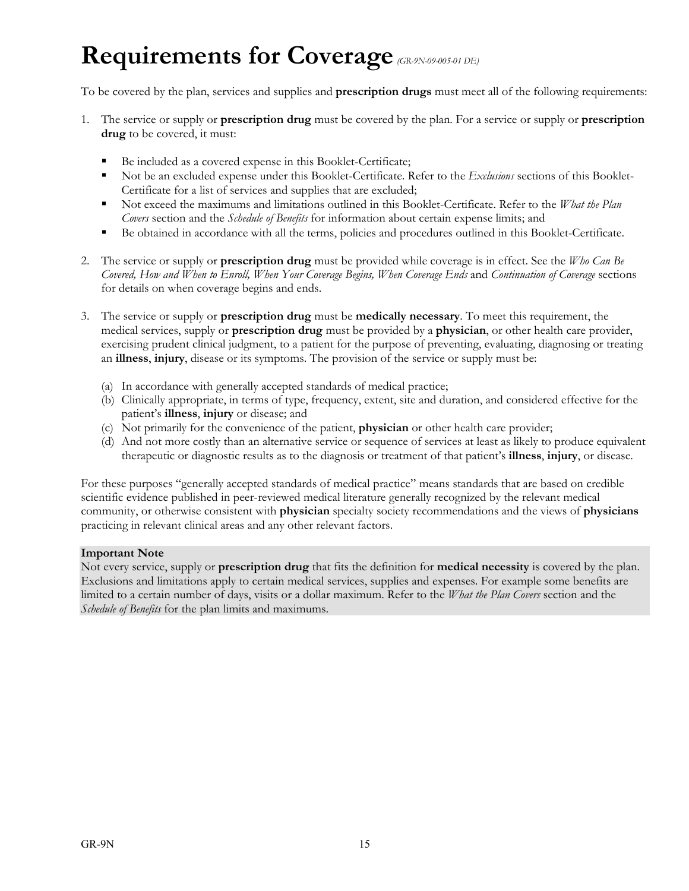# Requirements for Coverage *(GR-9N-09-005-01 DE)*

To be covered by the plan, services and supplies and **prescription drugs** must meet all of the following requirements:

1. The service or supply or **prescription drug** must be covered by the plan. For a service or supply or **prescription drug** to be covered, it must:

   - Be included as a covered expense in this Booklet-Certificate;
   - Not be an excluded expense under this Booklet-Certificate. Refer to the *Exclusions* sections of this Booklet-Certificate for a list of services and supplies that are excluded;
   - Not exceed the maximums and limitations outlined in this Booklet-Certificate. Refer to the *What the Plan Covers* section and the *Schedule of Benefits* for information about certain expense limits; and
   - Be obtained in accordance with all the terms, policies and procedures outlined in this Booklet-Certificate.

2. The service or supply or **prescription drug** must be provided while coverage is in effect. See the *Who Can Be Covered, How and When to Enroll, When Your Coverage Begins, When Coverage Ends* and *Continuation of Coverage* sections for details on when coverage begins and ends.

3. The service or supply or **prescription drug** must be **medically necessary**. To meet this requirement, the medical services, supply or **prescription drug** must be provided by a **physician**, or other health care provider, exercising prudent clinical judgment, to a patient for the purpose of preventing, evaluating, diagnosing or treating an **illness**, **injury**, disease or its symptoms. The provision of the service or supply must be:

   (a) In accordance with generally accepted standards of medical practice;
   (b) Clinically appropriate, in terms of type, frequency, extent, site and duration, and considered effective for the patient's **illness**, **injury** or disease; and
   (c) Not primarily for the convenience of the patient, **physician** or other health care provider;
   (d) And not more costly than an alternative service or sequence of services at least as likely to produce equivalent therapeutic or diagnostic results as to the diagnosis or treatment of that patient's **illness**, **injury**, or disease.

For these purposes "generally accepted standards of medical practice" means standards that are based on credible scientific evidence published in peer-reviewed medical literature generally recognized by the relevant medical community, or otherwise consistent with **physician** specialty society recommendations and the views of **physicians** practicing in relevant clinical areas and any other relevant factors.

**Important Note**
Not every service, supply or **prescription drug** that fits the definition for **medical necessity** is covered by the plan. Exclusions and limitations apply to certain medical services, supplies and expenses. For example some benefits are limited to a certain number of days, visits or a dollar maximum. Refer to the *What the Plan Covers* section and the *Schedule of Benefits* for the plan limits and maximums.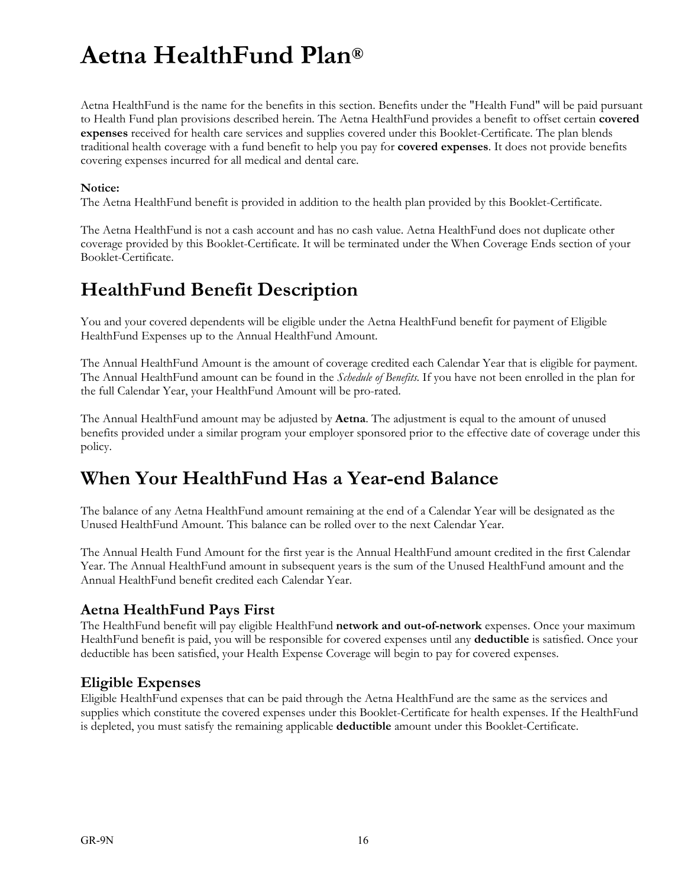# Aetna HealthFund Plan®

Aetna HealthFund is the name for the benefits in this section. Benefits under the "Health Fund" will be paid pursuant to Health Fund plan provisions described herein. The Aetna HealthFund provides a benefit to offset certain **covered expenses** received for health care services and supplies covered under this Booklet-Certificate. The plan blends traditional health coverage with a fund benefit to help you pay for **covered expenses**. It does not provide benefits covering expenses incurred for all medical and dental care.

**Notice:**
The Aetna HealthFund benefit is provided in addition to the health plan provided by this Booklet-Certificate.

The Aetna HealthFund is not a cash account and has no cash value. Aetna HealthFund does not duplicate other coverage provided by this Booklet-Certificate. It will be terminated under the When Coverage Ends section of your Booklet-Certificate.

## HealthFund Benefit Description

You and your covered dependents will be eligible under the Aetna HealthFund benefit for payment of Eligible HealthFund Expenses up to the Annual HealthFund Amount.

The Annual HealthFund Amount is the amount of coverage credited each Calendar Year that is eligible for payment. The Annual HealthFund amount can be found in the *Schedule of Benefits*. If you have not been enrolled in the plan for the full Calendar Year, your HealthFund Amount will be pro-rated.

The Annual HealthFund amount may be adjusted by **Aetna**. The adjustment is equal to the amount of unused benefits provided under a similar program your employer sponsored prior to the effective date of coverage under this policy.

## When Your HealthFund Has a Year-end Balance

The balance of any Aetna HealthFund amount remaining at the end of a Calendar Year will be designated as the Unused HealthFund Amount. This balance can be rolled over to the next Calendar Year.

The Annual Health Fund Amount for the first year is the Annual HealthFund amount credited in the first Calendar Year. The Annual HealthFund amount in subsequent years is the sum of the Unused HealthFund amount and the Annual HealthFund benefit credited each Calendar Year.

### Aetna HealthFund Pays First

The HealthFund benefit will pay eligible HealthFund **network and out-of-network** expenses. Once your maximum HealthFund benefit is paid, you will be responsible for covered expenses until any **deductible** is satisfied. Once your deductible has been satisfied, your Health Expense Coverage will begin to pay for covered expenses.

### Eligible Expenses

Eligible HealthFund expenses that can be paid through the Aetna HealthFund are the same as the services and supplies which constitute the covered expenses under this Booklet-Certificate for health expenses. If the HealthFund is depleted, you must satisfy the remaining applicable **deductible** amount under this Booklet-Certificate.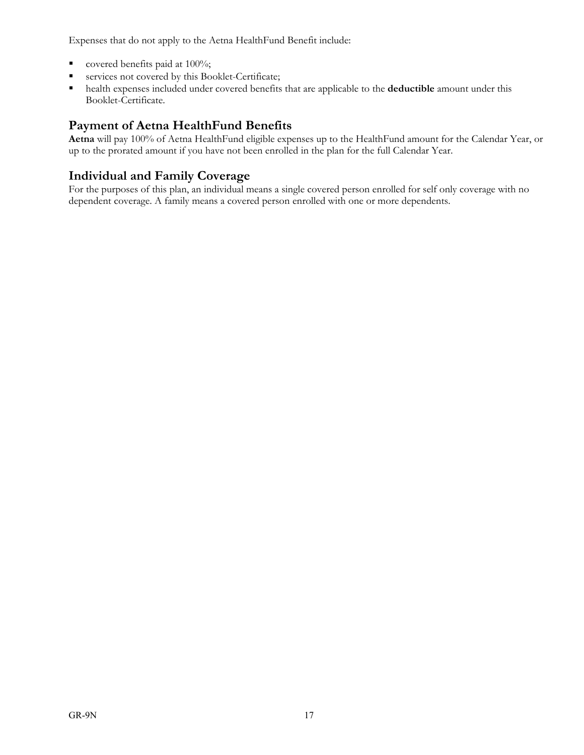Expenses that do not apply to the Aetna HealthFund Benefit include:

- covered benefits paid at 100%;
- services not covered by this Booklet-Certificate;
- health expenses included under covered benefits that are applicable to the **deductible** amount under this Booklet-Certificate.

## Payment of Aetna HealthFund Benefits

**Aetna** will pay 100% of Aetna HealthFund eligible expenses up to the HealthFund amount for the Calendar Year, or up to the prorated amount if you have not been enrolled in the plan for the full Calendar Year.

## Individual and Family Coverage

For the purposes of this plan, an individual means a single covered person enrolled for self only coverage with no dependent coverage. A family means a covered person enrolled with one or more dependents.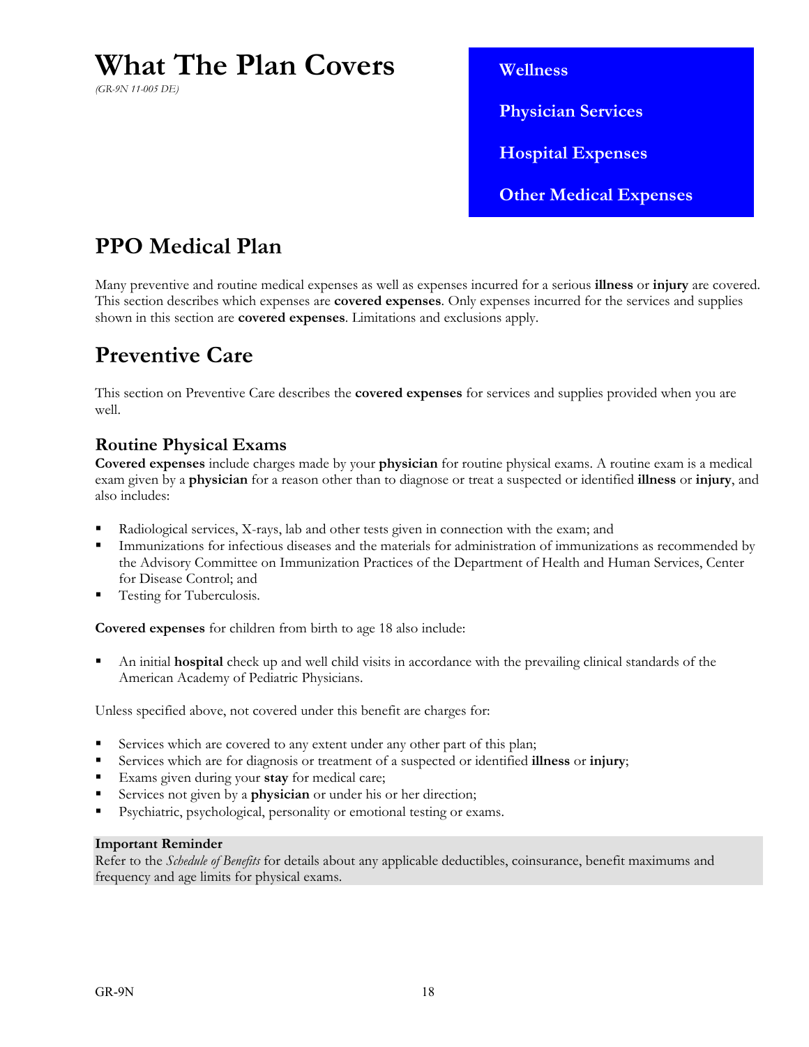# What The Plan Covers

*(GR-9N 11-005 DE)*

**Wellness**

**Physician Services**

**Hospital Expenses**

**Other Medical Expenses**

## PPO Medical Plan

Many preventive and routine medical expenses as well as expenses incurred for a serious **illness** or **injury** are covered. This section describes which expenses are **covered expenses**. Only expenses incurred for the services and supplies shown in this section are **covered expenses**. Limitations and exclusions apply.

## Preventive Care

This section on Preventive Care describes the **covered expenses** for services and supplies provided when you are well.

### Routine Physical Exams

**Covered expenses** include charges made by your **physician** for routine physical exams. A routine exam is a medical exam given by a **physician** for a reason other than to diagnose or treat a suspected or identified **illness** or **injury**, and also includes:

- Radiological services, X-rays, lab and other tests given in connection with the exam; and
- Immunizations for infectious diseases and the materials for administration of immunizations as recommended by the Advisory Committee on Immunization Practices of the Department of Health and Human Services, Center for Disease Control; and
- Testing for Tuberculosis.

**Covered expenses** for children from birth to age 18 also include:

- An initial **hospital** check up and well child visits in accordance with the prevailing clinical standards of the American Academy of Pediatric Physicians.

Unless specified above, not covered under this benefit are charges for:

- Services which are covered to any extent under any other part of this plan;
- Services which are for diagnosis or treatment of a suspected or identified **illness** or **injury**;
- Exams given during your **stay** for medical care;
- Services not given by a **physician** or under his or her direction;
- Psychiatric, psychological, personality or emotional testing or exams.

**Important Reminder**
Refer to the *Schedule of Benefits* for details about any applicable deductibles, coinsurance, benefit maximums and frequency and age limits for physical exams.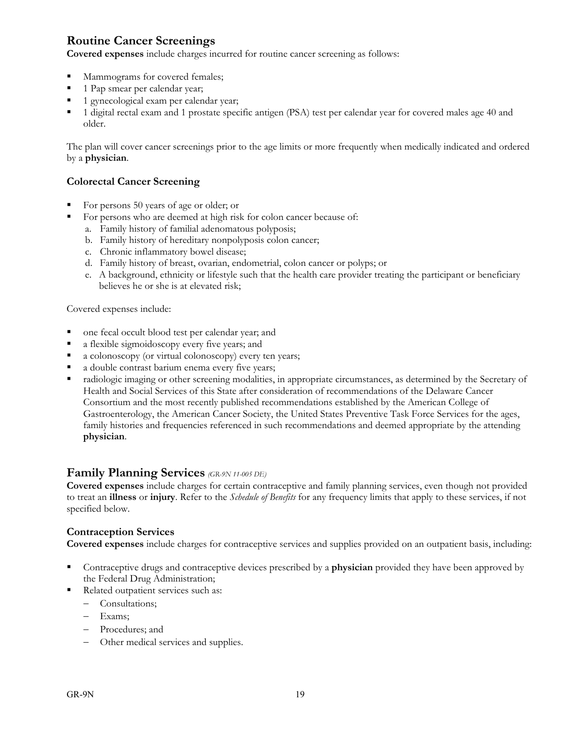## Routine Cancer Screenings

**Covered expenses** include charges incurred for routine cancer screening as follows:

- Mammograms for covered females;
- 1 Pap smear per calendar year;
- 1 gynecological exam per calendar year;
- 1 digital rectal exam and 1 prostate specific antigen (PSA) test per calendar year for covered males age 40 and older.

The plan will cover cancer screenings prior to the age limits or more frequently when medically indicated and ordered by a **physician**.

### Colorectal Cancer Screening

- For persons 50 years of age or older; or
- For persons who are deemed at high risk for colon cancer because of:
  a. Family history of familial adenomatous polyposis;
  b. Family history of hereditary nonpolyposis colon cancer;
  c. Chronic inflammatory bowel disease;
  d. Family history of breast, ovarian, endometrial, colon cancer or polyps; or
  e. A background, ethnicity or lifestyle such that the health care provider treating the participant or beneficiary believes he or she is at elevated risk;

Covered expenses include:

- one fecal occult blood test per calendar year; and
- a flexible sigmoidoscopy every five years; and
- a colonoscopy (or virtual colonoscopy) every ten years;
- a double contrast barium enema every five years;
- radiologic imaging or other screening modalities, in appropriate circumstances, as determined by the Secretary of Health and Social Services of this State after consideration of recommendations of the Delaware Cancer Consortium and the most recently published recommendations established by the American College of Gastroenterology, the American Cancer Society, the United States Preventive Task Force Services for the ages, family histories and frequencies referenced in such recommendations and deemed appropriate by the attending **physician**.

## Family Planning Services *(GR-9N 11-005 DE)*

**Covered expenses** include charges for certain contraceptive and family planning services, even though not provided to treat an **illness** or **injury**. Refer to the *Schedule of Benefits* for any frequency limits that apply to these services, if not specified below.

### Contraception Services

**Covered expenses** include charges for contraceptive services and supplies provided on an outpatient basis, including:

- Contraceptive drugs and contraceptive devices prescribed by a **physician** provided they have been approved by the Federal Drug Administration;
- Related outpatient services such as:
  - Consultations;
  - Exams;
  - Procedures; and
  - Other medical services and supplies.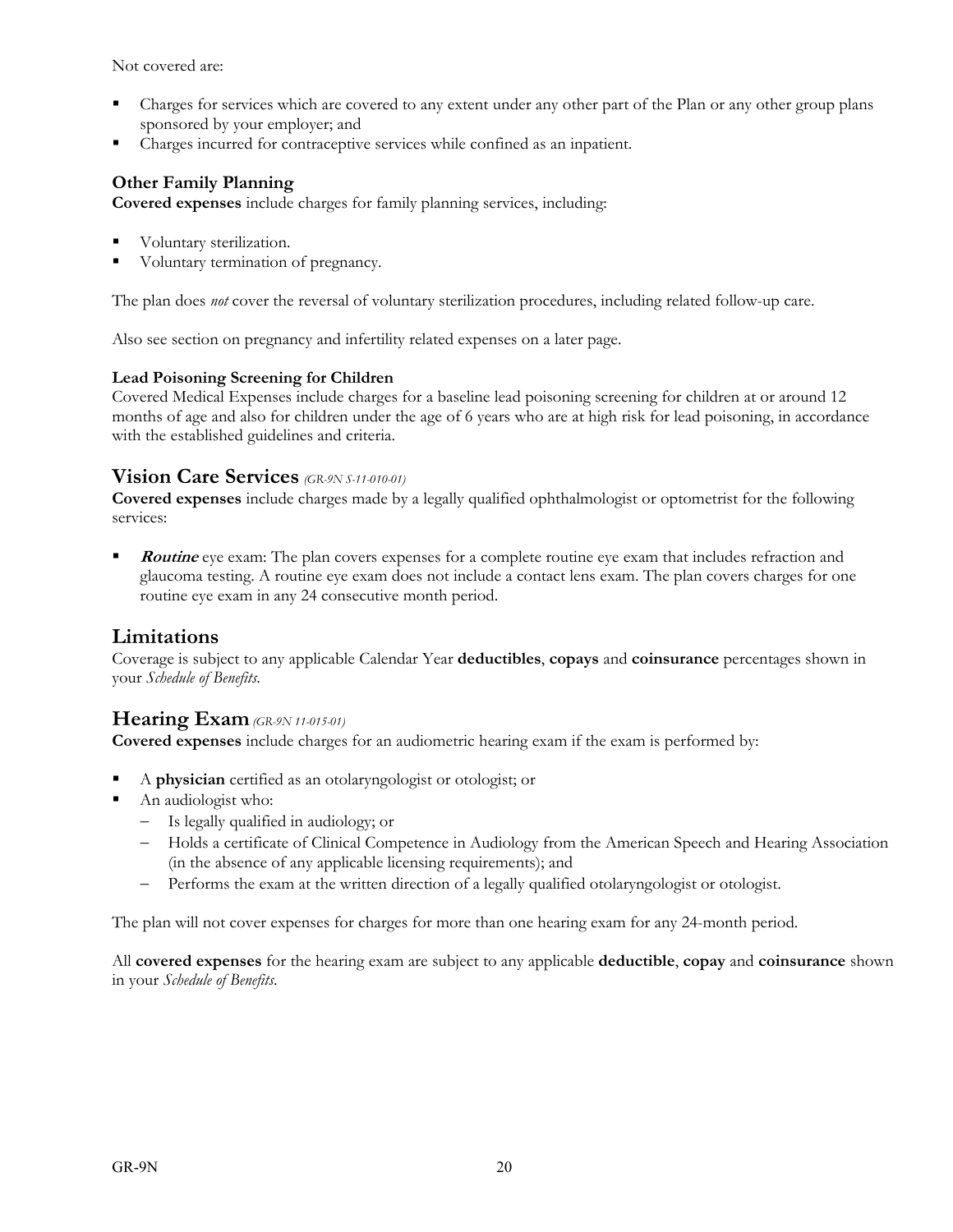Not covered are:

- Charges for services which are covered to any extent under any other part of the Plan or any other group plans sponsored by your employer; and
- Charges incurred for contraceptive services while confined as an inpatient.

### Other Family Planning

**Covered expenses** include charges for family planning services, including:

- Voluntary sterilization.
- Voluntary termination of pregnancy.

The plan does *not* cover the reversal of voluntary sterilization procedures, including related follow-up care.

Also see section on pregnancy and infertility related expenses on a later page.

#### Lead Poisoning Screening for Children

Covered Medical Expenses include charges for a baseline lead poisoning screening for children at or around 12 months of age and also for children under the age of 6 years who are at high risk for lead poisoning, in accordance with the established guidelines and criteria.

## Vision Care Services *(GR-9N S-11-010-01)*

**Covered expenses** include charges made by a legally qualified ophthalmologist or optometrist for the following services:

- ***Routine*** eye exam: The plan covers expenses for a complete routine eye exam that includes refraction and glaucoma testing. A routine eye exam does not include a contact lens exam. The plan covers charges for one routine eye exam in any 24 consecutive month period.

## Limitations

Coverage is subject to any applicable Calendar Year **deductibles**, **copays** and **coinsurance** percentages shown in your *Schedule of Benefits*.

## Hearing Exam *(GR-9N 11-015-01)*

**Covered expenses** include charges for an audiometric hearing exam if the exam is performed by:

- A **physician** certified as an otolaryngologist or otologist; or
- An audiologist who:
  - Is legally qualified in audiology; or
  - Holds a certificate of Clinical Competence in Audiology from the American Speech and Hearing Association (in the absence of any applicable licensing requirements); and
  - Performs the exam at the written direction of a legally qualified otolaryngologist or otologist.

The plan will not cover expenses for charges for more than one hearing exam for any 24-month period.

All **covered expenses** for the hearing exam are subject to any applicable **deductible**, **copay** and **coinsurance** shown in your *Schedule of Benefits*.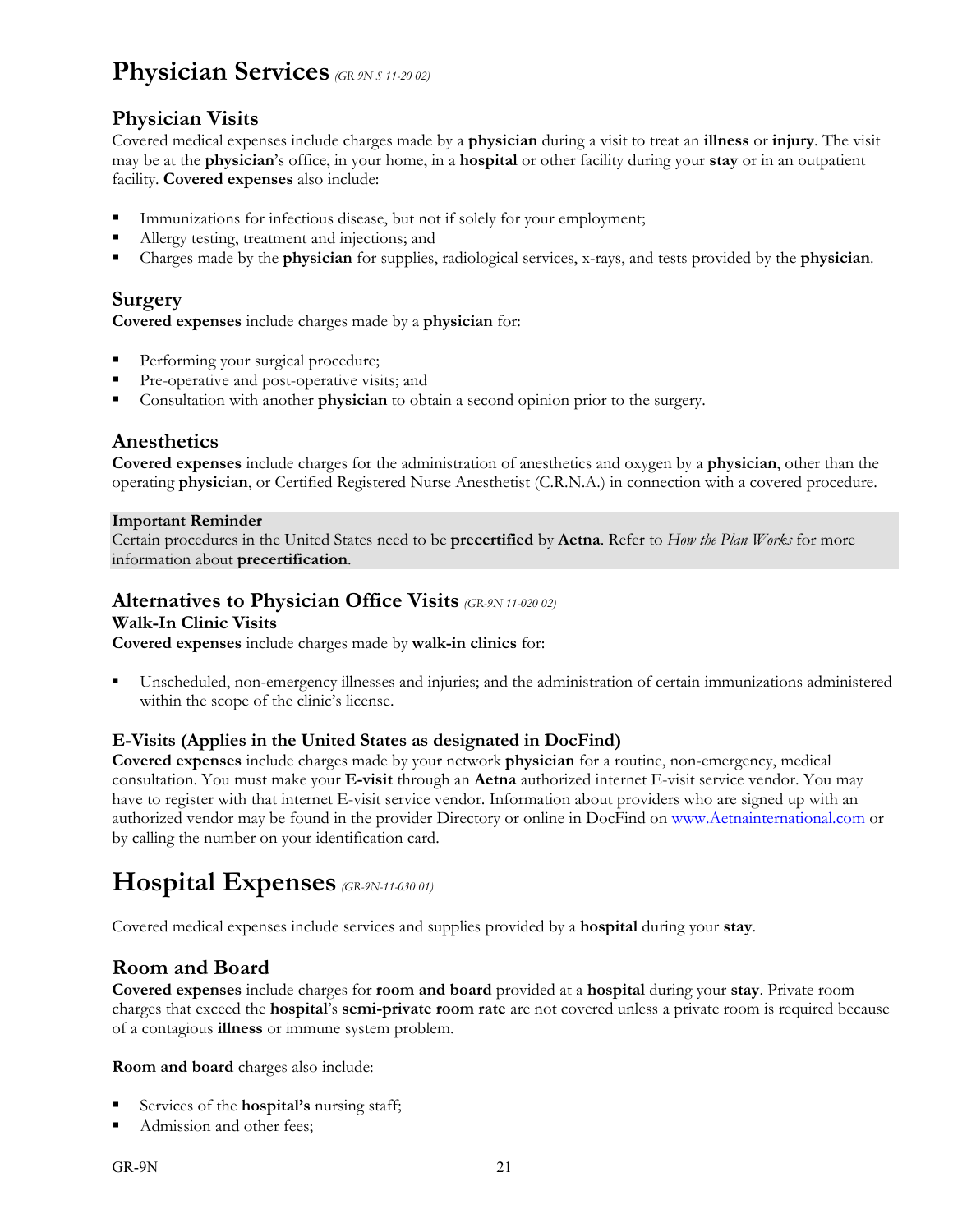# Physician Services *(GR 9N S 11-20 02)*

## Physician Visits

Covered medical expenses include charges made by a **physician** during a visit to treat an **illness** or **injury**. The visit may be at the **physician**'s office, in your home, in a **hospital** or other facility during your **stay** or in an outpatient facility. **Covered expenses** also include:

- Immunizations for infectious disease, but not if solely for your employment;
- Allergy testing, treatment and injections; and
- Charges made by the **physician** for supplies, radiological services, x-rays, and tests provided by the **physician**.

## Surgery

**Covered expenses** include charges made by a **physician** for:

- Performing your surgical procedure;
- Pre-operative and post-operative visits; and
- Consultation with another **physician** to obtain a second opinion prior to the surgery.

## Anesthetics

**Covered expenses** include charges for the administration of anesthetics and oxygen by a **physician**, other than the operating **physician**, or Certified Registered Nurse Anesthetist (C.R.N.A.) in connection with a covered procedure.

**Important Reminder**
Certain procedures in the United States need to be **precertified** by **Aetna**. Refer to *How the Plan Works* for more information about **precertification**.

## Alternatives to Physician Office Visits *(GR-9N 11-020 02)*

### Walk-In Clinic Visits

**Covered expenses** include charges made by **walk-in clinics** for:

- Unscheduled, non-emergency illnesses and injuries; and the administration of certain immunizations administered within the scope of the clinic's license.

### E-Visits (Applies in the United States as designated in DocFind)

**Covered expenses** include charges made by your network **physician** for a routine, non-emergency, medical consultation. You must make your **E-visit** through an **Aetna** authorized internet E-visit service vendor. You may have to register with that internet E-visit service vendor. Information about providers who are signed up with an authorized vendor may be found in the provider Directory or online in DocFind on [www.Aetnainternational.com](http://www.Aetnainternational.com) or by calling the number on your identification card.

# Hospital Expenses *(GR-9N-11-030 01)*

Covered medical expenses include services and supplies provided by a **hospital** during your **stay**.

## Room and Board

**Covered expenses** include charges for **room and board** provided at a **hospital** during your **stay**. Private room charges that exceed the **hospital**'s **semi-private room rate** are not covered unless a private room is required because of a contagious **illness** or immune system problem.

**Room and board** charges also include:

- Services of the **hospital's** nursing staff;
- Admission and other fees;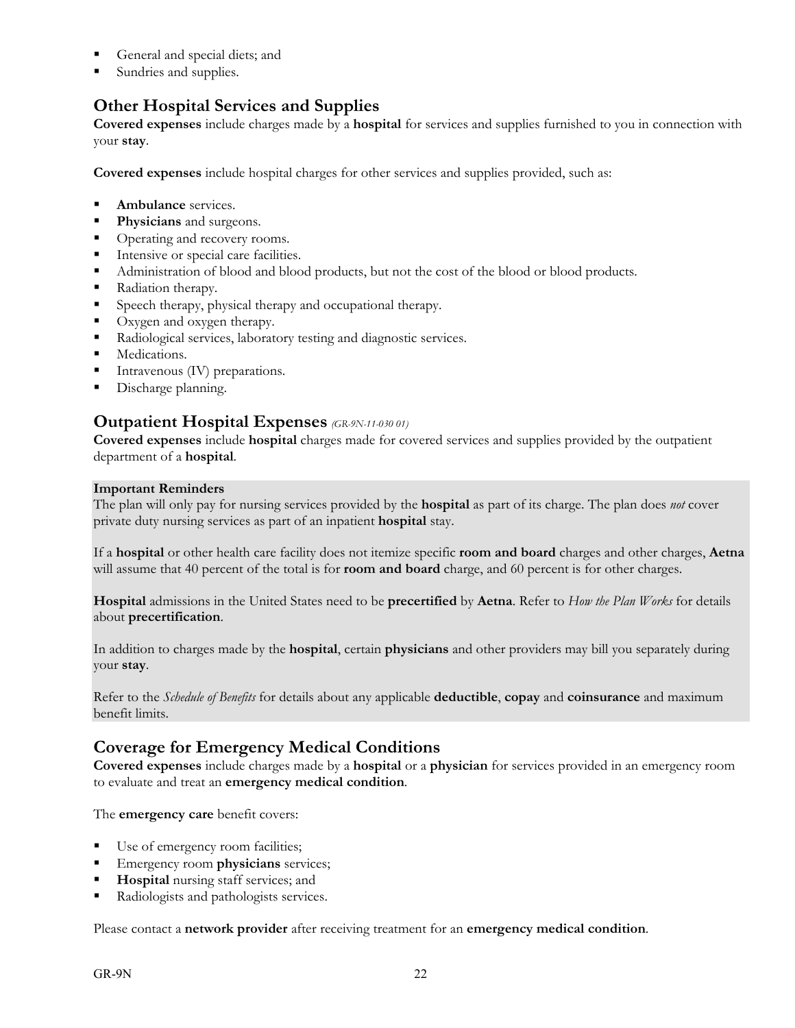- General and special diets; and
- Sundries and supplies.

## Other Hospital Services and Supplies

**Covered expenses** include charges made by a **hospital** for services and supplies furnished to you in connection with your **stay**.

**Covered expenses** include hospital charges for other services and supplies provided, such as:

- **Ambulance** services.
- **Physicians** and surgeons.
- Operating and recovery rooms.
- Intensive or special care facilities.
- Administration of blood and blood products, but not the cost of the blood or blood products.
- Radiation therapy.
- Speech therapy, physical therapy and occupational therapy.
- Oxygen and oxygen therapy.
- Radiological services, laboratory testing and diagnostic services.
- Medications.
- Intravenous (IV) preparations.
- Discharge planning.

## Outpatient Hospital Expenses *(GR-9N-11-030 01)*

**Covered expenses** include **hospital** charges made for covered services and supplies provided by the outpatient department of a **hospital**.

**Important Reminders**

The plan will only pay for nursing services provided by the **hospital** as part of its charge. The plan does *not* cover private duty nursing services as part of an inpatient **hospital** stay.

If a **hospital** or other health care facility does not itemize specific **room and board** charges and other charges, **Aetna** will assume that 40 percent of the total is for **room and board** charge, and 60 percent is for other charges.

**Hospital** admissions in the United States need to be **precertified** by **Aetna**. Refer to *How the Plan Works* for details about **precertification**.

In addition to charges made by the **hospital**, certain **physicians** and other providers may bill you separately during your **stay**.

Refer to the *Schedule of Benefits* for details about any applicable **deductible**, **copay** and **coinsurance** and maximum benefit limits.

## Coverage for Emergency Medical Conditions

**Covered expenses** include charges made by a **hospital** or a **physician** for services provided in an emergency room to evaluate and treat an **emergency medical condition**.

The **emergency care** benefit covers:

- Use of emergency room facilities;
- Emergency room **physicians** services;
- **Hospital** nursing staff services; and
- Radiologists and pathologists services.

Please contact a **network provider** after receiving treatment for an **emergency medical condition**.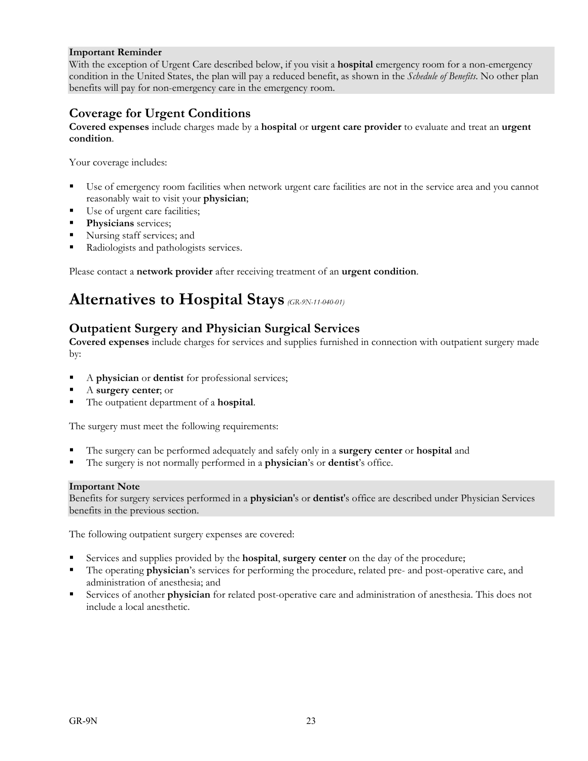**Important Reminder**
With the exception of Urgent Care described below, if you visit a **hospital** emergency room for a non-emergency condition in the United States, the plan will pay a reduced benefit, as shown in the *Schedule of Benefits*. No other plan benefits will pay for non-emergency care in the emergency room.

## Coverage for Urgent Conditions

**Covered expenses** include charges made by a **hospital** or **urgent care provider** to evaluate and treat an **urgent condition**.

Your coverage includes:

- Use of emergency room facilities when network urgent care facilities are not in the service area and you cannot reasonably wait to visit your **physician**;
- Use of urgent care facilities;
- **Physicians** services;
- Nursing staff services; and
- Radiologists and pathologists services.

Please contact a **network provider** after receiving treatment of an **urgent condition**.

# Alternatives to Hospital Stays *(GR-9N-11-040-01)*

## Outpatient Surgery and Physician Surgical Services

**Covered expenses** include charges for services and supplies furnished in connection with outpatient surgery made by:

- A **physician** or **dentist** for professional services;
- A **surgery center**; or
- The outpatient department of a **hospital**.

The surgery must meet the following requirements:

- The surgery can be performed adequately and safely only in a **surgery center** or **hospital** and
- The surgery is not normally performed in a **physician**'s or **dentist**'s office.

**Important Note**
Benefits for surgery services performed in a **physician**'s or **dentist**'s office are described under Physician Services benefits in the previous section.

The following outpatient surgery expenses are covered:

- Services and supplies provided by the **hospital**, **surgery center** on the day of the procedure;
- The operating **physician**'s services for performing the procedure, related pre- and post-operative care, and administration of anesthesia; and
- Services of another **physician** for related post-operative care and administration of anesthesia. This does not include a local anesthetic.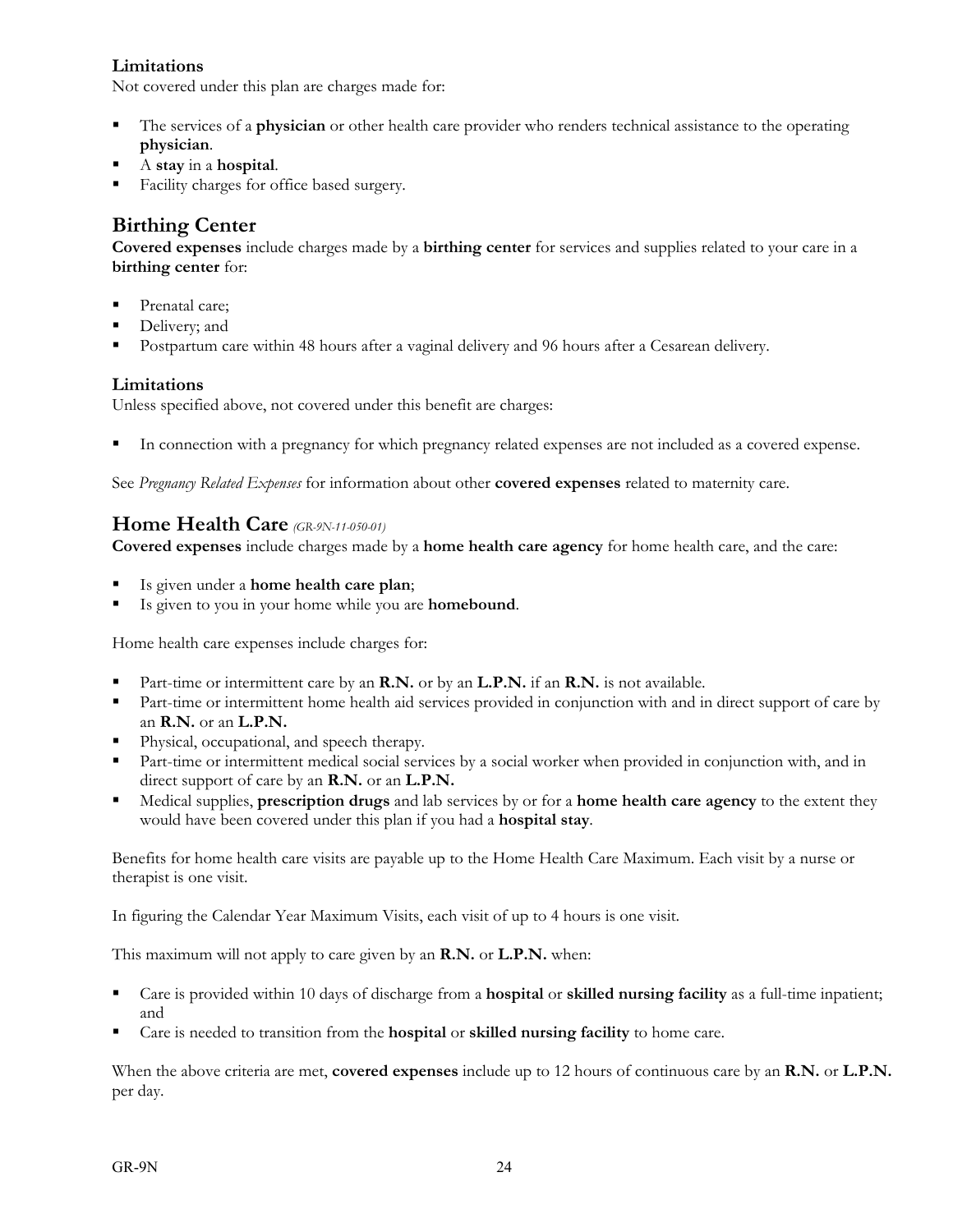### Limitations

Not covered under this plan are charges made for:

- The services of a **physician** or other health care provider who renders technical assistance to the operating **physician**.
- A **stay** in a **hospital**.
- Facility charges for office based surgery.

## Birthing Center

**Covered expenses** include charges made by a **birthing center** for services and supplies related to your care in a **birthing center** for:

- Prenatal care;
- Delivery; and
- Postpartum care within 48 hours after a vaginal delivery and 96 hours after a Cesarean delivery.

### Limitations

Unless specified above, not covered under this benefit are charges:

- In connection with a pregnancy for which pregnancy related expenses are not included as a covered expense.

See *Pregnancy Related Expenses* for information about other **covered expenses** related to maternity care.

## Home Health Care *(GR-9N-11-050-01)*

**Covered expenses** include charges made by a **home health care agency** for home health care, and the care:

- Is given under a **home health care plan**;
- Is given to you in your home while you are **homebound**.

Home health care expenses include charges for:

- Part-time or intermittent care by an **R.N.** or by an **L.P.N.** if an **R.N.** is not available.
- Part-time or intermittent home health aid services provided in conjunction with and in direct support of care by an **R.N.** or an **L.P.N.**
- Physical, occupational, and speech therapy.
- Part-time or intermittent medical social services by a social worker when provided in conjunction with, and in direct support of care by an **R.N.** or an **L.P.N.**
- Medical supplies, **prescription drugs** and lab services by or for a **home health care agency** to the extent they would have been covered under this plan if you had a **hospital stay**.

Benefits for home health care visits are payable up to the Home Health Care Maximum. Each visit by a nurse or therapist is one visit.

In figuring the Calendar Year Maximum Visits, each visit of up to 4 hours is one visit.

This maximum will not apply to care given by an **R.N.** or **L.P.N.** when:

- Care is provided within 10 days of discharge from a **hospital** or **skilled nursing facility** as a full-time inpatient; and
- Care is needed to transition from the **hospital** or **skilled nursing facility** to home care.

When the above criteria are met, **covered expenses** include up to 12 hours of continuous care by an **R.N.** or **L.P.N.** per day.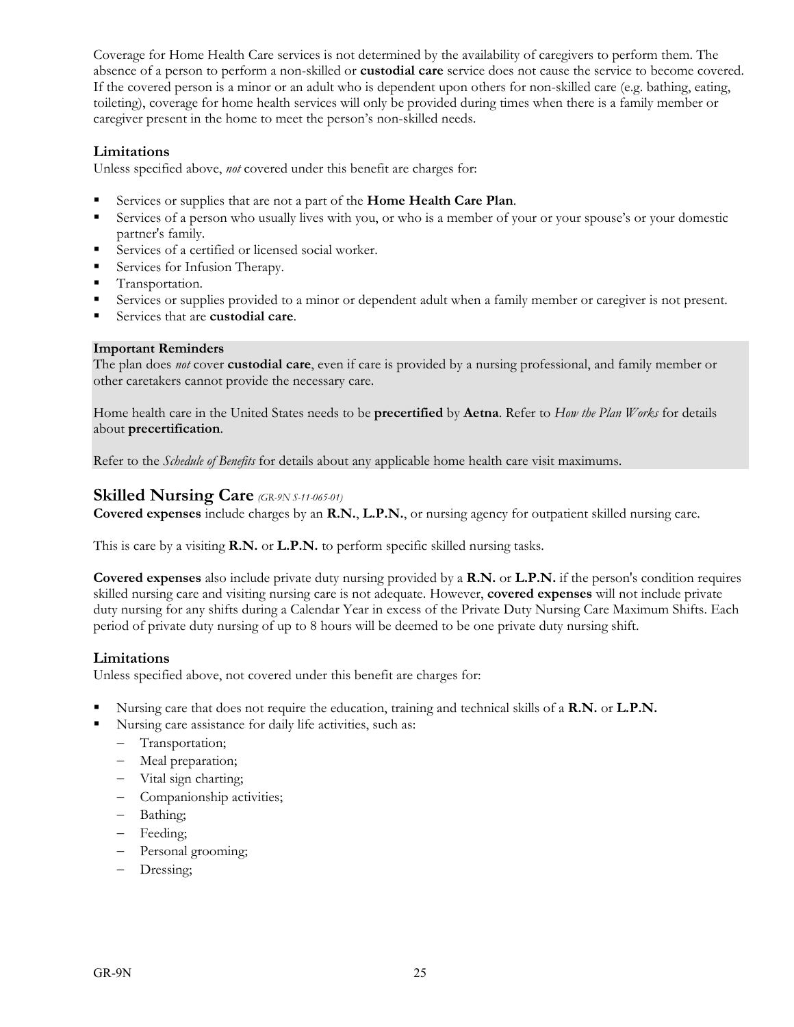Coverage for Home Health Care services is not determined by the availability of caregivers to perform them. The absence of a person to perform a non-skilled or **custodial care** service does not cause the service to become covered. If the covered person is a minor or an adult who is dependent upon others for non-skilled care (e.g. bathing, eating, toileting), coverage for home health services will only be provided during times when there is a family member or caregiver present in the home to meet the person's non-skilled needs.

### Limitations

Unless specified above, *not* covered under this benefit are charges for:

- Services or supplies that are not a part of the **Home Health Care Plan**.
- Services of a person who usually lives with you, or who is a member of your or your spouse's or your domestic partner's family.
- Services of a certified or licensed social worker.
- Services for Infusion Therapy.
- Transportation.
- Services or supplies provided to a minor or dependent adult when a family member or caregiver is not present.
- Services that are **custodial care**.

**Important Reminders**

The plan does *not* cover **custodial care**, even if care is provided by a nursing professional, and family member or other caretakers cannot provide the necessary care.

Home health care in the United States needs to be **precertified** by **Aetna**. Refer to *How the Plan Works* for details about **precertification**.

Refer to the *Schedule of Benefits* for details about any applicable home health care visit maximums.

## Skilled Nursing Care *(GR-9N S-11-065-01)*

**Covered expenses** include charges by an **R.N.**, **L.P.N.**, or nursing agency for outpatient skilled nursing care.

This is care by a visiting **R.N.** or **L.P.N.** to perform specific skilled nursing tasks.

**Covered expenses** also include private duty nursing provided by a **R.N.** or **L.P.N.** if the person's condition requires skilled nursing care and visiting nursing care is not adequate. However, **covered expenses** will not include private duty nursing for any shifts during a Calendar Year in excess of the Private Duty Nursing Care Maximum Shifts. Each period of private duty nursing of up to 8 hours will be deemed to be one private duty nursing shift.

### Limitations

Unless specified above, not covered under this benefit are charges for:

- Nursing care that does not require the education, training and technical skills of a **R.N.** or **L.P.N.**
- Nursing care assistance for daily life activities, such as:
  - Transportation;
  - Meal preparation;
  - Vital sign charting;
  - Companionship activities;
  - Bathing;
  - Feeding;
  - Personal grooming;
  - Dressing;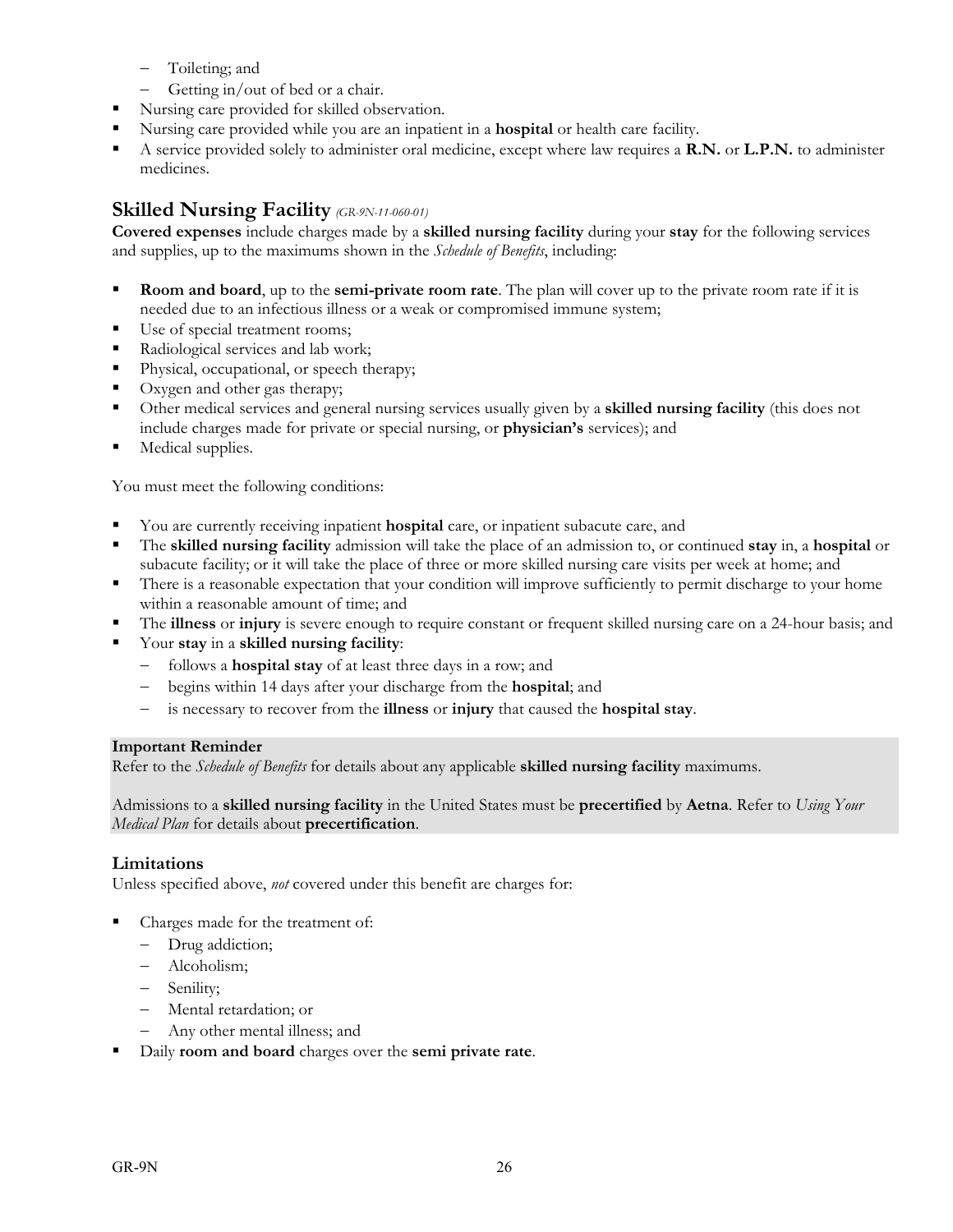- Toileting; and
- Getting in/out of bed or a chair.
- Nursing care provided for skilled observation.
- Nursing care provided while you are an inpatient in a **hospital** or health care facility.
- A service provided solely to administer oral medicine, except where law requires a **R.N.** or **L.P.N.** to administer medicines.

## Skilled Nursing Facility *(GR-9N-11-060-01)*

**Covered expenses** include charges made by a **skilled nursing facility** during your **stay** for the following services and supplies, up to the maximums shown in the *Schedule of Benefits*, including:

- **Room and board**, up to the **semi-private room rate**. The plan will cover up to the private room rate if it is needed due to an infectious illness or a weak or compromised immune system;
- Use of special treatment rooms;
- Radiological services and lab work;
- Physical, occupational, or speech therapy;
- Oxygen and other gas therapy;
- Other medical services and general nursing services usually given by a **skilled nursing facility** (this does not include charges made for private or special nursing, or **physician's** services); and
- Medical supplies.

You must meet the following conditions:

- You are currently receiving inpatient **hospital** care, or inpatient subacute care, and
- The **skilled nursing facility** admission will take the place of an admission to, or continued **stay** in, a **hospital** or subacute facility; or it will take the place of three or more skilled nursing care visits per week at home; and
- There is a reasonable expectation that your condition will improve sufficiently to permit discharge to your home within a reasonable amount of time; and
- The **illness** or **injury** is severe enough to require constant or frequent skilled nursing care on a 24-hour basis; and
- Your **stay** in a **skilled nursing facility**:
  - follows a **hospital stay** of at least three days in a row; and
  - begins within 14 days after your discharge from the **hospital**; and
  - is necessary to recover from the **illness** or **injury** that caused the **hospital stay**.

**Important Reminder**
Refer to the *Schedule of Benefits* for details about any applicable **skilled nursing facility** maximums.

Admissions to a **skilled nursing facility** in the United States must be **precertified** by **Aetna**. Refer to *Using Your Medical Plan* for details about **precertification**.

### Limitations

Unless specified above, *not* covered under this benefit are charges for:

- Charges made for the treatment of:
  - Drug addiction;
  - Alcoholism;
  - Senility;
  - Mental retardation; or
  - Any other mental illness; and
- Daily **room and board** charges over the **semi private rate**.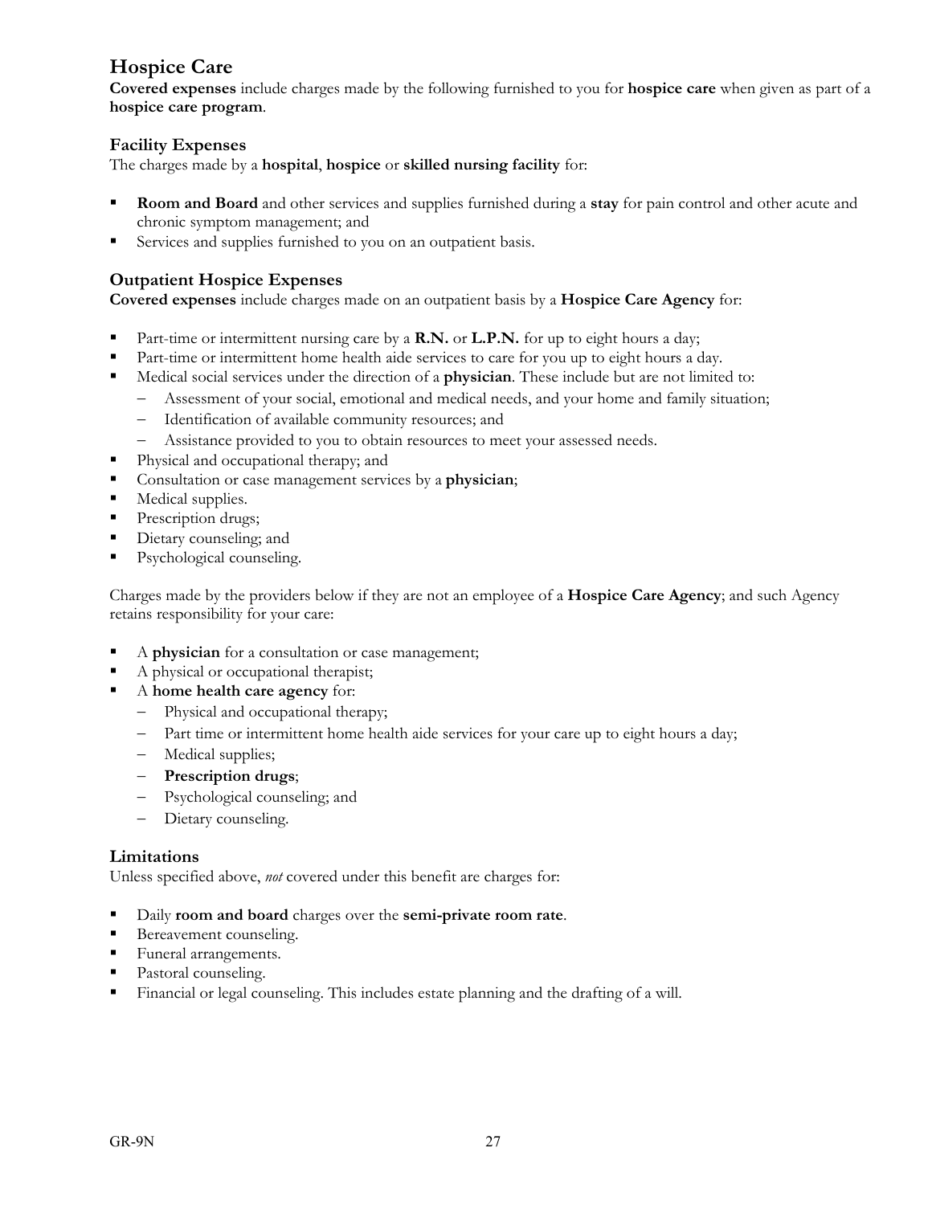## Hospice Care

**Covered expenses** include charges made by the following furnished to you for **hospice care** when given as part of a **hospice care program**.

### Facility Expenses

The charges made by a **hospital**, **hospice** or **skilled nursing facility** for:

- **Room and Board** and other services and supplies furnished during a **stay** for pain control and other acute and chronic symptom management; and
- Services and supplies furnished to you on an outpatient basis.

### Outpatient Hospice Expenses

**Covered expenses** include charges made on an outpatient basis by a **Hospice Care Agency** for:

- Part-time or intermittent nursing care by a **R.N.** or **L.P.N.** for up to eight hours a day;
- Part-time or intermittent home health aide services to care for you up to eight hours a day.
- Medical social services under the direction of a **physician**. These include but are not limited to:
  - Assessment of your social, emotional and medical needs, and your home and family situation;
  - Identification of available community resources; and
  - Assistance provided to you to obtain resources to meet your assessed needs.
- Physical and occupational therapy; and
- Consultation or case management services by a **physician**;
- Medical supplies.
- Prescription drugs;
- Dietary counseling; and
- Psychological counseling.

Charges made by the providers below if they are not an employee of a **Hospice Care Agency**; and such Agency retains responsibility for your care:

- A **physician** for a consultation or case management;
- A physical or occupational therapist;
- A **home health care agency** for:
  - Physical and occupational therapy;
  - Part time or intermittent home health aide services for your care up to eight hours a day;
  - Medical supplies;
  - **Prescription drugs**;
  - Psychological counseling; and
  - Dietary counseling.

### Limitations

Unless specified above, *not* covered under this benefit are charges for:

- Daily **room and board** charges over the **semi-private room rate**.
- Bereavement counseling.
- Funeral arrangements.
- Pastoral counseling.
- Financial or legal counseling. This includes estate planning and the drafting of a will.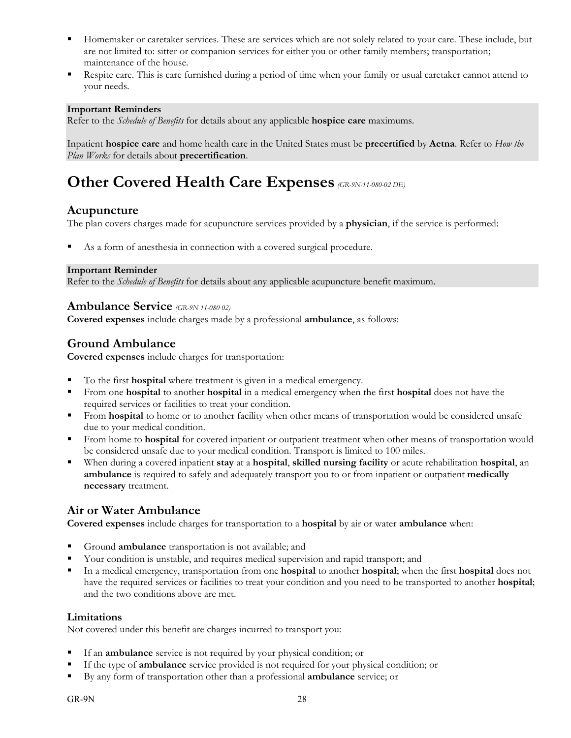- Homemaker or caretaker services. These are services which are not solely related to your care. These include, but are not limited to: sitter or companion services for either you or other family members; transportation; maintenance of the house.
- Respite care. This is care furnished during a period of time when your family or usual caretaker cannot attend to your needs.

**Important Reminders**
Refer to the *Schedule of Benefits* for details about any applicable **hospice care** maximums.

Inpatient **hospice care** and home health care in the United States must be **precertified** by **Aetna**. Refer to *How the Plan Works* for details about **precertification**.

# Other Covered Health Care Expenses *(GR-9N-11-080-02 DE)*

## Acupuncture

The plan covers charges made for acupuncture services provided by a **physician**, if the service is performed:

- As a form of anesthesia in connection with a covered surgical procedure.

**Important Reminder**
Refer to the *Schedule of Benefits* for details about any applicable acupuncture benefit maximum.

## Ambulance Service *(GR-9N 11-080 02)*

**Covered expenses** include charges made by a professional **ambulance**, as follows:

## Ground Ambulance

**Covered expenses** include charges for transportation:

- To the first **hospital** where treatment is given in a medical emergency.
- From one **hospital** to another **hospital** in a medical emergency when the first **hospital** does not have the required services or facilities to treat your condition.
- From **hospital** to home or to another facility when other means of transportation would be considered unsafe due to your medical condition.
- From home to **hospital** for covered inpatient or outpatient treatment when other means of transportation would be considered unsafe due to your medical condition. Transport is limited to 100 miles.
- When during a covered inpatient **stay** at a **hospital**, **skilled nursing facility** or acute rehabilitation **hospital**, an **ambulance** is required to safely and adequately transport you to or from inpatient or outpatient **medically necessary** treatment.

## Air or Water Ambulance

**Covered expenses** include charges for transportation to a **hospital** by air or water **ambulance** when:

- Ground **ambulance** transportation is not available; and
- Your condition is unstable, and requires medical supervision and rapid transport; and
- In a medical emergency, transportation from one **hospital** to another **hospital**; when the first **hospital** does not have the required services or facilities to treat your condition and you need to be transported to another **hospital**; and the two conditions above are met.

### Limitations

Not covered under this benefit are charges incurred to transport you:

- If an **ambulance** service is not required by your physical condition; or
- If the type of **ambulance** service provided is not required for your physical condition; or
- By any form of transportation other than a professional **ambulance** service; or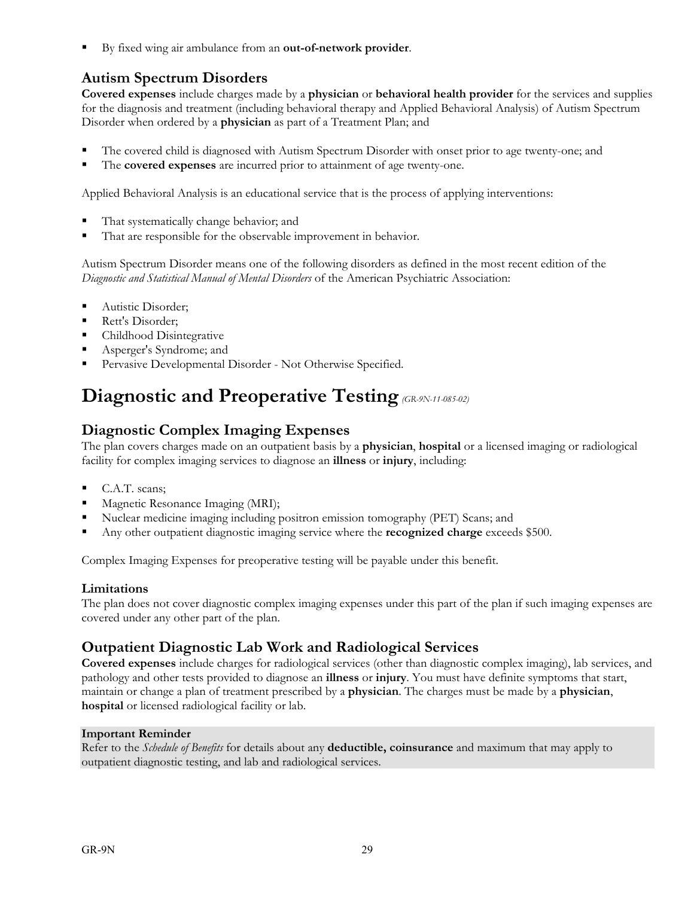- By fixed wing air ambulance from an **out-of-network provider**.

## Autism Spectrum Disorders

**Covered expenses** include charges made by a **physician** or **behavioral health provider** for the services and supplies for the diagnosis and treatment (including behavioral therapy and Applied Behavioral Analysis) of Autism Spectrum Disorder when ordered by a **physician** as part of a Treatment Plan; and

- The covered child is diagnosed with Autism Spectrum Disorder with onset prior to age twenty-one; and
- The **covered expenses** are incurred prior to attainment of age twenty-one.

Applied Behavioral Analysis is an educational service that is the process of applying interventions:

- That systematically change behavior; and
- That are responsible for the observable improvement in behavior.

Autism Spectrum Disorder means one of the following disorders as defined in the most recent edition of the *Diagnostic and Statistical Manual of Mental Disorders* of the American Psychiatric Association:

- Autistic Disorder;
- Rett's Disorder;
- Childhood Disintegrative
- Asperger's Syndrome; and
- Pervasive Developmental Disorder - Not Otherwise Specified.

# Diagnostic and Preoperative Testing *(GR-9N-11-085-02)*

## Diagnostic Complex Imaging Expenses

The plan covers charges made on an outpatient basis by a **physician**, **hospital** or a licensed imaging or radiological facility for complex imaging services to diagnose an **illness** or **injury**, including:

- C.A.T. scans;
- Magnetic Resonance Imaging (MRI);
- Nuclear medicine imaging including positron emission tomography (PET) Scans; and
- Any other outpatient diagnostic imaging service where the **recognized charge** exceeds $500.

Complex Imaging Expenses for preoperative testing will be payable under this benefit.

### Limitations

The plan does not cover diagnostic complex imaging expenses under this part of the plan if such imaging expenses are covered under any other part of the plan.

## Outpatient Diagnostic Lab Work and Radiological Services

**Covered expenses** include charges for radiological services (other than diagnostic complex imaging), lab services, and pathology and other tests provided to diagnose an **illness** or **injury**. You must have definite symptoms that start, maintain or change a plan of treatment prescribed by a **physician**. The charges must be made by a **physician**, **hospital** or licensed radiological facility or lab.

**Important Reminder**
Refer to the *Schedule of Benefits* for details about any **deductible, coinsurance** and maximum that may apply to outpatient diagnostic testing, and lab and radiological services.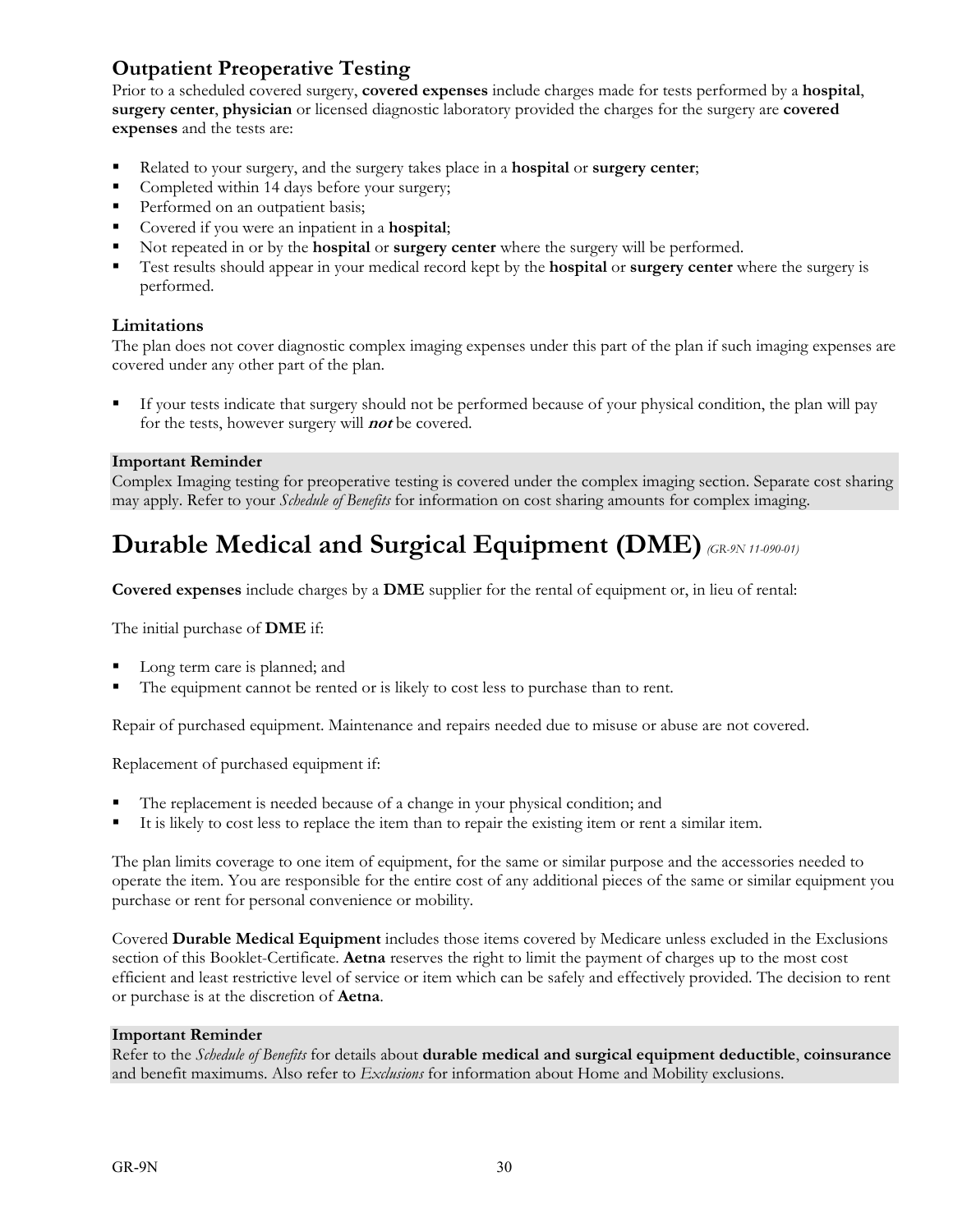### Outpatient Preoperative Testing

Prior to a scheduled covered surgery, **covered expenses** include charges made for tests performed by a **hospital**, **surgery center**, **physician** or licensed diagnostic laboratory provided the charges for the surgery are **covered expenses** and the tests are:

- Related to your surgery, and the surgery takes place in a **hospital** or **surgery center**;
- Completed within 14 days before your surgery;
- Performed on an outpatient basis;
- Covered if you were an inpatient in a **hospital**;
- Not repeated in or by the **hospital** or **surgery center** where the surgery will be performed.
- Test results should appear in your medical record kept by the **hospital** or **surgery center** where the surgery is performed.

#### Limitations

The plan does not cover diagnostic complex imaging expenses under this part of the plan if such imaging expenses are covered under any other part of the plan.

- If your tests indicate that surgery should not be performed because of your physical condition, the plan will pay for the tests, however surgery will ***not*** be covered.

**Important Reminder**
Complex Imaging testing for preoperative testing is covered under the complex imaging section. Separate cost sharing may apply. Refer to your *Schedule of Benefits* for information on cost sharing amounts for complex imaging.

## Durable Medical and Surgical Equipment (DME) *(GR-9N 11-090-01)*

**Covered expenses** include charges by a **DME** supplier for the rental of equipment or, in lieu of rental:

The initial purchase of **DME** if:

- Long term care is planned; and
- The equipment cannot be rented or is likely to cost less to purchase than to rent.

Repair of purchased equipment. Maintenance and repairs needed due to misuse or abuse are not covered.

Replacement of purchased equipment if:

- The replacement is needed because of a change in your physical condition; and
- It is likely to cost less to replace the item than to repair the existing item or rent a similar item.

The plan limits coverage to one item of equipment, for the same or similar purpose and the accessories needed to operate the item. You are responsible for the entire cost of any additional pieces of the same or similar equipment you purchase or rent for personal convenience or mobility.

Covered **Durable Medical Equipment** includes those items covered by Medicare unless excluded in the Exclusions section of this Booklet-Certificate. **Aetna** reserves the right to limit the payment of charges up to the most cost efficient and least restrictive level of service or item which can be safely and effectively provided. The decision to rent or purchase is at the discretion of **Aetna**.

**Important Reminder**
Refer to the *Schedule of Benefits* for details about **durable medical and surgical equipment deductible**, **coinsurance** and benefit maximums. Also refer to *Exclusions* for information about Home and Mobility exclusions.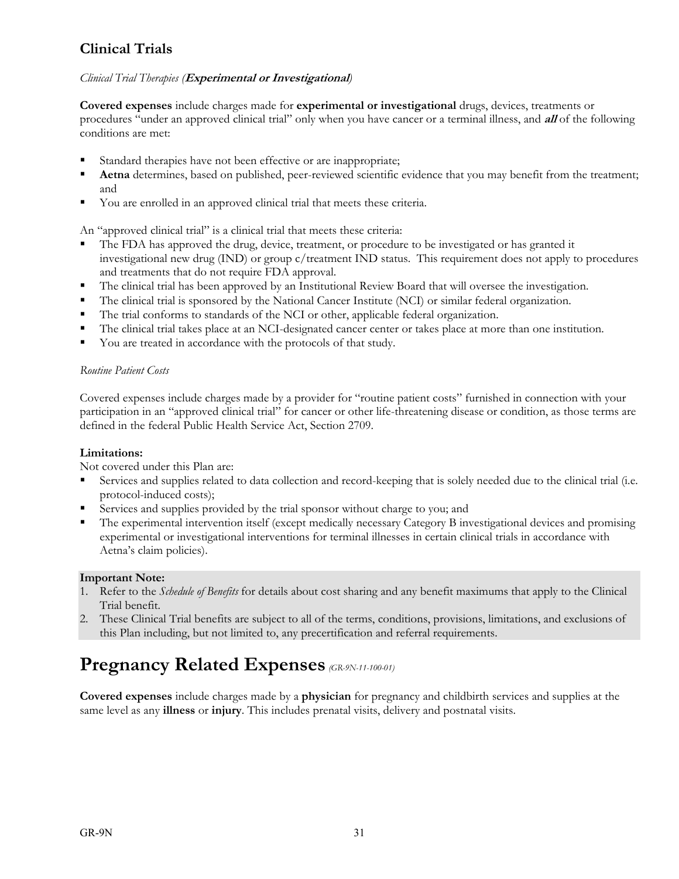## Clinical Trials

*Clinical Trial Therapies (**Experimental or Investigational**)*

**Covered expenses** include charges made for **experimental or investigational** drugs, devices, treatments or procedures "under an approved clinical trial" only when you have cancer or a terminal illness, and ***all*** of the following conditions are met:

- Standard therapies have not been effective or are inappropriate;
- **Aetna** determines, based on published, peer-reviewed scientific evidence that you may benefit from the treatment; and
- You are enrolled in an approved clinical trial that meets these criteria.

An "approved clinical trial" is a clinical trial that meets these criteria:

- The FDA has approved the drug, device, treatment, or procedure to be investigated or has granted it investigational new drug (IND) or group c/treatment IND status. This requirement does not apply to procedures and treatments that do not require FDA approval.
- The clinical trial has been approved by an Institutional Review Board that will oversee the investigation.
- The clinical trial is sponsored by the National Cancer Institute (NCI) or similar federal organization.
- The trial conforms to standards of the NCI or other, applicable federal organization.
- The clinical trial takes place at an NCI-designated cancer center or takes place at more than one institution.
- You are treated in accordance with the protocols of that study.

*Routine Patient Costs*

Covered expenses include charges made by a provider for "routine patient costs" furnished in connection with your participation in an "approved clinical trial" for cancer or other life-threatening disease or condition, as those terms are defined in the federal Public Health Service Act, Section 2709.

**Limitations:**
Not covered under this Plan are:

- Services and supplies related to data collection and record-keeping that is solely needed due to the clinical trial (i.e. protocol-induced costs);
- Services and supplies provided by the trial sponsor without charge to you; and
- The experimental intervention itself (except medically necessary Category B investigational devices and promising experimental or investigational interventions for terminal illnesses in certain clinical trials in accordance with Aetna's claim policies).

**Important Note:**

1. Refer to the *Schedule of Benefits* for details about cost sharing and any benefit maximums that apply to the Clinical Trial benefit.
2. These Clinical Trial benefits are subject to all of the terms, conditions, provisions, limitations, and exclusions of this Plan including, but not limited to, any precertification and referral requirements.

# Pregnancy Related Expenses *(GR-9N-11-100-01)*

**Covered expenses** include charges made by a **physician** for pregnancy and childbirth services and supplies at the same level as any **illness** or **injury**. This includes prenatal visits, delivery and postnatal visits.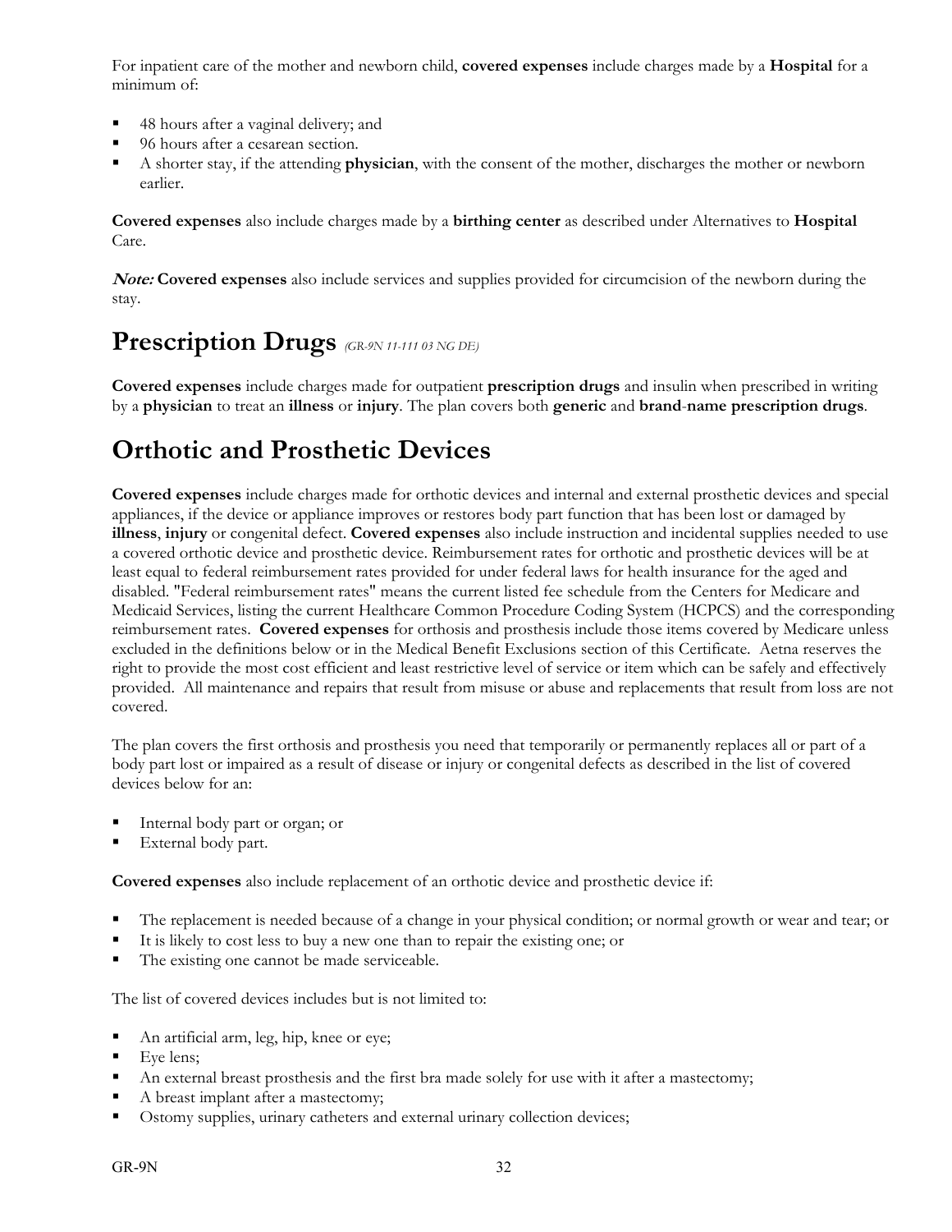For inpatient care of the mother and newborn child, **covered expenses** include charges made by a **Hospital** for a minimum of:

- 48 hours after a vaginal delivery; and
- 96 hours after a cesarean section.
- A shorter stay, if the attending **physician**, with the consent of the mother, discharges the mother or newborn earlier.

**Covered expenses** also include charges made by a **birthing center** as described under Alternatives to **Hospital** Care.

***Note:*** **Covered expenses** also include services and supplies provided for circumcision of the newborn during the stay.

# Prescription Drugs *(GR-9N 11-111 03 NG DE)*

**Covered expenses** include charges made for outpatient **prescription drugs** and insulin when prescribed in writing by a **physician** to treat an **illness** or **injury**. The plan covers both **generic** and **brand-name prescription drugs**.

# Orthotic and Prosthetic Devices

**Covered expenses** include charges made for orthotic devices and internal and external prosthetic devices and special appliances, if the device or appliance improves or restores body part function that has been lost or damaged by **illness**, **injury** or congenital defect. **Covered expenses** also include instruction and incidental supplies needed to use a covered orthotic device and prosthetic device. Reimbursement rates for orthotic and prosthetic devices will be at least equal to federal reimbursement rates provided for under federal laws for health insurance for the aged and disabled. "Federal reimbursement rates" means the current listed fee schedule from the Centers for Medicare and Medicaid Services, listing the current Healthcare Common Procedure Coding System (HCPCS) and the corresponding reimbursement rates. **Covered expenses** for orthosis and prosthesis include those items covered by Medicare unless excluded in the definitions below or in the Medical Benefit Exclusions section of this Certificate. Aetna reserves the right to provide the most cost efficient and least restrictive level of service or item which can be safely and effectively provided. All maintenance and repairs that result from misuse or abuse and replacements that result from loss are not covered.

The plan covers the first orthosis and prosthesis you need that temporarily or permanently replaces all or part of a body part lost or impaired as a result of disease or injury or congenital defects as described in the list of covered devices below for an:

- Internal body part or organ; or
- External body part.

**Covered expenses** also include replacement of an orthotic device and prosthetic device if:

- The replacement is needed because of a change in your physical condition; or normal growth or wear and tear; or
- It is likely to cost less to buy a new one than to repair the existing one; or
- The existing one cannot be made serviceable.

The list of covered devices includes but is not limited to:

- An artificial arm, leg, hip, knee or eye;
- Eye lens;
- An external breast prosthesis and the first bra made solely for use with it after a mastectomy;
- A breast implant after a mastectomy;
- Ostomy supplies, urinary catheters and external urinary collection devices;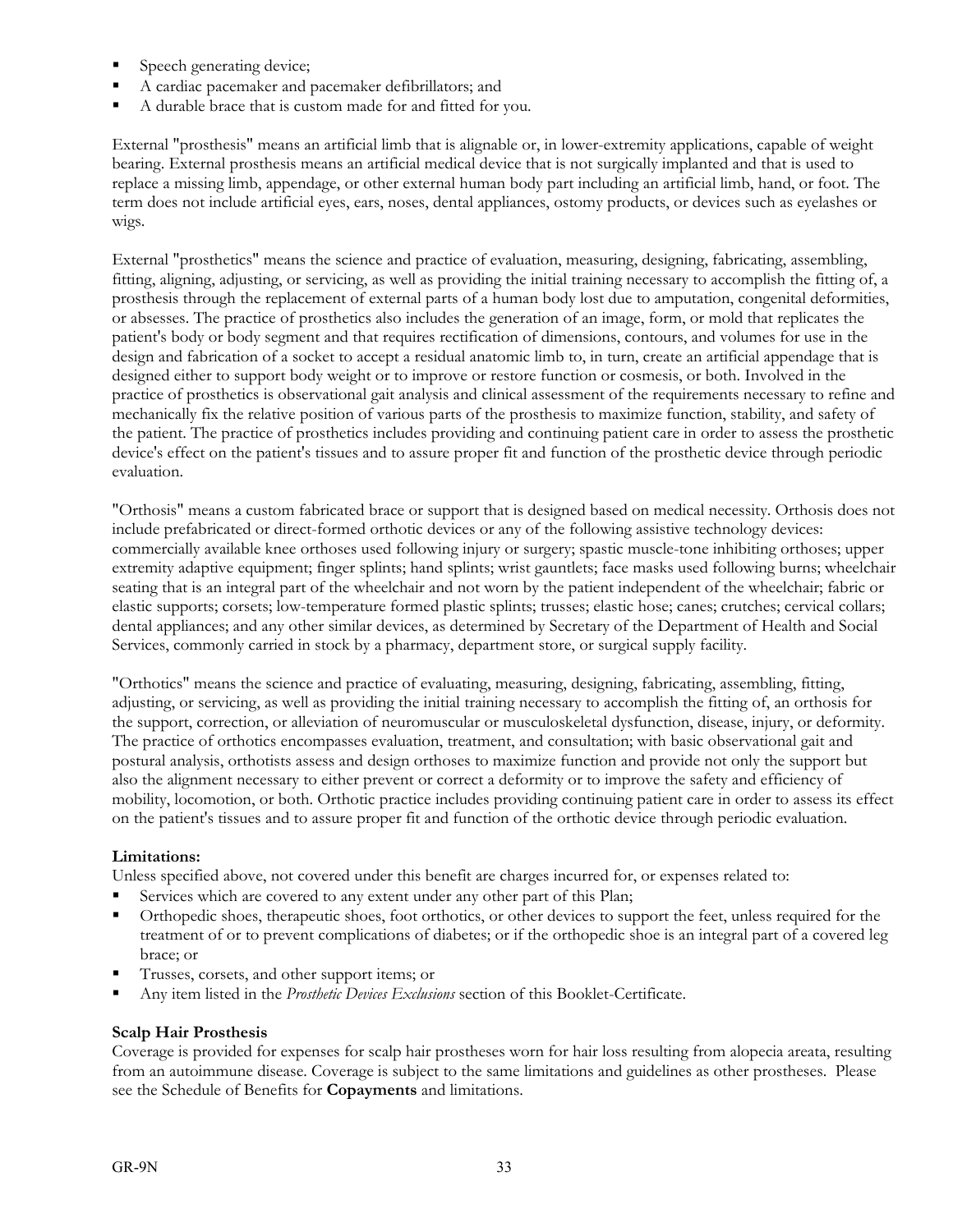- Speech generating device;
- A cardiac pacemaker and pacemaker defibrillators; and
- A durable brace that is custom made for and fitted for you.

External "prosthesis" means an artificial limb that is alignable or, in lower-extremity applications, capable of weight bearing. External prosthesis means an artificial medical device that is not surgically implanted and that is used to replace a missing limb, appendage, or other external human body part including an artificial limb, hand, or foot. The term does not include artificial eyes, ears, noses, dental appliances, ostomy products, or devices such as eyelashes or wigs.

External "prosthetics" means the science and practice of evaluation, measuring, designing, fabricating, assembling, fitting, aligning, adjusting, or servicing, as well as providing the initial training necessary to accomplish the fitting of, a prosthesis through the replacement of external parts of a human body lost due to amputation, congenital deformities, or absesses. The practice of prosthetics also includes the generation of an image, form, or mold that replicates the patient's body or body segment and that requires rectification of dimensions, contours, and volumes for use in the design and fabrication of a socket to accept a residual anatomic limb to, in turn, create an artificial appendage that is designed either to support body weight or to improve or restore function or cosmesis, or both. Involved in the practice of prosthetics is observational gait analysis and clinical assessment of the requirements necessary to refine and mechanically fix the relative position of various parts of the prosthesis to maximize function, stability, and safety of the patient. The practice of prosthetics includes providing and continuing patient care in order to assess the prosthetic device's effect on the patient's tissues and to assure proper fit and function of the prosthetic device through periodic evaluation.

"Orthosis" means a custom fabricated brace or support that is designed based on medical necessity. Orthosis does not include prefabricated or direct-formed orthotic devices or any of the following assistive technology devices: commercially available knee orthoses used following injury or surgery; spastic muscle-tone inhibiting orthoses; upper extremity adaptive equipment; finger splints; hand splints; wrist gauntlets; face masks used following burns; wheelchair seating that is an integral part of the wheelchair and not worn by the patient independent of the wheelchair; fabric or elastic supports; corsets; low-temperature formed plastic splints; trusses; elastic hose; canes; crutches; cervical collars; dental appliances; and any other similar devices, as determined by Secretary of the Department of Health and Social Services, commonly carried in stock by a pharmacy, department store, or surgical supply facility.

"Orthotics" means the science and practice of evaluating, measuring, designing, fabricating, assembling, fitting, adjusting, or servicing, as well as providing the initial training necessary to accomplish the fitting of, an orthosis for the support, correction, or alleviation of neuromuscular or musculoskeletal dysfunction, disease, injury, or deformity. The practice of orthotics encompasses evaluation, treatment, and consultation; with basic observational gait and postural analysis, orthotists assess and design orthoses to maximize function and provide not only the support but also the alignment necessary to either prevent or correct a deformity or to improve the safety and efficiency of mobility, locomotion, or both. Orthotic practice includes providing continuing patient care in order to assess its effect on the patient's tissues and to assure proper fit and function of the orthotic device through periodic evaluation.

**Limitations:**
Unless specified above, not covered under this benefit are charges incurred for, or expenses related to:

- Services which are covered to any extent under any other part of this Plan;
- Orthopedic shoes, therapeutic shoes, foot orthotics, or other devices to support the feet, unless required for the treatment of or to prevent complications of diabetes; or if the orthopedic shoe is an integral part of a covered leg brace; or
- Trusses, corsets, and other support items; or
- Any item listed in the *Prosthetic Devices Exclusions* section of this Booklet-Certificate.

**Scalp Hair Prosthesis**
Coverage is provided for expenses for scalp hair prostheses worn for hair loss resulting from alopecia areata, resulting from an autoimmune disease. Coverage is subject to the same limitations and guidelines as other prostheses. Please see the Schedule of Benefits for **Copayments** and limitations.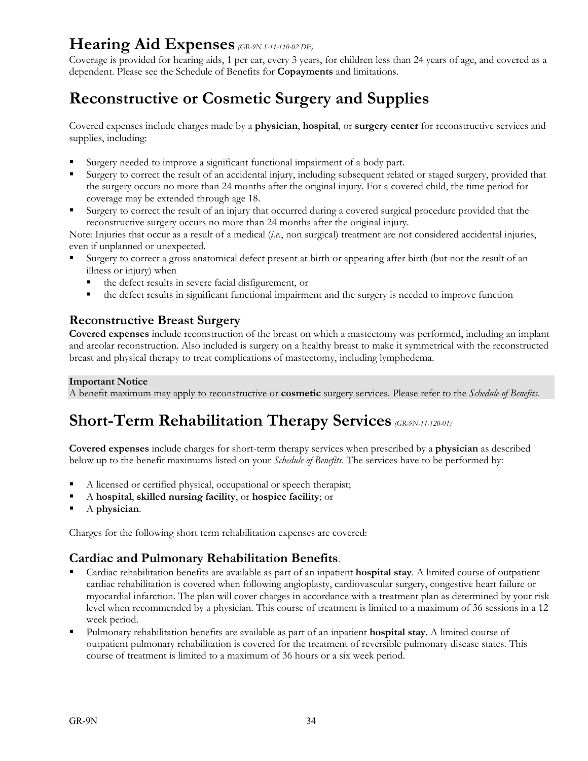# Hearing Aid Expenses *(GR-9N S-11-110-02 DE)*

Coverage is provided for hearing aids, 1 per ear, every 3 years, for children less than 24 years of age, and covered as a dependent. Please see the Schedule of Benefits for **Copayments** and limitations.

# Reconstructive or Cosmetic Surgery and Supplies

Covered expenses include charges made by a **physician**, **hospital**, or **surgery center** for reconstructive services and supplies, including:

- Surgery needed to improve a significant functional impairment of a body part.
- Surgery to correct the result of an accidental injury, including subsequent related or staged surgery, provided that the surgery occurs no more than 24 months after the original injury. For a covered child, the time period for coverage may be extended through age 18.
- Surgery to correct the result of an injury that occurred during a covered surgical procedure provided that the reconstructive surgery occurs no more than 24 months after the original injury.

Note: Injuries that occur as a result of a medical (*i.e*., non surgical) treatment are not considered accidental injuries, even if unplanned or unexpected.

- Surgery to correct a gross anatomical defect present at birth or appearing after birth (but not the result of an illness or injury) when
  - the defect results in severe facial disfigurement, or
  - the defect results in significant functional impairment and the surgery is needed to improve function

## Reconstructive Breast Surgery

**Covered expenses** include reconstruction of the breast on which a mastectomy was performed, including an implant and areolar reconstruction. Also included is surgery on a healthy breast to make it symmetrical with the reconstructed breast and physical therapy to treat complications of mastectomy, including lymphedema.

**Important Notice**
A benefit maximum may apply to reconstructive or **cosmetic** surgery services. Please refer to the *Schedule of Benefits*.

# Short-Term Rehabilitation Therapy Services *(GR-9N-11-120-01)*

**Covered expenses** include charges for short-term therapy services when prescribed by a **physician** as described below up to the benefit maximums listed on your *Schedule of Benefits*. The services have to be performed by:

- A licensed or certified physical, occupational or speech therapist;
- A **hospital**, **skilled nursing facility**, or **hospice facility**; or
- A **physician**.

Charges for the following short term rehabilitation expenses are covered:

## Cardiac and Pulmonary Rehabilitation Benefits.

- Cardiac rehabilitation benefits are available as part of an inpatient **hospital stay**. A limited course of outpatient cardiac rehabilitation is covered when following angioplasty, cardiovascular surgery, congestive heart failure or myocardial infarction. The plan will cover charges in accordance with a treatment plan as determined by your risk level when recommended by a physician. This course of treatment is limited to a maximum of 36 sessions in a 12 week period.
- Pulmonary rehabilitation benefits are available as part of an inpatient **hospital stay**. A limited course of outpatient pulmonary rehabilitation is covered for the treatment of reversible pulmonary disease states. This course of treatment is limited to a maximum of 36 hours or a six week period.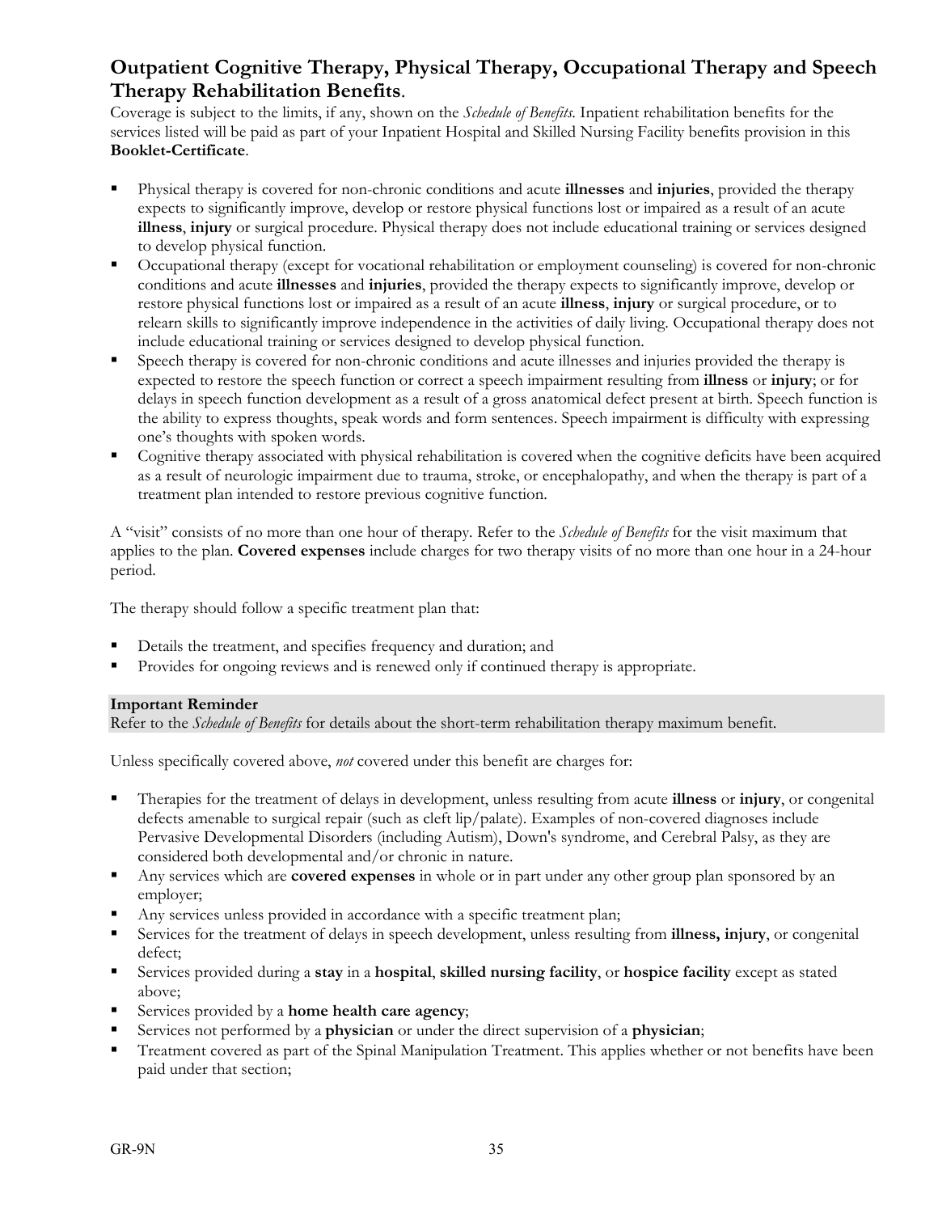## Outpatient Cognitive Therapy, Physical Therapy, Occupational Therapy and Speech Therapy Rehabilitation Benefits.

Coverage is subject to the limits, if any, shown on the *Schedule of Benefits*. Inpatient rehabilitation benefits for the services listed will be paid as part of your Inpatient Hospital and Skilled Nursing Facility benefits provision in this **Booklet-Certificate**.

- Physical therapy is covered for non-chronic conditions and acute **illnesses** and **injuries**, provided the therapy expects to significantly improve, develop or restore physical functions lost or impaired as a result of an acute **illness**, **injury** or surgical procedure. Physical therapy does not include educational training or services designed to develop physical function.
- Occupational therapy (except for vocational rehabilitation or employment counseling) is covered for non-chronic conditions and acute **illnesses** and **injuries**, provided the therapy expects to significantly improve, develop or restore physical functions lost or impaired as a result of an acute **illness**, **injury** or surgical procedure, or to relearn skills to significantly improve independence in the activities of daily living. Occupational therapy does not include educational training or services designed to develop physical function.
- Speech therapy is covered for non-chronic conditions and acute illnesses and injuries provided the therapy is expected to restore the speech function or correct a speech impairment resulting from **illness** or **injury**; or for delays in speech function development as a result of a gross anatomical defect present at birth. Speech function is the ability to express thoughts, speak words and form sentences. Speech impairment is difficulty with expressing one's thoughts with spoken words.
- Cognitive therapy associated with physical rehabilitation is covered when the cognitive deficits have been acquired as a result of neurologic impairment due to trauma, stroke, or encephalopathy, and when the therapy is part of a treatment plan intended to restore previous cognitive function.

A "visit" consists of no more than one hour of therapy. Refer to the *Schedule of Benefits* for the visit maximum that applies to the plan. **Covered expenses** include charges for two therapy visits of no more than one hour in a 24-hour period.

The therapy should follow a specific treatment plan that:

- Details the treatment, and specifies frequency and duration; and
- Provides for ongoing reviews and is renewed only if continued therapy is appropriate.

**Important Reminder**
Refer to the *Schedule of Benefits* for details about the short-term rehabilitation therapy maximum benefit.

Unless specifically covered above, *not* covered under this benefit are charges for:

- Therapies for the treatment of delays in development, unless resulting from acute **illness** or **injury**, or congenital defects amenable to surgical repair (such as cleft lip/palate). Examples of non-covered diagnoses include Pervasive Developmental Disorders (including Autism), Down's syndrome, and Cerebral Palsy, as they are considered both developmental and/or chronic in nature.
- Any services which are **covered expenses** in whole or in part under any other group plan sponsored by an employer;
- Any services unless provided in accordance with a specific treatment plan;
- Services for the treatment of delays in speech development, unless resulting from **illness, injury**, or congenital defect;
- Services provided during a **stay** in a **hospital**, **skilled nursing facility**, or **hospice facility** except as stated above;
- Services provided by a **home health care agency**;
- Services not performed by a **physician** or under the direct supervision of a **physician**;
- Treatment covered as part of the Spinal Manipulation Treatment. This applies whether or not benefits have been paid under that section;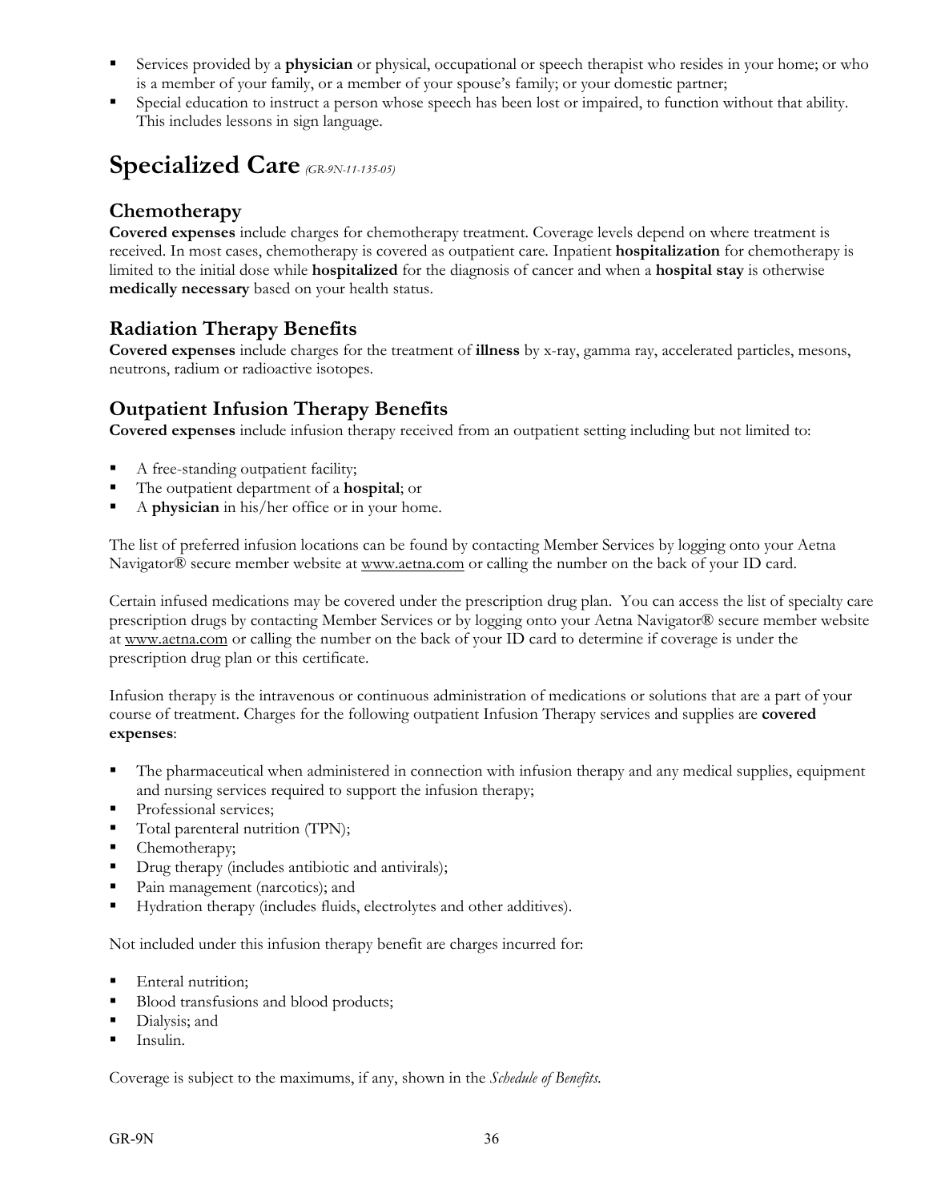- Services provided by a **physician** or physical, occupational or speech therapist who resides in your home; or who is a member of your family, or a member of your spouse's family; or your domestic partner;
- Special education to instruct a person whose speech has been lost or impaired, to function without that ability. This includes lessons in sign language.

# Specialized Care *(GR-9N-11-135-05)*

## Chemotherapy

**Covered expenses** include charges for chemotherapy treatment. Coverage levels depend on where treatment is received. In most cases, chemotherapy is covered as outpatient care. Inpatient **hospitalization** for chemotherapy is limited to the initial dose while **hospitalized** for the diagnosis of cancer and when a **hospital stay** is otherwise **medically necessary** based on your health status.

## Radiation Therapy Benefits

**Covered expenses** include charges for the treatment of **illness** by x-ray, gamma ray, accelerated particles, mesons, neutrons, radium or radioactive isotopes.

## Outpatient Infusion Therapy Benefits

**Covered expenses** include infusion therapy received from an outpatient setting including but not limited to:

- A free-standing outpatient facility;
- The outpatient department of a **hospital**; or
- A **physician** in his/her office or in your home.

The list of preferred infusion locations can be found by contacting Member Services by logging onto your Aetna Navigator® secure member website at www.aetna.com or calling the number on the back of your ID card.

Certain infused medications may be covered under the prescription drug plan. You can access the list of specialty care prescription drugs by contacting Member Services or by logging onto your Aetna Navigator® secure member website at www.aetna.com or calling the number on the back of your ID card to determine if coverage is under the prescription drug plan or this certificate.

Infusion therapy is the intravenous or continuous administration of medications or solutions that are a part of your course of treatment. Charges for the following outpatient Infusion Therapy services and supplies are **covered expenses**:

- The pharmaceutical when administered in connection with infusion therapy and any medical supplies, equipment and nursing services required to support the infusion therapy;
- Professional services;
- Total parenteral nutrition (TPN);
- Chemotherapy;
- Drug therapy (includes antibiotic and antivirals);
- Pain management (narcotics); and
- Hydration therapy (includes fluids, electrolytes and other additives).

Not included under this infusion therapy benefit are charges incurred for:

- Enteral nutrition;
- Blood transfusions and blood products;
- Dialysis; and
- Insulin.

Coverage is subject to the maximums, if any, shown in the *Schedule of Benefits*.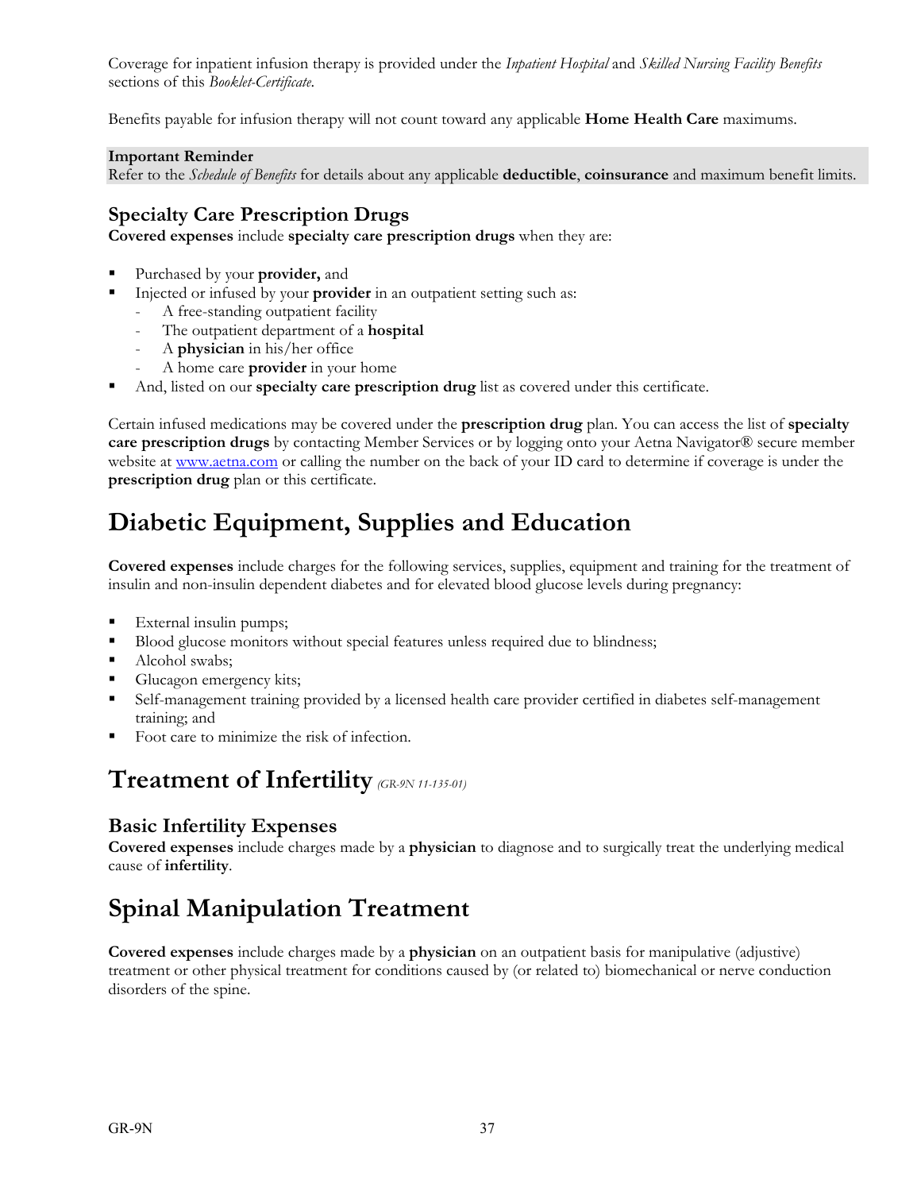Coverage for inpatient infusion therapy is provided under the *Inpatient Hospital* and *Skilled Nursing Facility Benefits* sections of this *Booklet-Certificate.*

Benefits payable for infusion therapy will not count toward any applicable **Home Health Care** maximums.

**Important Reminder**
Refer to the *Schedule of Benefits* for details about any applicable **deductible**, **coinsurance** and maximum benefit limits.

### Specialty Care Prescription Drugs

**Covered expenses** include **specialty care prescription drugs** when they are:

- Purchased by your **provider,** and
- Injected or infused by your **provider** in an outpatient setting such as:
  - A free-standing outpatient facility
  - The outpatient department of a **hospital**
  - A **physician** in his/her office
  - A home care **provider** in your home
- And, listed on our **specialty care prescription drug** list as covered under this certificate.

Certain infused medications may be covered under the **prescription drug** plan. You can access the list of **specialty care prescription drugs** by contacting Member Services or by logging onto your Aetna Navigator® secure member website at www.aetna.com or calling the number on the back of your ID card to determine if coverage is under the **prescription drug** plan or this certificate.

## Diabetic Equipment, Supplies and Education

**Covered expenses** include charges for the following services, supplies, equipment and training for the treatment of insulin and non-insulin dependent diabetes and for elevated blood glucose levels during pregnancy:

- External insulin pumps;
- Blood glucose monitors without special features unless required due to blindness;
- Alcohol swabs;
- Glucagon emergency kits;
- Self-management training provided by a licensed health care provider certified in diabetes self-management training; and
- Foot care to minimize the risk of infection.

## Treatment of Infertility *(GR-9N 11-135-01)*

### Basic Infertility Expenses

**Covered expenses** include charges made by a **physician** to diagnose and to surgically treat the underlying medical cause of **infertility**.

## Spinal Manipulation Treatment

**Covered expenses** include charges made by a **physician** on an outpatient basis for manipulative (adjustive) treatment or other physical treatment for conditions caused by (or related to) biomechanical or nerve conduction disorders of the spine.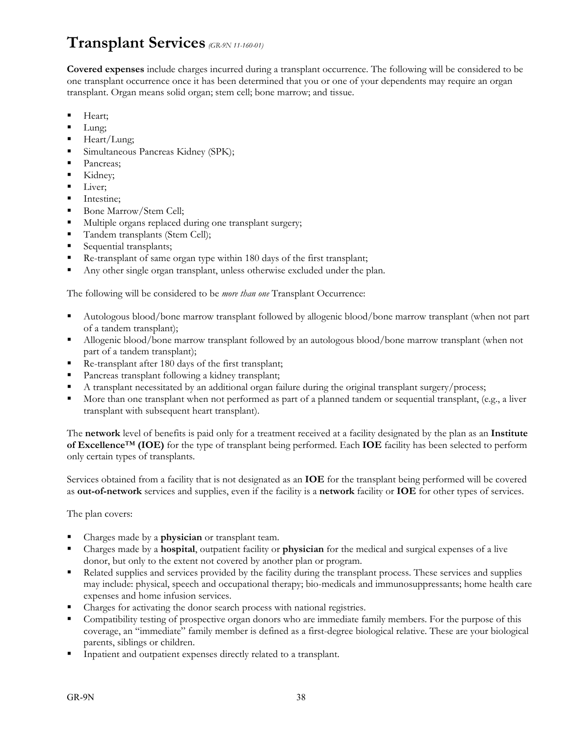# Transplant Services *(GR-9N 11-160-01)*

**Covered expenses** include charges incurred during a transplant occurrence. The following will be considered to be one transplant occurrence once it has been determined that you or one of your dependents may require an organ transplant. Organ means solid organ; stem cell; bone marrow; and tissue.

- Heart;
- Lung;
- Heart/Lung;
- Simultaneous Pancreas Kidney (SPK);
- Pancreas;
- Kidney;
- Liver;
- Intestine;
- Bone Marrow/Stem Cell;
- Multiple organs replaced during one transplant surgery;
- Tandem transplants (Stem Cell);
- Sequential transplants;
- Re-transplant of same organ type within 180 days of the first transplant;
- Any other single organ transplant, unless otherwise excluded under the plan.

The following will be considered to be *more than one* Transplant Occurrence:

- Autologous blood/bone marrow transplant followed by allogenic blood/bone marrow transplant (when not part of a tandem transplant);
- Allogenic blood/bone marrow transplant followed by an autologous blood/bone marrow transplant (when not part of a tandem transplant);
- Re-transplant after 180 days of the first transplant;
- Pancreas transplant following a kidney transplant;
- A transplant necessitated by an additional organ failure during the original transplant surgery/process;
- More than one transplant when not performed as part of a planned tandem or sequential transplant, (e.g., a liver transplant with subsequent heart transplant).

The **network** level of benefits is paid only for a treatment received at a facility designated by the plan as an **Institute of Excellence™ (IOE)** for the type of transplant being performed. Each **IOE** facility has been selected to perform only certain types of transplants.

Services obtained from a facility that is not designated as an **IOE** for the transplant being performed will be covered as **out-of-network** services and supplies, even if the facility is a **network** facility or **IOE** for other types of services.

The plan covers:

- Charges made by a **physician** or transplant team.
- Charges made by a **hospital**, outpatient facility or **physician** for the medical and surgical expenses of a live donor, but only to the extent not covered by another plan or program.
- Related supplies and services provided by the facility during the transplant process. These services and supplies may include: physical, speech and occupational therapy; bio-medicals and immunosuppressants; home health care expenses and home infusion services.
- Charges for activating the donor search process with national registries.
- Compatibility testing of prospective organ donors who are immediate family members. For the purpose of this coverage, an "immediate" family member is defined as a first-degree biological relative. These are your biological parents, siblings or children.
- Inpatient and outpatient expenses directly related to a transplant.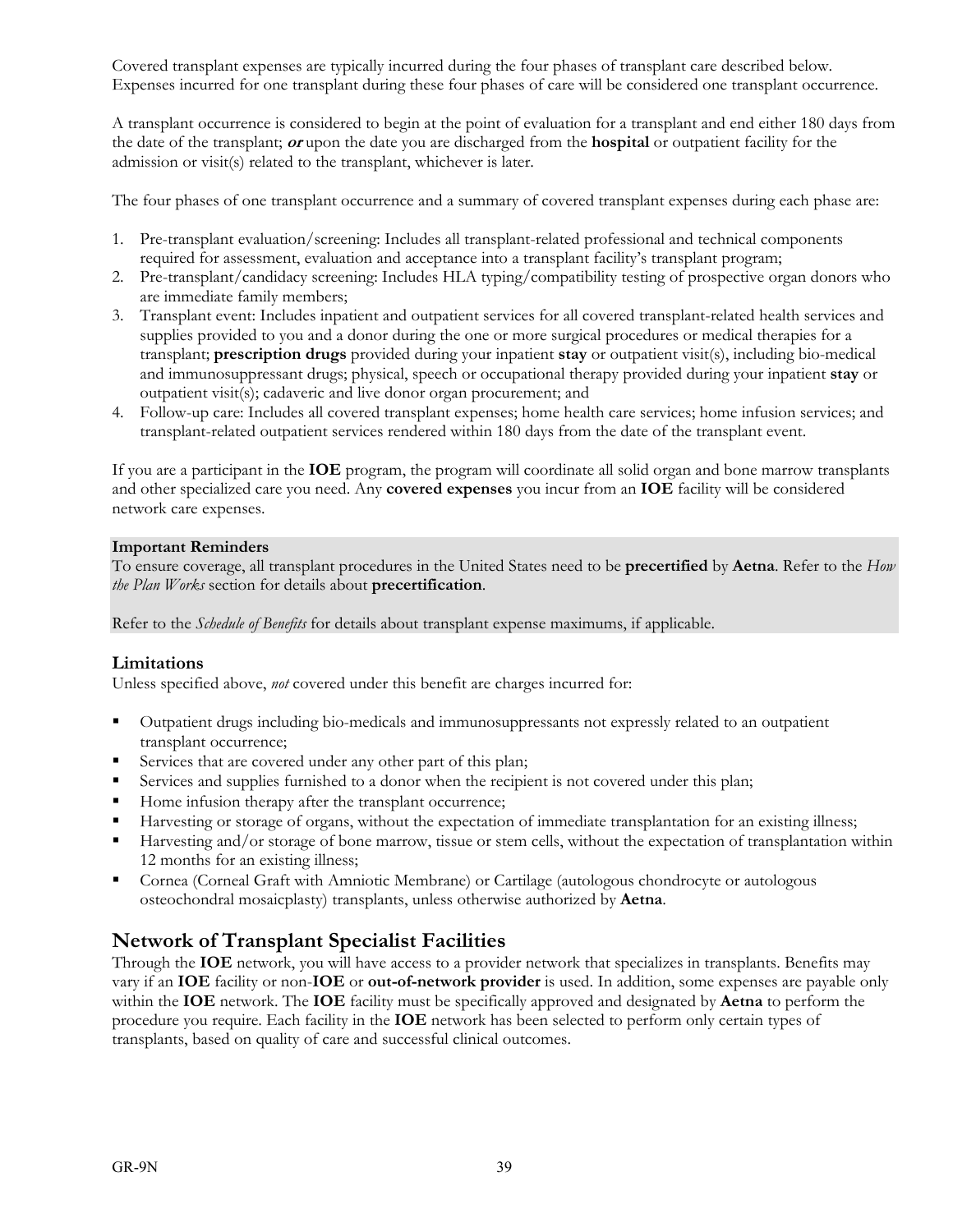Covered transplant expenses are typically incurred during the four phases of transplant care described below. Expenses incurred for one transplant during these four phases of care will be considered one transplant occurrence.

A transplant occurrence is considered to begin at the point of evaluation for a transplant and end either 180 days from the date of the transplant; ***or*** upon the date you are discharged from the **hospital** or outpatient facility for the admission or visit(s) related to the transplant, whichever is later.

The four phases of one transplant occurrence and a summary of covered transplant expenses during each phase are:

1. Pre-transplant evaluation/screening: Includes all transplant-related professional and technical components required for assessment, evaluation and acceptance into a transplant facility's transplant program;
2. Pre-transplant/candidacy screening: Includes HLA typing/compatibility testing of prospective organ donors who are immediate family members;
3. Transplant event: Includes inpatient and outpatient services for all covered transplant-related health services and supplies provided to you and a donor during the one or more surgical procedures or medical therapies for a transplant; **prescription drugs** provided during your inpatient **stay** or outpatient visit(s), including bio-medical and immunosuppressant drugs; physical, speech or occupational therapy provided during your inpatient **stay** or outpatient visit(s); cadaveric and live donor organ procurement; and
4. Follow-up care: Includes all covered transplant expenses; home health care services; home infusion services; and transplant-related outpatient services rendered within 180 days from the date of the transplant event.

If you are a participant in the **IOE** program, the program will coordinate all solid organ and bone marrow transplants and other specialized care you need. Any **covered expenses** you incur from an **IOE** facility will be considered network care expenses.

**Important Reminders**
To ensure coverage, all transplant procedures in the United States need to be **precertified** by **Aetna**. Refer to the *How the Plan Works* section for details about **precertification**.

Refer to the *Schedule of Benefits* for details about transplant expense maximums, if applicable.

### Limitations

Unless specified above, *not* covered under this benefit are charges incurred for:

- Outpatient drugs including bio-medicals and immunosuppressants not expressly related to an outpatient transplant occurrence;
- Services that are covered under any other part of this plan;
- Services and supplies furnished to a donor when the recipient is not covered under this plan;
- Home infusion therapy after the transplant occurrence;
- Harvesting or storage of organs, without the expectation of immediate transplantation for an existing illness;
- Harvesting and/or storage of bone marrow, tissue or stem cells, without the expectation of transplantation within 12 months for an existing illness;
- Cornea (Corneal Graft with Amniotic Membrane) or Cartilage (autologous chondrocyte or autologous osteochondral mosaicplasty) transplants, unless otherwise authorized by **Aetna**.

## Network of Transplant Specialist Facilities

Through the **IOE** network, you will have access to a provider network that specializes in transplants. Benefits may vary if an **IOE** facility or non-**IOE** or **out-of-network provider** is used. In addition, some expenses are payable only within the **IOE** network. The **IOE** facility must be specifically approved and designated by **Aetna** to perform the procedure you require. Each facility in the **IOE** network has been selected to perform only certain types of transplants, based on quality of care and successful clinical outcomes.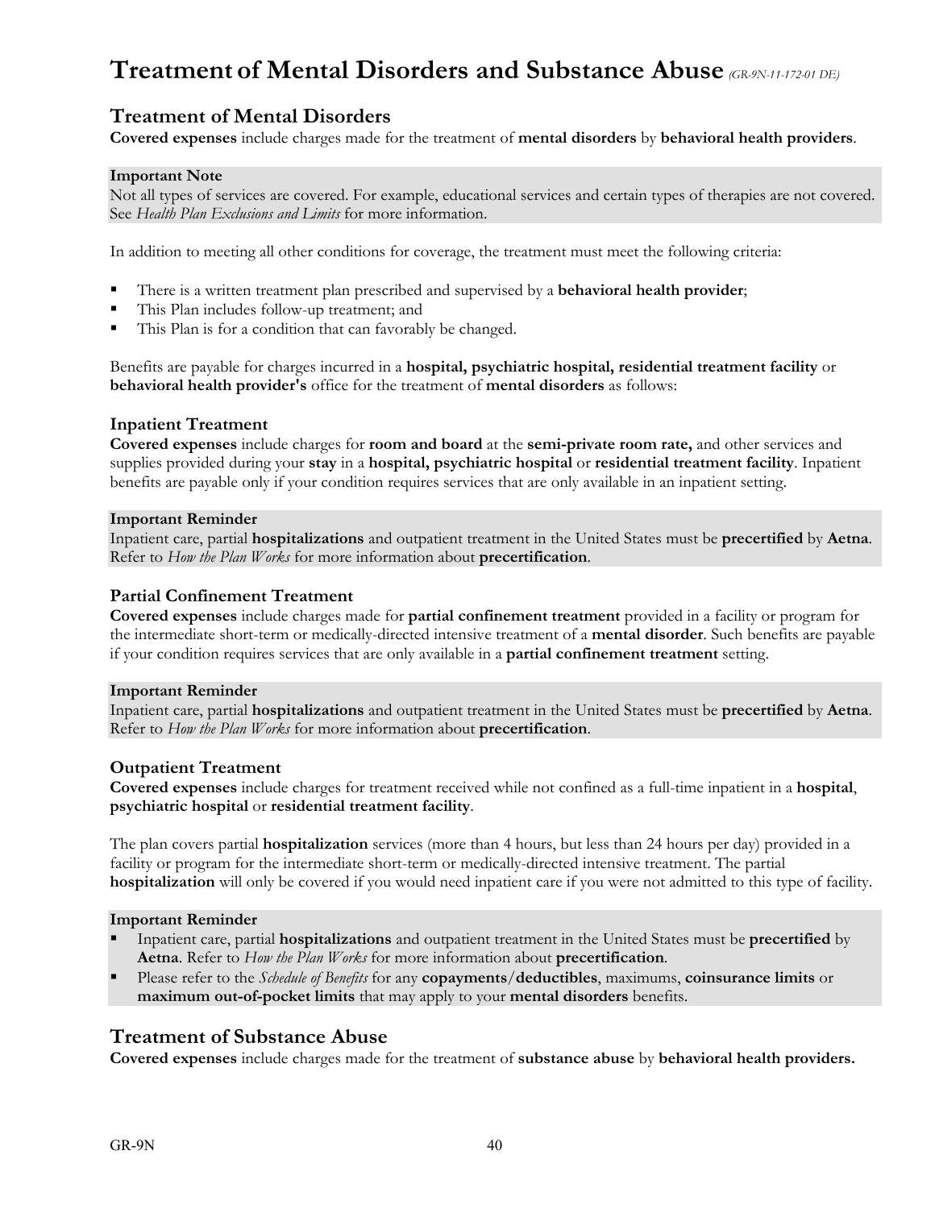# Treatment of Mental Disorders and Substance Abuse *(GR-9N-11-172-01 DE)*

## Treatment of Mental Disorders

**Covered expenses** include charges made for the treatment of **mental disorders** by **behavioral health providers**.

**Important Note**
Not all types of services are covered. For example, educational services and certain types of therapies are not covered. See *Health Plan Exclusions and Limits* for more information.

In addition to meeting all other conditions for coverage, the treatment must meet the following criteria:

- There is a written treatment plan prescribed and supervised by a **behavioral health provider**;
- This Plan includes follow-up treatment; and
- This Plan is for a condition that can favorably be changed.

Benefits are payable for charges incurred in a **hospital, psychiatric hospital, residential treatment facility** or **behavioral health provider's** office for the treatment of **mental disorders** as follows:

### Inpatient Treatment

**Covered expenses** include charges for **room and board** at the **semi-private room rate,** and other services and supplies provided during your **stay** in a **hospital, psychiatric hospital** or **residential treatment facility**. Inpatient benefits are payable only if your condition requires services that are only available in an inpatient setting.

**Important Reminder**
Inpatient care, partial **hospitalizations** and outpatient treatment in the United States must be **precertified** by **Aetna**. Refer to *How the Plan Works* for more information about **precertification**.

### Partial Confinement Treatment

**Covered expenses** include charges made for **partial confinement treatment** provided in a facility or program for the intermediate short-term or medically-directed intensive treatment of a **mental disorder**. Such benefits are payable if your condition requires services that are only available in a **partial confinement treatment** setting.

**Important Reminder**
Inpatient care, partial **hospitalizations** and outpatient treatment in the United States must be **precertified** by **Aetna**. Refer to *How the Plan Works* for more information about **precertification**.

### Outpatient Treatment

**Covered expenses** include charges for treatment received while not confined as a full-time inpatient in a **hospital**, **psychiatric hospital** or **residential treatment facility**.

The plan covers partial **hospitalization** services (more than 4 hours, but less than 24 hours per day) provided in a facility or program for the intermediate short-term or medically-directed intensive treatment. The partial **hospitalization** will only be covered if you would need inpatient care if you were not admitted to this type of facility.

**Important Reminder**

- Inpatient care, partial **hospitalizations** and outpatient treatment in the United States must be **precertified** by **Aetna**. Refer to *How the Plan Works* for more information about **precertification**.
- Please refer to the *Schedule of Benefits* for any **copayments/deductibles**, maximums, **coinsurance limits** or **maximum out-of-pocket limits** that may apply to your **mental disorders** benefits.

## Treatment of Substance Abuse

**Covered expenses** include charges made for the treatment of **substance abuse** by **behavioral health providers.**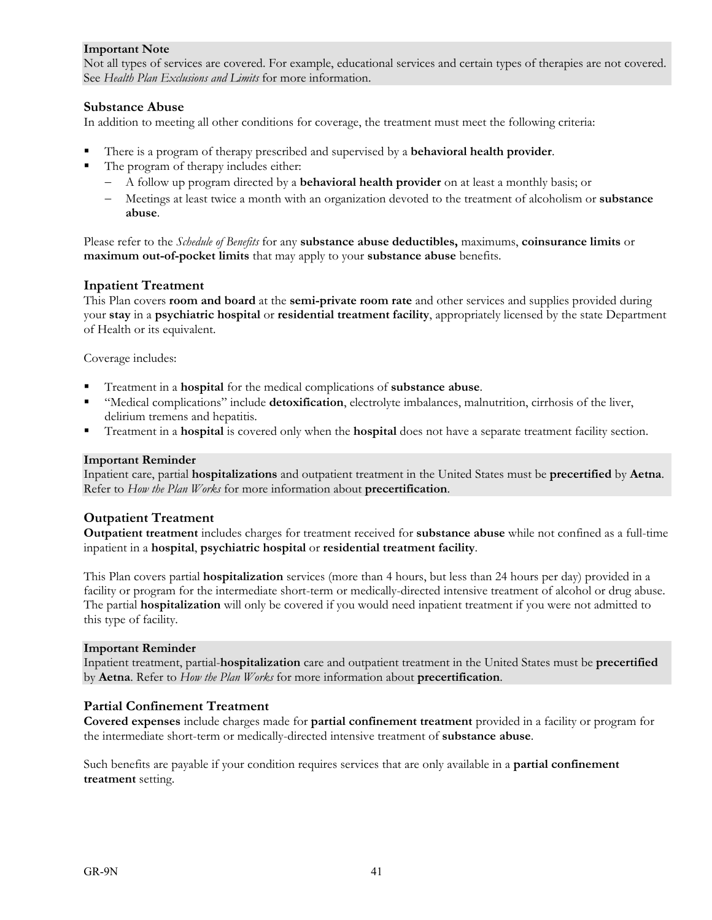**Important Note**
Not all types of services are covered. For example, educational services and certain types of therapies are not covered. See *Health Plan Exclusions and Limits* for more information.

### Substance Abuse

In addition to meeting all other conditions for coverage, the treatment must meet the following criteria:

- There is a program of therapy prescribed and supervised by a **behavioral health provider**.
- The program of therapy includes either:
  - A follow up program directed by a **behavioral health provider** on at least a monthly basis; or
  - Meetings at least twice a month with an organization devoted to the treatment of alcoholism or **substance abuse**.

Please refer to the *Schedule of Benefits* for any **substance abuse deductibles,** maximums, **coinsurance limits** or **maximum out-of-pocket limits** that may apply to your **substance abuse** benefits.

## Inpatient Treatment

This Plan covers **room and board** at the **semi-private room rate** and other services and supplies provided during your **stay** in a **psychiatric hospital** or **residential treatment facility**, appropriately licensed by the state Department of Health or its equivalent.

Coverage includes:

- Treatment in a **hospital** for the medical complications of **substance abuse**.
- "Medical complications" include **detoxification**, electrolyte imbalances, malnutrition, cirrhosis of the liver, delirium tremens and hepatitis.
- Treatment in a **hospital** is covered only when the **hospital** does not have a separate treatment facility section.

**Important Reminder**
Inpatient care, partial **hospitalizations** and outpatient treatment in the United States must be **precertified** by **Aetna**. Refer to *How the Plan Works* for more information about **precertification**.

## Outpatient Treatment

**Outpatient treatment** includes charges for treatment received for **substance abuse** while not confined as a full-time inpatient in a **hospital**, **psychiatric hospital** or **residential treatment facility**.

This Plan covers partial **hospitalization** services (more than 4 hours, but less than 24 hours per day) provided in a facility or program for the intermediate short-term or medically-directed intensive treatment of alcohol or drug abuse. The partial **hospitalization** will only be covered if you would need inpatient treatment if you were not admitted to this type of facility.

**Important Reminder**
Inpatient treatment, partial-**hospitalization** care and outpatient treatment in the United States must be **precertified** by **Aetna**. Refer to *How the Plan Works* for more information about **precertification**.

## Partial Confinement Treatment

**Covered expenses** include charges made for **partial confinement treatment** provided in a facility or program for the intermediate short-term or medically-directed intensive treatment of **substance abuse**.

Such benefits are payable if your condition requires services that are only available in a **partial confinement treatment** setting.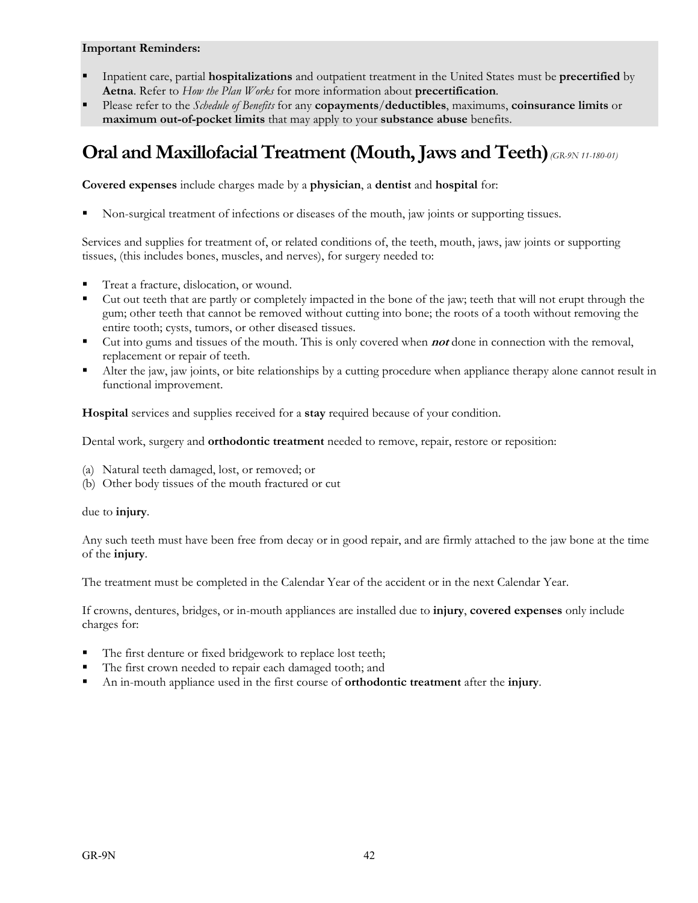**Important Reminders:**

- Inpatient care, partial **hospitalizations** and outpatient treatment in the United States must be **precertified** by **Aetna**. Refer to *How the Plan Works* for more information about **precertification**.
- Please refer to the *Schedule of Benefits* for any **copayments**/**deductibles**, maximums, **coinsurance limits** or **maximum out-of-pocket limits** that may apply to your **substance abuse** benefits.

# Oral and Maxillofacial Treatment (Mouth, Jaws and Teeth) *(GR-9N 11-180-01)*

**Covered expenses** include charges made by a **physician**, a **dentist** and **hospital** for:

- Non-surgical treatment of infections or diseases of the mouth, jaw joints or supporting tissues.

Services and supplies for treatment of, or related conditions of, the teeth, mouth, jaws, jaw joints or supporting tissues, (this includes bones, muscles, and nerves), for surgery needed to:

- Treat a fracture, dislocation, or wound.
- Cut out teeth that are partly or completely impacted in the bone of the jaw; teeth that will not erupt through the gum; other teeth that cannot be removed without cutting into bone; the roots of a tooth without removing the entire tooth; cysts, tumors, or other diseased tissues.
- Cut into gums and tissues of the mouth. This is only covered when ***not*** done in connection with the removal, replacement or repair of teeth.
- Alter the jaw, jaw joints, or bite relationships by a cutting procedure when appliance therapy alone cannot result in functional improvement.

**Hospital** services and supplies received for a **stay** required because of your condition.

Dental work, surgery and **orthodontic treatment** needed to remove, repair, restore or reposition:

(a) Natural teeth damaged, lost, or removed; or
(b) Other body tissues of the mouth fractured or cut

due to **injury**.

Any such teeth must have been free from decay or in good repair, and are firmly attached to the jaw bone at the time of the **injury**.

The treatment must be completed in the Calendar Year of the accident or in the next Calendar Year.

If crowns, dentures, bridges, or in-mouth appliances are installed due to **injury**, **covered expenses** only include charges for:

- The first denture or fixed bridgework to replace lost teeth;
- The first crown needed to repair each damaged tooth; and
- An in-mouth appliance used in the first course of **orthodontic treatment** after the **injury**.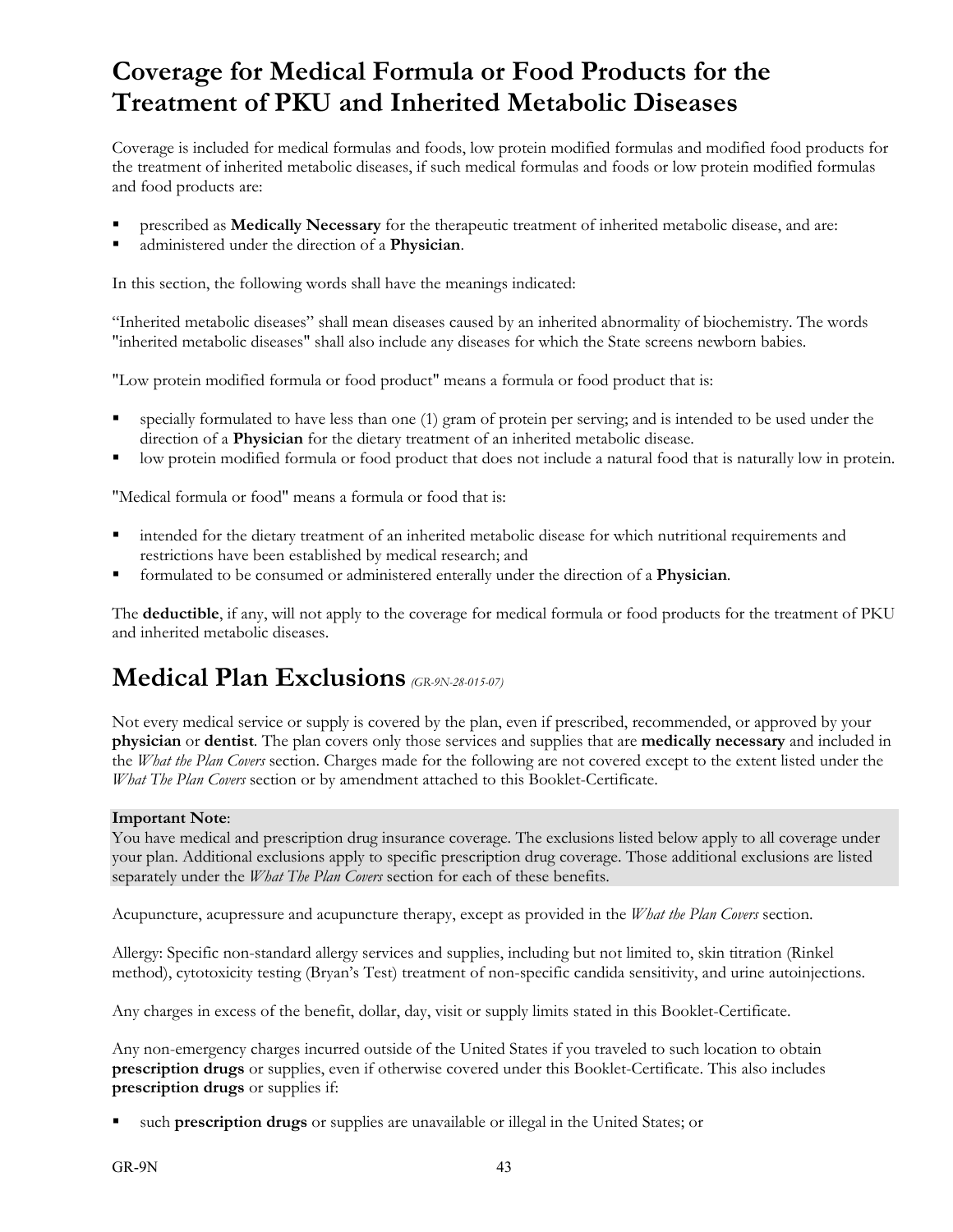## Coverage for Medical Formula or Food Products for the Treatment of PKU and Inherited Metabolic Diseases

Coverage is included for medical formulas and foods, low protein modified formulas and modified food products for the treatment of inherited metabolic diseases, if such medical formulas and foods or low protein modified formulas and food products are:

- prescribed as **Medically Necessary** for the therapeutic treatment of inherited metabolic disease, and are:
- administered under the direction of a **Physician**.

In this section, the following words shall have the meanings indicated:

"Inherited metabolic diseases" shall mean diseases caused by an inherited abnormality of biochemistry. The words "inherited metabolic diseases" shall also include any diseases for which the State screens newborn babies.

"Low protein modified formula or food product" means a formula or food product that is:

- specially formulated to have less than one (1) gram of protein per serving; and is intended to be used under the direction of a **Physician** for the dietary treatment of an inherited metabolic disease.
- low protein modified formula or food product that does not include a natural food that is naturally low in protein.

"Medical formula or food" means a formula or food that is:

- intended for the dietary treatment of an inherited metabolic disease for which nutritional requirements and restrictions have been established by medical research; and
- formulated to be consumed or administered enterally under the direction of a **Physician**.

The **deductible**, if any, will not apply to the coverage for medical formula or food products for the treatment of PKU and inherited metabolic diseases.

# Medical Plan Exclusions *(GR-9N-28-015-07)*

Not every medical service or supply is covered by the plan, even if prescribed, recommended, or approved by your **physician** or **dentist**. The plan covers only those services and supplies that are **medically necessary** and included in the *What the Plan Covers* section. Charges made for the following are not covered except to the extent listed under the *What The Plan Covers* section or by amendment attached to this Booklet-Certificate.

**Important Note**:
You have medical and prescription drug insurance coverage. The exclusions listed below apply to all coverage under your plan. Additional exclusions apply to specific prescription drug coverage. Those additional exclusions are listed separately under the *What The Plan Covers* section for each of these benefits.

Acupuncture, acupressure and acupuncture therapy, except as provided in the *What the Plan Covers* section.

Allergy: Specific non-standard allergy services and supplies, including but not limited to, skin titration (Rinkel method), cytotoxicity testing (Bryan's Test) treatment of non-specific candida sensitivity, and urine autoinjections.

Any charges in excess of the benefit, dollar, day, visit or supply limits stated in this Booklet-Certificate.

Any non-emergency charges incurred outside of the United States if you traveled to such location to obtain **prescription drugs** or supplies, even if otherwise covered under this Booklet-Certificate. This also includes **prescription drugs** or supplies if:

- such **prescription drugs** or supplies are unavailable or illegal in the United States; or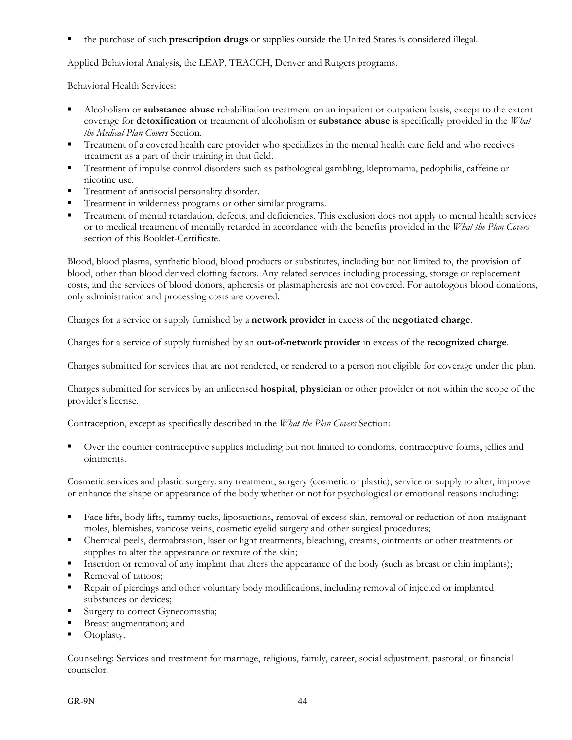- the purchase of such **prescription drugs** or supplies outside the United States is considered illegal.

Applied Behavioral Analysis, the LEAP, TEACCH, Denver and Rutgers programs.

Behavioral Health Services:

- Alcoholism or **substance abuse** rehabilitation treatment on an inpatient or outpatient basis, except to the extent coverage for **detoxification** or treatment of alcoholism or **substance abuse** is specifically provided in the *What the Medical Plan Covers* Section.
- Treatment of a covered health care provider who specializes in the mental health care field and who receives treatment as a part of their training in that field.
- Treatment of impulse control disorders such as pathological gambling, kleptomania, pedophilia, caffeine or nicotine use.
- Treatment of antisocial personality disorder.
- Treatment in wilderness programs or other similar programs.
- Treatment of mental retardation, defects, and deficiencies. This exclusion does not apply to mental health services or to medical treatment of mentally retarded in accordance with the benefits provided in the *What the Plan Covers* section of this Booklet-Certificate.

Blood, blood plasma, synthetic blood, blood products or substitutes, including but not limited to, the provision of blood, other than blood derived clotting factors. Any related services including processing, storage or replacement costs, and the services of blood donors, apheresis or plasmapheresis are not covered. For autologous blood donations, only administration and processing costs are covered.

Charges for a service or supply furnished by a **network provider** in excess of the **negotiated charge**.

Charges for a service of supply furnished by an **out-of-network provider** in excess of the **recognized charge**.

Charges submitted for services that are not rendered, or rendered to a person not eligible for coverage under the plan.

Charges submitted for services by an unlicensed **hospital**, **physician** or other provider or not within the scope of the provider's license.

Contraception, except as specifically described in the *What the Plan Covers* Section:

- Over the counter contraceptive supplies including but not limited to condoms, contraceptive foams, jellies and ointments.

Cosmetic services and plastic surgery: any treatment, surgery (cosmetic or plastic), service or supply to alter, improve or enhance the shape or appearance of the body whether or not for psychological or emotional reasons including:

- Face lifts, body lifts, tummy tucks, liposuctions, removal of excess skin, removal or reduction of non-malignant moles, blemishes, varicose veins, cosmetic eyelid surgery and other surgical procedures;
- Chemical peels, dermabrasion, laser or light treatments, bleaching, creams, ointments or other treatments or supplies to alter the appearance or texture of the skin;
- Insertion or removal of any implant that alters the appearance of the body (such as breast or chin implants);
- Removal of tattoos;
- Repair of piercings and other voluntary body modifications, including removal of injected or implanted substances or devices;
- Surgery to correct Gynecomastia;
- Breast augmentation; and
- Otoplasty.

Counseling: Services and treatment for marriage, religious, family, career, social adjustment, pastoral, or financial counselor.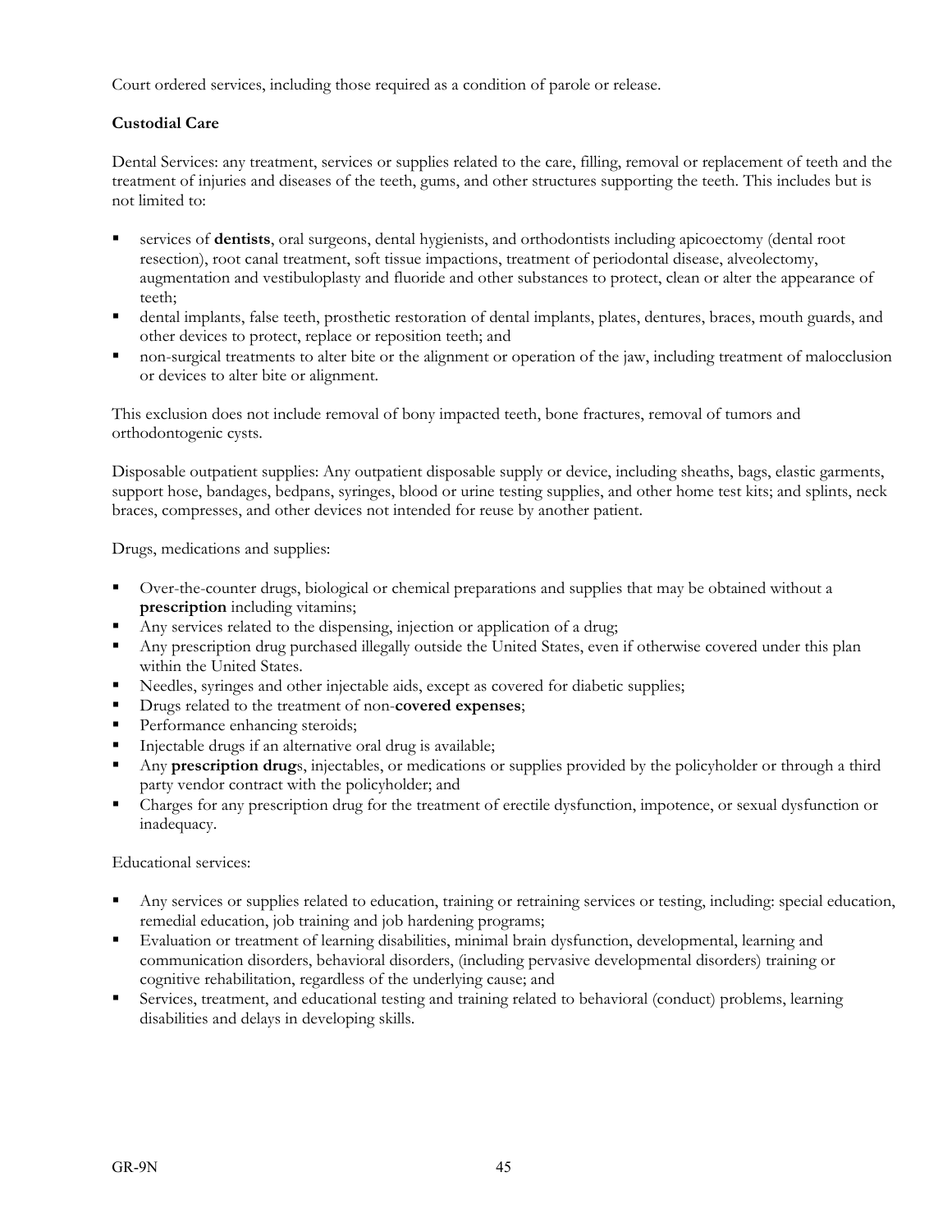Court ordered services, including those required as a condition of parole or release.

**Custodial Care**

Dental Services: any treatment, services or supplies related to the care, filling, removal or replacement of teeth and the treatment of injuries and diseases of the teeth, gums, and other structures supporting the teeth. This includes but is not limited to:

- services of **dentists**, oral surgeons, dental hygienists, and orthodontists including apicoectomy (dental root resection), root canal treatment, soft tissue impactions, treatment of periodontal disease, alveolectomy, augmentation and vestibuloplasty and fluoride and other substances to protect, clean or alter the appearance of teeth;
- dental implants, false teeth, prosthetic restoration of dental implants, plates, dentures, braces, mouth guards, and other devices to protect, replace or reposition teeth; and
- non-surgical treatments to alter bite or the alignment or operation of the jaw, including treatment of malocclusion or devices to alter bite or alignment.

This exclusion does not include removal of bony impacted teeth, bone fractures, removal of tumors and orthodontogenic cysts.

Disposable outpatient supplies: Any outpatient disposable supply or device, including sheaths, bags, elastic garments, support hose, bandages, bedpans, syringes, blood or urine testing supplies, and other home test kits; and splints, neck braces, compresses, and other devices not intended for reuse by another patient.

Drugs, medications and supplies:

- Over-the-counter drugs, biological or chemical preparations and supplies that may be obtained without a **prescription** including vitamins;
- Any services related to the dispensing, injection or application of a drug;
- Any prescription drug purchased illegally outside the United States, even if otherwise covered under this plan within the United States.
- Needles, syringes and other injectable aids, except as covered for diabetic supplies;
- Drugs related to the treatment of non-**covered expenses**;
- Performance enhancing steroids;
- Injectable drugs if an alternative oral drug is available;
- Any **prescription drug**s, injectables, or medications or supplies provided by the policyholder or through a third party vendor contract with the policyholder; and
- Charges for any prescription drug for the treatment of erectile dysfunction, impotence, or sexual dysfunction or inadequacy.

Educational services:

- Any services or supplies related to education, training or retraining services or testing, including: special education, remedial education, job training and job hardening programs;
- Evaluation or treatment of learning disabilities, minimal brain dysfunction, developmental, learning and communication disorders, behavioral disorders, (including pervasive developmental disorders) training or cognitive rehabilitation, regardless of the underlying cause; and
- Services, treatment, and educational testing and training related to behavioral (conduct) problems, learning disabilities and delays in developing skills.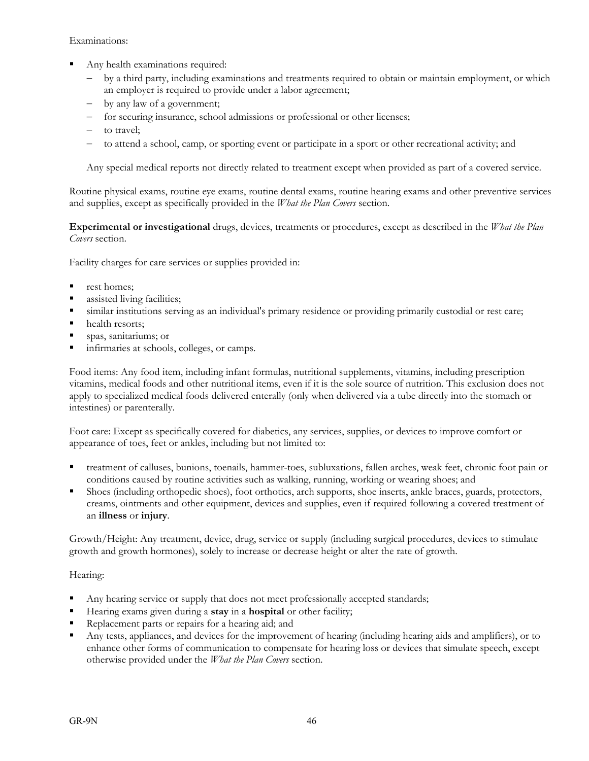Examinations:

- Any health examinations required:
  - by a third party, including examinations and treatments required to obtain or maintain employment, or which an employer is required to provide under a labor agreement;
  - by any law of a government;
  - for securing insurance, school admissions or professional or other licenses;
  - to travel;
  - to attend a school, camp, or sporting event or participate in a sport or other recreational activity; and

  Any special medical reports not directly related to treatment except when provided as part of a covered service.

Routine physical exams, routine eye exams, routine dental exams, routine hearing exams and other preventive services and supplies, except as specifically provided in the *What the Plan Covers* section.

**Experimental or investigational** drugs, devices, treatments or procedures, except as described in the *What the Plan Covers* section.

Facility charges for care services or supplies provided in:

- rest homes;
- assisted living facilities;
- similar institutions serving as an individual's primary residence or providing primarily custodial or rest care;
- health resorts;
- spas, sanitariums; or
- infirmaries at schools, colleges, or camps.

Food items: Any food item, including infant formulas, nutritional supplements, vitamins, including prescription vitamins, medical foods and other nutritional items, even if it is the sole source of nutrition. This exclusion does not apply to specialized medical foods delivered enterally (only when delivered via a tube directly into the stomach or intestines) or parenterally.

Foot care: Except as specifically covered for diabetics, any services, supplies, or devices to improve comfort or appearance of toes, feet or ankles, including but not limited to:

- treatment of calluses, bunions, toenails, hammer-toes, subluxations, fallen arches, weak feet, chronic foot pain or conditions caused by routine activities such as walking, running, working or wearing shoes; and
- Shoes (including orthopedic shoes), foot orthotics, arch supports, shoe inserts, ankle braces, guards, protectors, creams, ointments and other equipment, devices and supplies, even if required following a covered treatment of an **illness** or **injury**.

Growth/Height: Any treatment, device, drug, service or supply (including surgical procedures, devices to stimulate growth and growth hormones), solely to increase or decrease height or alter the rate of growth.

Hearing:

- Any hearing service or supply that does not meet professionally accepted standards;
- Hearing exams given during a **stay** in a **hospital** or other facility;
- Replacement parts or repairs for a hearing aid; and
- Any tests, appliances, and devices for the improvement of hearing (including hearing aids and amplifiers), or to enhance other forms of communication to compensate for hearing loss or devices that simulate speech, except otherwise provided under the *What the Plan Covers* section.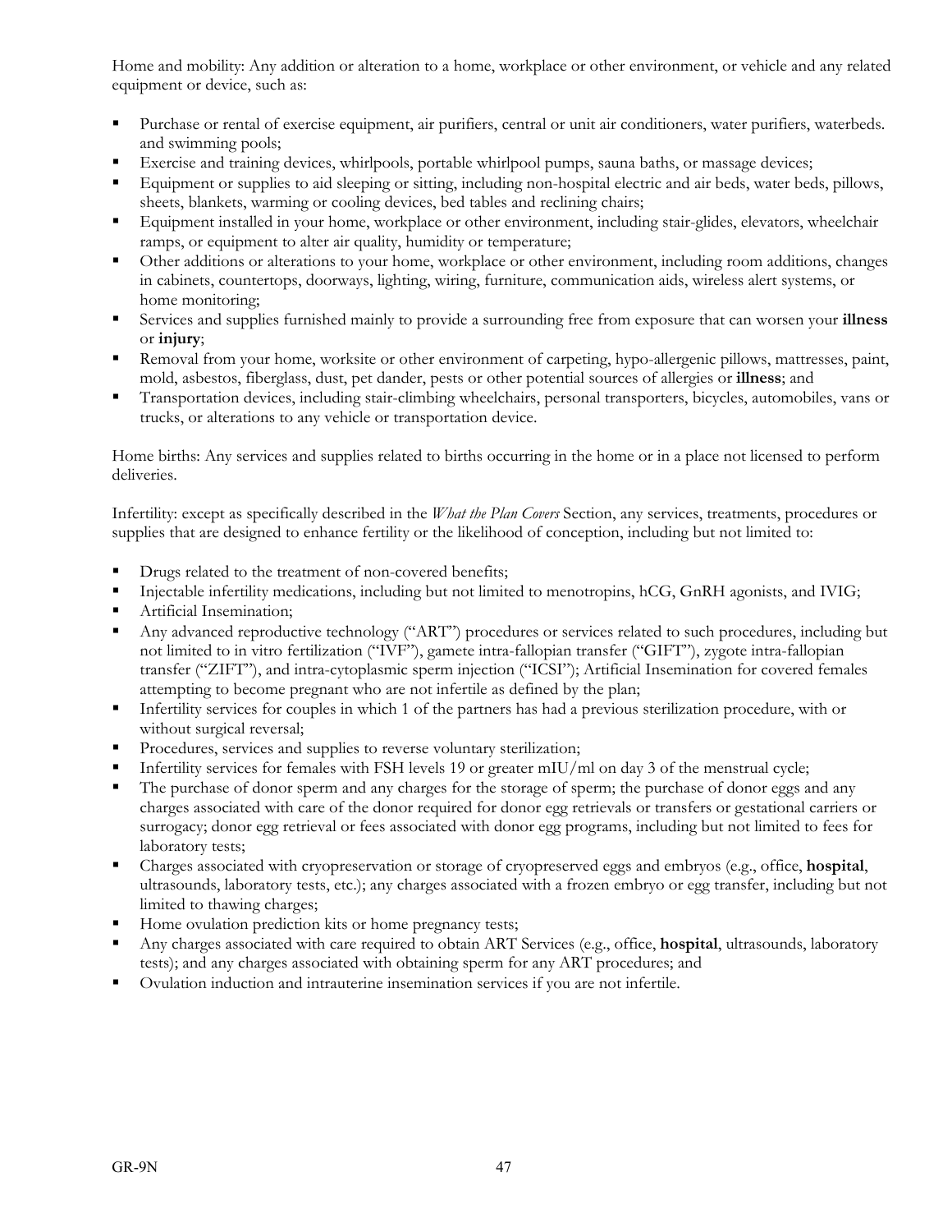Home and mobility: Any addition or alteration to a home, workplace or other environment, or vehicle and any related equipment or device, such as:

- Purchase or rental of exercise equipment, air purifiers, central or unit air conditioners, water purifiers, waterbeds. and swimming pools;
- Exercise and training devices, whirlpools, portable whirlpool pumps, sauna baths, or massage devices;
- Equipment or supplies to aid sleeping or sitting, including non-hospital electric and air beds, water beds, pillows, sheets, blankets, warming or cooling devices, bed tables and reclining chairs;
- Equipment installed in your home, workplace or other environment, including stair-glides, elevators, wheelchair ramps, or equipment to alter air quality, humidity or temperature;
- Other additions or alterations to your home, workplace or other environment, including room additions, changes in cabinets, countertops, doorways, lighting, wiring, furniture, communication aids, wireless alert systems, or home monitoring;
- Services and supplies furnished mainly to provide a surrounding free from exposure that can worsen your **illness** or **injury**;
- Removal from your home, worksite or other environment of carpeting, hypo-allergenic pillows, mattresses, paint, mold, asbestos, fiberglass, dust, pet dander, pests or other potential sources of allergies or **illness**; and
- Transportation devices, including stair-climbing wheelchairs, personal transporters, bicycles, automobiles, vans or trucks, or alterations to any vehicle or transportation device.

Home births: Any services and supplies related to births occurring in the home or in a place not licensed to perform deliveries.

Infertility: except as specifically described in the *What the Plan Covers* Section, any services, treatments, procedures or supplies that are designed to enhance fertility or the likelihood of conception, including but not limited to:

- Drugs related to the treatment of non-covered benefits;
- Injectable infertility medications, including but not limited to menotropins, hCG, GnRH agonists, and IVIG;
- Artificial Insemination;
- Any advanced reproductive technology ("ART") procedures or services related to such procedures, including but not limited to in vitro fertilization ("IVF"), gamete intra-fallopian transfer ("GIFT"), zygote intra-fallopian transfer ("ZIFT"), and intra-cytoplasmic sperm injection ("ICSI"); Artificial Insemination for covered females attempting to become pregnant who are not infertile as defined by the plan;
- Infertility services for couples in which 1 of the partners has had a previous sterilization procedure, with or without surgical reversal;
- Procedures, services and supplies to reverse voluntary sterilization;
- Infertility services for females with FSH levels 19 or greater mIU/ml on day 3 of the menstrual cycle;
- The purchase of donor sperm and any charges for the storage of sperm; the purchase of donor eggs and any charges associated with care of the donor required for donor egg retrievals or transfers or gestational carriers or surrogacy; donor egg retrieval or fees associated with donor egg programs, including but not limited to fees for laboratory tests;
- Charges associated with cryopreservation or storage of cryopreserved eggs and embryos (e.g., office, **hospital**, ultrasounds, laboratory tests, etc.); any charges associated with a frozen embryo or egg transfer, including but not limited to thawing charges;
- Home ovulation prediction kits or home pregnancy tests;
- Any charges associated with care required to obtain ART Services (e.g., office, **hospital**, ultrasounds, laboratory tests); and any charges associated with obtaining sperm for any ART procedures; and
- Ovulation induction and intrauterine insemination services if you are not infertile.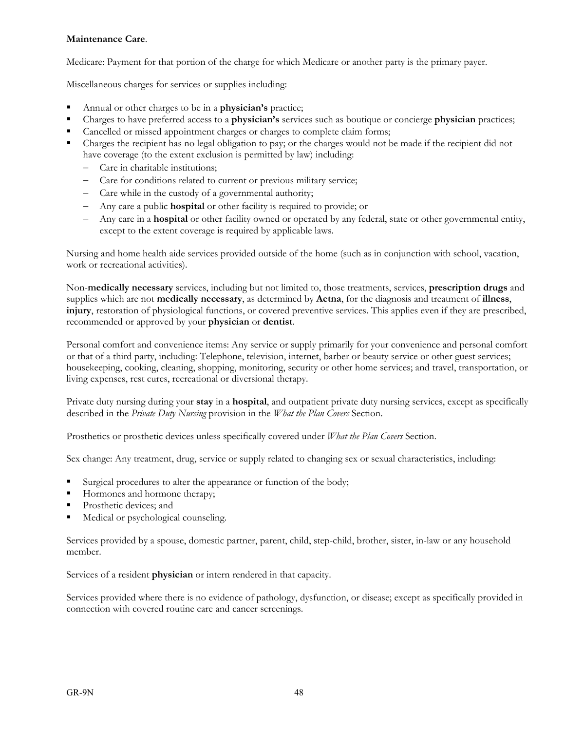**Maintenance Care**.

Medicare: Payment for that portion of the charge for which Medicare or another party is the primary payer.

Miscellaneous charges for services or supplies including:

- Annual or other charges to be in a **physician's** practice;
- Charges to have preferred access to a **physician's** services such as boutique or concierge **physician** practices;
- Cancelled or missed appointment charges or charges to complete claim forms;
- Charges the recipient has no legal obligation to pay; or the charges would not be made if the recipient did not have coverage (to the extent exclusion is permitted by law) including:
  - Care in charitable institutions;
  - Care for conditions related to current or previous military service;
  - Care while in the custody of a governmental authority;
  - Any care a public **hospital** or other facility is required to provide; or
  - Any care in a **hospital** or other facility owned or operated by any federal, state or other governmental entity, except to the extent coverage is required by applicable laws.

Nursing and home health aide services provided outside of the home (such as in conjunction with school, vacation, work or recreational activities).

Non-**medically necessary** services, including but not limited to, those treatments, services, **prescription drugs** and supplies which are not **medically necessary**, as determined by **Aetna**, for the diagnosis and treatment of **illness**, **injury**, restoration of physiological functions, or covered preventive services. This applies even if they are prescribed, recommended or approved by your **physician** or **dentist**.

Personal comfort and convenience items: Any service or supply primarily for your convenience and personal comfort or that of a third party, including: Telephone, television, internet, barber or beauty service or other guest services; housekeeping, cooking, cleaning, shopping, monitoring, security or other home services; and travel, transportation, or living expenses, rest cures, recreational or diversional therapy.

Private duty nursing during your **stay** in a **hospital**, and outpatient private duty nursing services, except as specifically described in the *Private Duty Nursing* provision in the *What the Plan Covers* Section.

Prosthetics or prosthetic devices unless specifically covered under *What the Plan Covers* Section.

Sex change: Any treatment, drug, service or supply related to changing sex or sexual characteristics, including:

- Surgical procedures to alter the appearance or function of the body;
- Hormones and hormone therapy;
- Prosthetic devices; and
- Medical or psychological counseling.

Services provided by a spouse, domestic partner, parent, child, step-child, brother, sister, in-law or any household member.

Services of a resident **physician** or intern rendered in that capacity.

Services provided where there is no evidence of pathology, dysfunction, or disease; except as specifically provided in connection with covered routine care and cancer screenings.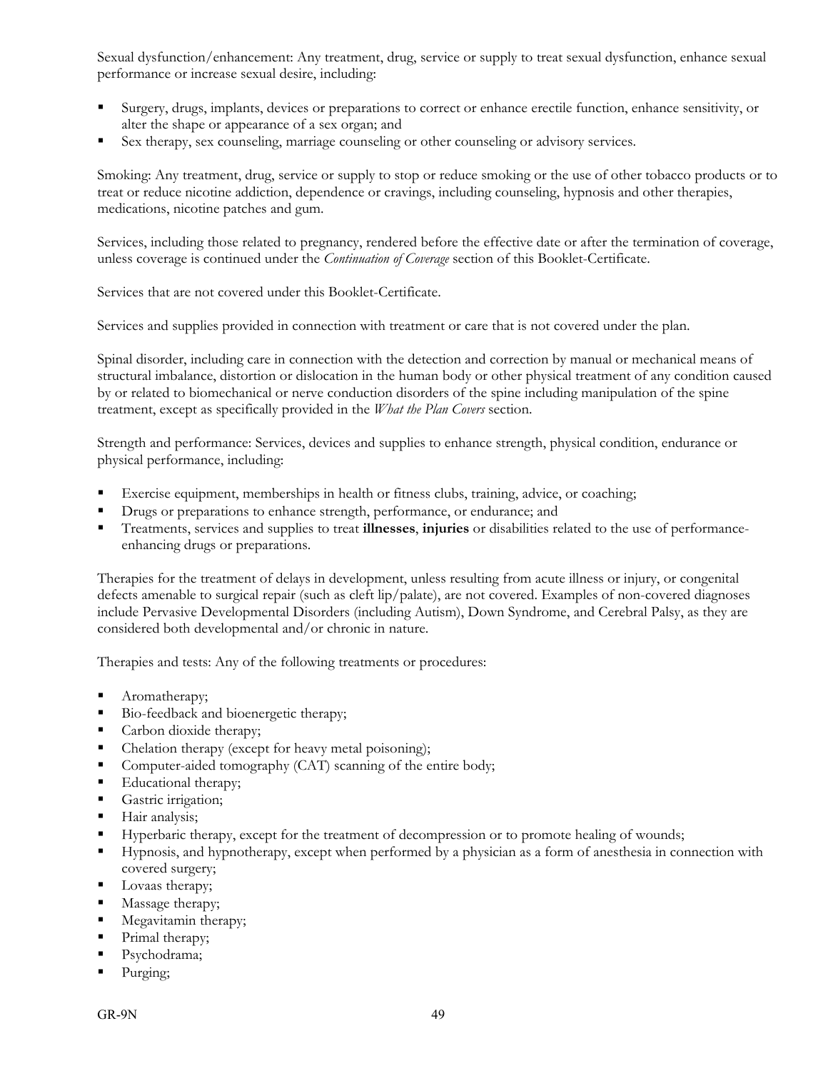Sexual dysfunction/enhancement: Any treatment, drug, service or supply to treat sexual dysfunction, enhance sexual performance or increase sexual desire, including:

- Surgery, drugs, implants, devices or preparations to correct or enhance erectile function, enhance sensitivity, or alter the shape or appearance of a sex organ; and
- Sex therapy, sex counseling, marriage counseling or other counseling or advisory services.

Smoking: Any treatment, drug, service or supply to stop or reduce smoking or the use of other tobacco products or to treat or reduce nicotine addiction, dependence or cravings, including counseling, hypnosis and other therapies, medications, nicotine patches and gum.

Services, including those related to pregnancy, rendered before the effective date or after the termination of coverage, unless coverage is continued under the *Continuation of Coverage* section of this Booklet-Certificate.

Services that are not covered under this Booklet-Certificate.

Services and supplies provided in connection with treatment or care that is not covered under the plan.

Spinal disorder, including care in connection with the detection and correction by manual or mechanical means of structural imbalance, distortion or dislocation in the human body or other physical treatment of any condition caused by or related to biomechanical or nerve conduction disorders of the spine including manipulation of the spine treatment, except as specifically provided in the *What the Plan Covers* section.

Strength and performance: Services, devices and supplies to enhance strength, physical condition, endurance or physical performance, including:

- Exercise equipment, memberships in health or fitness clubs, training, advice, or coaching;
- Drugs or preparations to enhance strength, performance, or endurance; and
- Treatments, services and supplies to treat **illnesses**, **injuries** or disabilities related to the use of performance-enhancing drugs or preparations.

Therapies for the treatment of delays in development, unless resulting from acute illness or injury, or congenital defects amenable to surgical repair (such as cleft lip/palate), are not covered. Examples of non-covered diagnoses include Pervasive Developmental Disorders (including Autism), Down Syndrome, and Cerebral Palsy, as they are considered both developmental and/or chronic in nature.

Therapies and tests: Any of the following treatments or procedures:

- Aromatherapy;
- Bio-feedback and bioenergetic therapy;
- Carbon dioxide therapy;
- Chelation therapy (except for heavy metal poisoning);
- Computer-aided tomography (CAT) scanning of the entire body;
- Educational therapy;
- Gastric irrigation;
- Hair analysis;
- Hyperbaric therapy, except for the treatment of decompression or to promote healing of wounds;
- Hypnosis, and hypnotherapy, except when performed by a physician as a form of anesthesia in connection with covered surgery;
- Lovaas therapy;
- Massage therapy;
- Megavitamin therapy;
- Primal therapy;
- Psychodrama;
- Purging;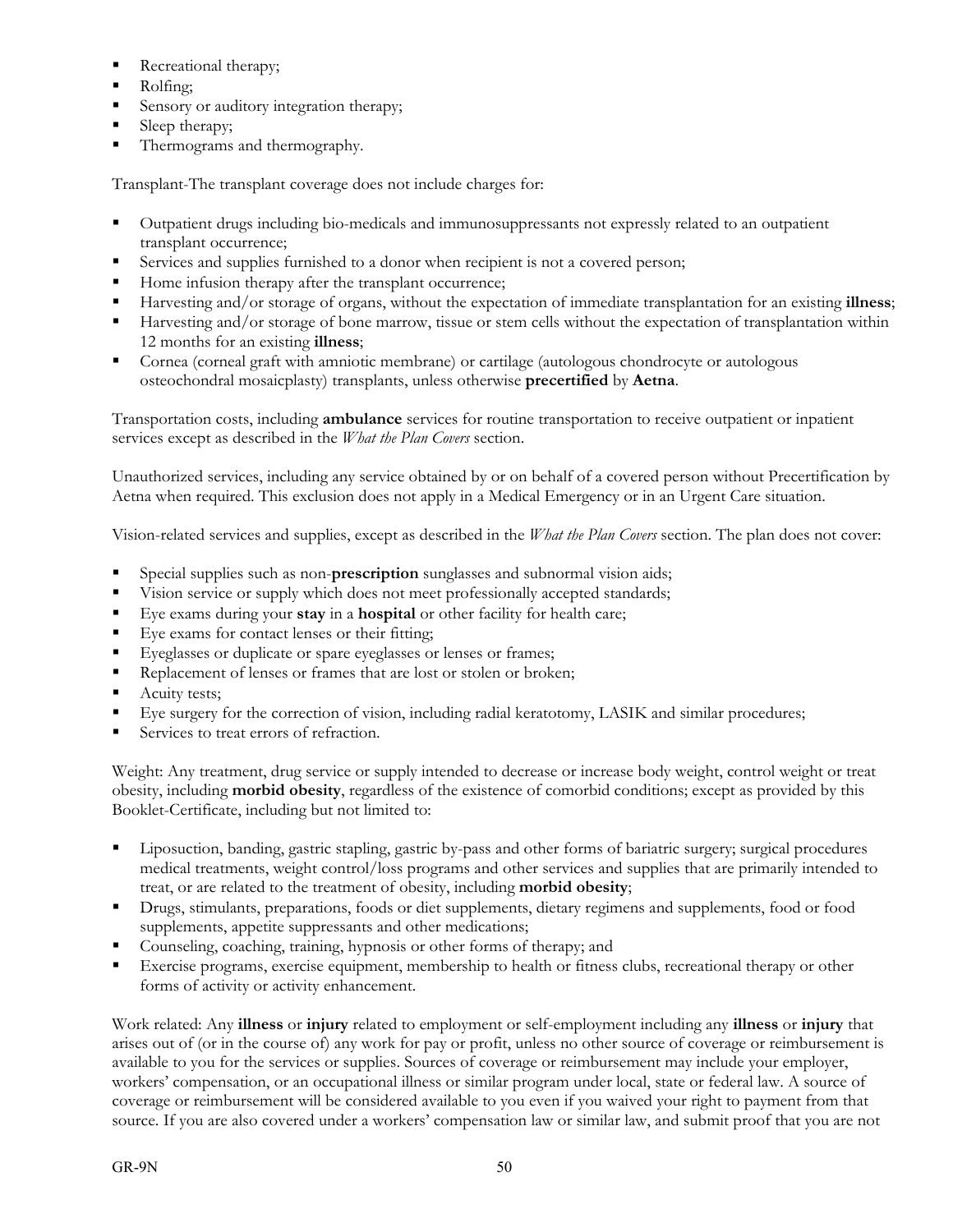- Recreational therapy;
- Rolfing;
- Sensory or auditory integration therapy;
- Sleep therapy;
- Thermograms and thermography.

Transplant-The transplant coverage does not include charges for:

- Outpatient drugs including bio-medicals and immunosuppressants not expressly related to an outpatient transplant occurrence;
- Services and supplies furnished to a donor when recipient is not a covered person;
- Home infusion therapy after the transplant occurrence;
- Harvesting and/or storage of organs, without the expectation of immediate transplantation for an existing **illness**;
- Harvesting and/or storage of bone marrow, tissue or stem cells without the expectation of transplantation within 12 months for an existing **illness**;
- Cornea (corneal graft with amniotic membrane) or cartilage (autologous chondrocyte or autologous osteochondral mosaicplasty) transplants, unless otherwise **precertified** by **Aetna**.

Transportation costs, including **ambulance** services for routine transportation to receive outpatient or inpatient services except as described in the *What the Plan Covers* section.

Unauthorized services, including any service obtained by or on behalf of a covered person without Precertification by Aetna when required. This exclusion does not apply in a Medical Emergency or in an Urgent Care situation.

Vision-related services and supplies, except as described in the *What the Plan Covers* section. The plan does not cover:

- Special supplies such as non-**prescription** sunglasses and subnormal vision aids;
- Vision service or supply which does not meet professionally accepted standards;
- Eye exams during your **stay** in a **hospital** or other facility for health care;
- Eye exams for contact lenses or their fitting;
- Eyeglasses or duplicate or spare eyeglasses or lenses or frames;
- Replacement of lenses or frames that are lost or stolen or broken;
- Acuity tests;
- Eye surgery for the correction of vision, including radial keratotomy, LASIK and similar procedures;
- Services to treat errors of refraction.

Weight: Any treatment, drug service or supply intended to decrease or increase body weight, control weight or treat obesity, including **morbid obesity**, regardless of the existence of comorbid conditions; except as provided by this Booklet-Certificate, including but not limited to:

- Liposuction, banding, gastric stapling, gastric by-pass and other forms of bariatric surgery; surgical procedures medical treatments, weight control/loss programs and other services and supplies that are primarily intended to treat, or are related to the treatment of obesity, including **morbid obesity**;
- Drugs, stimulants, preparations, foods or diet supplements, dietary regimens and supplements, food or food supplements, appetite suppressants and other medications;
- Counseling, coaching, training, hypnosis or other forms of therapy; and
- Exercise programs, exercise equipment, membership to health or fitness clubs, recreational therapy or other forms of activity or activity enhancement.

Work related: Any **illness** or **injury** related to employment or self-employment including any **illness** or **injury** that arises out of (or in the course of) any work for pay or profit, unless no other source of coverage or reimbursement is available to you for the services or supplies. Sources of coverage or reimbursement may include your employer, workers' compensation, or an occupational illness or similar program under local, state or federal law. A source of coverage or reimbursement will be considered available to you even if you waived your right to payment from that source. If you are also covered under a workers' compensation law or similar law, and submit proof that you are not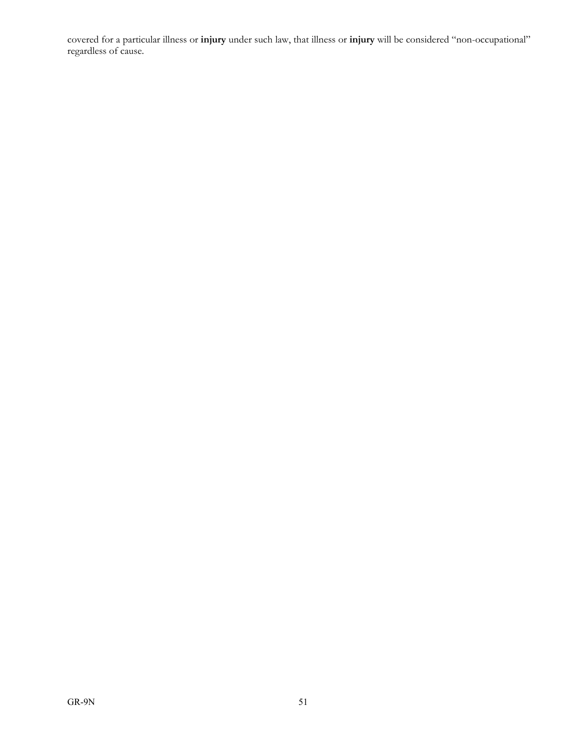covered for a particular illness or **injury** under such law, that illness or **injury** will be considered "non-occupational" regardless of cause.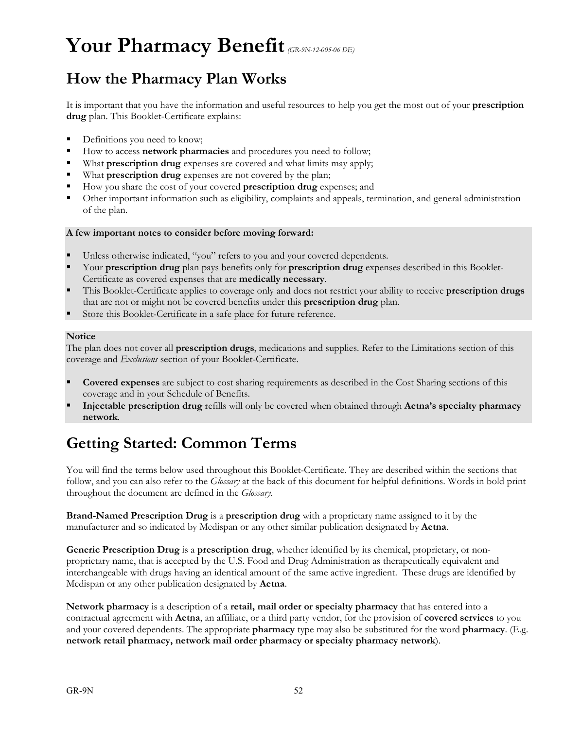# Your Pharmacy Benefit *(GR-9N-12-005-06 DE)*

## How the Pharmacy Plan Works

It is important that you have the information and useful resources to help you get the most out of your **prescription drug** plan. This Booklet-Certificate explains:

- Definitions you need to know;
- How to access **network pharmacies** and procedures you need to follow;
- What **prescription drug** expenses are covered and what limits may apply;
- What **prescription drug** expenses are not covered by the plan;
- How you share the cost of your covered **prescription drug** expenses; and
- Other important information such as eligibility, complaints and appeals, termination, and general administration of the plan.

**A few important notes to consider before moving forward:**

- Unless otherwise indicated, "you" refers to you and your covered dependents.
- Your **prescription drug** plan pays benefits only for **prescription drug** expenses described in this Booklet-Certificate as covered expenses that are **medically necessary**.
- This Booklet-Certificate applies to coverage only and does not restrict your ability to receive **prescription drugs** that are not or might not be covered benefits under this **prescription drug** plan.
- Store this Booklet-Certificate in a safe place for future reference.

**Notice**
The plan does not cover all **prescription drugs**, medications and supplies. Refer to the Limitations section of this coverage and *Exclusions* section of your Booklet-Certificate.

- **Covered expenses** are subject to cost sharing requirements as described in the Cost Sharing sections of this coverage and in your Schedule of Benefits.
- **Injectable prescription drug** refills will only be covered when obtained through **Aetna's specialty pharmacy network**.

## Getting Started: Common Terms

You will find the terms below used throughout this Booklet-Certificate. They are described within the sections that follow, and you can also refer to the *Glossary* at the back of this document for helpful definitions. Words in bold print throughout the document are defined in the *Glossary*.

**Brand-Named Prescription Drug** is a **prescription drug** with a proprietary name assigned to it by the manufacturer and so indicated by Medispan or any other similar publication designated by **Aetna**.

**Generic Prescription Drug** is a **prescription drug**, whether identified by its chemical, proprietary, or non-proprietary name, that is accepted by the U.S. Food and Drug Administration as therapeutically equivalent and interchangeable with drugs having an identical amount of the same active ingredient. These drugs are identified by Medispan or any other publication designated by **Aetna**.

**Network pharmacy** is a description of a **retail, mail order or specialty pharmacy** that has entered into a contractual agreement with **Aetna**, an affiliate, or a third party vendor, for the provision of **covered services** to you and your covered dependents. The appropriate **pharmacy** type may also be substituted for the word **pharmacy**. (E.g. **network retail pharmacy, network mail order pharmacy or specialty pharmacy network**).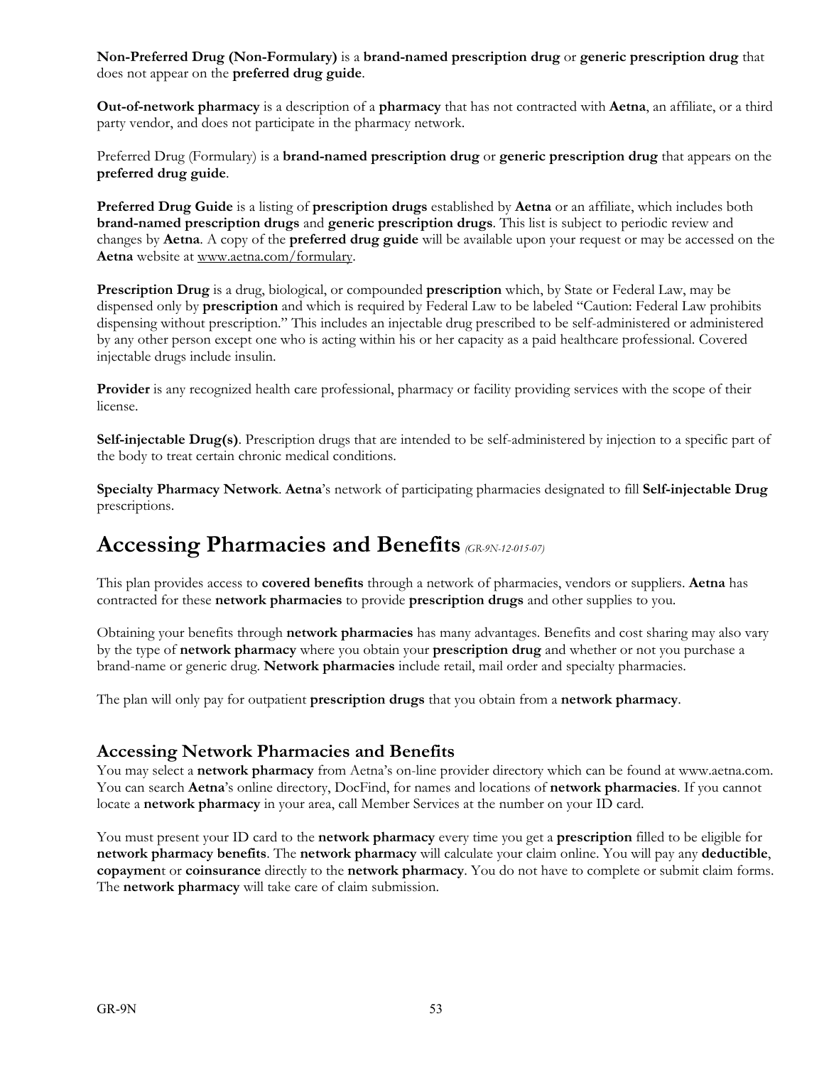**Non-Preferred Drug (Non-Formulary)** is a **brand-named prescription drug** or **generic prescription drug** that does not appear on the **preferred drug guide**.

**Out-of-network pharmacy** is a description of a **pharmacy** that has not contracted with **Aetna**, an affiliate, or a third party vendor, and does not participate in the pharmacy network.

Preferred Drug (Formulary) is a **brand-named prescription drug** or **generic prescription drug** that appears on the **preferred drug guide**.

**Preferred Drug Guide** is a listing of **prescription drugs** established by **Aetna** or an affiliate, which includes both **brand-named prescription drugs** and **generic prescription drugs**. This list is subject to periodic review and changes by **Aetna**. A copy of the **preferred drug guide** will be available upon your request or may be accessed on the **Aetna** website at www.aetna.com/formulary.

**Prescription Drug** is a drug, biological, or compounded **prescription** which, by State or Federal Law, may be dispensed only by **prescription** and which is required by Federal Law to be labeled "Caution: Federal Law prohibits dispensing without prescription." This includes an injectable drug prescribed to be self-administered or administered by any other person except one who is acting within his or her capacity as a paid healthcare professional. Covered injectable drugs include insulin.

**Provider** is any recognized health care professional, pharmacy or facility providing services with the scope of their license.

**Self-injectable Drug(s)**. Prescription drugs that are intended to be self-administered by injection to a specific part of the body to treat certain chronic medical conditions.

**Specialty Pharmacy Network**. **Aetna**'s network of participating pharmacies designated to fill **Self-injectable Drug** prescriptions.

# Accessing Pharmacies and Benefits *(GR-9N-12-015-07)*

This plan provides access to **covered benefits** through a network of pharmacies, vendors or suppliers. **Aetna** has contracted for these **network pharmacies** to provide **prescription drugs** and other supplies to you.

Obtaining your benefits through **network pharmacies** has many advantages. Benefits and cost sharing may also vary by the type of **network pharmacy** where you obtain your **prescription drug** and whether or not you purchase a brand-name or generic drug. **Network pharmacies** include retail, mail order and specialty pharmacies.

The plan will only pay for outpatient **prescription drugs** that you obtain from a **network pharmacy**.

## Accessing Network Pharmacies and Benefits

You may select a **network pharmacy** from Aetna's on-line provider directory which can be found at www.aetna.com. You can search **Aetna**'s online directory, DocFind, for names and locations of **network pharmacies**. If you cannot locate a **network pharmacy** in your area, call Member Services at the number on your ID card.

You must present your ID card to the **network pharmacy** every time you get a **prescription** filled to be eligible for **network pharmacy benefits**. The **network pharmacy** will calculate your claim online. You will pay any **deductible**, **copaymen**t or **coinsurance** directly to the **network pharmacy**. You do not have to complete or submit claim forms. The **network pharmacy** will take care of claim submission.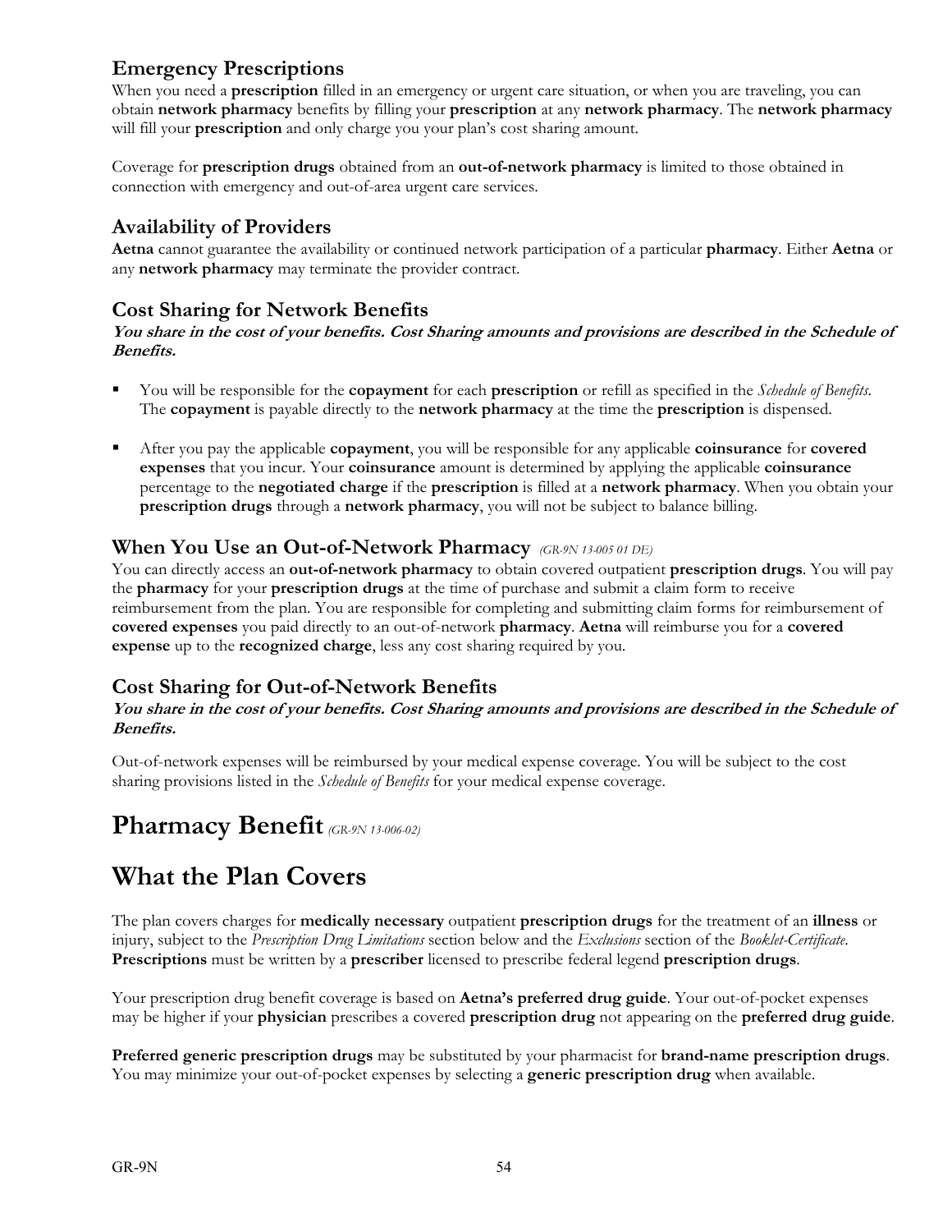### Emergency Prescriptions

When you need a **prescription** filled in an emergency or urgent care situation, or when you are traveling, you can obtain **network pharmacy** benefits by filling your **prescription** at any **network pharmacy**. The **network pharmacy** will fill your **prescription** and only charge you your plan's cost sharing amount.

Coverage for **prescription drugs** obtained from an **out-of-network pharmacy** is limited to those obtained in connection with emergency and out-of-area urgent care services.

### Availability of Providers

**Aetna** cannot guarantee the availability or continued network participation of a particular **pharmacy**. Either **Aetna** or any **network pharmacy** may terminate the provider contract.

### Cost Sharing for Network Benefits

***You share in the cost of your benefits. Cost Sharing amounts and provisions are described in the Schedule of Benefits.***

- You will be responsible for the **copayment** for each **prescription** or refill as specified in the *Schedule of Benefits*. The **copayment** is payable directly to the **network pharmacy** at the time the **prescription** is dispensed.

- After you pay the applicable **copayment**, you will be responsible for any applicable **coinsurance** for **covered expenses** that you incur. Your **coinsurance** amount is determined by applying the applicable **coinsurance** percentage to the **negotiated charge** if the **prescription** is filled at a **network pharmacy**. When you obtain your **prescription drugs** through a **network pharmacy**, you will not be subject to balance billing.

### When You Use an Out-of-Network Pharmacy *(GR-9N 13-005 01 DE)*

You can directly access an **out-of-network pharmacy** to obtain covered outpatient **prescription drugs**. You will pay the **pharmacy** for your **prescription drugs** at the time of purchase and submit a claim form to receive reimbursement from the plan. You are responsible for completing and submitting claim forms for reimbursement of **covered expenses** you paid directly to an out-of-network **pharmacy**. **Aetna** will reimburse you for a **covered expense** up to the **recognized charge**, less any cost sharing required by you.

### Cost Sharing for Out-of-Network Benefits

***You share in the cost of your benefits. Cost Sharing amounts and provisions are described in the Schedule of Benefits.***

Out-of-network expenses will be reimbursed by your medical expense coverage. You will be subject to the cost sharing provisions listed in the *Schedule of Benefits* for your medical expense coverage.

# Pharmacy Benefit *(GR-9N 13-006-02)*

# What the Plan Covers

The plan covers charges for **medically necessary** outpatient **prescription drugs** for the treatment of an **illness** or injury, subject to the *Prescription Drug Limitations* section below and the *Exclusions* section of the *Booklet-Certificate*. **Prescriptions** must be written by a **prescriber** licensed to prescribe federal legend **prescription drugs**.

Your prescription drug benefit coverage is based on **Aetna's preferred drug guide**. Your out-of-pocket expenses may be higher if your **physician** prescribes a covered **prescription drug** not appearing on the **preferred drug guide**.

**Preferred generic prescription drugs** may be substituted by your pharmacist for **brand-name prescription drugs**. You may minimize your out-of-pocket expenses by selecting a **generic prescription drug** when available.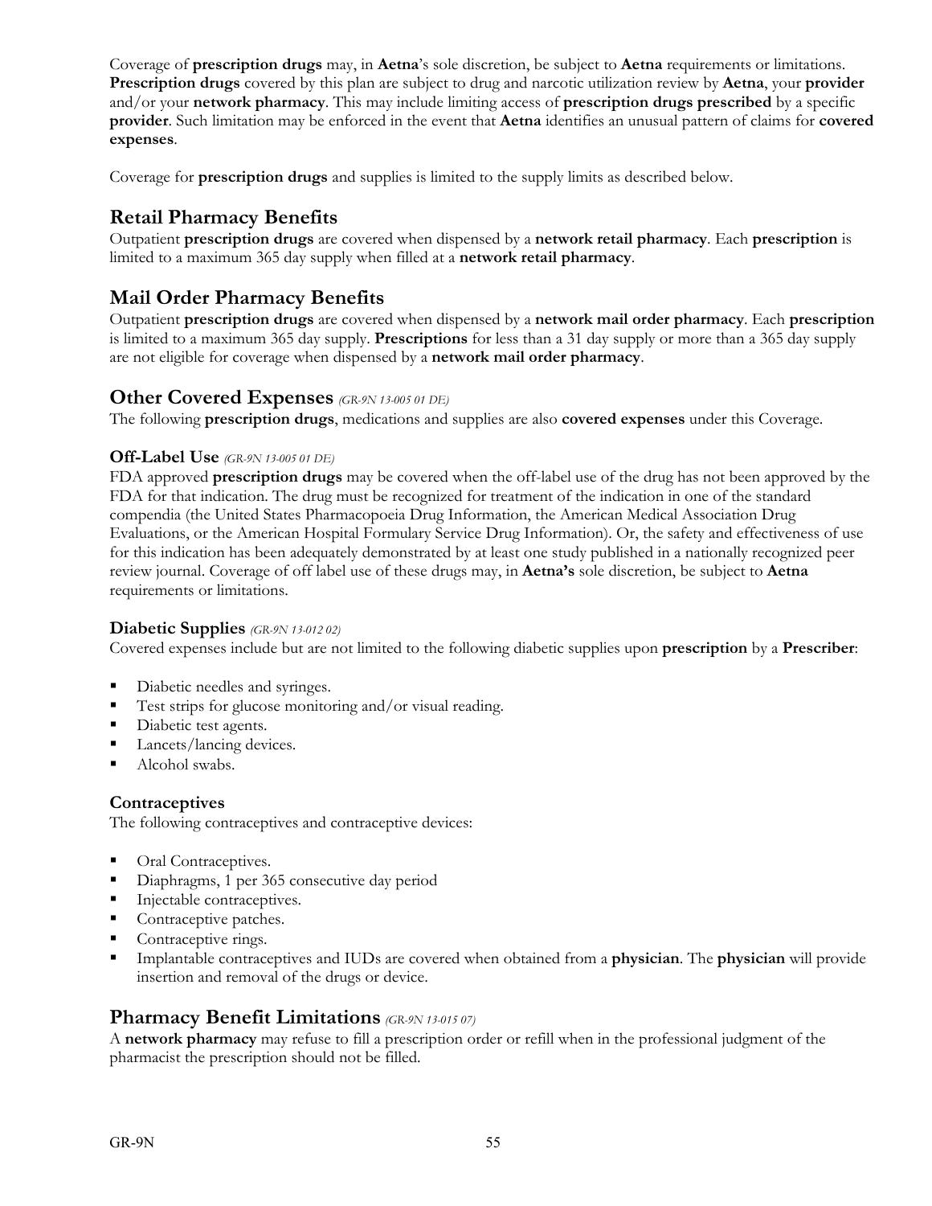Coverage of **prescription drugs** may, in **Aetna**'s sole discretion, be subject to **Aetna** requirements or limitations. **Prescription drugs** covered by this plan are subject to drug and narcotic utilization review by **Aetna**, your **provider** and/or your **network pharmacy**. This may include limiting access of **prescription drugs prescribed** by a specific **provider**. Such limitation may be enforced in the event that **Aetna** identifies an unusual pattern of claims for **covered expenses**.

Coverage for **prescription drugs** and supplies is limited to the supply limits as described below.

## Retail Pharmacy Benefits

Outpatient **prescription drugs** are covered when dispensed by a **network retail pharmacy**. Each **prescription** is limited to a maximum 365 day supply when filled at a **network retail pharmacy**.

## Mail Order Pharmacy Benefits

Outpatient **prescription drugs** are covered when dispensed by a **network mail order pharmacy**. Each **prescription** is limited to a maximum 365 day supply. **Prescriptions** for less than a 31 day supply or more than a 365 day supply are not eligible for coverage when dispensed by a **network mail order pharmacy**.

## Other Covered Expenses *(GR-9N 13-005 01 DE)*

The following **prescription drugs**, medications and supplies are also **covered expenses** under this Coverage.

### Off-Label Use *(GR-9N 13-005 01 DE)*

FDA approved **prescription drugs** may be covered when the off-label use of the drug has not been approved by the FDA for that indication. The drug must be recognized for treatment of the indication in one of the standard compendia (the United States Pharmacopoeia Drug Information, the American Medical Association Drug Evaluations, or the American Hospital Formulary Service Drug Information). Or, the safety and effectiveness of use for this indication has been adequately demonstrated by at least one study published in a nationally recognized peer review journal. Coverage of off label use of these drugs may, in **Aetna's** sole discretion, be subject to **Aetna** requirements or limitations.

### Diabetic Supplies *(GR-9N 13-012 02)*

Covered expenses include but are not limited to the following diabetic supplies upon **prescription** by a **Prescriber**:

- Diabetic needles and syringes.
- Test strips for glucose monitoring and/or visual reading.
- Diabetic test agents.
- Lancets/lancing devices.
- Alcohol swabs.

### Contraceptives

The following contraceptives and contraceptive devices:

- Oral Contraceptives.
- Diaphragms, 1 per 365 consecutive day period
- Injectable contraceptives.
- Contraceptive patches.
- Contraceptive rings.
- Implantable contraceptives and IUDs are covered when obtained from a **physician**. The **physician** will provide insertion and removal of the drugs or device.

## Pharmacy Benefit Limitations *(GR-9N 13-015 07)*

A **network pharmacy** may refuse to fill a prescription order or refill when in the professional judgment of the pharmacist the prescription should not be filled.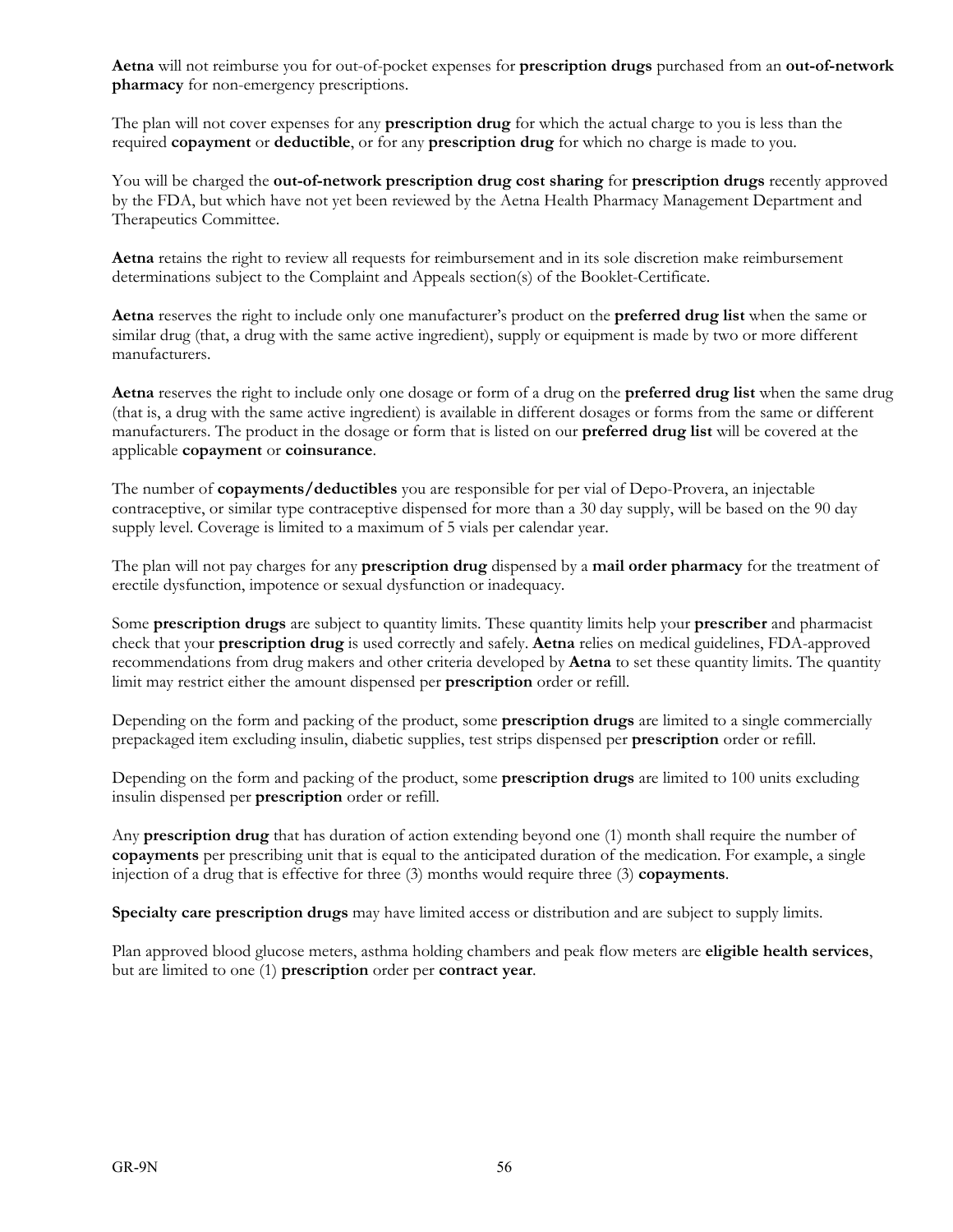**Aetna** will not reimburse you for out-of-pocket expenses for **prescription drugs** purchased from an **out-of-network pharmacy** for non-emergency prescriptions.

The plan will not cover expenses for any **prescription drug** for which the actual charge to you is less than the required **copayment** or **deductible**, or for any **prescription drug** for which no charge is made to you.

You will be charged the **out-of-network prescription drug cost sharing** for **prescription drugs** recently approved by the FDA, but which have not yet been reviewed by the Aetna Health Pharmacy Management Department and Therapeutics Committee.

**Aetna** retains the right to review all requests for reimbursement and in its sole discretion make reimbursement determinations subject to the Complaint and Appeals section(s) of the Booklet-Certificate.

**Aetna** reserves the right to include only one manufacturer's product on the **preferred drug list** when the same or similar drug (that, a drug with the same active ingredient), supply or equipment is made by two or more different manufacturers.

**Aetna** reserves the right to include only one dosage or form of a drug on the **preferred drug list** when the same drug (that is, a drug with the same active ingredient) is available in different dosages or forms from the same or different manufacturers. The product in the dosage or form that is listed on our **preferred drug list** will be covered at the applicable **copayment** or **coinsurance**.

The number of **copayments/deductibles** you are responsible for per vial of Depo-Provera, an injectable contraceptive, or similar type contraceptive dispensed for more than a 30 day supply, will be based on the 90 day supply level. Coverage is limited to a maximum of 5 vials per calendar year.

The plan will not pay charges for any **prescription drug** dispensed by a **mail order pharmacy** for the treatment of erectile dysfunction, impotence or sexual dysfunction or inadequacy.

Some **prescription drugs** are subject to quantity limits. These quantity limits help your **prescriber** and pharmacist check that your **prescription drug** is used correctly and safely. **Aetna** relies on medical guidelines, FDA-approved recommendations from drug makers and other criteria developed by **Aetna** to set these quantity limits. The quantity limit may restrict either the amount dispensed per **prescription** order or refill.

Depending on the form and packing of the product, some **prescription drugs** are limited to a single commercially prepackaged item excluding insulin, diabetic supplies, test strips dispensed per **prescription** order or refill.

Depending on the form and packing of the product, some **prescription drugs** are limited to 100 units excluding insulin dispensed per **prescription** order or refill.

Any **prescription drug** that has duration of action extending beyond one (1) month shall require the number of **copayments** per prescribing unit that is equal to the anticipated duration of the medication. For example, a single injection of a drug that is effective for three (3) months would require three (3) **copayments**.

**Specialty care prescription drugs** may have limited access or distribution and are subject to supply limits.

Plan approved blood glucose meters, asthma holding chambers and peak flow meters are **eligible health services**, but are limited to one (1) **prescription** order per **contract year**.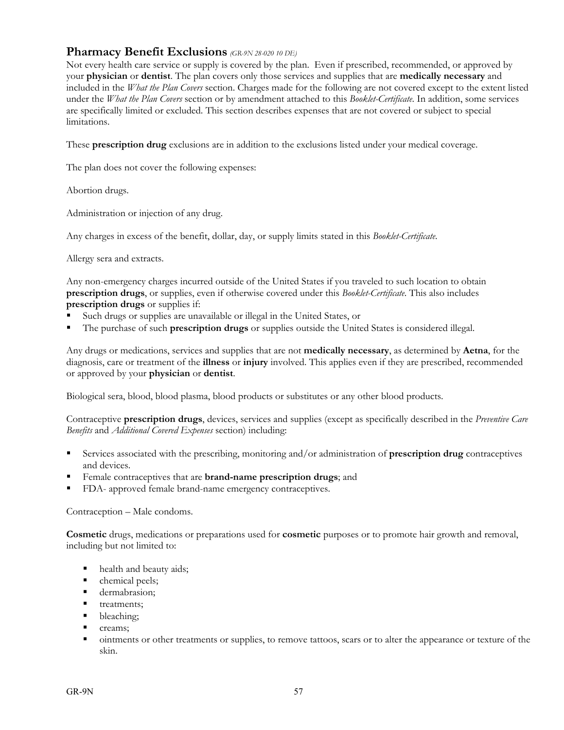## Pharmacy Benefit Exclusions *(GR-9N 28-020 10 DE)*

Not every health care service or supply is covered by the plan. Even if prescribed, recommended, or approved by your **physician** or **dentist**. The plan covers only those services and supplies that are **medically necessary** and included in the *What the Plan Covers* section. Charges made for the following are not covered except to the extent listed under the *What the Plan Covers* section or by amendment attached to this *Booklet-Certificate*. In addition, some services are specifically limited or excluded. This section describes expenses that are not covered or subject to special limitations.

These **prescription drug** exclusions are in addition to the exclusions listed under your medical coverage.

The plan does not cover the following expenses:

Abortion drugs.

Administration or injection of any drug.

Any charges in excess of the benefit, dollar, day, or supply limits stated in this *Booklet-Certificate*.

Allergy sera and extracts.

Any non-emergency charges incurred outside of the United States if you traveled to such location to obtain **prescription drugs**, or supplies, even if otherwise covered under this *Booklet-Certificate*. This also includes **prescription drugs** or supplies if:

- Such drugs or supplies are unavailable or illegal in the United States, or
- The purchase of such **prescription drugs** or supplies outside the United States is considered illegal.

Any drugs or medications, services and supplies that are not **medically necessary**, as determined by **Aetna**, for the diagnosis, care or treatment of the **illness** or **injury** involved. This applies even if they are prescribed, recommended or approved by your **physician** or **dentist**.

Biological sera, blood, blood plasma, blood products or substitutes or any other blood products.

Contraceptive **prescription drugs**, devices, services and supplies (except as specifically described in the *Preventive Care Benefits* and *Additional Covered Expenses* section) including:

- Services associated with the prescribing, monitoring and/or administration of **prescription drug** contraceptives and devices.
- Female contraceptives that are **brand-name prescription drugs**; and
- FDA- approved female brand-name emergency contraceptives.

Contraception – Male condoms.

**Cosmetic** drugs, medications or preparations used for **cosmetic** purposes or to promote hair growth and removal, including but not limited to:

- health and beauty aids;
- chemical peels;
- dermabrasion;
- treatments;
- bleaching;
- creams;
- ointments or other treatments or supplies, to remove tattoos, scars or to alter the appearance or texture of the skin.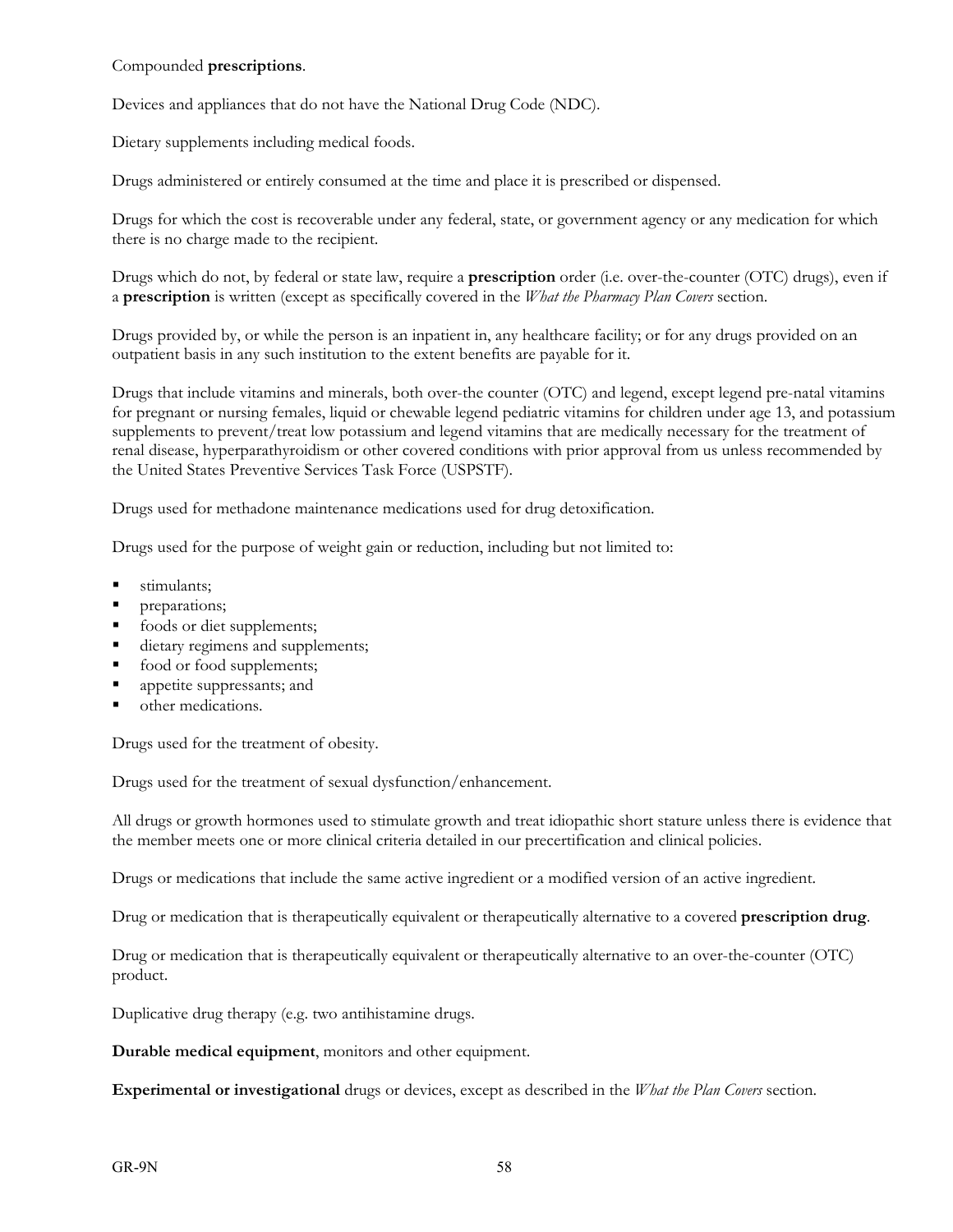Compounded **prescriptions**.

Devices and appliances that do not have the National Drug Code (NDC).

Dietary supplements including medical foods.

Drugs administered or entirely consumed at the time and place it is prescribed or dispensed.

Drugs for which the cost is recoverable under any federal, state, or government agency or any medication for which there is no charge made to the recipient.

Drugs which do not, by federal or state law, require a **prescription** order (i.e. over-the-counter (OTC) drugs), even if a **prescription** is written (except as specifically covered in the *What the Pharmacy Plan Covers* section.

Drugs provided by, or while the person is an inpatient in, any healthcare facility; or for any drugs provided on an outpatient basis in any such institution to the extent benefits are payable for it.

Drugs that include vitamins and minerals, both over-the counter (OTC) and legend, except legend pre-natal vitamins for pregnant or nursing females, liquid or chewable legend pediatric vitamins for children under age 13, and potassium supplements to prevent/treat low potassium and legend vitamins that are medically necessary for the treatment of renal disease, hyperparathyroidism or other covered conditions with prior approval from us unless recommended by the United States Preventive Services Task Force (USPSTF).

Drugs used for methadone maintenance medications used for drug detoxification.

Drugs used for the purpose of weight gain or reduction, including but not limited to:

- stimulants;
- preparations;
- foods or diet supplements;
- dietary regimens and supplements;
- food or food supplements;
- appetite suppressants; and
- other medications.

Drugs used for the treatment of obesity.

Drugs used for the treatment of sexual dysfunction/enhancement.

All drugs or growth hormones used to stimulate growth and treat idiopathic short stature unless there is evidence that the member meets one or more clinical criteria detailed in our precertification and clinical policies.

Drugs or medications that include the same active ingredient or a modified version of an active ingredient.

Drug or medication that is therapeutically equivalent or therapeutically alternative to a covered **prescription drug**.

Drug or medication that is therapeutically equivalent or therapeutically alternative to an over-the-counter (OTC) product.

Duplicative drug therapy (e.g. two antihistamine drugs.

**Durable medical equipment**, monitors and other equipment.

**Experimental or investigational** drugs or devices, except as described in the *What the Plan Covers* section.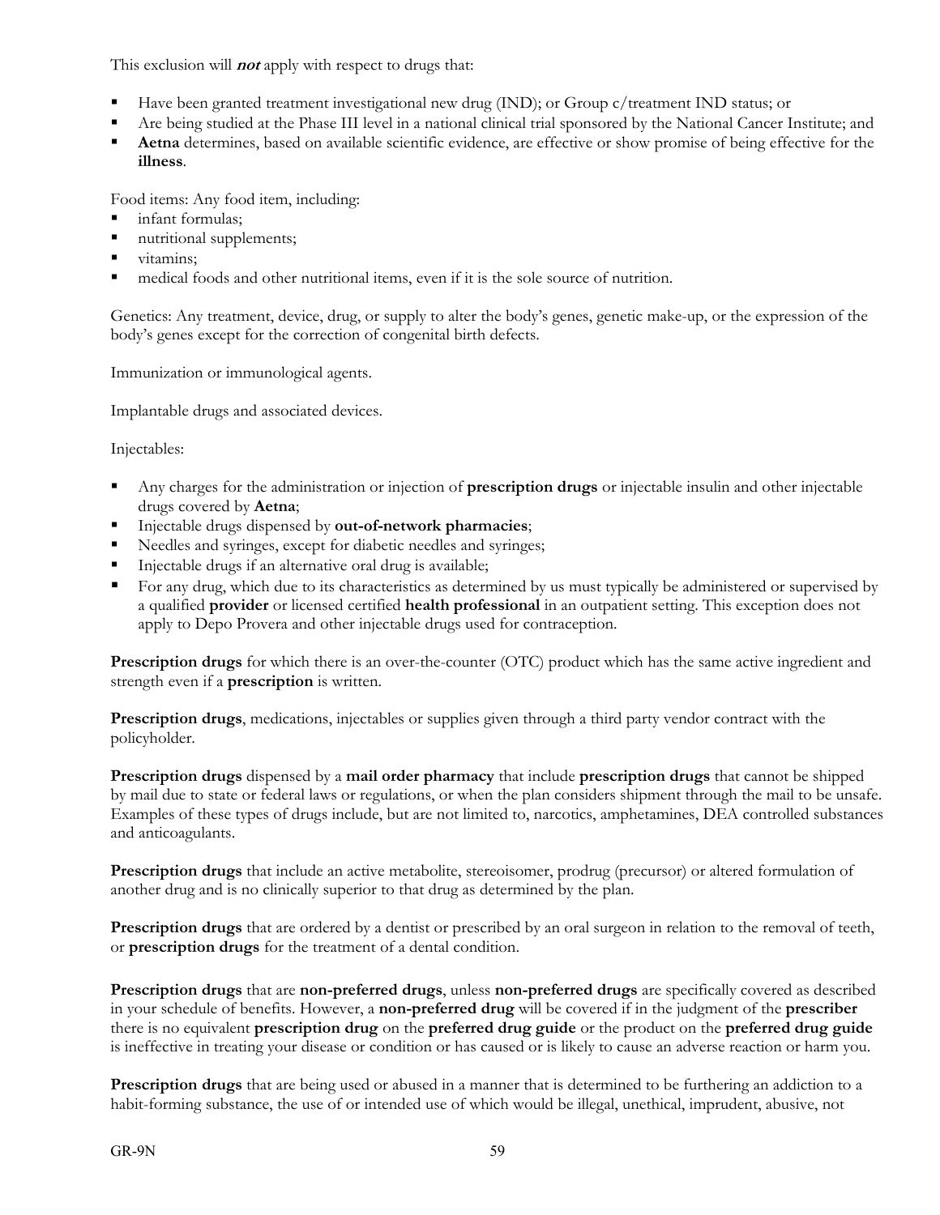This exclusion will ***not*** apply with respect to drugs that:

- Have been granted treatment investigational new drug (IND); or Group c/treatment IND status; or
- Are being studied at the Phase III level in a national clinical trial sponsored by the National Cancer Institute; and
- **Aetna** determines, based on available scientific evidence, are effective or show promise of being effective for the **illness**.

Food items: Any food item, including:

- infant formulas;
- nutritional supplements;
- vitamins;
- medical foods and other nutritional items, even if it is the sole source of nutrition.

Genetics: Any treatment, device, drug, or supply to alter the body's genes, genetic make-up, or the expression of the body's genes except for the correction of congenital birth defects.

Immunization or immunological agents.

Implantable drugs and associated devices.

Injectables:

- Any charges for the administration or injection of **prescription drugs** or injectable insulin and other injectable drugs covered by **Aetna**;
- Injectable drugs dispensed by **out-of-network pharmacies**;
- Needles and syringes, except for diabetic needles and syringes;
- Injectable drugs if an alternative oral drug is available;
- For any drug, which due to its characteristics as determined by us must typically be administered or supervised by a qualified **provider** or licensed certified **health professional** in an outpatient setting. This exception does not apply to Depo Provera and other injectable drugs used for contraception.

**Prescription drugs** for which there is an over-the-counter (OTC) product which has the same active ingredient and strength even if a **prescription** is written.

**Prescription drugs**, medications, injectables or supplies given through a third party vendor contract with the policyholder.

**Prescription drugs** dispensed by a **mail order pharmacy** that include **prescription drugs** that cannot be shipped by mail due to state or federal laws or regulations, or when the plan considers shipment through the mail to be unsafe. Examples of these types of drugs include, but are not limited to, narcotics, amphetamines, DEA controlled substances and anticoagulants.

**Prescription drugs** that include an active metabolite, stereoisomer, prodrug (precursor) or altered formulation of another drug and is no clinically superior to that drug as determined by the plan.

**Prescription drugs** that are ordered by a dentist or prescribed by an oral surgeon in relation to the removal of teeth, or **prescription drugs** for the treatment of a dental condition.

**Prescription drugs** that are **non-preferred drugs**, unless **non-preferred drugs** are specifically covered as described in your schedule of benefits. However, a **non-preferred drug** will be covered if in the judgment of the **prescriber** there is no equivalent **prescription drug** on the **preferred drug guide** or the product on the **preferred drug guide** is ineffective in treating your disease or condition or has caused or is likely to cause an adverse reaction or harm you.

**Prescription drugs** that are being used or abused in a manner that is determined to be furthering an addiction to a habit-forming substance, the use of or intended use of which would be illegal, unethical, imprudent, abusive, not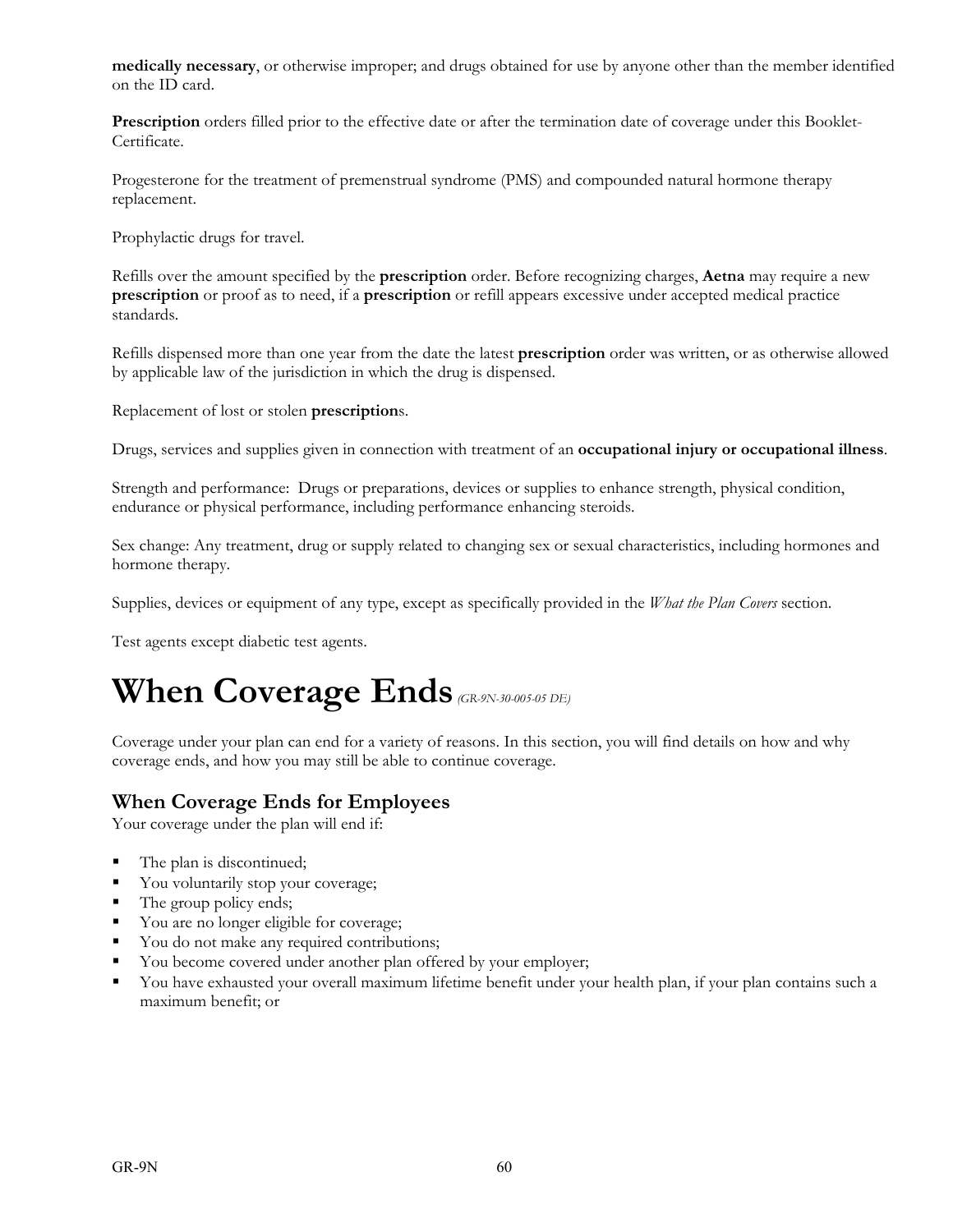**medically necessary**, or otherwise improper; and drugs obtained for use by anyone other than the member identified on the ID card.

**Prescription** orders filled prior to the effective date or after the termination date of coverage under this Booklet-Certificate.

Progesterone for the treatment of premenstrual syndrome (PMS) and compounded natural hormone therapy replacement.

Prophylactic drugs for travel.

Refills over the amount specified by the **prescription** order. Before recognizing charges, **Aetna** may require a new **prescription** or proof as to need, if a **prescription** or refill appears excessive under accepted medical practice standards.

Refills dispensed more than one year from the date the latest **prescription** order was written, or as otherwise allowed by applicable law of the jurisdiction in which the drug is dispensed.

Replacement of lost or stolen **prescription**s.

Drugs, services and supplies given in connection with treatment of an **occupational injury or occupational illness**.

Strength and performance: Drugs or preparations, devices or supplies to enhance strength, physical condition, endurance or physical performance, including performance enhancing steroids.

Sex change: Any treatment, drug or supply related to changing sex or sexual characteristics, including hormones and hormone therapy.

Supplies, devices or equipment of any type, except as specifically provided in the *What the Plan Covers* section.

Test agents except diabetic test agents.

# When Coverage Ends *(GR-9N-30-005-05 DE)*

Coverage under your plan can end for a variety of reasons. In this section, you will find details on how and why coverage ends, and how you may still be able to continue coverage.

## When Coverage Ends for Employees

Your coverage under the plan will end if:

- The plan is discontinued;
- You voluntarily stop your coverage;
- The group policy ends;
- You are no longer eligible for coverage;
- You do not make any required contributions;
- You become covered under another plan offered by your employer;
- You have exhausted your overall maximum lifetime benefit under your health plan, if your plan contains such a maximum benefit; or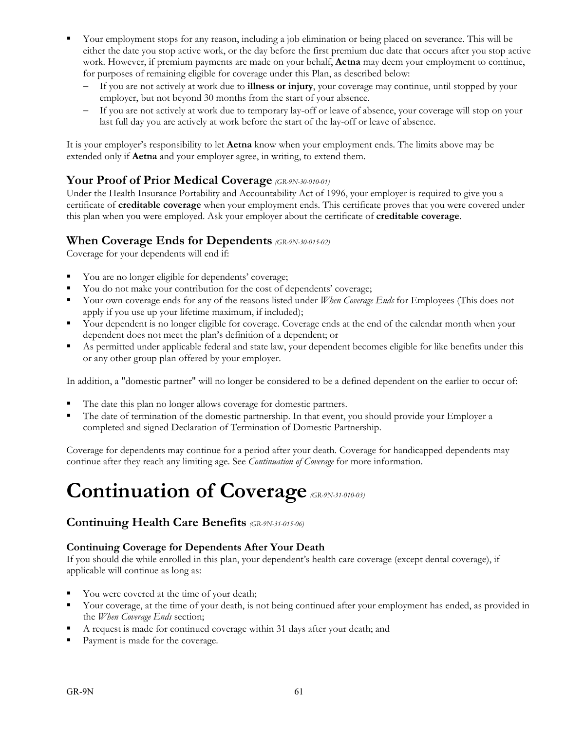- Your employment stops for any reason, including a job elimination or being placed on severance. This will be either the date you stop active work, or the day before the first premium due date that occurs after you stop active work. However, if premium payments are made on your behalf, **Aetna** may deem your employment to continue, for purposes of remaining eligible for coverage under this Plan, as described below:
  - If you are not actively at work due to **illness or injury**, your coverage may continue, until stopped by your employer, but not beyond 30 months from the start of your absence.
  - If you are not actively at work due to temporary lay-off or leave of absence, your coverage will stop on your last full day you are actively at work before the start of the lay-off or leave of absence.

It is your employer's responsibility to let **Aetna** know when your employment ends. The limits above may be extended only if **Aetna** and your employer agree, in writing, to extend them.

## Your Proof of Prior Medical Coverage *(GR-9N-30-010-01)*

Under the Health Insurance Portability and Accountability Act of 1996, your employer is required to give you a certificate of **creditable coverage** when your employment ends. This certificate proves that you were covered under this plan when you were employed. Ask your employer about the certificate of **creditable coverage**.

## When Coverage Ends for Dependents *(GR-9N-30-015-02)*

Coverage for your dependents will end if:

- You are no longer eligible for dependents' coverage;
- You do not make your contribution for the cost of dependents' coverage;
- Your own coverage ends for any of the reasons listed under *When Coverage Ends* for Employees (This does not apply if you use up your lifetime maximum, if included);
- Your dependent is no longer eligible for coverage. Coverage ends at the end of the calendar month when your dependent does not meet the plan's definition of a dependent; or
- As permitted under applicable federal and state law, your dependent becomes eligible for like benefits under this or any other group plan offered by your employer.

In addition, a "domestic partner" will no longer be considered to be a defined dependent on the earlier to occur of:

- The date this plan no longer allows coverage for domestic partners.
- The date of termination of the domestic partnership. In that event, you should provide your Employer a completed and signed Declaration of Termination of Domestic Partnership.

Coverage for dependents may continue for a period after your death. Coverage for handicapped dependents may continue after they reach any limiting age. See *Continuation of Coverage* for more information.

# Continuation of Coverage *(GR-9N-31-010-03)*

## Continuing Health Care Benefits *(GR-9N-31-015-06)*

### Continuing Coverage for Dependents After Your Death

If you should die while enrolled in this plan, your dependent's health care coverage (except dental coverage), if applicable will continue as long as:

- You were covered at the time of your death;
- Your coverage, at the time of your death, is not being continued after your employment has ended, as provided in the *When Coverage Ends* section;
- A request is made for continued coverage within 31 days after your death; and
- Payment is made for the coverage.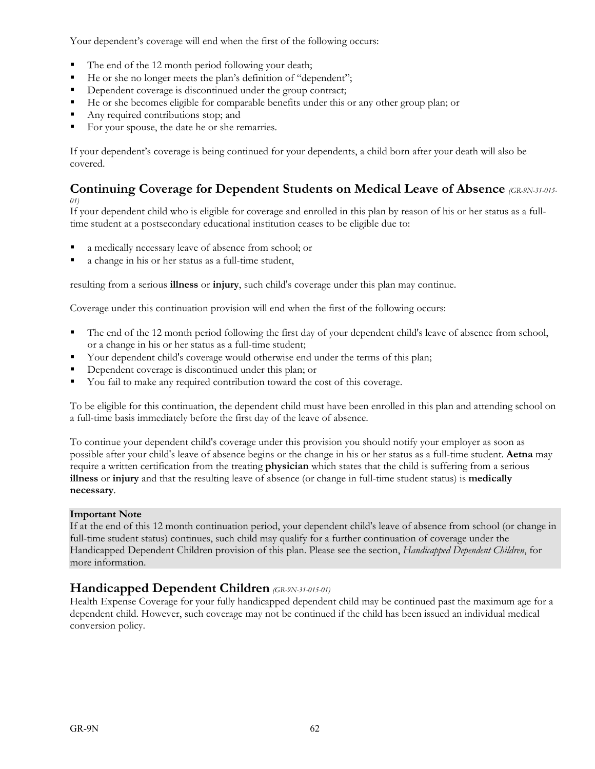Your dependent's coverage will end when the first of the following occurs:

- The end of the 12 month period following your death;
- He or she no longer meets the plan's definition of "dependent";
- Dependent coverage is discontinued under the group contract;
- He or she becomes eligible for comparable benefits under this or any other group plan; or
- Any required contributions stop; and
- For your spouse, the date he or she remarries.

If your dependent's coverage is being continued for your dependents, a child born after your death will also be covered.

## Continuing Coverage for Dependent Students on Medical Leave of Absence *(GR-9N-31-015-01)*

If your dependent child who is eligible for coverage and enrolled in this plan by reason of his or her status as a full-time student at a postsecondary educational institution ceases to be eligible due to:

- a medically necessary leave of absence from school; or
- a change in his or her status as a full-time student,

resulting from a serious **illness** or **injury**, such child's coverage under this plan may continue.

Coverage under this continuation provision will end when the first of the following occurs:

- The end of the 12 month period following the first day of your dependent child's leave of absence from school, or a change in his or her status as a full-time student;
- Your dependent child's coverage would otherwise end under the terms of this plan;
- Dependent coverage is discontinued under this plan; or
- You fail to make any required contribution toward the cost of this coverage.

To be eligible for this continuation, the dependent child must have been enrolled in this plan and attending school on a full-time basis immediately before the first day of the leave of absence.

To continue your dependent child's coverage under this provision you should notify your employer as soon as possible after your child's leave of absence begins or the change in his or her status as a full-time student. **Aetna** may require a written certification from the treating **physician** which states that the child is suffering from a serious **illness** or **injury** and that the resulting leave of absence (or change in full-time student status) is **medically necessary**.

**Important Note**
If at the end of this 12 month continuation period, your dependent child's leave of absence from school (or change in full-time student status) continues, such child may qualify for a further continuation of coverage under the Handicapped Dependent Children provision of this plan. Please see the section, *Handicapped Dependent Children*, for more information.

## Handicapped Dependent Children *(GR-9N-31-015-01)*

Health Expense Coverage for your fully handicapped dependent child may be continued past the maximum age for a dependent child. However, such coverage may not be continued if the child has been issued an individual medical conversion policy.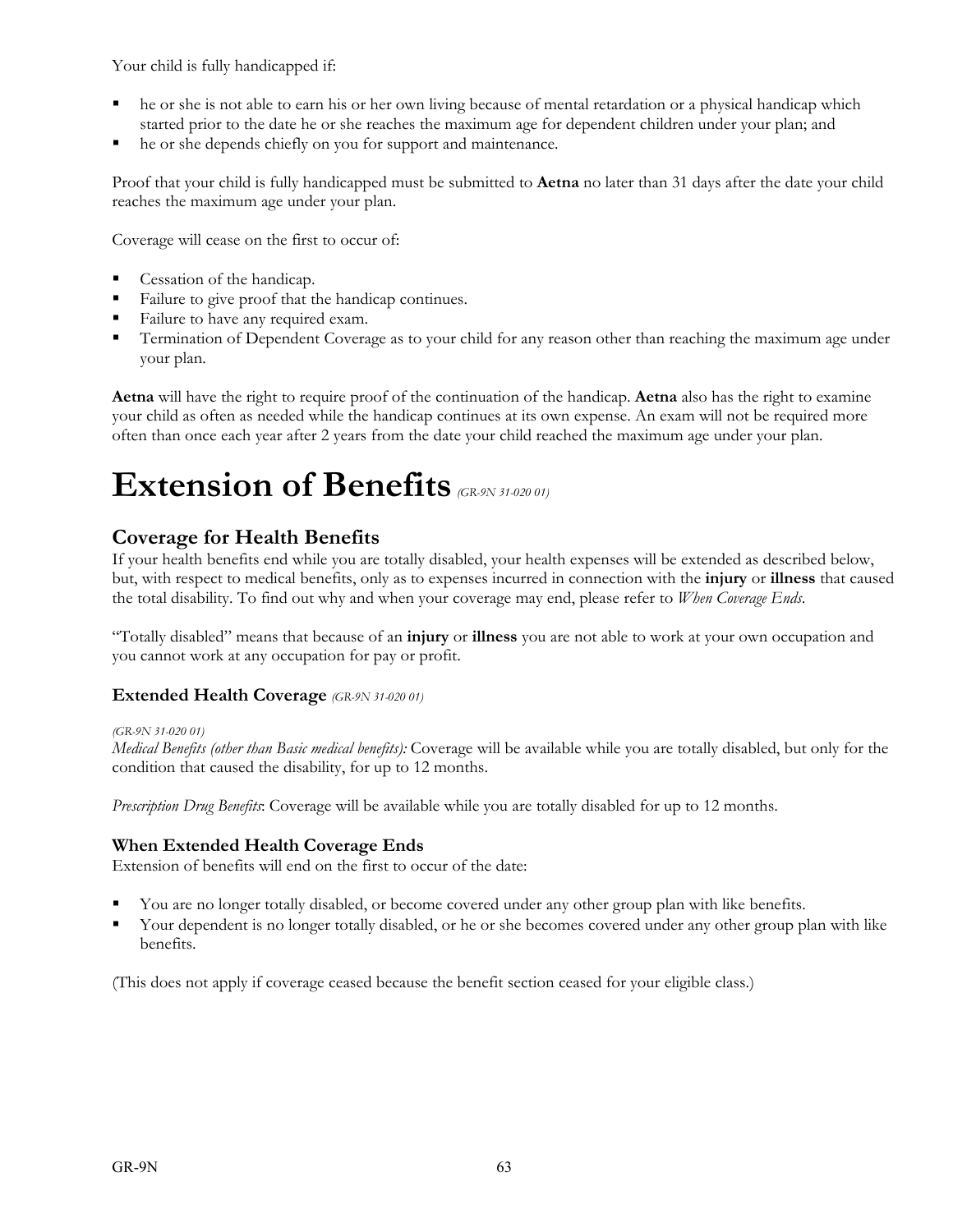Your child is fully handicapped if:

- he or she is not able to earn his or her own living because of mental retardation or a physical handicap which started prior to the date he or she reaches the maximum age for dependent children under your plan; and
- he or she depends chiefly on you for support and maintenance.

Proof that your child is fully handicapped must be submitted to **Aetna** no later than 31 days after the date your child reaches the maximum age under your plan.

Coverage will cease on the first to occur of:

- Cessation of the handicap.
- Failure to give proof that the handicap continues.
- Failure to have any required exam.
- Termination of Dependent Coverage as to your child for any reason other than reaching the maximum age under your plan.

**Aetna** will have the right to require proof of the continuation of the handicap. **Aetna** also has the right to examine your child as often as needed while the handicap continues at its own expense. An exam will not be required more often than once each year after 2 years from the date your child reached the maximum age under your plan.

# Extension of Benefits *(GR-9N 31-020 01)*

## Coverage for Health Benefits

If your health benefits end while you are totally disabled, your health expenses will be extended as described below, but, with respect to medical benefits, only as to expenses incurred in connection with the **injury** or **illness** that caused the total disability. To find out why and when your coverage may end, please refer to *When Coverage Ends*.

"Totally disabled" means that because of an **injury** or **illness** you are not able to work at your own occupation and you cannot work at any occupation for pay or profit.

### Extended Health Coverage *(GR-9N 31-020 01)*

*(GR-9N 31-020 01)*
*Medical Benefits (other than Basic medical benefits):* Coverage will be available while you are totally disabled, but only for the condition that caused the disability, for up to 12 months.

*Prescription Drug Benefits*: Coverage will be available while you are totally disabled for up to 12 months.

### When Extended Health Coverage Ends

Extension of benefits will end on the first to occur of the date:

- You are no longer totally disabled, or become covered under any other group plan with like benefits.
- Your dependent is no longer totally disabled, or he or she becomes covered under any other group plan with like benefits.

(This does not apply if coverage ceased because the benefit section ceased for your eligible class.)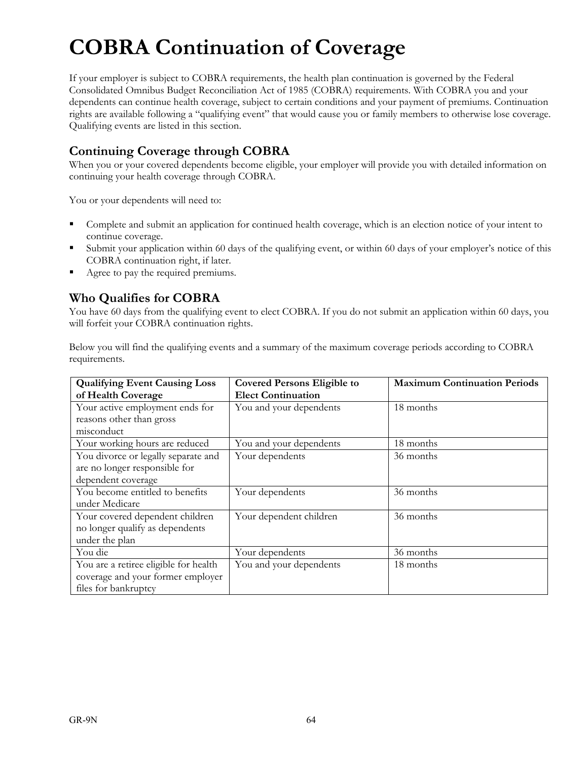# COBRA Continuation of Coverage

If your employer is subject to COBRA requirements, the health plan continuation is governed by the Federal Consolidated Omnibus Budget Reconciliation Act of 1985 (COBRA) requirements. With COBRA you and your dependents can continue health coverage, subject to certain conditions and your payment of premiums. Continuation rights are available following a "qualifying event" that would cause you or family members to otherwise lose coverage. Qualifying events are listed in this section.

## Continuing Coverage through COBRA

When you or your covered dependents become eligible, your employer will provide you with detailed information on continuing your health coverage through COBRA.

You or your dependents will need to:

- Complete and submit an application for continued health coverage, which is an election notice of your intent to continue coverage.
- Submit your application within 60 days of the qualifying event, or within 60 days of your employer's notice of this COBRA continuation right, if later.
- Agree to pay the required premiums.

## Who Qualifies for COBRA

You have 60 days from the qualifying event to elect COBRA. If you do not submit an application within 60 days, you will forfeit your COBRA continuation rights.

Below you will find the qualifying events and a summary of the maximum coverage periods according to COBRA requirements.

| Qualifying Event Causing Loss of Health Coverage | Covered Persons Eligible to Elect Continuation | Maximum Continuation Periods |
|---|---|---|
| Your active employment ends for reasons other than gross misconduct | You and your dependents | 18 months |
| Your working hours are reduced | You and your dependents | 18 months |
| You divorce or legally separate and are no longer responsible for dependent coverage | Your dependents | 36 months |
| You become entitled to benefits under Medicare | Your dependents | 36 months |
| Your covered dependent children no longer qualify as dependents under the plan | Your dependent children | 36 months |
| You die | Your dependents | 36 months |
| You are a retiree eligible for health coverage and your former employer files for bankruptcy | You and your dependents | 18 months |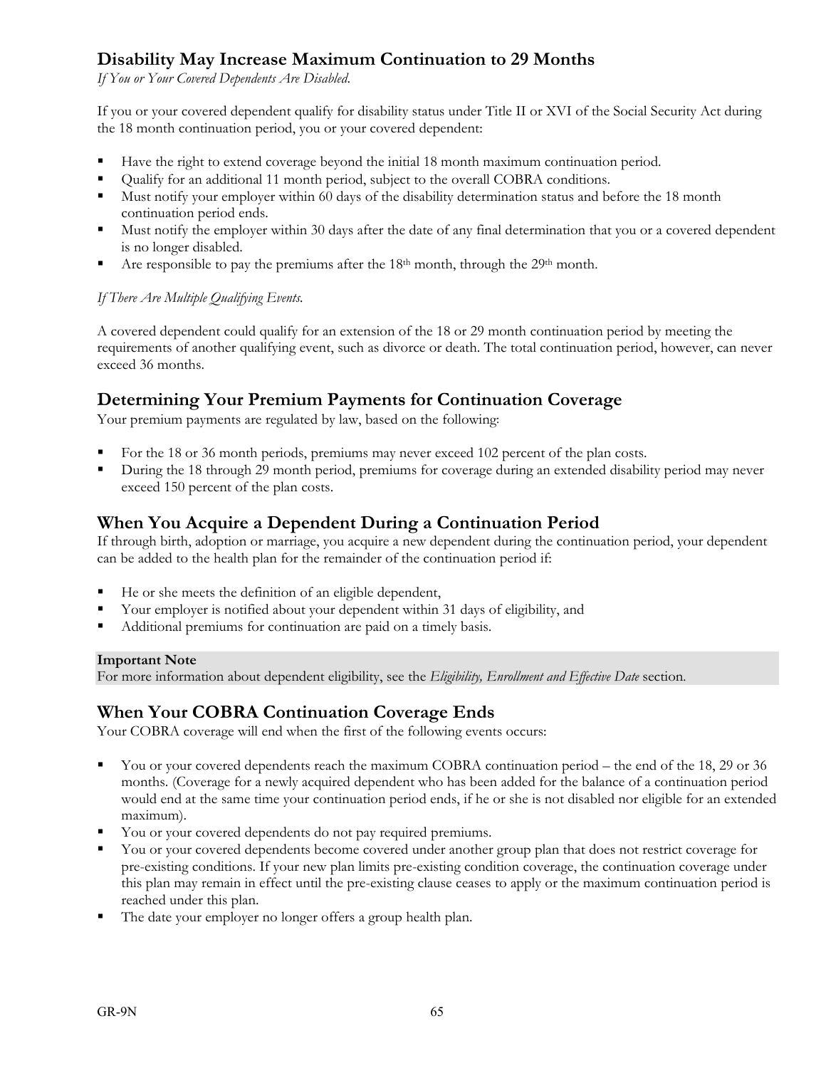## Disability May Increase Maximum Continuation to 29 Months

*If You or Your Covered Dependents Are Disabled.*

If you or your covered dependent qualify for disability status under Title II or XVI of the Social Security Act during the 18 month continuation period, you or your covered dependent:

- Have the right to extend coverage beyond the initial 18 month maximum continuation period.
- Qualify for an additional 11 month period, subject to the overall COBRA conditions.
- Must notify your employer within 60 days of the disability determination status and before the 18 month continuation period ends.
- Must notify the employer within 30 days after the date of any final determination that you or a covered dependent is no longer disabled.
- Are responsible to pay the premiums after the 18th month, through the 29th month.

*If There Are Multiple Qualifying Events.*

A covered dependent could qualify for an extension of the 18 or 29 month continuation period by meeting the requirements of another qualifying event, such as divorce or death. The total continuation period, however, can never exceed 36 months.

## Determining Your Premium Payments for Continuation Coverage

Your premium payments are regulated by law, based on the following:

- For the 18 or 36 month periods, premiums may never exceed 102 percent of the plan costs.
- During the 18 through 29 month period, premiums for coverage during an extended disability period may never exceed 150 percent of the plan costs.

## When You Acquire a Dependent During a Continuation Period

If through birth, adoption or marriage, you acquire a new dependent during the continuation period, your dependent can be added to the health plan for the remainder of the continuation period if:

- He or she meets the definition of an eligible dependent,
- Your employer is notified about your dependent within 31 days of eligibility, and
- Additional premiums for continuation are paid on a timely basis.

**Important Note**
For more information about dependent eligibility, see the *Eligibility, Enrollment and Effective Date* section.

## When Your COBRA Continuation Coverage Ends

Your COBRA coverage will end when the first of the following events occurs:

- You or your covered dependents reach the maximum COBRA continuation period – the end of the 18, 29 or 36 months. (Coverage for a newly acquired dependent who has been added for the balance of a continuation period would end at the same time your continuation period ends, if he or she is not disabled nor eligible for an extended maximum).
- You or your covered dependents do not pay required premiums.
- You or your covered dependents become covered under another group plan that does not restrict coverage for pre-existing conditions. If your new plan limits pre-existing condition coverage, the continuation coverage under this plan may remain in effect until the pre-existing clause ceases to apply or the maximum continuation period is reached under this plan.
- The date your employer no longer offers a group health plan.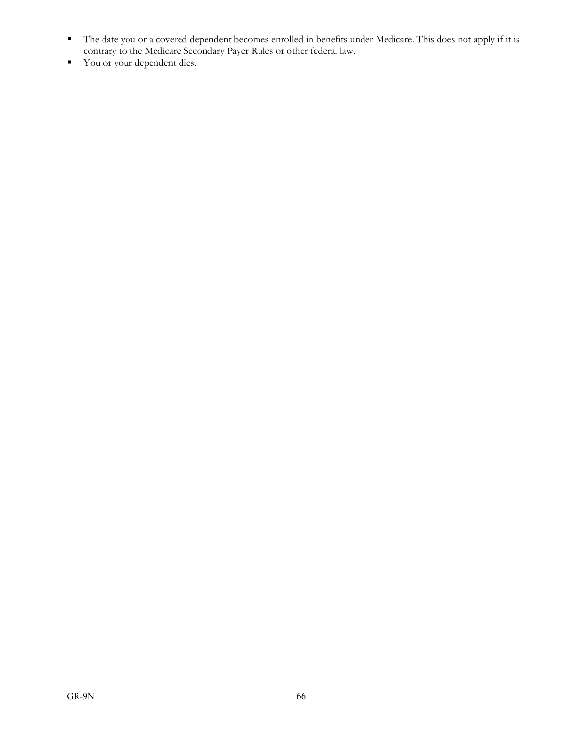- The date you or a covered dependent becomes enrolled in benefits under Medicare. This does not apply if it is contrary to the Medicare Secondary Payer Rules or other federal law.
- You or your dependent dies.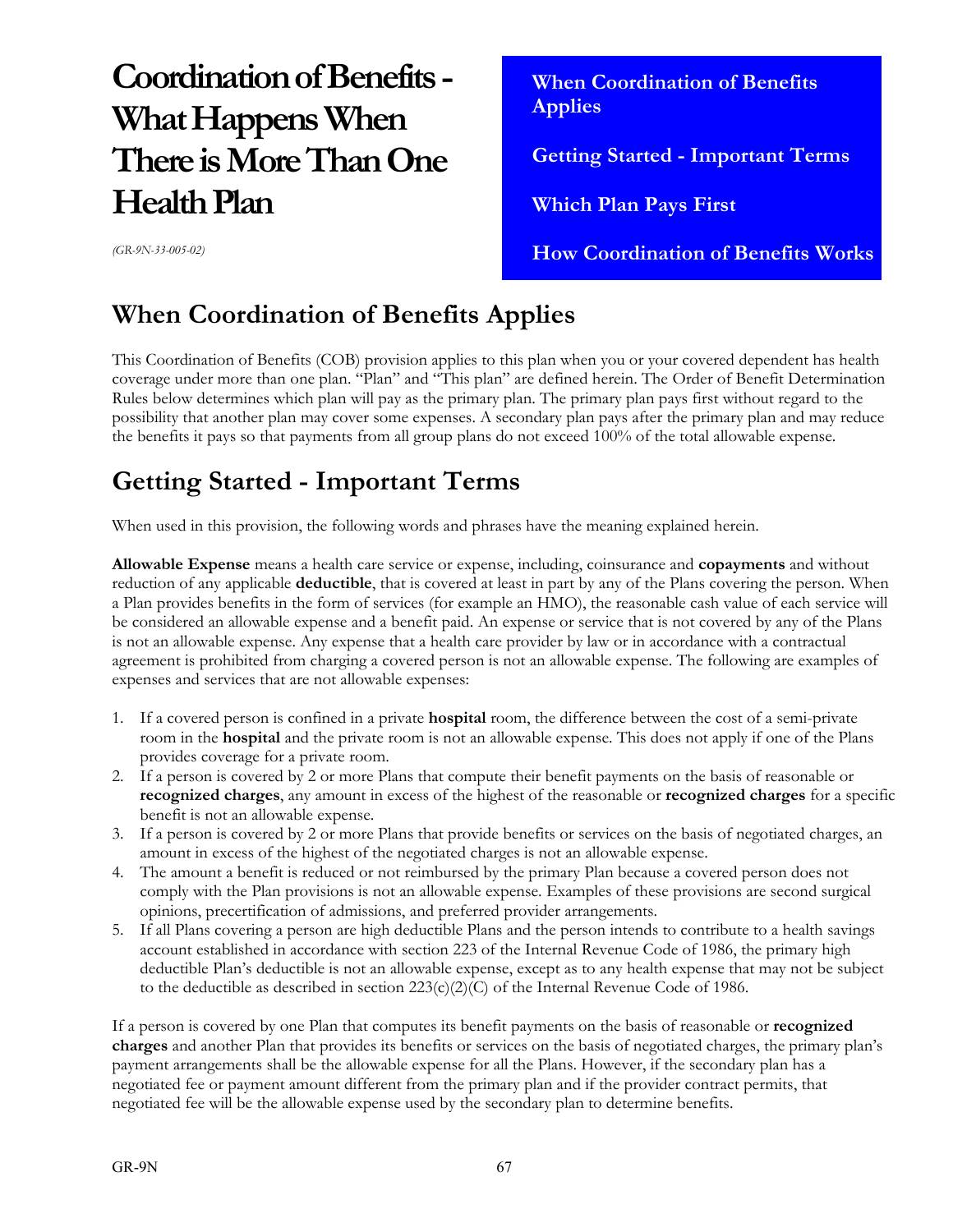# Coordination of Benefits - What Happens When There is More Than One Health Plan

*(GR-9N-33-005-02)*

**When Coordination of Benefits Applies**

**Getting Started - Important Terms**

**Which Plan Pays First**

**How Coordination of Benefits Works**

## When Coordination of Benefits Applies

This Coordination of Benefits (COB) provision applies to this plan when you or your covered dependent has health coverage under more than one plan. "Plan" and "This plan" are defined herein. The Order of Benefit Determination Rules below determines which plan will pay as the primary plan. The primary plan pays first without regard to the possibility that another plan may cover some expenses. A secondary plan pays after the primary plan and may reduce the benefits it pays so that payments from all group plans do not exceed 100% of the total allowable expense.

## Getting Started - Important Terms

When used in this provision, the following words and phrases have the meaning explained herein.

**Allowable Expense** means a health care service or expense, including, coinsurance and **copayments** and without reduction of any applicable **deductible**, that is covered at least in part by any of the Plans covering the person. When a Plan provides benefits in the form of services (for example an HMO), the reasonable cash value of each service will be considered an allowable expense and a benefit paid. An expense or service that is not covered by any of the Plans is not an allowable expense. Any expense that a health care provider by law or in accordance with a contractual agreement is prohibited from charging a covered person is not an allowable expense. The following are examples of expenses and services that are not allowable expenses:

1. If a covered person is confined in a private **hospital** room, the difference between the cost of a semi-private room in the **hospital** and the private room is not an allowable expense. This does not apply if one of the Plans provides coverage for a private room.
2. If a person is covered by 2 or more Plans that compute their benefit payments on the basis of reasonable or **recognized charges**, any amount in excess of the highest of the reasonable or **recognized charges** for a specific benefit is not an allowable expense.
3. If a person is covered by 2 or more Plans that provide benefits or services on the basis of negotiated charges, an amount in excess of the highest of the negotiated charges is not an allowable expense.
4. The amount a benefit is reduced or not reimbursed by the primary Plan because a covered person does not comply with the Plan provisions is not an allowable expense. Examples of these provisions are second surgical opinions, precertification of admissions, and preferred provider arrangements.
5. If all Plans covering a person are high deductible Plans and the person intends to contribute to a health savings account established in accordance with section 223 of the Internal Revenue Code of 1986, the primary high deductible Plan's deductible is not an allowable expense, except as to any health expense that may not be subject to the deductible as described in section 223(c)(2)(C) of the Internal Revenue Code of 1986.

If a person is covered by one Plan that computes its benefit payments on the basis of reasonable or **recognized charges** and another Plan that provides its benefits or services on the basis of negotiated charges, the primary plan's payment arrangements shall be the allowable expense for all the Plans. However, if the secondary plan has a negotiated fee or payment amount different from the primary plan and if the provider contract permits, that negotiated fee will be the allowable expense used by the secondary plan to determine benefits.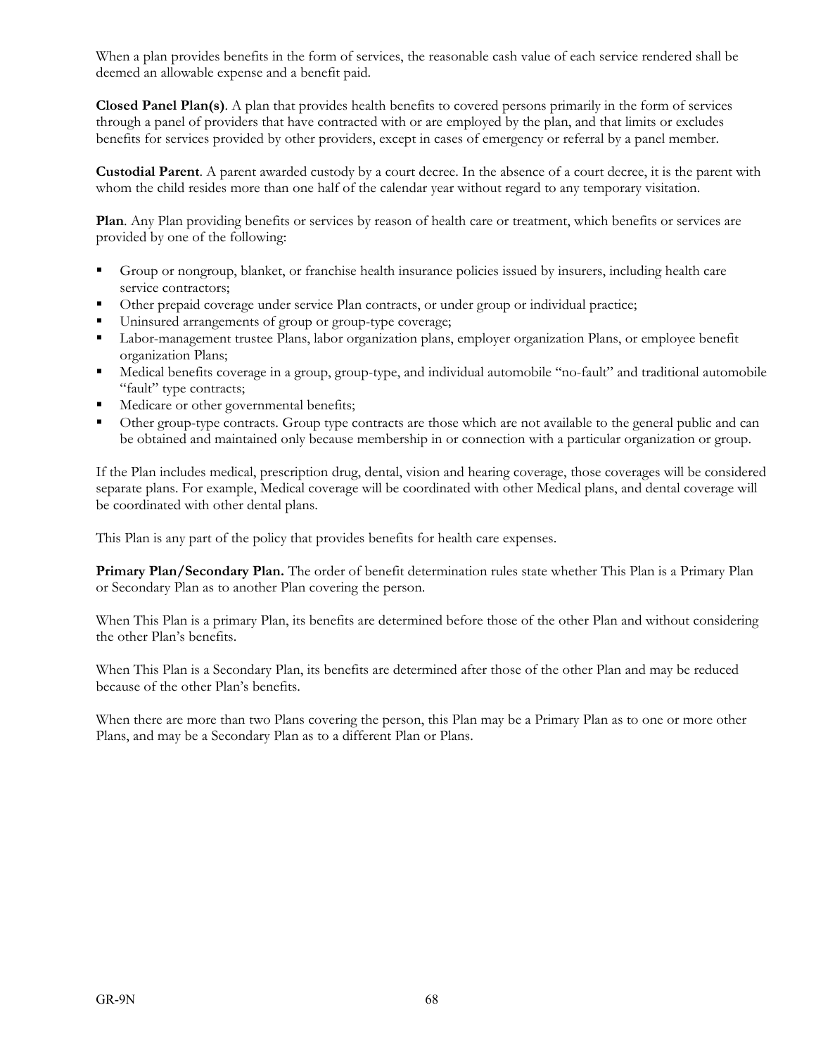When a plan provides benefits in the form of services, the reasonable cash value of each service rendered shall be deemed an allowable expense and a benefit paid.

**Closed Panel Plan(s)**. A plan that provides health benefits to covered persons primarily in the form of services through a panel of providers that have contracted with or are employed by the plan, and that limits or excludes benefits for services provided by other providers, except in cases of emergency or referral by a panel member.

**Custodial Parent**. A parent awarded custody by a court decree. In the absence of a court decree, it is the parent with whom the child resides more than one half of the calendar year without regard to any temporary visitation.

**Plan**. Any Plan providing benefits or services by reason of health care or treatment, which benefits or services are provided by one of the following:

- Group or nongroup, blanket, or franchise health insurance policies issued by insurers, including health care service contractors;
- Other prepaid coverage under service Plan contracts, or under group or individual practice;
- Uninsured arrangements of group or group-type coverage;
- Labor-management trustee Plans, labor organization plans, employer organization Plans, or employee benefit organization Plans;
- Medical benefits coverage in a group, group-type, and individual automobile "no-fault" and traditional automobile "fault" type contracts;
- Medicare or other governmental benefits;
- Other group-type contracts. Group type contracts are those which are not available to the general public and can be obtained and maintained only because membership in or connection with a particular organization or group.

If the Plan includes medical, prescription drug, dental, vision and hearing coverage, those coverages will be considered separate plans. For example, Medical coverage will be coordinated with other Medical plans, and dental coverage will be coordinated with other dental plans.

This Plan is any part of the policy that provides benefits for health care expenses.

**Primary Plan/Secondary Plan.** The order of benefit determination rules state whether This Plan is a Primary Plan or Secondary Plan as to another Plan covering the person.

When This Plan is a primary Plan, its benefits are determined before those of the other Plan and without considering the other Plan's benefits.

When This Plan is a Secondary Plan, its benefits are determined after those of the other Plan and may be reduced because of the other Plan's benefits.

When there are more than two Plans covering the person, this Plan may be a Primary Plan as to one or more other Plans, and may be a Secondary Plan as to a different Plan or Plans.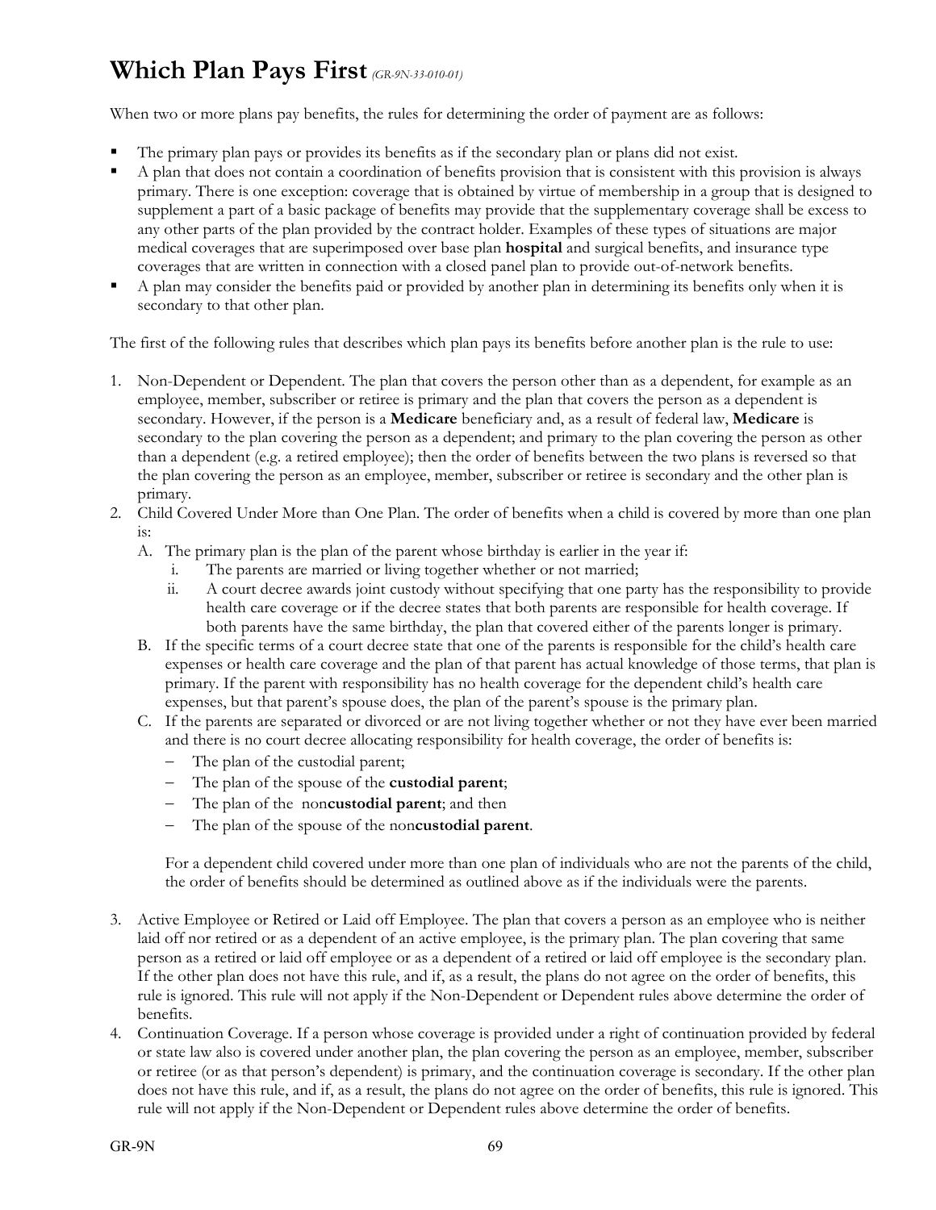# Which Plan Pays First *(GR-9N-33-010-01)*

When two or more plans pay benefits, the rules for determining the order of payment are as follows:

- The primary plan pays or provides its benefits as if the secondary plan or plans did not exist.
- A plan that does not contain a coordination of benefits provision that is consistent with this provision is always primary. There is one exception: coverage that is obtained by virtue of membership in a group that is designed to supplement a part of a basic package of benefits may provide that the supplementary coverage shall be excess to any other parts of the plan provided by the contract holder. Examples of these types of situations are major medical coverages that are superimposed over base plan **hospital** and surgical benefits, and insurance type coverages that are written in connection with a closed panel plan to provide out-of-network benefits.
- A plan may consider the benefits paid or provided by another plan in determining its benefits only when it is secondary to that other plan.

The first of the following rules that describes which plan pays its benefits before another plan is the rule to use:

1. Non-Dependent or Dependent. The plan that covers the person other than as a dependent, for example as an employee, member, subscriber or retiree is primary and the plan that covers the person as a dependent is secondary. However, if the person is a **Medicare** beneficiary and, as a result of federal law, **Medicare** is secondary to the plan covering the person as a dependent; and primary to the plan covering the person as other than a dependent (e.g. a retired employee); then the order of benefits between the two plans is reversed so that the plan covering the person as an employee, member, subscriber or retiree is secondary and the other plan is primary.
2. Child Covered Under More than One Plan. The order of benefits when a child is covered by more than one plan is:
   A. The primary plan is the plan of the parent whose birthday is earlier in the year if:
      i. The parents are married or living together whether or not married;
      ii. A court decree awards joint custody without specifying that one party has the responsibility to provide health care coverage or if the decree states that both parents are responsible for health coverage. If both parents have the same birthday, the plan that covered either of the parents longer is primary.
   B. If the specific terms of a court decree state that one of the parents is responsible for the child's health care expenses or health care coverage and the plan of that parent has actual knowledge of those terms, that plan is primary. If the parent with responsibility has no health coverage for the dependent child's health care expenses, but that parent's spouse does, the plan of the parent's spouse is the primary plan.
   C. If the parents are separated or divorced or are not living together whether or not they have ever been married and there is no court decree allocating responsibility for health coverage, the order of benefits is:
      - The plan of the custodial parent;
      - The plan of the spouse of the **custodial parent**;
      - The plan of the non**custodial parent**; and then
      - The plan of the spouse of the non**custodial parent**.

   For a dependent child covered under more than one plan of individuals who are not the parents of the child, the order of benefits should be determined as outlined above as if the individuals were the parents.

3. Active Employee or Retired or Laid off Employee. The plan that covers a person as an employee who is neither laid off nor retired or as a dependent of an active employee, is the primary plan. The plan covering that same person as a retired or laid off employee or as a dependent of a retired or laid off employee is the secondary plan. If the other plan does not have this rule, and if, as a result, the plans do not agree on the order of benefits, this rule is ignored. This rule will not apply if the Non-Dependent or Dependent rules above determine the order of benefits.
4. Continuation Coverage. If a person whose coverage is provided under a right of continuation provided by federal or state law also is covered under another plan, the plan covering the person as an employee, member, subscriber or retiree (or as that person's dependent) is primary, and the continuation coverage is secondary. If the other plan does not have this rule, and if, as a result, the plans do not agree on the order of benefits, this rule is ignored. This rule will not apply if the Non-Dependent or Dependent rules above determine the order of benefits.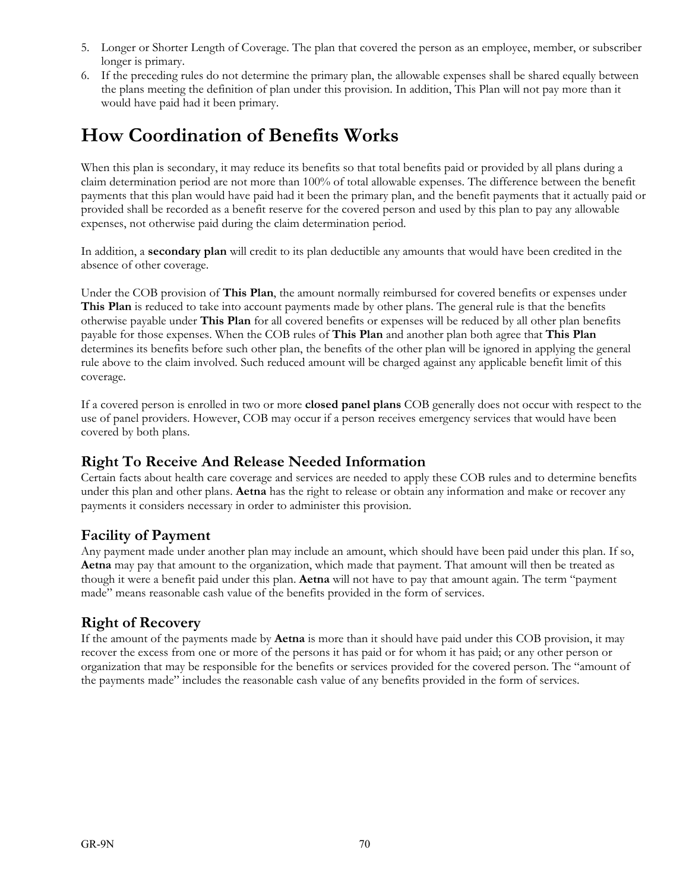5. Longer or Shorter Length of Coverage. The plan that covered the person as an employee, member, or subscriber longer is primary.
6. If the preceding rules do not determine the primary plan, the allowable expenses shall be shared equally between the plans meeting the definition of plan under this provision. In addition, This Plan will not pay more than it would have paid had it been primary.

# How Coordination of Benefits Works

When this plan is secondary, it may reduce its benefits so that total benefits paid or provided by all plans during a claim determination period are not more than 100% of total allowable expenses. The difference between the benefit payments that this plan would have paid had it been the primary plan, and the benefit payments that it actually paid or provided shall be recorded as a benefit reserve for the covered person and used by this plan to pay any allowable expenses, not otherwise paid during the claim determination period.

In addition, a **secondary plan** will credit to its plan deductible any amounts that would have been credited in the absence of other coverage.

Under the COB provision of **This Plan**, the amount normally reimbursed for covered benefits or expenses under **This Plan** is reduced to take into account payments made by other plans. The general rule is that the benefits otherwise payable under **This Plan** for all covered benefits or expenses will be reduced by all other plan benefits payable for those expenses. When the COB rules of **This Plan** and another plan both agree that **This Plan** determines its benefits before such other plan, the benefits of the other plan will be ignored in applying the general rule above to the claim involved. Such reduced amount will be charged against any applicable benefit limit of this coverage.

If a covered person is enrolled in two or more **closed panel plans** COB generally does not occur with respect to the use of panel providers. However, COB may occur if a person receives emergency services that would have been covered by both plans.

## Right To Receive And Release Needed Information

Certain facts about health care coverage and services are needed to apply these COB rules and to determine benefits under this plan and other plans. **Aetna** has the right to release or obtain any information and make or recover any payments it considers necessary in order to administer this provision.

## Facility of Payment

Any payment made under another plan may include an amount, which should have been paid under this plan. If so, **Aetna** may pay that amount to the organization, which made that payment. That amount will then be treated as though it were a benefit paid under this plan. **Aetna** will not have to pay that amount again. The term "payment made" means reasonable cash value of the benefits provided in the form of services.

## Right of Recovery

If the amount of the payments made by **Aetna** is more than it should have paid under this COB provision, it may recover the excess from one or more of the persons it has paid or for whom it has paid; or any other person or organization that may be responsible for the benefits or services provided for the covered person. The "amount of the payments made" includes the reasonable cash value of any benefits provided in the form of services.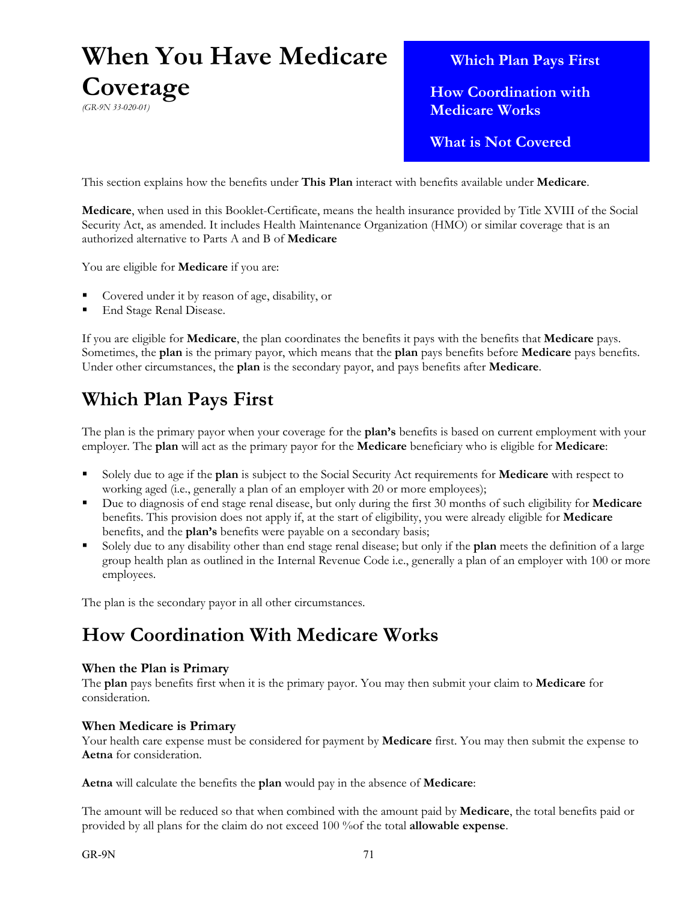# When You Have Medicare Coverage

*(GR-9N 33-020-01)*

**Which Plan Pays First**

**How Coordination with Medicare Works**

**What is Not Covered**

This section explains how the benefits under **This Plan** interact with benefits available under **Medicare**.

**Medicare**, when used in this Booklet-Certificate, means the health insurance provided by Title XVIII of the Social Security Act, as amended. It includes Health Maintenance Organization (HMO) or similar coverage that is an authorized alternative to Parts A and B of **Medicare**

You are eligible for **Medicare** if you are:

- Covered under it by reason of age, disability, or
- End Stage Renal Disease.

If you are eligible for **Medicare**, the plan coordinates the benefits it pays with the benefits that **Medicare** pays. Sometimes, the **plan** is the primary payor, which means that the **plan** pays benefits before **Medicare** pays benefits. Under other circumstances, the **plan** is the secondary payor, and pays benefits after **Medicare**.

## Which Plan Pays First

The plan is the primary payor when your coverage for the **plan's** benefits is based on current employment with your employer. The **plan** will act as the primary payor for the **Medicare** beneficiary who is eligible for **Medicare**:

- Solely due to age if the **plan** is subject to the Social Security Act requirements for **Medicare** with respect to working aged (i.e., generally a plan of an employer with 20 or more employees);
- Due to diagnosis of end stage renal disease, but only during the first 30 months of such eligibility for **Medicare** benefits. This provision does not apply if, at the start of eligibility, you were already eligible for **Medicare** benefits, and the **plan's** benefits were payable on a secondary basis;
- Solely due to any disability other than end stage renal disease; but only if the **plan** meets the definition of a large group health plan as outlined in the Internal Revenue Code i.e., generally a plan of an employer with 100 or more employees.

The plan is the secondary payor in all other circumstances.

## How Coordination With Medicare Works

### When the Plan is Primary

The **plan** pays benefits first when it is the primary payor. You may then submit your claim to **Medicare** for consideration.

### When Medicare is Primary

Your health care expense must be considered for payment by **Medicare** first. You may then submit the expense to **Aetna** for consideration.

**Aetna** will calculate the benefits the **plan** would pay in the absence of **Medicare**:

The amount will be reduced so that when combined with the amount paid by **Medicare**, the total benefits paid or provided by all plans for the claim do not exceed 100 %of the total **allowable expense**.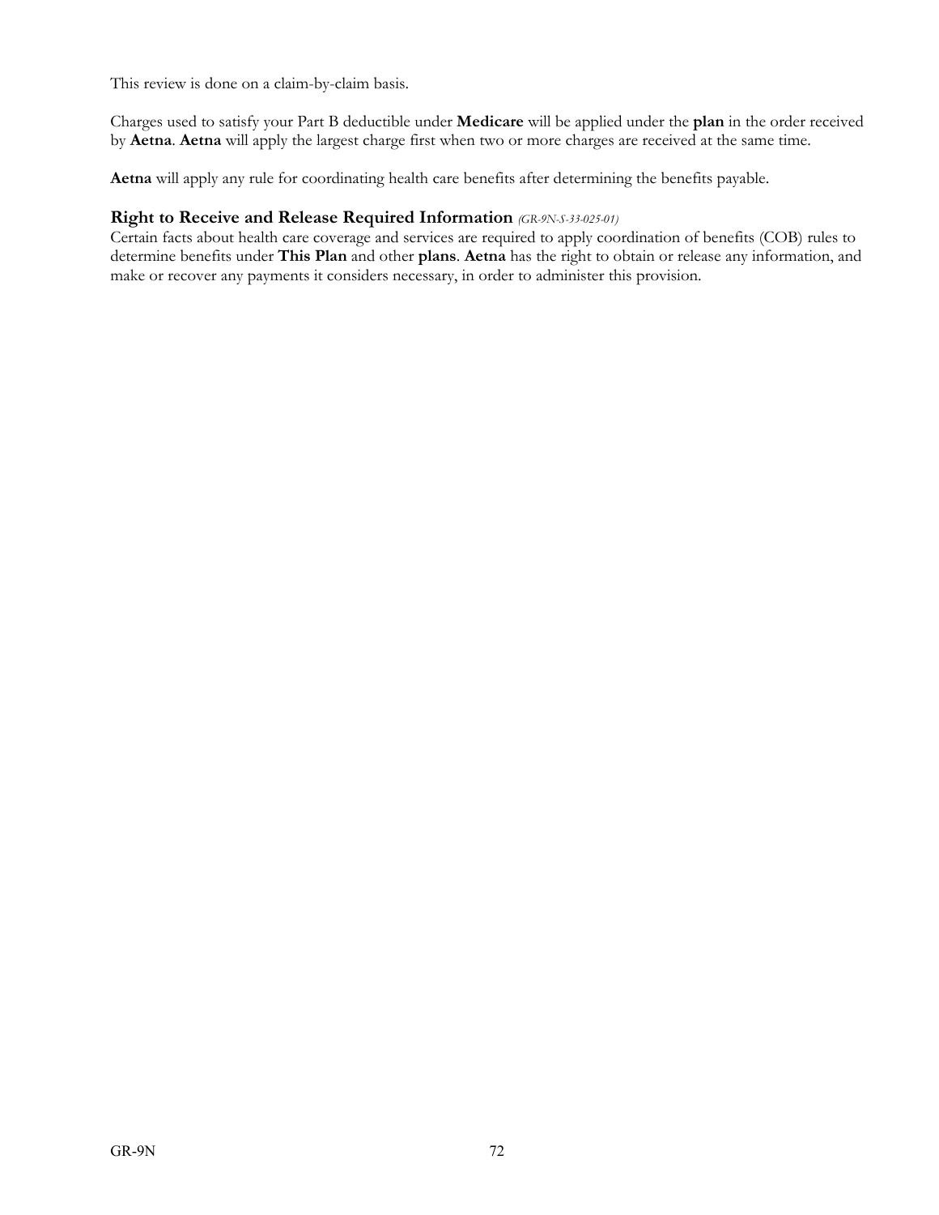This review is done on a claim-by-claim basis.

Charges used to satisfy your Part B deductible under **Medicare** will be applied under the **plan** in the order received by **Aetna**. **Aetna** will apply the largest charge first when two or more charges are received at the same time.

**Aetna** will apply any rule for coordinating health care benefits after determining the benefits payable.

### Right to Receive and Release Required Information *(GR-9N-S-33-025-01)*

Certain facts about health care coverage and services are required to apply coordination of benefits (COB) rules to determine benefits under **This Plan** and other **plans**. **Aetna** has the right to obtain or release any information, and make or recover any payments it considers necessary, in order to administer this provision.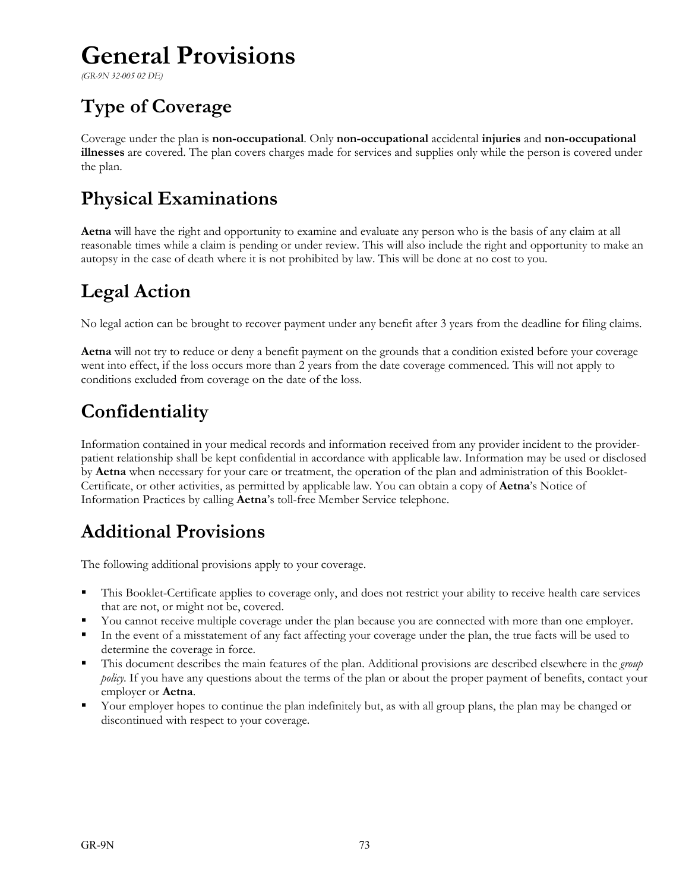# General Provisions

*(GR-9N 32-005 02 DE)*

## Type of Coverage

Coverage under the plan is **non-occupational**. Only **non-occupational** accidental **injuries** and **non-occupational illnesses** are covered. The plan covers charges made for services and supplies only while the person is covered under the plan.

## Physical Examinations

**Aetna** will have the right and opportunity to examine and evaluate any person who is the basis of any claim at all reasonable times while a claim is pending or under review. This will also include the right and opportunity to make an autopsy in the case of death where it is not prohibited by law. This will be done at no cost to you.

## Legal Action

No legal action can be brought to recover payment under any benefit after 3 years from the deadline for filing claims.

**Aetna** will not try to reduce or deny a benefit payment on the grounds that a condition existed before your coverage went into effect, if the loss occurs more than 2 years from the date coverage commenced. This will not apply to conditions excluded from coverage on the date of the loss.

## Confidentiality

Information contained in your medical records and information received from any provider incident to the provider-patient relationship shall be kept confidential in accordance with applicable law. Information may be used or disclosed by **Aetna** when necessary for your care or treatment, the operation of the plan and administration of this Booklet-Certificate, or other activities, as permitted by applicable law. You can obtain a copy of **Aetna**'s Notice of Information Practices by calling **Aetna**'s toll-free Member Service telephone.

## Additional Provisions

The following additional provisions apply to your coverage.

- This Booklet-Certificate applies to coverage only, and does not restrict your ability to receive health care services that are not, or might not be, covered.
- You cannot receive multiple coverage under the plan because you are connected with more than one employer.
- In the event of a misstatement of any fact affecting your coverage under the plan, the true facts will be used to determine the coverage in force.
- This document describes the main features of the plan. Additional provisions are described elsewhere in the *group policy*. If you have any questions about the terms of the plan or about the proper payment of benefits, contact your employer or **Aetna**.
- Your employer hopes to continue the plan indefinitely but, as with all group plans, the plan may be changed or discontinued with respect to your coverage.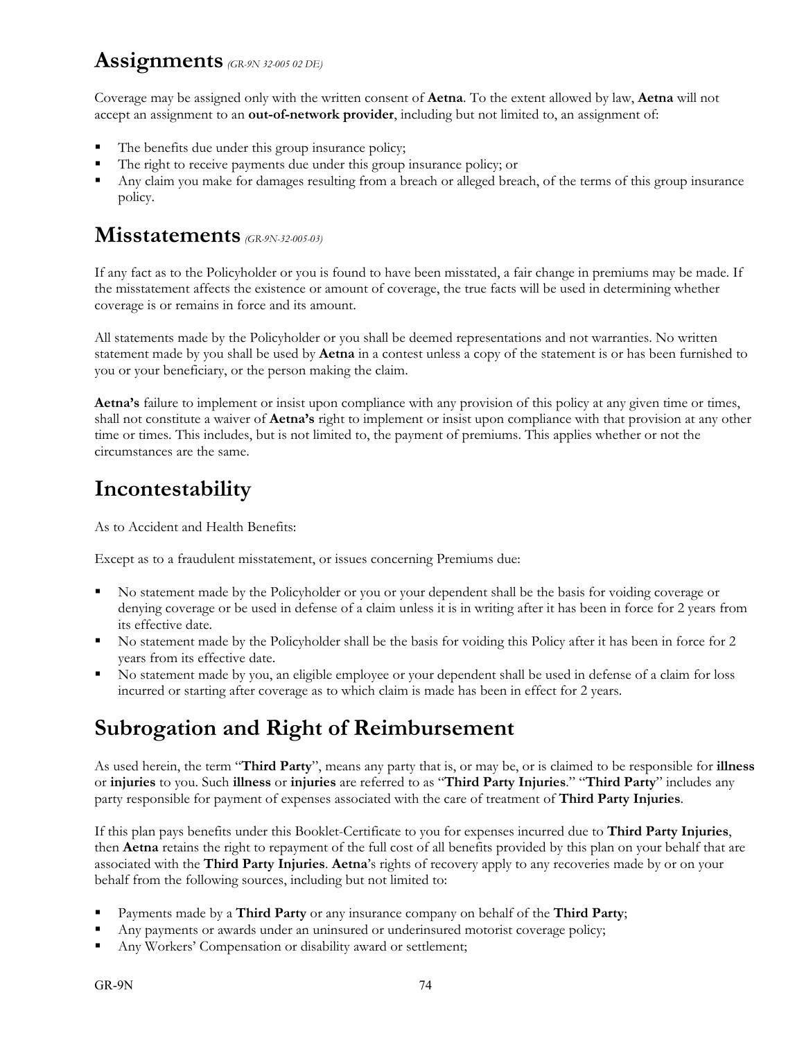# Assignments *(GR-9N 32-005 02 DE)*

Coverage may be assigned only with the written consent of **Aetna**. To the extent allowed by law, **Aetna** will not accept an assignment to an **out-of-network provider**, including but not limited to, an assignment of:

- The benefits due under this group insurance policy;
- The right to receive payments due under this group insurance policy; or
- Any claim you make for damages resulting from a breach or alleged breach, of the terms of this group insurance policy.

# Misstatements *(GR-9N-32-005-03)*

If any fact as to the Policyholder or you is found to have been misstated, a fair change in premiums may be made. If the misstatement affects the existence or amount of coverage, the true facts will be used in determining whether coverage is or remains in force and its amount.

All statements made by the Policyholder or you shall be deemed representations and not warranties. No written statement made by you shall be used by **Aetna** in a contest unless a copy of the statement is or has been furnished to you or your beneficiary, or the person making the claim.

**Aetna's** failure to implement or insist upon compliance with any provision of this policy at any given time or times, shall not constitute a waiver of **Aetna's** right to implement or insist upon compliance with that provision at any other time or times. This includes, but is not limited to, the payment of premiums. This applies whether or not the circumstances are the same.

# Incontestability

As to Accident and Health Benefits:

Except as to a fraudulent misstatement, or issues concerning Premiums due:

- No statement made by the Policyholder or you or your dependent shall be the basis for voiding coverage or denying coverage or be used in defense of a claim unless it is in writing after it has been in force for 2 years from its effective date.
- No statement made by the Policyholder shall be the basis for voiding this Policy after it has been in force for 2 years from its effective date.
- No statement made by you, an eligible employee or your dependent shall be used in defense of a claim for loss incurred or starting after coverage as to which claim is made has been in effect for 2 years.

# Subrogation and Right of Reimbursement

As used herein, the term "**Third Party**", means any party that is, or may be, or is claimed to be responsible for **illness** or **injuries** to you. Such **illness** or **injuries** are referred to as "**Third Party Injuries**." "**Third Party**" includes any party responsible for payment of expenses associated with the care of treatment of **Third Party Injuries**.

If this plan pays benefits under this Booklet-Certificate to you for expenses incurred due to **Third Party Injuries**, then **Aetna** retains the right to repayment of the full cost of all benefits provided by this plan on your behalf that are associated with the **Third Party Injuries**. **Aetna**'s rights of recovery apply to any recoveries made by or on your behalf from the following sources, including but not limited to:

- Payments made by a **Third Party** or any insurance company on behalf of the **Third Party**;
- Any payments or awards under an uninsured or underinsured motorist coverage policy;
- Any Workers' Compensation or disability award or settlement;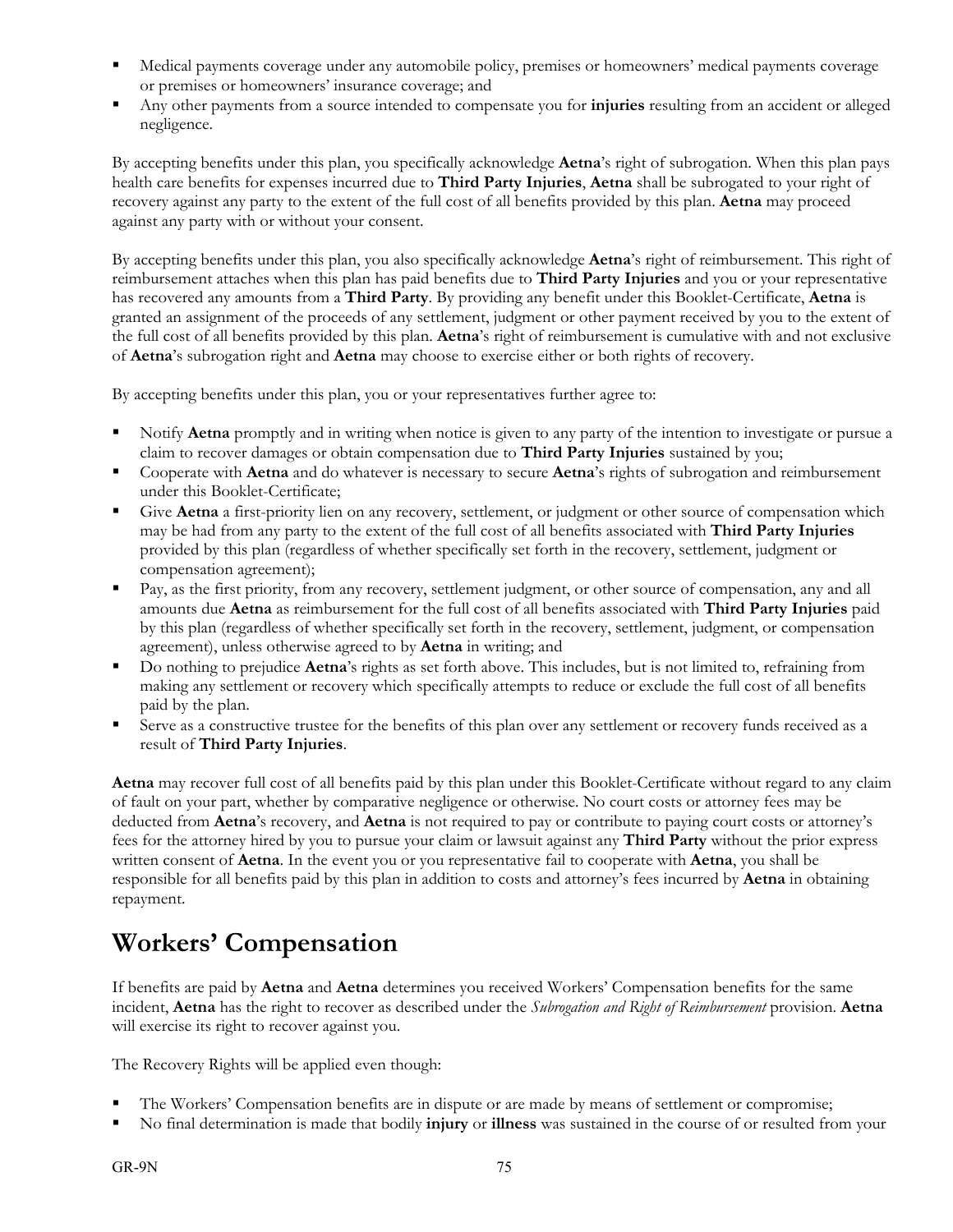- Medical payments coverage under any automobile policy, premises or homeowners' medical payments coverage or premises or homeowners' insurance coverage; and
- Any other payments from a source intended to compensate you for **injuries** resulting from an accident or alleged negligence.

By accepting benefits under this plan, you specifically acknowledge **Aetna**'s right of subrogation. When this plan pays health care benefits for expenses incurred due to **Third Party Injuries**, **Aetna** shall be subrogated to your right of recovery against any party to the extent of the full cost of all benefits provided by this plan. **Aetna** may proceed against any party with or without your consent.

By accepting benefits under this plan, you also specifically acknowledge **Aetna**'s right of reimbursement. This right of reimbursement attaches when this plan has paid benefits due to **Third Party Injuries** and you or your representative has recovered any amounts from a **Third Party**. By providing any benefit under this Booklet-Certificate, **Aetna** is granted an assignment of the proceeds of any settlement, judgment or other payment received by you to the extent of the full cost of all benefits provided by this plan. **Aetna**'s right of reimbursement is cumulative with and not exclusive of **Aetna**'s subrogation right and **Aetna** may choose to exercise either or both rights of recovery.

By accepting benefits under this plan, you or your representatives further agree to:

- Notify **Aetna** promptly and in writing when notice is given to any party of the intention to investigate or pursue a claim to recover damages or obtain compensation due to **Third Party Injuries** sustained by you;
- Cooperate with **Aetna** and do whatever is necessary to secure **Aetna**'s rights of subrogation and reimbursement under this Booklet-Certificate;
- Give **Aetna** a first-priority lien on any recovery, settlement, or judgment or other source of compensation which may be had from any party to the extent of the full cost of all benefits associated with **Third Party Injuries** provided by this plan (regardless of whether specifically set forth in the recovery, settlement, judgment or compensation agreement);
- Pay, as the first priority, from any recovery, settlement judgment, or other source of compensation, any and all amounts due **Aetna** as reimbursement for the full cost of all benefits associated with **Third Party Injuries** paid by this plan (regardless of whether specifically set forth in the recovery, settlement, judgment, or compensation agreement), unless otherwise agreed to by **Aetna** in writing; and
- Do nothing to prejudice **Aetna**'s rights as set forth above. This includes, but is not limited to, refraining from making any settlement or recovery which specifically attempts to reduce or exclude the full cost of all benefits paid by the plan.
- Serve as a constructive trustee for the benefits of this plan over any settlement or recovery funds received as a result of **Third Party Injuries**.

**Aetna** may recover full cost of all benefits paid by this plan under this Booklet-Certificate without regard to any claim of fault on your part, whether by comparative negligence or otherwise. No court costs or attorney fees may be deducted from **Aetna**'s recovery, and **Aetna** is not required to pay or contribute to paying court costs or attorney's fees for the attorney hired by you to pursue your claim or lawsuit against any **Third Party** without the prior express written consent of **Aetna**. In the event you or you representative fail to cooperate with **Aetna**, you shall be responsible for all benefits paid by this plan in addition to costs and attorney's fees incurred by **Aetna** in obtaining repayment.

# Workers' Compensation

If benefits are paid by **Aetna** and **Aetna** determines you received Workers' Compensation benefits for the same incident, **Aetna** has the right to recover as described under the *Subrogation and Right of Reimbursement* provision. **Aetna** will exercise its right to recover against you.

The Recovery Rights will be applied even though:

- The Workers' Compensation benefits are in dispute or are made by means of settlement or compromise;
- No final determination is made that bodily **injury** or **illness** was sustained in the course of or resulted from your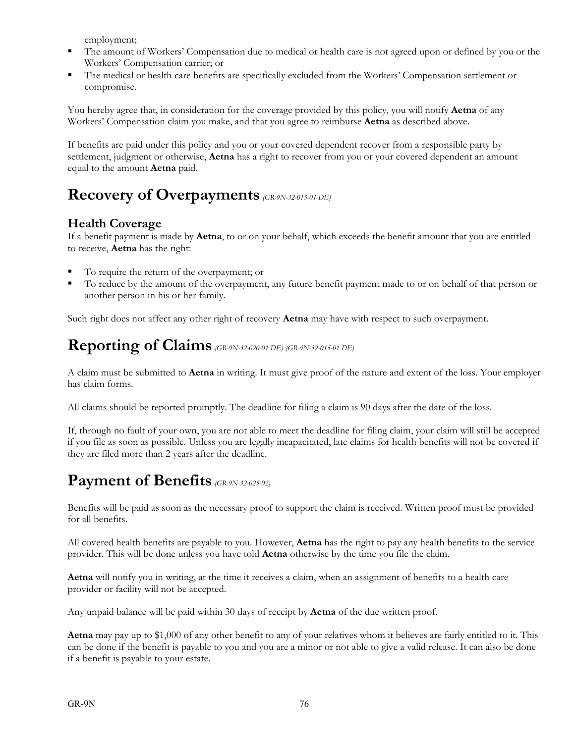employment;

- The amount of Workers' Compensation due to medical or health care is not agreed upon or defined by you or the Workers' Compensation carrier; or
- The medical or health care benefits are specifically excluded from the Workers' Compensation settlement or compromise.

You hereby agree that, in consideration for the coverage provided by this policy, you will notify **Aetna** of any Workers' Compensation claim you make, and that you agree to reimburse **Aetna** as described above.

If benefits are paid under this policy and you or your covered dependent recover from a responsible party by settlement, judgment or otherwise, **Aetna** has a right to recover from you or your covered dependent an amount equal to the amount **Aetna** paid.

# Recovery of Overpayments *(GR-9N-32-015-01 DE)*

### Health Coverage

If a benefit payment is made by **Aetna**, to or on your behalf, which exceeds the benefit amount that you are entitled to receive, **Aetna** has the right:

- To require the return of the overpayment; or
- To reduce by the amount of the overpayment, any future benefit payment made to or on behalf of that person or another person in his or her family.

Such right does not affect any other right of recovery **Aetna** may have with respect to such overpayment.

# Reporting of Claims *(GR-9N-32-020-01 DE) (GR-9N-32-015-01 DE)*

A claim must be submitted to **Aetna** in writing. It must give proof of the nature and extent of the loss. Your employer has claim forms.

All claims should be reported promptly. The deadline for filing a claim is 90 days after the date of the loss.

If, through no fault of your own, you are not able to meet the deadline for filing claim, your claim will still be accepted if you file as soon as possible. Unless you are legally incapacitated, late claims for health benefits will not be covered if they are filed more than 2 years after the deadline.

# Payment of Benefits *(GR-9N-32-025-02)*

Benefits will be paid as soon as the necessary proof to support the claim is received. Written proof must be provided for all benefits.

All covered health benefits are payable to you. However, **Aetna** has the right to pay any health benefits to the service provider. This will be done unless you have told **Aetna** otherwise by the time you file the claim.

**Aetna** will notify you in writing, at the time it receives a claim, when an assignment of benefits to a health care provider or facility will not be accepted.

Any unpaid balance will be paid within 30 days of receipt by **Aetna** of the due written proof.

**Aetna** may pay up to $1,000 of any other benefit to any of your relatives whom it believes are fairly entitled to it. This can be done if the benefit is payable to you and you are a minor or not able to give a valid release. It can also be done if a benefit is payable to your estate.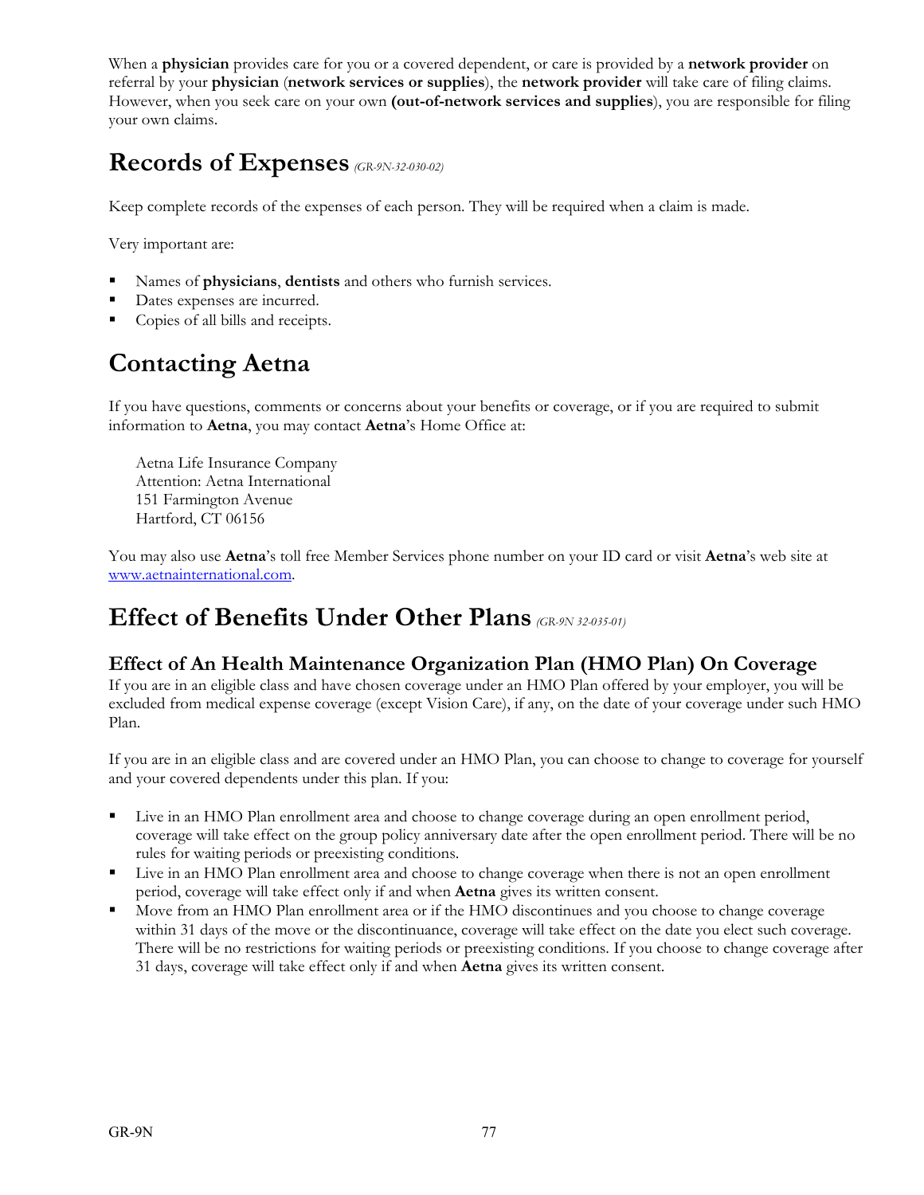When a **physician** provides care for you or a covered dependent, or care is provided by a **network provider** on referral by your **physician** (**network services or supplies**), the **network provider** will take care of filing claims. However, when you seek care on your own **(out-of-network services and supplies**), you are responsible for filing your own claims.

# Records of Expenses *(GR-9N-32-030-02)*

Keep complete records of the expenses of each person. They will be required when a claim is made.

Very important are:

- Names of **physicians**, **dentists** and others who furnish services.
- Dates expenses are incurred.
- Copies of all bills and receipts.

# Contacting Aetna

If you have questions, comments or concerns about your benefits or coverage, or if you are required to submit information to **Aetna**, you may contact **Aetna**'s Home Office at:

Aetna Life Insurance Company
Attention: Aetna International
151 Farmington Avenue
Hartford, CT 06156

You may also use **Aetna**'s toll free Member Services phone number on your ID card or visit **Aetna**'s web site at www.aetnainternational.com.

# Effect of Benefits Under Other Plans *(GR-9N 32-035-01)*

## Effect of An Health Maintenance Organization Plan (HMO Plan) On Coverage

If you are in an eligible class and have chosen coverage under an HMO Plan offered by your employer, you will be excluded from medical expense coverage (except Vision Care), if any, on the date of your coverage under such HMO Plan.

If you are in an eligible class and are covered under an HMO Plan, you can choose to change to coverage for yourself and your covered dependents under this plan. If you:

- Live in an HMO Plan enrollment area and choose to change coverage during an open enrollment period, coverage will take effect on the group policy anniversary date after the open enrollment period. There will be no rules for waiting periods or preexisting conditions.
- Live in an HMO Plan enrollment area and choose to change coverage when there is not an open enrollment period, coverage will take effect only if and when **Aetna** gives its written consent.
- Move from an HMO Plan enrollment area or if the HMO discontinues and you choose to change coverage within 31 days of the move or the discontinuance, coverage will take effect on the date you elect such coverage. There will be no restrictions for waiting periods or preexisting conditions. If you choose to change coverage after 31 days, coverage will take effect only if and when **Aetna** gives its written consent.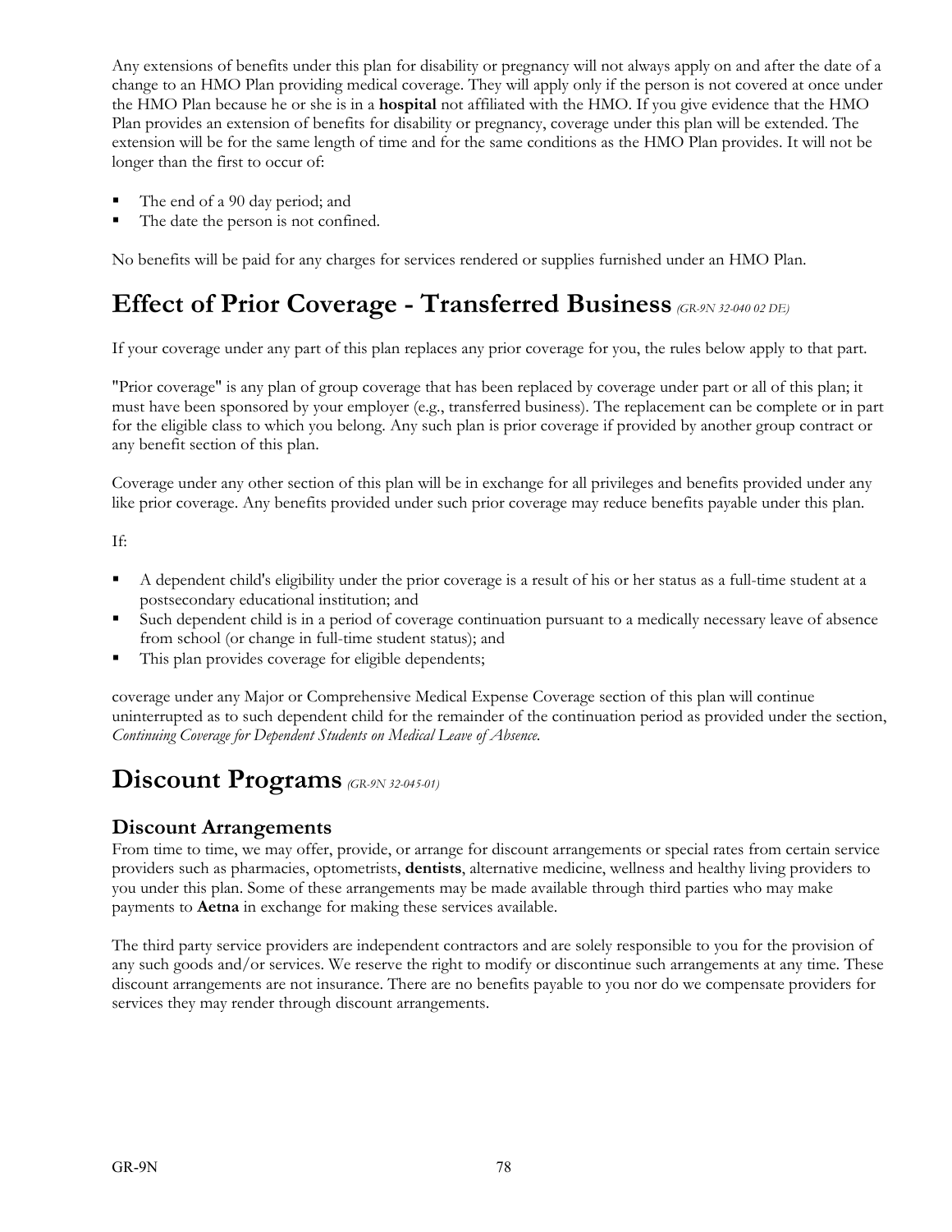Any extensions of benefits under this plan for disability or pregnancy will not always apply on and after the date of a change to an HMO Plan providing medical coverage. They will apply only if the person is not covered at once under the HMO Plan because he or she is in a **hospital** not affiliated with the HMO. If you give evidence that the HMO Plan provides an extension of benefits for disability or pregnancy, coverage under this plan will be extended. The extension will be for the same length of time and for the same conditions as the HMO Plan provides. It will not be longer than the first to occur of:

- The end of a 90 day period; and
- The date the person is not confined.

No benefits will be paid for any charges for services rendered or supplies furnished under an HMO Plan.

# Effect of Prior Coverage - Transferred Business *(GR-9N 32-040 02 DE)*

If your coverage under any part of this plan replaces any prior coverage for you, the rules below apply to that part.

"Prior coverage" is any plan of group coverage that has been replaced by coverage under part or all of this plan; it must have been sponsored by your employer (e.g., transferred business). The replacement can be complete or in part for the eligible class to which you belong. Any such plan is prior coverage if provided by another group contract or any benefit section of this plan.

Coverage under any other section of this plan will be in exchange for all privileges and benefits provided under any like prior coverage. Any benefits provided under such prior coverage may reduce benefits payable under this plan.

If:

- A dependent child's eligibility under the prior coverage is a result of his or her status as a full-time student at a postsecondary educational institution; and
- Such dependent child is in a period of coverage continuation pursuant to a medically necessary leave of absence from school (or change in full-time student status); and
- This plan provides coverage for eligible dependents;

coverage under any Major or Comprehensive Medical Expense Coverage section of this plan will continue uninterrupted as to such dependent child for the remainder of the continuation period as provided under the section, *Continuing Coverage for Dependent Students on Medical Leave of Absence.*

# Discount Programs *(GR-9N 32-045-01)*

## Discount Arrangements

From time to time, we may offer, provide, or arrange for discount arrangements or special rates from certain service providers such as pharmacies, optometrists, **dentists**, alternative medicine, wellness and healthy living providers to you under this plan. Some of these arrangements may be made available through third parties who may make payments to **Aetna** in exchange for making these services available.

The third party service providers are independent contractors and are solely responsible to you for the provision of any such goods and/or services. We reserve the right to modify or discontinue such arrangements at any time. These discount arrangements are not insurance. There are no benefits payable to you nor do we compensate providers for services they may render through discount arrangements.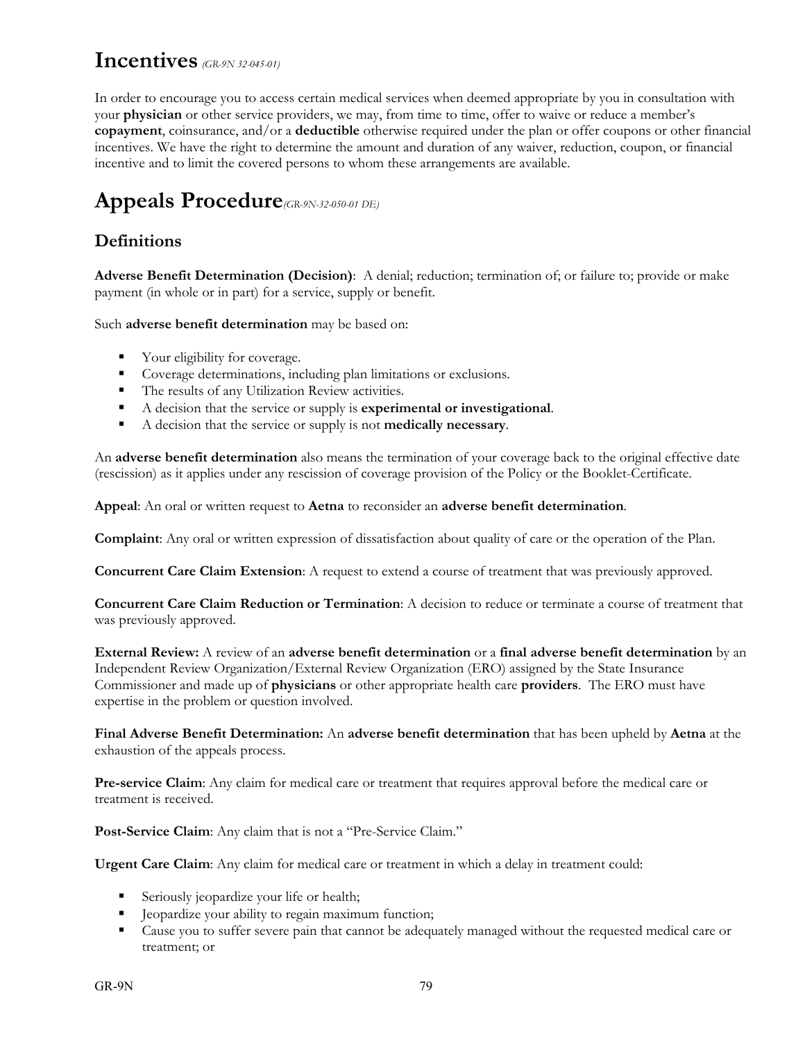# Incentives *(GR-9N 32-045-01)*

In order to encourage you to access certain medical services when deemed appropriate by you in consultation with your **physician** or other service providers, we may, from time to time, offer to waive or reduce a member's **copayment**, coinsurance, and/or a **deductible** otherwise required under the plan or offer coupons or other financial incentives. We have the right to determine the amount and duration of any waiver, reduction, coupon, or financial incentive and to limit the covered persons to whom these arrangements are available.

# Appeals Procedure*(GR-9N-32-050-01 DE)*

## Definitions

**Adverse Benefit Determination (Decision)**: A denial; reduction; termination of; or failure to; provide or make payment (in whole or in part) for a service, supply or benefit.

Such **adverse benefit determination** may be based on:

- Your eligibility for coverage.
- Coverage determinations, including plan limitations or exclusions.
- The results of any Utilization Review activities.
- A decision that the service or supply is **experimental or investigational**.
- A decision that the service or supply is not **medically necessary**.

An **adverse benefit determination** also means the termination of your coverage back to the original effective date (rescission) as it applies under any rescission of coverage provision of the Policy or the Booklet-Certificate.

**Appeal**: An oral or written request to **Aetna** to reconsider an **adverse benefit determination**.

**Complaint**: Any oral or written expression of dissatisfaction about quality of care or the operation of the Plan.

**Concurrent Care Claim Extension**: A request to extend a course of treatment that was previously approved.

**Concurrent Care Claim Reduction or Termination**: A decision to reduce or terminate a course of treatment that was previously approved.

**External Review:** A review of an **adverse benefit determination** or a **final adverse benefit determination** by an Independent Review Organization/External Review Organization (ERO) assigned by the State Insurance Commissioner and made up of **physicians** or other appropriate health care **providers**. The ERO must have expertise in the problem or question involved.

**Final Adverse Benefit Determination:** An **adverse benefit determination** that has been upheld by **Aetna** at the exhaustion of the appeals process.

**Pre-service Claim**: Any claim for medical care or treatment that requires approval before the medical care or treatment is received.

**Post-Service Claim**: Any claim that is not a "Pre-Service Claim."

**Urgent Care Claim**: Any claim for medical care or treatment in which a delay in treatment could:

- Seriously jeopardize your life or health;
- Jeopardize your ability to regain maximum function;
- Cause you to suffer severe pain that cannot be adequately managed without the requested medical care or treatment; or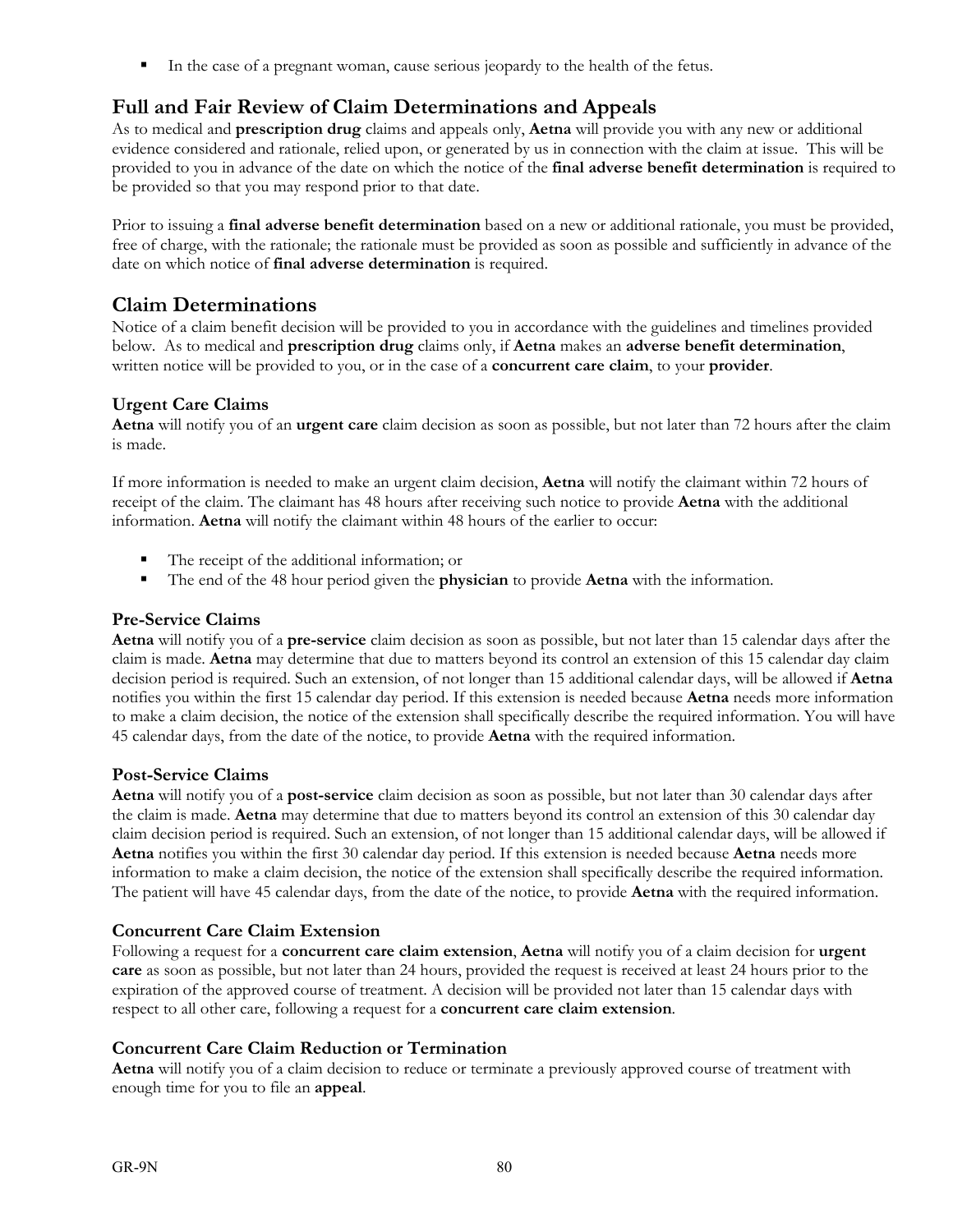- In the case of a pregnant woman, cause serious jeopardy to the health of the fetus.

## Full and Fair Review of Claim Determinations and Appeals

As to medical and **prescription drug** claims and appeals only, **Aetna** will provide you with any new or additional evidence considered and rationale, relied upon, or generated by us in connection with the claim at issue. This will be provided to you in advance of the date on which the notice of the **final adverse benefit determination** is required to be provided so that you may respond prior to that date.

Prior to issuing a **final adverse benefit determination** based on a new or additional rationale, you must be provided, free of charge, with the rationale; the rationale must be provided as soon as possible and sufficiently in advance of the date on which notice of **final adverse determination** is required.

## Claim Determinations

Notice of a claim benefit decision will be provided to you in accordance with the guidelines and timelines provided below. As to medical and **prescription drug** claims only, if **Aetna** makes an **adverse benefit determination**, written notice will be provided to you, or in the case of a **concurrent care claim**, to your **provider**.

### Urgent Care Claims

**Aetna** will notify you of an **urgent care** claim decision as soon as possible, but not later than 72 hours after the claim is made.

If more information is needed to make an urgent claim decision, **Aetna** will notify the claimant within 72 hours of receipt of the claim. The claimant has 48 hours after receiving such notice to provide **Aetna** with the additional information. **Aetna** will notify the claimant within 48 hours of the earlier to occur:

- The receipt of the additional information; or
- The end of the 48 hour period given the **physician** to provide **Aetna** with the information.

### Pre-Service Claims

**Aetna** will notify you of a **pre-service** claim decision as soon as possible, but not later than 15 calendar days after the claim is made. **Aetna** may determine that due to matters beyond its control an extension of this 15 calendar day claim decision period is required. Such an extension, of not longer than 15 additional calendar days, will be allowed if **Aetna** notifies you within the first 15 calendar day period. If this extension is needed because **Aetna** needs more information to make a claim decision, the notice of the extension shall specifically describe the required information. You will have 45 calendar days, from the date of the notice, to provide **Aetna** with the required information.

### Post-Service Claims

**Aetna** will notify you of a **post-service** claim decision as soon as possible, but not later than 30 calendar days after the claim is made. **Aetna** may determine that due to matters beyond its control an extension of this 30 calendar day claim decision period is required. Such an extension, of not longer than 15 additional calendar days, will be allowed if **Aetna** notifies you within the first 30 calendar day period. If this extension is needed because **Aetna** needs more information to make a claim decision, the notice of the extension shall specifically describe the required information. The patient will have 45 calendar days, from the date of the notice, to provide **Aetna** with the required information.

### Concurrent Care Claim Extension

Following a request for a **concurrent care claim extension**, **Aetna** will notify you of a claim decision for **urgent care** as soon as possible, but not later than 24 hours, provided the request is received at least 24 hours prior to the expiration of the approved course of treatment. A decision will be provided not later than 15 calendar days with respect to all other care, following a request for a **concurrent care claim extension**.

### Concurrent Care Claim Reduction or Termination

**Aetna** will notify you of a claim decision to reduce or terminate a previously approved course of treatment with enough time for you to file an **appeal**.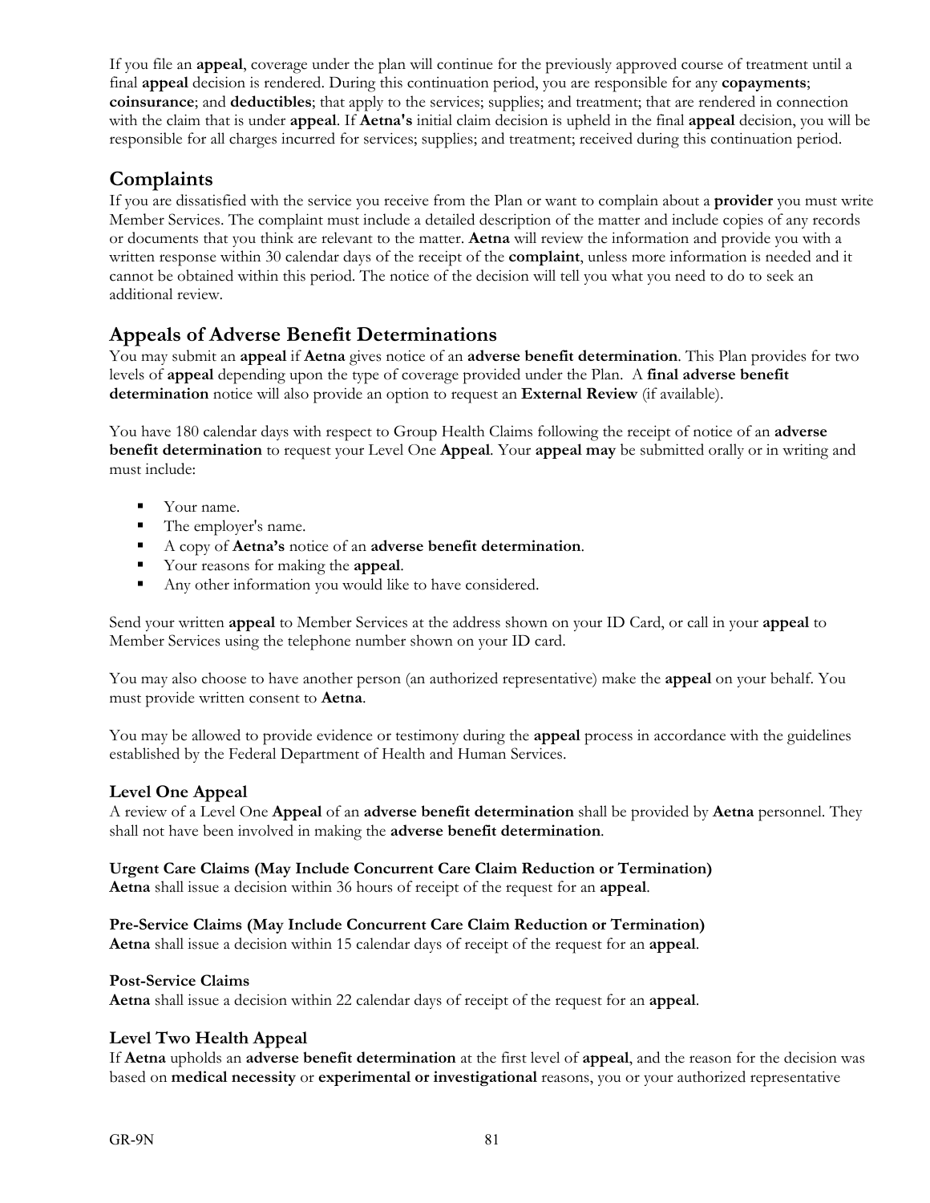If you file an **appeal**, coverage under the plan will continue for the previously approved course of treatment until a final **appeal** decision is rendered. During this continuation period, you are responsible for any **copayments**; **coinsurance**; and **deductibles**; that apply to the services; supplies; and treatment; that are rendered in connection with the claim that is under **appeal**. If **Aetna's** initial claim decision is upheld in the final **appeal** decision, you will be responsible for all charges incurred for services; supplies; and treatment; received during this continuation period.

## Complaints

If you are dissatisfied with the service you receive from the Plan or want to complain about a **provider** you must write Member Services. The complaint must include a detailed description of the matter and include copies of any records or documents that you think are relevant to the matter. **Aetna** will review the information and provide you with a written response within 30 calendar days of the receipt of the **complaint**, unless more information is needed and it cannot be obtained within this period. The notice of the decision will tell you what you need to do to seek an additional review.

## Appeals of Adverse Benefit Determinations

You may submit an **appeal** if **Aetna** gives notice of an **adverse benefit determination**. This Plan provides for two levels of **appeal** depending upon the type of coverage provided under the Plan. A **final adverse benefit determination** notice will also provide an option to request an **External Review** (if available).

You have 180 calendar days with respect to Group Health Claims following the receipt of notice of an **adverse benefit determination** to request your Level One **Appeal**. Your **appeal may** be submitted orally or in writing and must include:

- Your name.
- The employer's name.
- A copy of **Aetna's** notice of an **adverse benefit determination**.
- Your reasons for making the **appeal**.
- Any other information you would like to have considered.

Send your written **appeal** to Member Services at the address shown on your ID Card, or call in your **appeal** to Member Services using the telephone number shown on your ID card.

You may also choose to have another person (an authorized representative) make the **appeal** on your behalf. You must provide written consent to **Aetna**.

You may be allowed to provide evidence or testimony during the **appeal** process in accordance with the guidelines established by the Federal Department of Health and Human Services.

### Level One Appeal

A review of a Level One **Appeal** of an **adverse benefit determination** shall be provided by **Aetna** personnel. They shall not have been involved in making the **adverse benefit determination**.

**Urgent Care Claims (May Include Concurrent Care Claim Reduction or Termination)**
**Aetna** shall issue a decision within 36 hours of receipt of the request for an **appeal**.

**Pre-Service Claims (May Include Concurrent Care Claim Reduction or Termination)**
**Aetna** shall issue a decision within 15 calendar days of receipt of the request for an **appeal**.

**Post-Service Claims**
**Aetna** shall issue a decision within 22 calendar days of receipt of the request for an **appeal**.

### Level Two Health Appeal

If **Aetna** upholds an **adverse benefit determination** at the first level of **appeal**, and the reason for the decision was based on **medical necessity** or **experimental or investigational** reasons, you or your authorized representative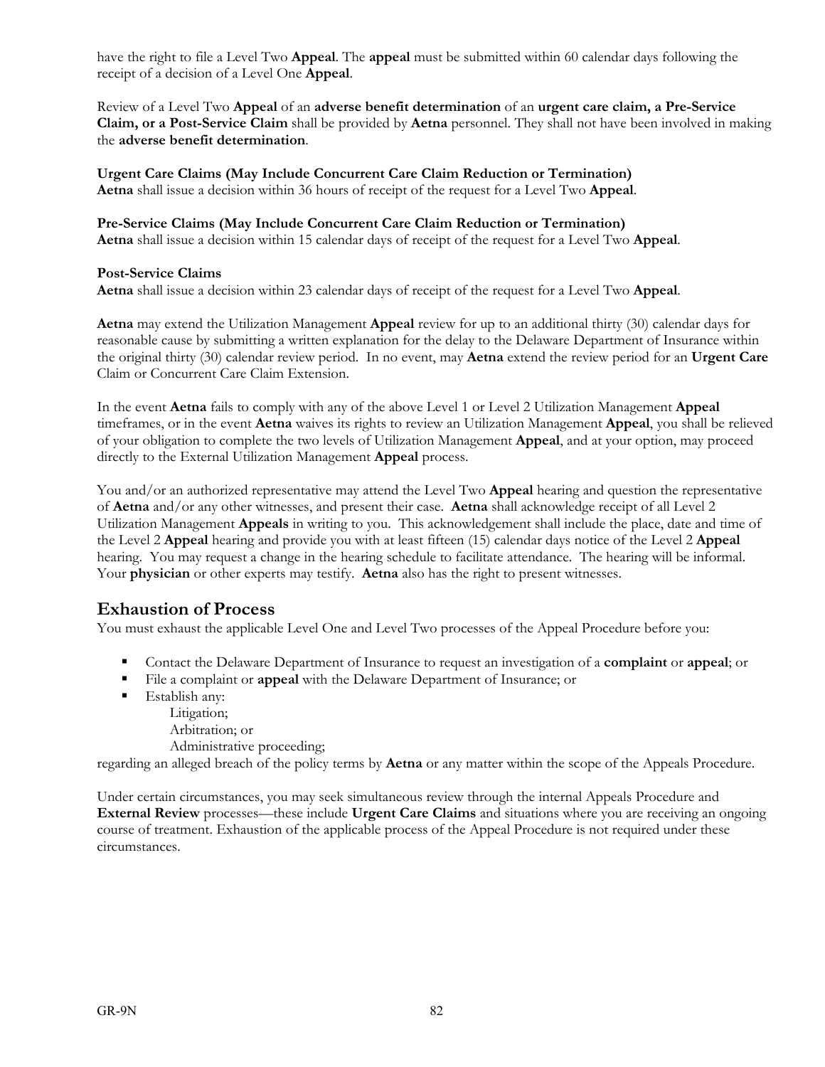have the right to file a Level Two **Appeal**. The **appeal** must be submitted within 60 calendar days following the receipt of a decision of a Level One **Appeal**.

Review of a Level Two **Appeal** of an **adverse benefit determination** of an **urgent care claim, a Pre-Service Claim, or a Post-Service Claim** shall be provided by **Aetna** personnel. They shall not have been involved in making the **adverse benefit determination**.

**Urgent Care Claims (May Include Concurrent Care Claim Reduction or Termination)**
**Aetna** shall issue a decision within 36 hours of receipt of the request for a Level Two **Appeal**.

**Pre-Service Claims (May Include Concurrent Care Claim Reduction or Termination)**
**Aetna** shall issue a decision within 15 calendar days of receipt of the request for a Level Two **Appeal**.

**Post-Service Claims**
**Aetna** shall issue a decision within 23 calendar days of receipt of the request for a Level Two **Appeal**.

**Aetna** may extend the Utilization Management **Appeal** review for up to an additional thirty (30) calendar days for reasonable cause by submitting a written explanation for the delay to the Delaware Department of Insurance within the original thirty (30) calendar review period. In no event, may **Aetna** extend the review period for an **Urgent Care** Claim or Concurrent Care Claim Extension.

In the event **Aetna** fails to comply with any of the above Level 1 or Level 2 Utilization Management **Appeal** timeframes, or in the event **Aetna** waives its rights to review an Utilization Management **Appeal**, you shall be relieved of your obligation to complete the two levels of Utilization Management **Appeal**, and at your option, may proceed directly to the External Utilization Management **Appeal** process.

You and/or an authorized representative may attend the Level Two **Appeal** hearing and question the representative of **Aetna** and/or any other witnesses, and present their case. **Aetna** shall acknowledge receipt of all Level 2 Utilization Management **Appeals** in writing to you. This acknowledgement shall include the place, date and time of the Level 2 **Appeal** hearing and provide you with at least fifteen (15) calendar days notice of the Level 2 **Appeal** hearing. You may request a change in the hearing schedule to facilitate attendance. The hearing will be informal. Your **physician** or other experts may testify. **Aetna** also has the right to present witnesses.

## Exhaustion of Process

You must exhaust the applicable Level One and Level Two processes of the Appeal Procedure before you:

- Contact the Delaware Department of Insurance to request an investigation of a **complaint** or **appeal**; or
- File a complaint or **appeal** with the Delaware Department of Insurance; or
- Establish any:
  - Litigation;
  - Arbitration; or
  - Administrative proceeding;

regarding an alleged breach of the policy terms by **Aetna** or any matter within the scope of the Appeals Procedure.

Under certain circumstances, you may seek simultaneous review through the internal Appeals Procedure and **External Review** processes—these include **Urgent Care Claims** and situations where you are receiving an ongoing course of treatment. Exhaustion of the applicable process of the Appeal Procedure is not required under these circumstances.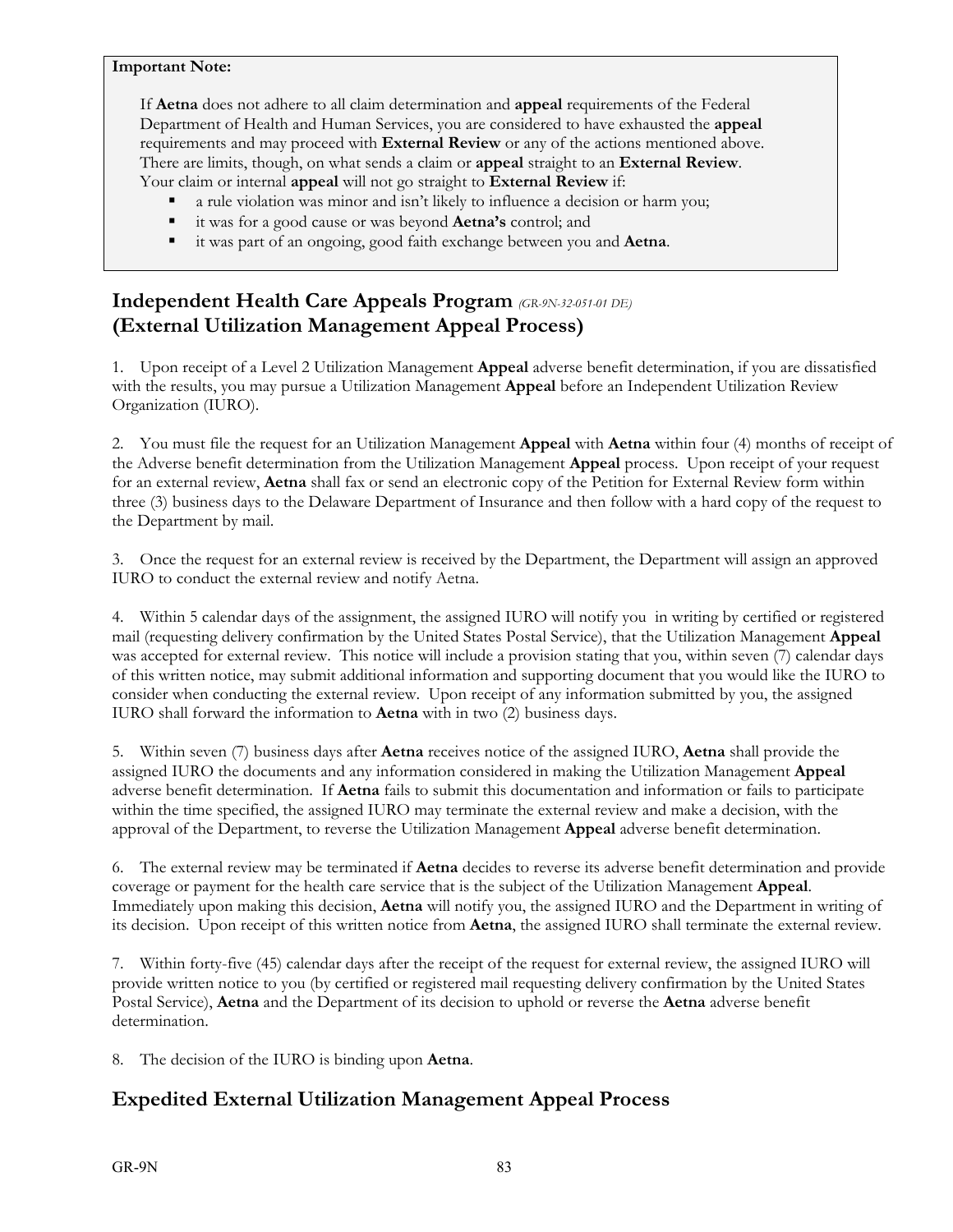**Important Note:**

If **Aetna** does not adhere to all claim determination and **appeal** requirements of the Federal Department of Health and Human Services, you are considered to have exhausted the **appeal** requirements and may proceed with **External Review** or any of the actions mentioned above. There are limits, though, on what sends a claim or **appeal** straight to an **External Review**. Your claim or internal **appeal** will not go straight to **External Review** if:

- a rule violation was minor and isn't likely to influence a decision or harm you;
- it was for a good cause or was beyond **Aetna's** control; and
- it was part of an ongoing, good faith exchange between you and **Aetna**.

## Independent Health Care Appeals Program *(GR-9N-32-051-01 DE)* (External Utilization Management Appeal Process)

1. Upon receipt of a Level 2 Utilization Management **Appeal** adverse benefit determination, if you are dissatisfied with the results, you may pursue a Utilization Management **Appeal** before an Independent Utilization Review Organization (IURO).

2. You must file the request for an Utilization Management **Appeal** with **Aetna** within four (4) months of receipt of the Adverse benefit determination from the Utilization Management **Appeal** process. Upon receipt of your request for an external review, **Aetna** shall fax or send an electronic copy of the Petition for External Review form within three (3) business days to the Delaware Department of Insurance and then follow with a hard copy of the request to the Department by mail.

3. Once the request for an external review is received by the Department, the Department will assign an approved IURO to conduct the external review and notify Aetna.

4. Within 5 calendar days of the assignment, the assigned IURO will notify you in writing by certified or registered mail (requesting delivery confirmation by the United States Postal Service), that the Utilization Management **Appeal** was accepted for external review. This notice will include a provision stating that you, within seven (7) calendar days of this written notice, may submit additional information and supporting document that you would like the IURO to consider when conducting the external review. Upon receipt of any information submitted by you, the assigned IURO shall forward the information to **Aetna** with in two (2) business days.

5. Within seven (7) business days after **Aetna** receives notice of the assigned IURO, **Aetna** shall provide the assigned IURO the documents and any information considered in making the Utilization Management **Appeal** adverse benefit determination. If **Aetna** fails to submit this documentation and information or fails to participate within the time specified, the assigned IURO may terminate the external review and make a decision, with the approval of the Department, to reverse the Utilization Management **Appeal** adverse benefit determination.

6. The external review may be terminated if **Aetna** decides to reverse its adverse benefit determination and provide coverage or payment for the health care service that is the subject of the Utilization Management **Appeal**. Immediately upon making this decision, **Aetna** will notify you, the assigned IURO and the Department in writing of its decision. Upon receipt of this written notice from **Aetna**, the assigned IURO shall terminate the external review.

7. Within forty-five (45) calendar days after the receipt of the request for external review, the assigned IURO will provide written notice to you (by certified or registered mail requesting delivery confirmation by the United States Postal Service), **Aetna** and the Department of its decision to uphold or reverse the **Aetna** adverse benefit determination.

8. The decision of the IURO is binding upon **Aetna**.

## Expedited External Utilization Management Appeal Process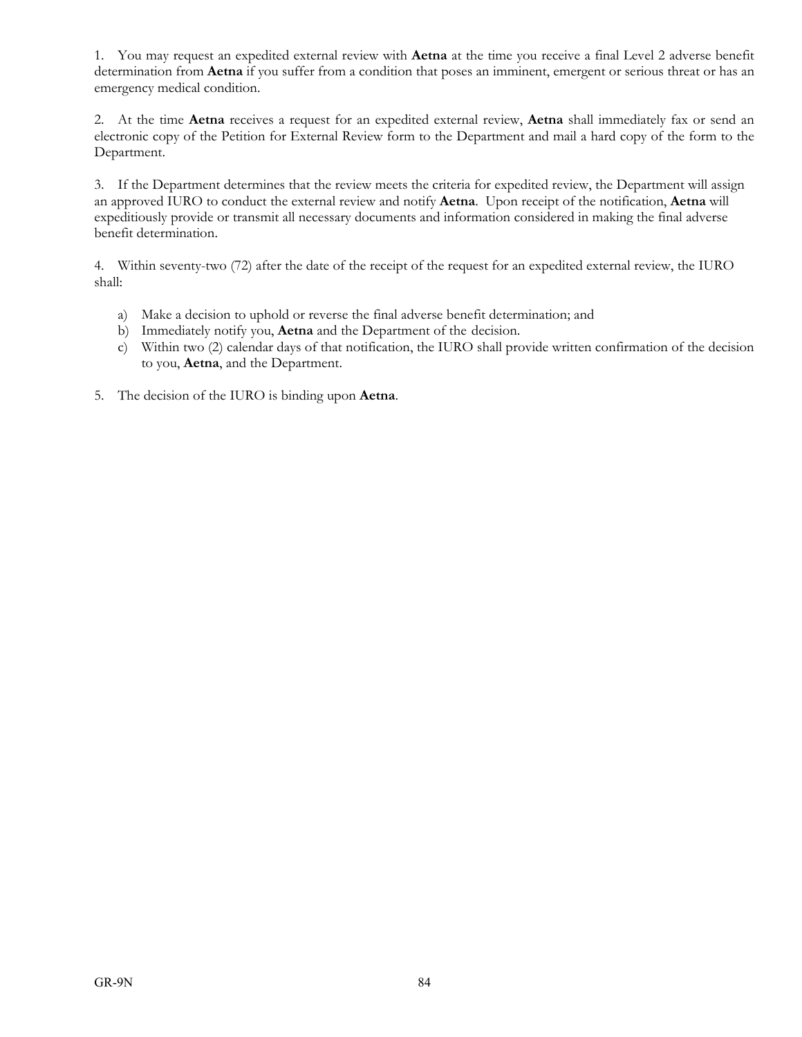1. You may request an expedited external review with **Aetna** at the time you receive a final Level 2 adverse benefit determination from **Aetna** if you suffer from a condition that poses an imminent, emergent or serious threat or has an emergency medical condition.

2. At the time **Aetna** receives a request for an expedited external review, **Aetna** shall immediately fax or send an electronic copy of the Petition for External Review form to the Department and mail a hard copy of the form to the Department.

3. If the Department determines that the review meets the criteria for expedited review, the Department will assign an approved IURO to conduct the external review and notify **Aetna**. Upon receipt of the notification, **Aetna** will expeditiously provide or transmit all necessary documents and information considered in making the final adverse benefit determination.

4. Within seventy-two (72) after the date of the receipt of the request for an expedited external review, the IURO shall:

   a) Make a decision to uphold or reverse the final adverse benefit determination; and
   b) Immediately notify you, **Aetna** and the Department of the decision.
   c) Within two (2) calendar days of that notification, the IURO shall provide written confirmation of the decision to you, **Aetna**, and the Department.

5. The decision of the IURO is binding upon **Aetna**.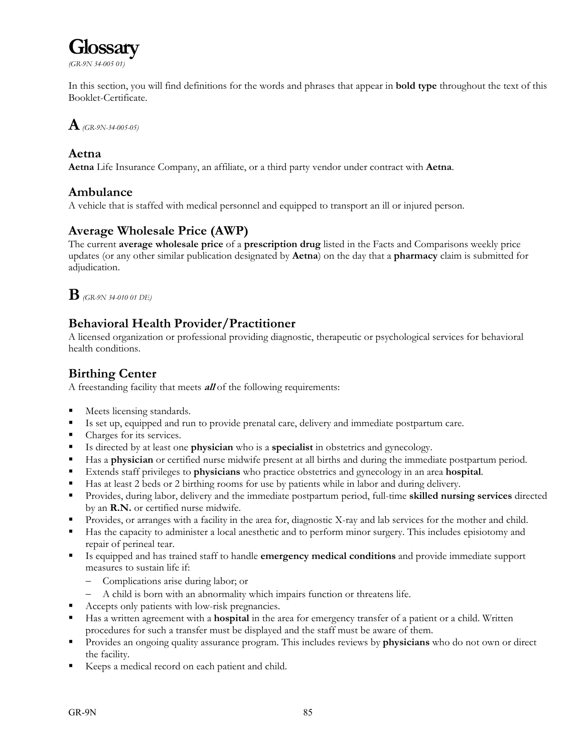# Glossary

*(GR-9N 34-005 01)*

In this section, you will find definitions for the words and phrases that appear in **bold type** throughout the text of this Booklet-Certificate.

# A *(GR-9N-34-005-05)*

## Aetna

**Aetna** Life Insurance Company, an affiliate, or a third party vendor under contract with **Aetna**.

## Ambulance

A vehicle that is staffed with medical personnel and equipped to transport an ill or injured person.

## Average Wholesale Price (AWP)

The current **average wholesale price** of a **prescription drug** listed in the Facts and Comparisons weekly price updates (or any other similar publication designated by **Aetna**) on the day that a **pharmacy** claim is submitted for adjudication.

# B *(GR-9N 34-010 01 DE)*

## Behavioral Health Provider/Practitioner

A licensed organization or professional providing diagnostic, therapeutic or psychological services for behavioral health conditions.

## Birthing Center

A freestanding facility that meets ***all*** of the following requirements:

- Meets licensing standards.
- Is set up, equipped and run to provide prenatal care, delivery and immediate postpartum care.
- Charges for its services.
- Is directed by at least one **physician** who is a **specialist** in obstetrics and gynecology.
- Has a **physician** or certified nurse midwife present at all births and during the immediate postpartum period.
- Extends staff privileges to **physicians** who practice obstetrics and gynecology in an area **hospital**.
- Has at least 2 beds or 2 birthing rooms for use by patients while in labor and during delivery.
- Provides, during labor, delivery and the immediate postpartum period, full-time **skilled nursing services** directed by an **R.N.** or certified nurse midwife.
- Provides, or arranges with a facility in the area for, diagnostic X-ray and lab services for the mother and child.
- Has the capacity to administer a local anesthetic and to perform minor surgery. This includes episiotomy and repair of perineal tear.
- Is equipped and has trained staff to handle **emergency medical conditions** and provide immediate support measures to sustain life if:
  - Complications arise during labor; or
  - A child is born with an abnormality which impairs function or threatens life.
- Accepts only patients with low-risk pregnancies.
- Has a written agreement with a **hospital** in the area for emergency transfer of a patient or a child. Written procedures for such a transfer must be displayed and the staff must be aware of them.
- Provides an ongoing quality assurance program. This includes reviews by **physicians** who do not own or direct the facility.
- Keeps a medical record on each patient and child.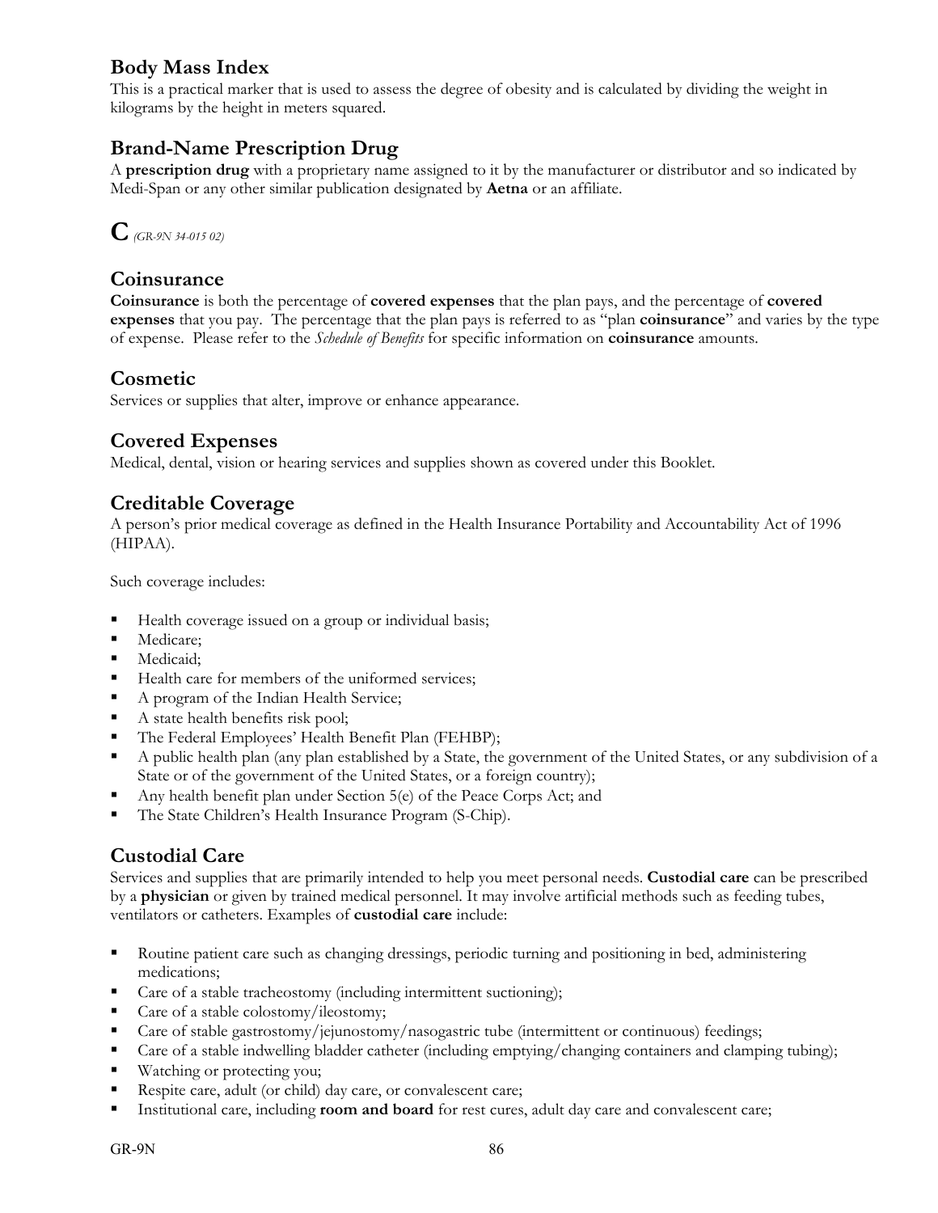## Body Mass Index

This is a practical marker that is used to assess the degree of obesity and is calculated by dividing the weight in kilograms by the height in meters squared.

## Brand-Name Prescription Drug

A **prescription drug** with a proprietary name assigned to it by the manufacturer or distributor and so indicated by Medi-Span or any other similar publication designated by **Aetna** or an affiliate.

# C *(GR-9N 34-015 02)*

## Coinsurance

**Coinsurance** is both the percentage of **covered expenses** that the plan pays, and the percentage of **covered expenses** that you pay. The percentage that the plan pays is referred to as "plan **coinsurance**" and varies by the type of expense. Please refer to the *Schedule of Benefits* for specific information on **coinsurance** amounts.

## Cosmetic

Services or supplies that alter, improve or enhance appearance.

## Covered Expenses

Medical, dental, vision or hearing services and supplies shown as covered under this Booklet.

## Creditable Coverage

A person's prior medical coverage as defined in the Health Insurance Portability and Accountability Act of 1996 (HIPAA).

Such coverage includes:

- Health coverage issued on a group or individual basis;
- Medicare;
- Medicaid;
- Health care for members of the uniformed services;
- A program of the Indian Health Service;
- A state health benefits risk pool;
- The Federal Employees' Health Benefit Plan (FEHBP);
- A public health plan (any plan established by a State, the government of the United States, or any subdivision of a State or of the government of the United States, or a foreign country);
- Any health benefit plan under Section 5(e) of the Peace Corps Act; and
- The State Children's Health Insurance Program (S-Chip).

## Custodial Care

Services and supplies that are primarily intended to help you meet personal needs. **Custodial care** can be prescribed by a **physician** or given by trained medical personnel. It may involve artificial methods such as feeding tubes, ventilators or catheters. Examples of **custodial care** include:

- Routine patient care such as changing dressings, periodic turning and positioning in bed, administering medications;
- Care of a stable tracheostomy (including intermittent suctioning);
- Care of a stable colostomy/ileostomy;
- Care of stable gastrostomy/jejunostomy/nasogastric tube (intermittent or continuous) feedings;
- Care of a stable indwelling bladder catheter (including emptying/changing containers and clamping tubing);
- Watching or protecting you;
- Respite care, adult (or child) day care, or convalescent care;
- Institutional care, including **room and board** for rest cures, adult day care and convalescent care;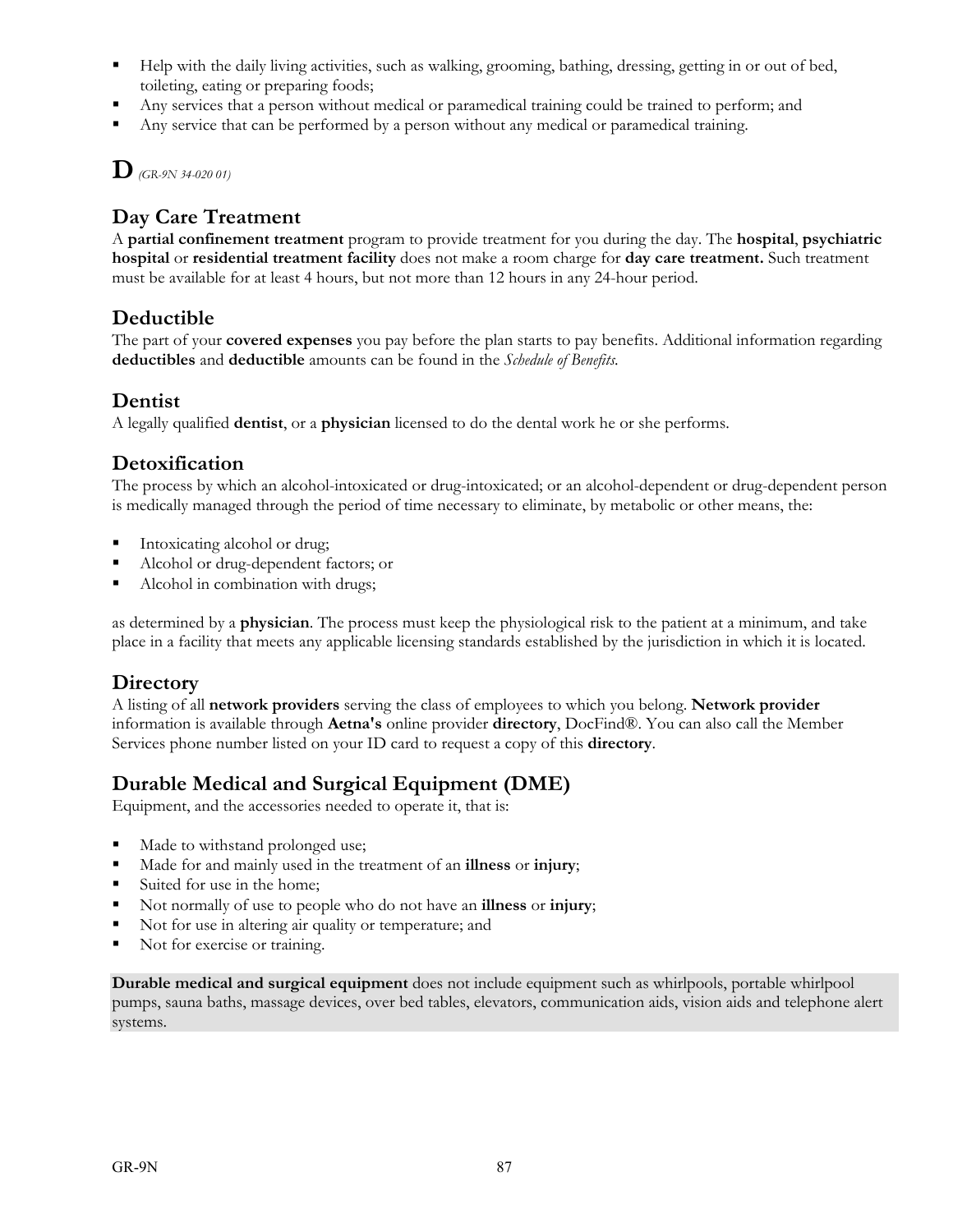- Help with the daily living activities, such as walking, grooming, bathing, dressing, getting in or out of bed, toileting, eating or preparing foods;
- Any services that a person without medical or paramedical training could be trained to perform; and
- Any service that can be performed by a person without any medical or paramedical training.

# D *(GR-9N 34-020 01)*

## Day Care Treatment

A **partial confinement treatment** program to provide treatment for you during the day. The **hospital**, **psychiatric hospital** or **residential treatment facility** does not make a room charge for **day care treatment.** Such treatment must be available for at least 4 hours, but not more than 12 hours in any 24-hour period.

## Deductible

The part of your **covered expenses** you pay before the plan starts to pay benefits. Additional information regarding **deductibles** and **deductible** amounts can be found in the *Schedule of Benefits*.

## Dentist

A legally qualified **dentist**, or a **physician** licensed to do the dental work he or she performs.

## Detoxification

The process by which an alcohol-intoxicated or drug-intoxicated; or an alcohol-dependent or drug-dependent person is medically managed through the period of time necessary to eliminate, by metabolic or other means, the:

- Intoxicating alcohol or drug;
- Alcohol or drug-dependent factors; or
- Alcohol in combination with drugs;

as determined by a **physician**. The process must keep the physiological risk to the patient at a minimum, and take place in a facility that meets any applicable licensing standards established by the jurisdiction in which it is located.

## Directory

A listing of all **network providers** serving the class of employees to which you belong. **Network provider** information is available through **Aetna's** online provider **directory**, DocFind®. You can also call the Member Services phone number listed on your ID card to request a copy of this **directory**.

## Durable Medical and Surgical Equipment (DME)

Equipment, and the accessories needed to operate it, that is:

- Made to withstand prolonged use;
- Made for and mainly used in the treatment of an **illness** or **injury**;
- Suited for use in the home;
- Not normally of use to people who do not have an **illness** or **injury**;
- Not for use in altering air quality or temperature; and
- Not for exercise or training.

**Durable medical and surgical equipment** does not include equipment such as whirlpools, portable whirlpool pumps, sauna baths, massage devices, over bed tables, elevators, communication aids, vision aids and telephone alert systems.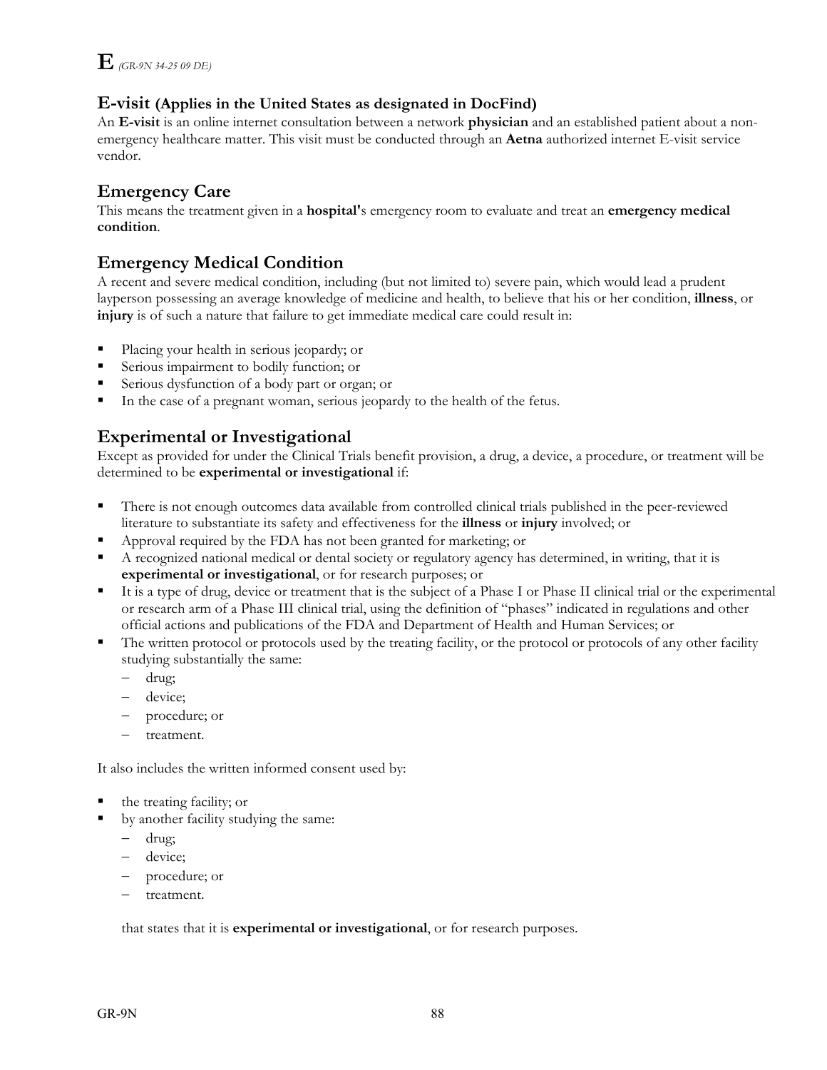# E *(GR-9N 34-25 09 DE)*

## E-visit (Applies in the United States as designated in DocFind)

An **E-visit** is an online internet consultation between a network **physician** and an established patient about a non-emergency healthcare matter. This visit must be conducted through an **Aetna** authorized internet E-visit service vendor.

## Emergency Care

This means the treatment given in a **hospital'**s emergency room to evaluate and treat an **emergency medical condition**.

## Emergency Medical Condition

A recent and severe medical condition, including (but not limited to) severe pain, which would lead a prudent layperson possessing an average knowledge of medicine and health, to believe that his or her condition, **illness**, or **injury** is of such a nature that failure to get immediate medical care could result in:

- Placing your health in serious jeopardy; or
- Serious impairment to bodily function; or
- Serious dysfunction of a body part or organ; or
- In the case of a pregnant woman, serious jeopardy to the health of the fetus.

## Experimental or Investigational

Except as provided for under the Clinical Trials benefit provision, a drug, a device, a procedure, or treatment will be determined to be **experimental or investigational** if:

- There is not enough outcomes data available from controlled clinical trials published in the peer-reviewed literature to substantiate its safety and effectiveness for the **illness** or **injury** involved; or
- Approval required by the FDA has not been granted for marketing; or
- A recognized national medical or dental society or regulatory agency has determined, in writing, that it is **experimental or investigational**, or for research purposes; or
- It is a type of drug, device or treatment that is the subject of a Phase I or Phase II clinical trial or the experimental or research arm of a Phase III clinical trial, using the definition of "phases" indicated in regulations and other official actions and publications of the FDA and Department of Health and Human Services; or
- The written protocol or protocols used by the treating facility, or the protocol or protocols of any other facility studying substantially the same:
  - drug;
  - device;
  - procedure; or
  - treatment.

It also includes the written informed consent used by:

- the treating facility; or
- by another facility studying the same:
  - drug;
  - device;
  - procedure; or
  - treatment.

that states that it is **experimental or investigational**, or for research purposes.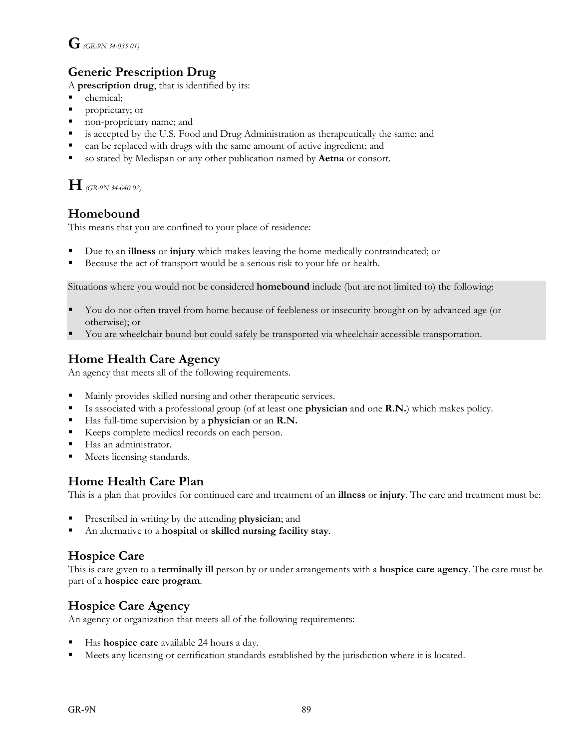# G *(GR-9N 34-035 01)*

## Generic Prescription Drug

A **prescription drug**, that is identified by its:

- chemical;
- proprietary; or
- non-proprietary name; and
- is accepted by the U.S. Food and Drug Administration as therapeutically the same; and
- can be replaced with drugs with the same amount of active ingredient; and
- so stated by Medispan or any other publication named by **Aetna** or consort.

# H *(GR-9N 34-040 02)*

## Homebound

This means that you are confined to your place of residence:

- Due to an **illness** or **injury** which makes leaving the home medically contraindicated; or
- Because the act of transport would be a serious risk to your life or health.

Situations where you would not be considered **homebound** include (but are not limited to) the following:

- You do not often travel from home because of feebleness or insecurity brought on by advanced age (or otherwise); or
- You are wheelchair bound but could safely be transported via wheelchair accessible transportation.

## Home Health Care Agency

An agency that meets all of the following requirements.

- Mainly provides skilled nursing and other therapeutic services.
- Is associated with a professional group (of at least one **physician** and one **R.N.**) which makes policy.
- Has full-time supervision by a **physician** or an **R.N.**
- Keeps complete medical records on each person.
- Has an administrator.
- Meets licensing standards.

## Home Health Care Plan

This is a plan that provides for continued care and treatment of an **illness** or **injury**. The care and treatment must be:

- Prescribed in writing by the attending **physician**; and
- An alternative to a **hospital** or **skilled nursing facility stay**.

## Hospice Care

This is care given to a **terminally ill** person by or under arrangements with a **hospice care agency**. The care must be part of a **hospice care program**.

## Hospice Care Agency

An agency or organization that meets all of the following requirements:

- Has **hospice care** available 24 hours a day.
- Meets any licensing or certification standards established by the jurisdiction where it is located.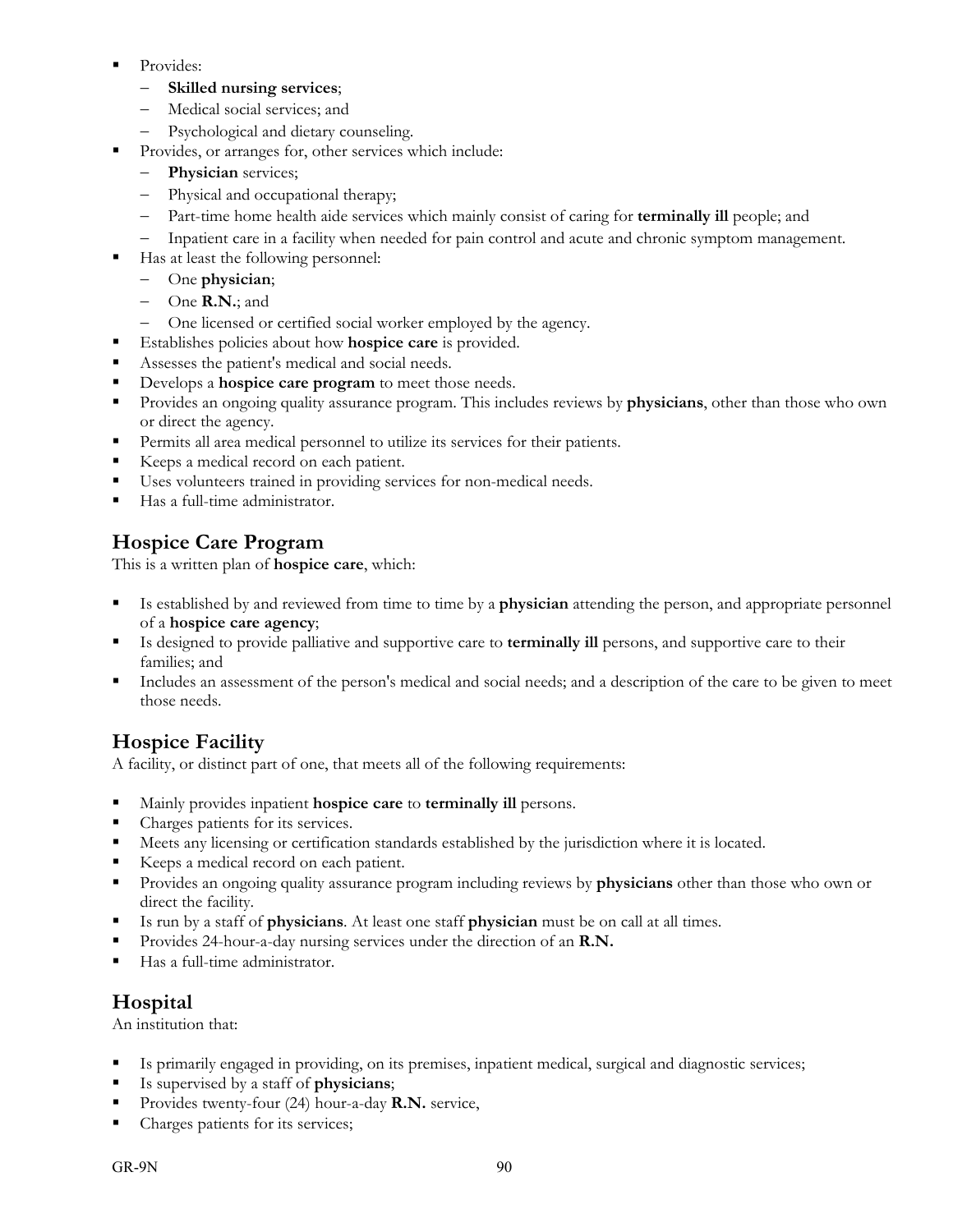- Provides:
  - **Skilled nursing services**;
  - Medical social services; and
  - Psychological and dietary counseling.
- Provides, or arranges for, other services which include:
  - **Physician** services;
  - Physical and occupational therapy;
  - Part-time home health aide services which mainly consist of caring for **terminally ill** people; and
  - Inpatient care in a facility when needed for pain control and acute and chronic symptom management.
- Has at least the following personnel:
  - One **physician**;
  - One **R.N.**; and
  - One licensed or certified social worker employed by the agency.
- Establishes policies about how **hospice care** is provided.
- Assesses the patient's medical and social needs.
- Develops a **hospice care program** to meet those needs.
- Provides an ongoing quality assurance program. This includes reviews by **physicians**, other than those who own or direct the agency.
- Permits all area medical personnel to utilize its services for their patients.
- Keeps a medical record on each patient.
- Uses volunteers trained in providing services for non-medical needs.
- Has a full-time administrator.

## Hospice Care Program

This is a written plan of **hospice care**, which:

- Is established by and reviewed from time to time by a **physician** attending the person, and appropriate personnel of a **hospice care agency**;
- Is designed to provide palliative and supportive care to **terminally ill** persons, and supportive care to their families; and
- Includes an assessment of the person's medical and social needs; and a description of the care to be given to meet those needs.

## Hospice Facility

A facility, or distinct part of one, that meets all of the following requirements:

- Mainly provides inpatient **hospice care** to **terminally ill** persons.
- Charges patients for its services.
- Meets any licensing or certification standards established by the jurisdiction where it is located.
- Keeps a medical record on each patient.
- Provides an ongoing quality assurance program including reviews by **physicians** other than those who own or direct the facility.
- Is run by a staff of **physicians**. At least one staff **physician** must be on call at all times.
- Provides 24-hour-a-day nursing services under the direction of an **R.N.**
- Has a full-time administrator.

## Hospital

An institution that:

- Is primarily engaged in providing, on its premises, inpatient medical, surgical and diagnostic services;
- Is supervised by a staff of **physicians**;
- Provides twenty-four (24) hour-a-day **R.N.** service,
- Charges patients for its services;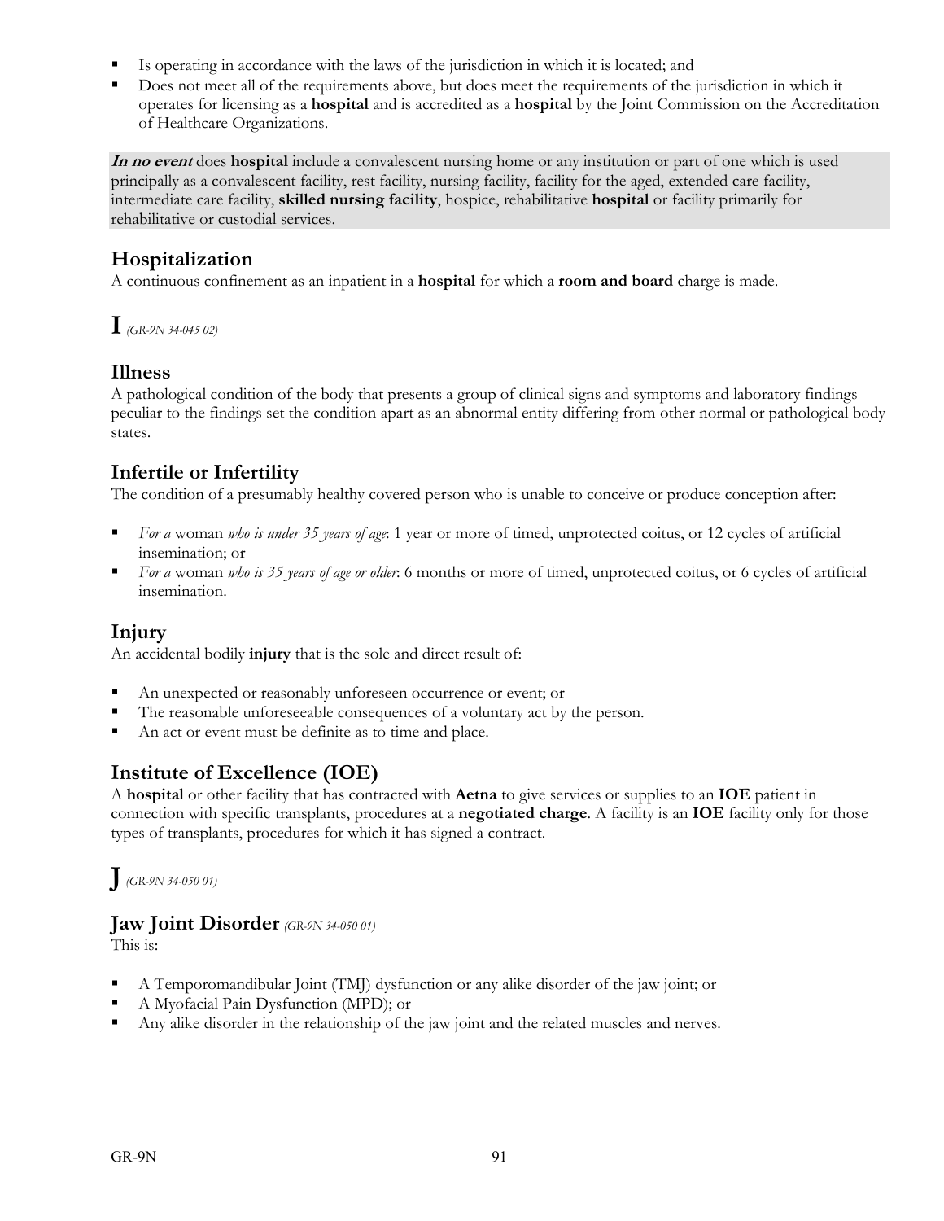- Is operating in accordance with the laws of the jurisdiction in which it is located; and
- Does not meet all of the requirements above, but does meet the requirements of the jurisdiction in which it operates for licensing as a **hospital** and is accredited as a **hospital** by the Joint Commission on the Accreditation of Healthcare Organizations.

***In no event*** does **hospital** include a convalescent nursing home or any institution or part of one which is used principally as a convalescent facility, rest facility, nursing facility, facility for the aged, extended care facility, intermediate care facility, **skilled nursing facility**, hospice, rehabilitative **hospital** or facility primarily for rehabilitative or custodial services.

## Hospitalization

A continuous confinement as an inpatient in a **hospital** for which a **room and board** charge is made.

# I *(GR-9N 34-045 02)*

## Illness

A pathological condition of the body that presents a group of clinical signs and symptoms and laboratory findings peculiar to the findings set the condition apart as an abnormal entity differing from other normal or pathological body states.

## Infertile or Infertility

The condition of a presumably healthy covered person who is unable to conceive or produce conception after:

- *For a* woman *who is under 35 years of age*: 1 year or more of timed, unprotected coitus, or 12 cycles of artificial insemination; or
- *For a* woman *who is 35 years of age or older*: 6 months or more of timed, unprotected coitus, or 6 cycles of artificial insemination.

## Injury

An accidental bodily **injury** that is the sole and direct result of:

- An unexpected or reasonably unforeseen occurrence or event; or
- The reasonable unforeseeable consequences of a voluntary act by the person.
- An act or event must be definite as to time and place.

## Institute of Excellence (IOE)

A **hospital** or other facility that has contracted with **Aetna** to give services or supplies to an **IOE** patient in connection with specific transplants, procedures at a **negotiated charge**. A facility is an **IOE** facility only for those types of transplants, procedures for which it has signed a contract.

# J *(GR-9N 34-050 01)*

## Jaw Joint Disorder *(GR-9N 34-050 01)*

This is:

- A Temporomandibular Joint (TMJ) dysfunction or any alike disorder of the jaw joint; or
- A Myofacial Pain Dysfunction (MPD); or
- Any alike disorder in the relationship of the jaw joint and the related muscles and nerves.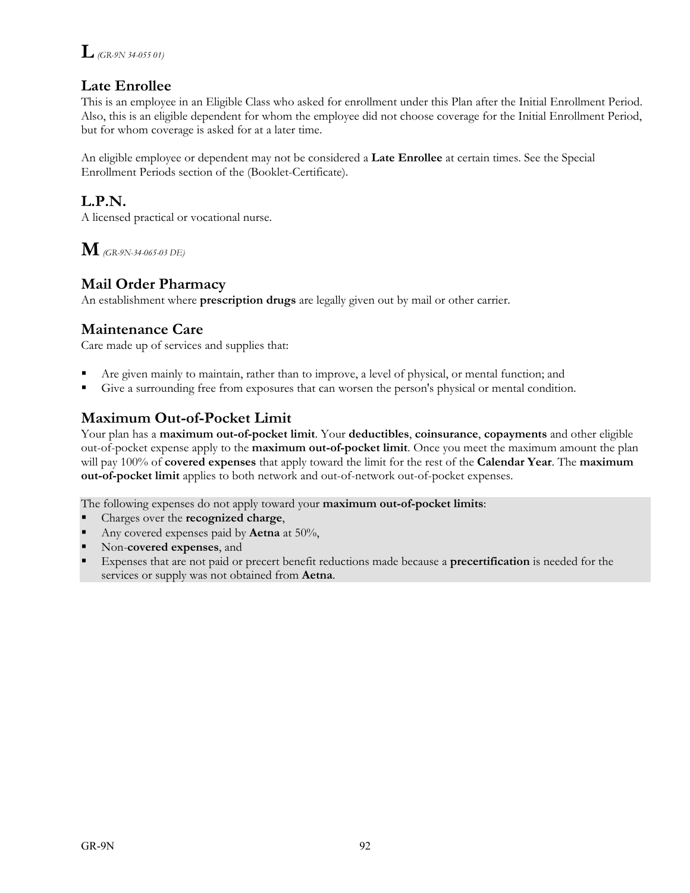# L *(GR-9N 34-055 01)*

## Late Enrollee

This is an employee in an Eligible Class who asked for enrollment under this Plan after the Initial Enrollment Period. Also, this is an eligible dependent for whom the employee did not choose coverage for the Initial Enrollment Period, but for whom coverage is asked for at a later time.

An eligible employee or dependent may not be considered a **Late Enrollee** at certain times. See the Special Enrollment Periods section of the (Booklet-Certificate).

## L.P.N.

A licensed practical or vocational nurse.

# M *(GR-9N-34-065-03 DE)*

## Mail Order Pharmacy

An establishment where **prescription drugs** are legally given out by mail or other carrier.

## Maintenance Care

Care made up of services and supplies that:

- Are given mainly to maintain, rather than to improve, a level of physical, or mental function; and
- Give a surrounding free from exposures that can worsen the person's physical or mental condition.

## Maximum Out-of-Pocket Limit

Your plan has a **maximum out-of-pocket limit**. Your **deductibles**, **coinsurance**, **copayments** and other eligible out-of-pocket expense apply to the **maximum out-of-pocket limit**. Once you meet the maximum amount the plan will pay 100% of **covered expenses** that apply toward the limit for the rest of the **Calendar Year**. The **maximum out-of-pocket limit** applies to both network and out-of-network out-of-pocket expenses.

The following expenses do not apply toward your **maximum out-of-pocket limits**:

- Charges over the **recognized charge**,
- Any covered expenses paid by **Aetna** at 50%,
- Non-**covered expenses**, and
- Expenses that are not paid or precert benefit reductions made because a **precertification** is needed for the services or supply was not obtained from **Aetna**.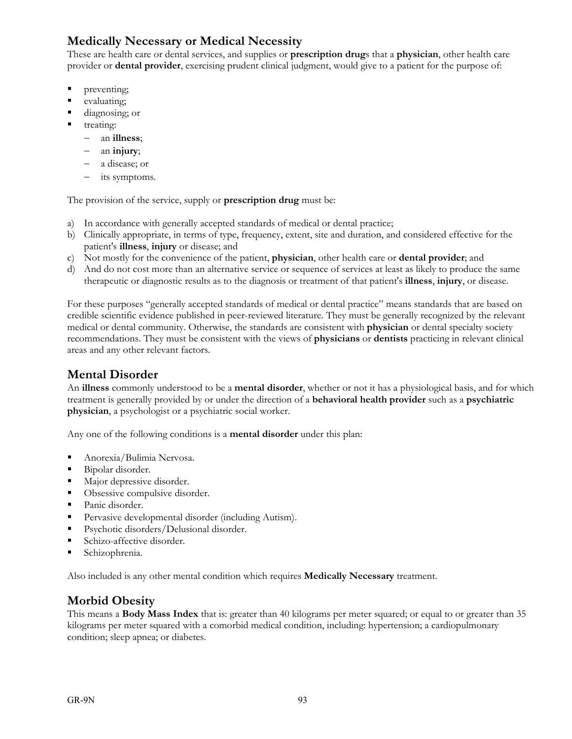## Medically Necessary or Medical Necessity

These are health care or dental services, and supplies or **prescription drug**s that a **physician**, other health care provider or **dental provider**, exercising prudent clinical judgment, would give to a patient for the purpose of:

- preventing;
- evaluating;
- diagnosing; or
- treating:
  - an **illness**;
  - an **injury**;
  - a disease; or
  - its symptoms.

The provision of the service, supply or **prescription drug** must be:

a) In accordance with generally accepted standards of medical or dental practice;
b) Clinically appropriate, in terms of type, frequency, extent, site and duration, and considered effective for the patient's **illness**, **injury** or disease; and
c) Not mostly for the convenience of the patient, **physician**, other health care or **dental provider**; and
d) And do not cost more than an alternative service or sequence of services at least as likely to produce the same therapeutic or diagnostic results as to the diagnosis or treatment of that patient's **illness**, **injury**, or disease.

For these purposes "generally accepted standards of medical or dental practice" means standards that are based on credible scientific evidence published in peer-reviewed literature. They must be generally recognized by the relevant medical or dental community. Otherwise, the standards are consistent with **physician** or dental specialty society recommendations. They must be consistent with the views of **physicians** or **dentists** practicing in relevant clinical areas and any other relevant factors.

## Mental Disorder

An **illness** commonly understood to be a **mental disorder**, whether or not it has a physiological basis, and for which treatment is generally provided by or under the direction of a **behavioral health provider** such as a **psychiatric physician**, a psychologist or a psychiatric social worker.

Any one of the following conditions is a **mental disorder** under this plan:

- Anorexia/Bulimia Nervosa.
- Bipolar disorder.
- Major depressive disorder.
- Obsessive compulsive disorder.
- Panic disorder.
- Pervasive developmental disorder (including Autism).
- Psychotic disorders/Delusional disorder.
- Schizo-affective disorder.
- Schizophrenia.

Also included is any other mental condition which requires **Medically Necessary** treatment.

## Morbid Obesity

This means a **Body Mass Index** that is: greater than 40 kilograms per meter squared; or equal to or greater than 35 kilograms per meter squared with a comorbid medical condition, including: hypertension; a cardiopulmonary condition; sleep apnea; or diabetes.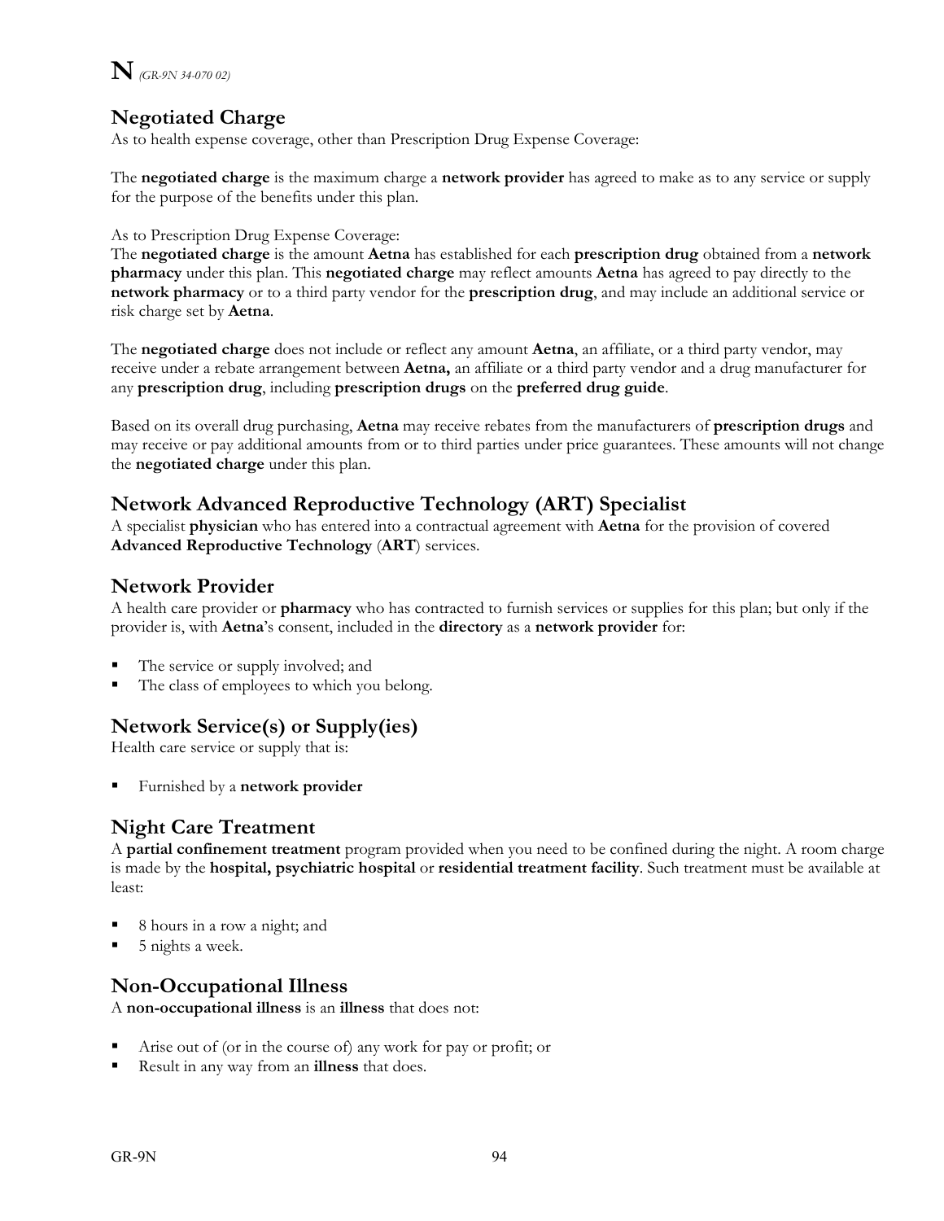# N *(GR-9N 34-070 02)*

## Negotiated Charge

As to health expense coverage, other than Prescription Drug Expense Coverage:

The **negotiated charge** is the maximum charge a **network provider** has agreed to make as to any service or supply for the purpose of the benefits under this plan.

As to Prescription Drug Expense Coverage:
The **negotiated charge** is the amount **Aetna** has established for each **prescription drug** obtained from a **network pharmacy** under this plan. This **negotiated charge** may reflect amounts **Aetna** has agreed to pay directly to the **network pharmacy** or to a third party vendor for the **prescription drug**, and may include an additional service or risk charge set by **Aetna**.

The **negotiated charge** does not include or reflect any amount **Aetna**, an affiliate, or a third party vendor, may receive under a rebate arrangement between **Aetna,** an affiliate or a third party vendor and a drug manufacturer for any **prescription drug**, including **prescription drugs** on the **preferred drug guide**.

Based on its overall drug purchasing, **Aetna** may receive rebates from the manufacturers of **prescription drugs** and may receive or pay additional amounts from or to third parties under price guarantees. These amounts will not change the **negotiated charge** under this plan.

## Network Advanced Reproductive Technology (ART) Specialist

A specialist **physician** who has entered into a contractual agreement with **Aetna** for the provision of covered **Advanced Reproductive Technology** (**ART**) services.

## Network Provider

A health care provider or **pharmacy** who has contracted to furnish services or supplies for this plan; but only if the provider is, with **Aetna**'s consent, included in the **directory** as a **network provider** for:

- The service or supply involved; and
- The class of employees to which you belong.

## Network Service(s) or Supply(ies)

Health care service or supply that is:

- Furnished by a **network provider**

## Night Care Treatment

A **partial confinement treatment** program provided when you need to be confined during the night. A room charge is made by the **hospital, psychiatric hospital** or **residential treatment facility**. Such treatment must be available at least:

- 8 hours in a row a night; and
- 5 nights a week.

## Non-Occupational Illness

A **non-occupational illness** is an **illness** that does not:

- Arise out of (or in the course of) any work for pay or profit; or
- Result in any way from an **illness** that does.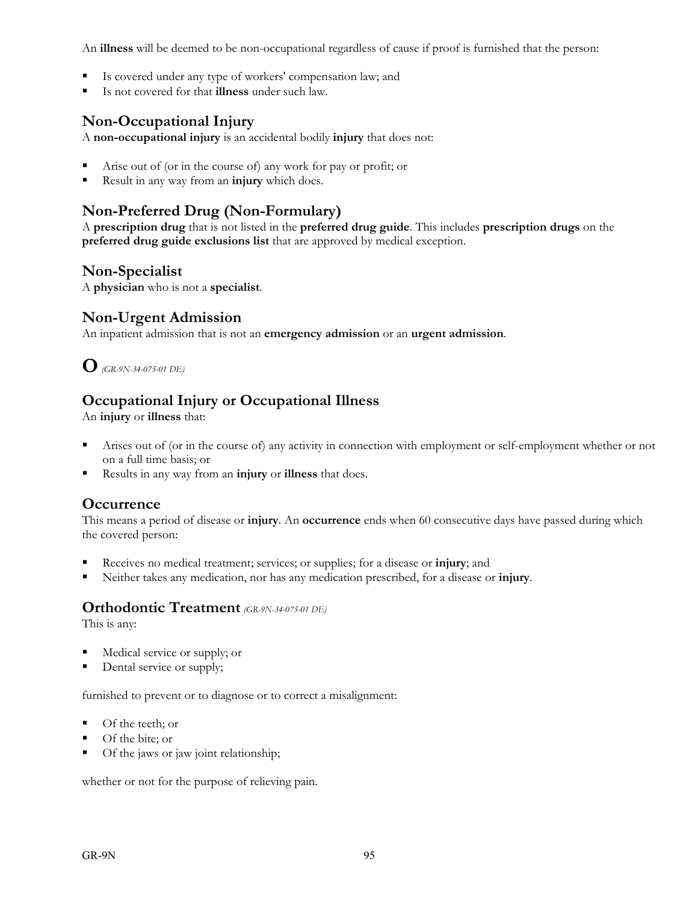An **illness** will be deemed to be non-occupational regardless of cause if proof is furnished that the person:

- Is covered under any type of workers' compensation law; and
- Is not covered for that **illness** under such law.

## Non-Occupational Injury

A **non-occupational injury** is an accidental bodily **injury** that does not:

- Arise out of (or in the course of) any work for pay or profit; or
- Result in any way from an **injury** which does.

## Non-Preferred Drug (Non-Formulary)

A **prescription drug** that is not listed in the **preferred drug guide**. This includes **prescription drugs** on the **preferred drug guide exclusions list** that are approved by medical exception.

## Non-Specialist

A **physician** who is not a **specialist**.

## Non-Urgent Admission

An inpatient admission that is not an **emergency admission** or an **urgent admission**.

# O *(GR-9N-34-075-01 DE)*

## Occupational Injury or Occupational Illness

An **injury** or **illness** that:

- Arises out of (or in the course of) any activity in connection with employment or self-employment whether or not on a full time basis; or
- Results in any way from an **injury** or **illness** that does.

## Occurrence

This means a period of disease or **injury**. An **occurrence** ends when 60 consecutive days have passed during which the covered person:

- Receives no medical treatment; services; or supplies; for a disease or **injury**; and
- Neither takes any medication, nor has any medication prescribed, for a disease or **injury**.

## Orthodontic Treatment *(GR-9N-34-075-01 DE)*

This is any:

- Medical service or supply; or
- Dental service or supply;

furnished to prevent or to diagnose or to correct a misalignment:

- Of the teeth; or
- Of the bite; or
- Of the jaws or jaw joint relationship;

whether or not for the purpose of relieving pain.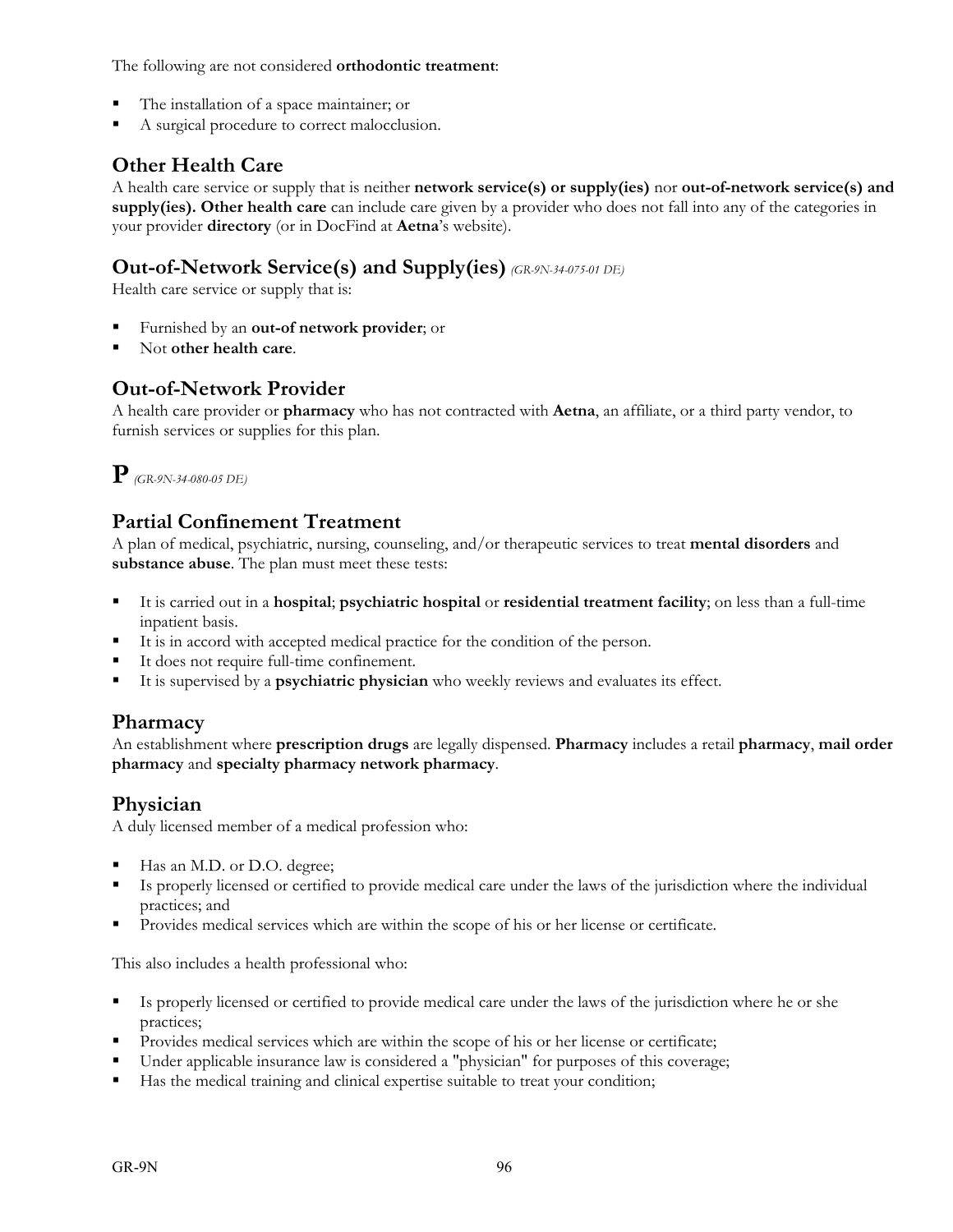The following are not considered **orthodontic treatment**:

- The installation of a space maintainer; or
- A surgical procedure to correct malocclusion.

## Other Health Care

A health care service or supply that is neither **network service(s) or supply(ies)** nor **out-of-network service(s) and supply(ies). Other health care** can include care given by a provider who does not fall into any of the categories in your provider **directory** (or in DocFind at **Aetna**'s website).

## Out-of-Network Service(s) and Supply(ies) *(GR-9N-34-075-01 DE)*

Health care service or supply that is:

- Furnished by an **out-of network provider**; or
- Not **other health care**.

## Out-of-Network Provider

A health care provider or **pharmacy** who has not contracted with **Aetna**, an affiliate, or a third party vendor, to furnish services or supplies for this plan.

# P *(GR-9N-34-080-05 DE)*

## Partial Confinement Treatment

A plan of medical, psychiatric, nursing, counseling, and/or therapeutic services to treat **mental disorders** and **substance abuse**. The plan must meet these tests:

- It is carried out in a **hospital**; **psychiatric hospital** or **residential treatment facility**; on less than a full-time inpatient basis.
- It is in accord with accepted medical practice for the condition of the person.
- It does not require full-time confinement.
- It is supervised by a **psychiatric physician** who weekly reviews and evaluates its effect.

## Pharmacy

An establishment where **prescription drugs** are legally dispensed. **Pharmacy** includes a retail **pharmacy**, **mail order pharmacy** and **specialty pharmacy network pharmacy**.

## Physician

A duly licensed member of a medical profession who:

- Has an M.D. or D.O. degree;
- Is properly licensed or certified to provide medical care under the laws of the jurisdiction where the individual practices; and
- Provides medical services which are within the scope of his or her license or certificate.

This also includes a health professional who:

- Is properly licensed or certified to provide medical care under the laws of the jurisdiction where he or she practices;
- Provides medical services which are within the scope of his or her license or certificate;
- Under applicable insurance law is considered a "physician" for purposes of this coverage;
- Has the medical training and clinical expertise suitable to treat your condition;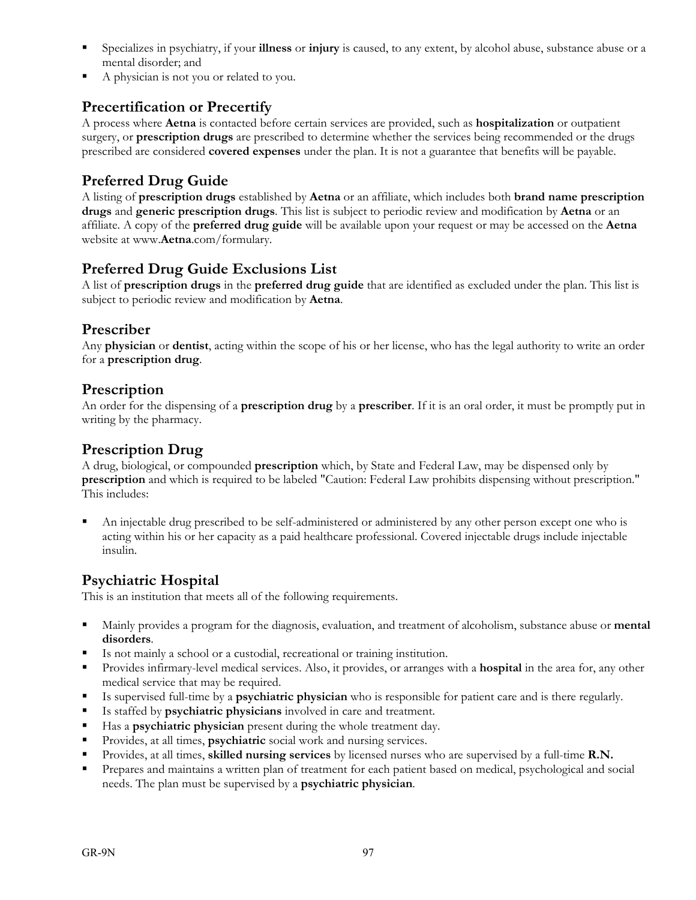- Specializes in psychiatry, if your **illness** or **injury** is caused, to any extent, by alcohol abuse, substance abuse or a mental disorder; and
- A physician is not you or related to you.

## Precertification or Precertify

A process where **Aetna** is contacted before certain services are provided, such as **hospitalization** or outpatient surgery, or **prescription drugs** are prescribed to determine whether the services being recommended or the drugs prescribed are considered **covered expenses** under the plan. It is not a guarantee that benefits will be payable.

## Preferred Drug Guide

A listing of **prescription drugs** established by **Aetna** or an affiliate, which includes both **brand name prescription drugs** and **generic prescription drugs**. This list is subject to periodic review and modification by **Aetna** or an affiliate. A copy of the **preferred drug guide** will be available upon your request or may be accessed on the **Aetna** website at www.**Aetna**.com/formulary.

## Preferred Drug Guide Exclusions List

A list of **prescription drugs** in the **preferred drug guide** that are identified as excluded under the plan. This list is subject to periodic review and modification by **Aetna**.

## Prescriber

Any **physician** or **dentist**, acting within the scope of his or her license, who has the legal authority to write an order for a **prescription drug**.

## Prescription

An order for the dispensing of a **prescription drug** by a **prescriber**. If it is an oral order, it must be promptly put in writing by the pharmacy.

## Prescription Drug

A drug, biological, or compounded **prescription** which, by State and Federal Law, may be dispensed only by **prescription** and which is required to be labeled "Caution: Federal Law prohibits dispensing without prescription." This includes:

- An injectable drug prescribed to be self-administered or administered by any other person except one who is acting within his or her capacity as a paid healthcare professional. Covered injectable drugs include injectable insulin.

## Psychiatric Hospital

This is an institution that meets all of the following requirements.

- Mainly provides a program for the diagnosis, evaluation, and treatment of alcoholism, substance abuse or **mental disorders**.
- Is not mainly a school or a custodial, recreational or training institution.
- Provides infirmary-level medical services. Also, it provides, or arranges with a **hospital** in the area for, any other medical service that may be required.
- Is supervised full-time by a **psychiatric physician** who is responsible for patient care and is there regularly.
- Is staffed by **psychiatric physicians** involved in care and treatment.
- Has a **psychiatric physician** present during the whole treatment day.
- Provides, at all times, **psychiatric** social work and nursing services.
- Provides, at all times, **skilled nursing services** by licensed nurses who are supervised by a full-time **R.N.**
- Prepares and maintains a written plan of treatment for each patient based on medical, psychological and social needs. The plan must be supervised by a **psychiatric physician**.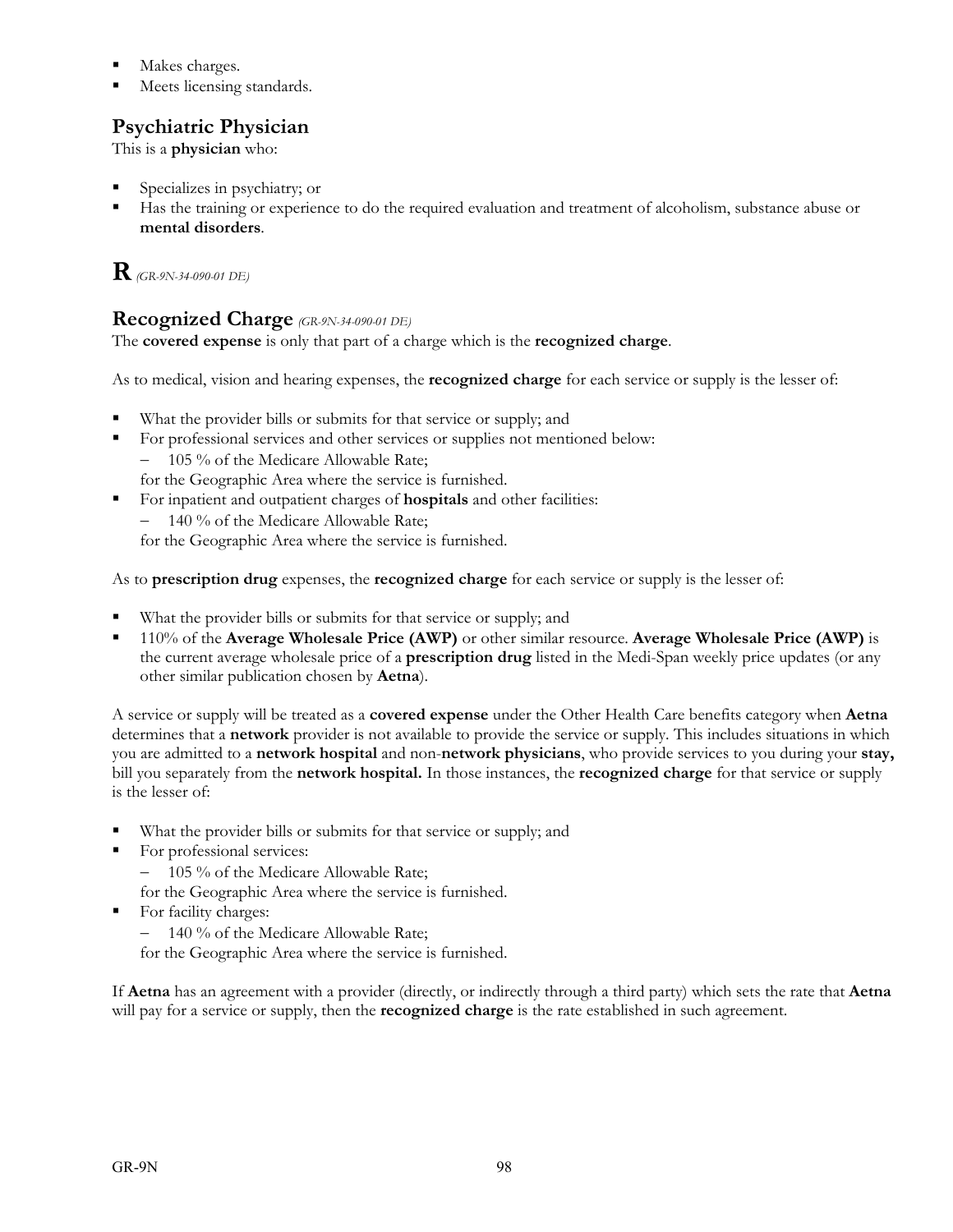- Makes charges.
- Meets licensing standards.

## Psychiatric Physician

This is a **physician** who:

- Specializes in psychiatry; or
- Has the training or experience to do the required evaluation and treatment of alcoholism, substance abuse or **mental disorders**.

# R *(GR-9N-34-090-01 DE)*

## Recognized Charge *(GR-9N-34-090-01 DE)*

The **covered expense** is only that part of a charge which is the **recognized charge**.

As to medical, vision and hearing expenses, the **recognized charge** for each service or supply is the lesser of:

- What the provider bills or submits for that service or supply; and
- For professional services and other services or supplies not mentioned below:
  - 105 % of the Medicare Allowable Rate;

  for the Geographic Area where the service is furnished.
- For inpatient and outpatient charges of **hospitals** and other facilities:
  - 140 % of the Medicare Allowable Rate;

  for the Geographic Area where the service is furnished.

As to **prescription drug** expenses, the **recognized charge** for each service or supply is the lesser of:

- What the provider bills or submits for that service or supply; and
- 110% of the **Average Wholesale Price (AWP)** or other similar resource. **Average Wholesale Price (AWP)** is the current average wholesale price of a **prescription drug** listed in the Medi-Span weekly price updates (or any other similar publication chosen by **Aetna**).

A service or supply will be treated as a **covered expense** under the Other Health Care benefits category when **Aetna** determines that a **network** provider is not available to provide the service or supply. This includes situations in which you are admitted to a **network hospital** and non-**network physicians**, who provide services to you during your **stay,** bill you separately from the **network hospital.** In those instances, the **recognized charge** for that service or supply is the lesser of:

- What the provider bills or submits for that service or supply; and
- For professional services:
  - 105 % of the Medicare Allowable Rate;

  for the Geographic Area where the service is furnished.
- For facility charges:
  - 140 % of the Medicare Allowable Rate;

  for the Geographic Area where the service is furnished.

If **Aetna** has an agreement with a provider (directly, or indirectly through a third party) which sets the rate that **Aetna** will pay for a service or supply, then the **recognized charge** is the rate established in such agreement.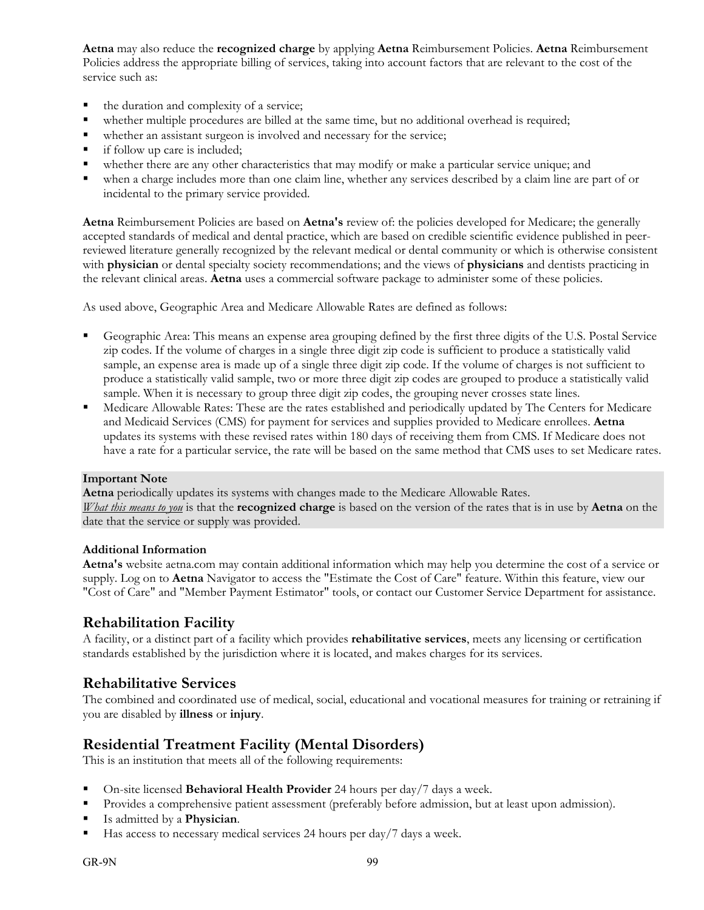**Aetna** may also reduce the **recognized charge** by applying **Aetna** Reimbursement Policies. **Aetna** Reimbursement Policies address the appropriate billing of services, taking into account factors that are relevant to the cost of the service such as:

- the duration and complexity of a service;
- whether multiple procedures are billed at the same time, but no additional overhead is required;
- whether an assistant surgeon is involved and necessary for the service;
- if follow up care is included;
- whether there are any other characteristics that may modify or make a particular service unique; and
- when a charge includes more than one claim line, whether any services described by a claim line are part of or incidental to the primary service provided.

**Aetna** Reimbursement Policies are based on **Aetna's** review of: the policies developed for Medicare; the generally accepted standards of medical and dental practice, which are based on credible scientific evidence published in peer-reviewed literature generally recognized by the relevant medical or dental community or which is otherwise consistent with **physician** or dental specialty society recommendations; and the views of **physicians** and dentists practicing in the relevant clinical areas. **Aetna** uses a commercial software package to administer some of these policies.

As used above, Geographic Area and Medicare Allowable Rates are defined as follows:

- Geographic Area: This means an expense area grouping defined by the first three digits of the U.S. Postal Service zip codes. If the volume of charges in a single three digit zip code is sufficient to produce a statistically valid sample, an expense area is made up of a single three digit zip code. If the volume of charges is not sufficient to produce a statistically valid sample, two or more three digit zip codes are grouped to produce a statistically valid sample. When it is necessary to group three digit zip codes, the grouping never crosses state lines.
- Medicare Allowable Rates: These are the rates established and periodically updated by The Centers for Medicare and Medicaid Services (CMS) for payment for services and supplies provided to Medicare enrollees. **Aetna** updates its systems with these revised rates within 180 days of receiving them from CMS. If Medicare does not have a rate for a particular service, the rate will be based on the same method that CMS uses to set Medicare rates.

**Important Note**
**Aetna** periodically updates its systems with changes made to the Medicare Allowable Rates.
*What this means to you* is that the **recognized charge** is based on the version of the rates that is in use by **Aetna** on the date that the service or supply was provided.

**Additional Information**
**Aetna's** website aetna.com may contain additional information which may help you determine the cost of a service or supply. Log on to **Aetna** Navigator to access the "Estimate the Cost of Care" feature. Within this feature, view our "Cost of Care" and "Member Payment Estimator" tools, or contact our Customer Service Department for assistance.

## Rehabilitation Facility

A facility, or a distinct part of a facility which provides **rehabilitative services**, meets any licensing or certification standards established by the jurisdiction where it is located, and makes charges for its services.

## Rehabilitative Services

The combined and coordinated use of medical, social, educational and vocational measures for training or retraining if you are disabled by **illness** or **injury**.

## Residential Treatment Facility (Mental Disorders)

This is an institution that meets all of the following requirements:

- On-site licensed **Behavioral Health Provider** 24 hours per day/7 days a week.
- Provides a comprehensive patient assessment (preferably before admission, but at least upon admission).
- Is admitted by a **Physician**.
- Has access to necessary medical services 24 hours per day/7 days a week.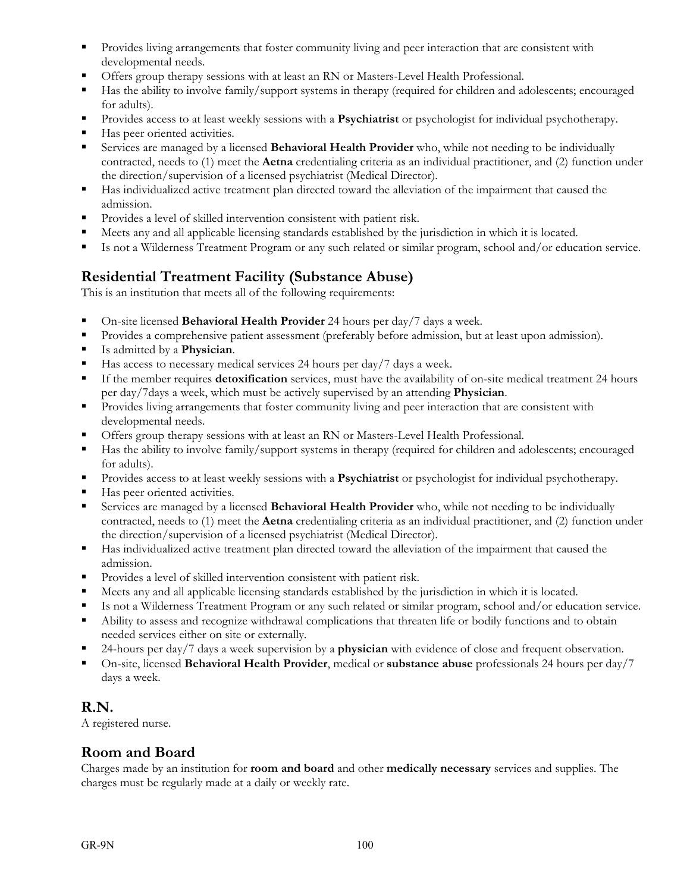- Provides living arrangements that foster community living and peer interaction that are consistent with developmental needs.
- Offers group therapy sessions with at least an RN or Masters-Level Health Professional.
- Has the ability to involve family/support systems in therapy (required for children and adolescents; encouraged for adults).
- Provides access to at least weekly sessions with a **Psychiatrist** or psychologist for individual psychotherapy.
- Has peer oriented activities.
- Services are managed by a licensed **Behavioral Health Provider** who, while not needing to be individually contracted, needs to (1) meet the **Aetna** credentialing criteria as an individual practitioner, and (2) function under the direction/supervision of a licensed psychiatrist (Medical Director).
- Has individualized active treatment plan directed toward the alleviation of the impairment that caused the admission.
- Provides a level of skilled intervention consistent with patient risk.
- Meets any and all applicable licensing standards established by the jurisdiction in which it is located.
- Is not a Wilderness Treatment Program or any such related or similar program, school and/or education service.

## Residential Treatment Facility (Substance Abuse)

This is an institution that meets all of the following requirements:

- On-site licensed **Behavioral Health Provider** 24 hours per day/7 days a week.
- Provides a comprehensive patient assessment (preferably before admission, but at least upon admission).
- Is admitted by a **Physician**.
- Has access to necessary medical services 24 hours per day/7 days a week.
- If the member requires **detoxification** services, must have the availability of on-site medical treatment 24 hours per day/7days a week, which must be actively supervised by an attending **Physician**.
- Provides living arrangements that foster community living and peer interaction that are consistent with developmental needs.
- Offers group therapy sessions with at least an RN or Masters-Level Health Professional.
- Has the ability to involve family/support systems in therapy (required for children and adolescents; encouraged for adults).
- Provides access to at least weekly sessions with a **Psychiatrist** or psychologist for individual psychotherapy.
- Has peer oriented activities.
- Services are managed by a licensed **Behavioral Health Provider** who, while not needing to be individually contracted, needs to (1) meet the **Aetna** credentialing criteria as an individual practitioner, and (2) function under the direction/supervision of a licensed psychiatrist (Medical Director).
- Has individualized active treatment plan directed toward the alleviation of the impairment that caused the admission.
- Provides a level of skilled intervention consistent with patient risk.
- Meets any and all applicable licensing standards established by the jurisdiction in which it is located.
- Is not a Wilderness Treatment Program or any such related or similar program, school and/or education service.
- Ability to assess and recognize withdrawal complications that threaten life or bodily functions and to obtain needed services either on site or externally.
- 24-hours per day/7 days a week supervision by a **physician** with evidence of close and frequent observation.
- On-site, licensed **Behavioral Health Provider**, medical or **substance abuse** professionals 24 hours per day/7 days a week.

## R.N.

A registered nurse.

## Room and Board

Charges made by an institution for **room and board** and other **medically necessary** services and supplies. The charges must be regularly made at a daily or weekly rate.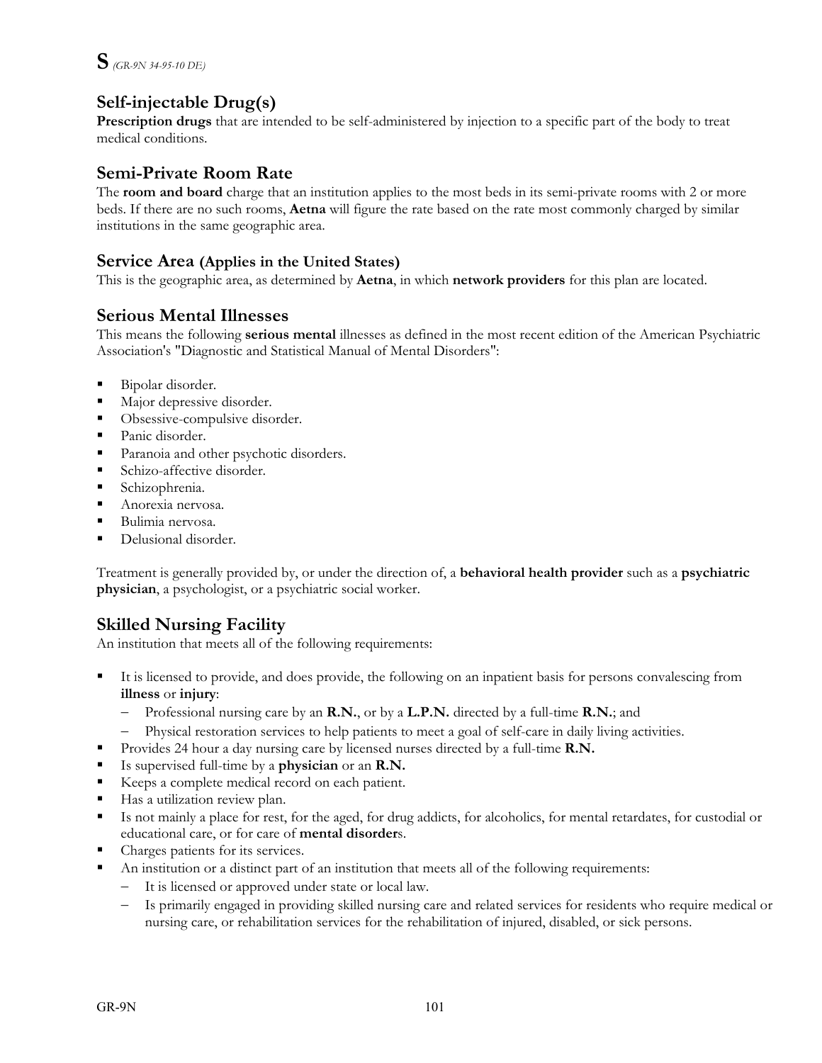# S *(GR-9N 34-95-10 DE)*

## Self-injectable Drug(s)

**Prescription drugs** that are intended to be self-administered by injection to a specific part of the body to treat medical conditions.

## Semi-Private Room Rate

The **room and board** charge that an institution applies to the most beds in its semi-private rooms with 2 or more beds. If there are no such rooms, **Aetna** will figure the rate based on the rate most commonly charged by similar institutions in the same geographic area.

## Service Area (Applies in the United States)

This is the geographic area, as determined by **Aetna**, in which **network providers** for this plan are located.

## Serious Mental Illnesses

This means the following **serious mental** illnesses as defined in the most recent edition of the American Psychiatric Association's "Diagnostic and Statistical Manual of Mental Disorders":

- Bipolar disorder.
- Major depressive disorder.
- Obsessive-compulsive disorder.
- Panic disorder.
- Paranoia and other psychotic disorders.
- Schizo-affective disorder.
- Schizophrenia.
- Anorexia nervosa.
- Bulimia nervosa.
- Delusional disorder.

Treatment is generally provided by, or under the direction of, a **behavioral health provider** such as a **psychiatric physician**, a psychologist, or a psychiatric social worker.

## Skilled Nursing Facility

An institution that meets all of the following requirements:

- It is licensed to provide, and does provide, the following on an inpatient basis for persons convalescing from **illness** or **injury**:
  - Professional nursing care by an **R.N.**, or by a **L.P.N.** directed by a full-time **R.N.**; and
  - Physical restoration services to help patients to meet a goal of self-care in daily living activities.
- Provides 24 hour a day nursing care by licensed nurses directed by a full-time **R.N.**
- Is supervised full-time by a **physician** or an **R.N.**
- Keeps a complete medical record on each patient.
- Has a utilization review plan.
- Is not mainly a place for rest, for the aged, for drug addicts, for alcoholics, for mental retardates, for custodial or educational care, or for care of **mental disorder**s.
- Charges patients for its services.
- An institution or a distinct part of an institution that meets all of the following requirements:
  - It is licensed or approved under state or local law.
  - Is primarily engaged in providing skilled nursing care and related services for residents who require medical or nursing care, or rehabilitation services for the rehabilitation of injured, disabled, or sick persons.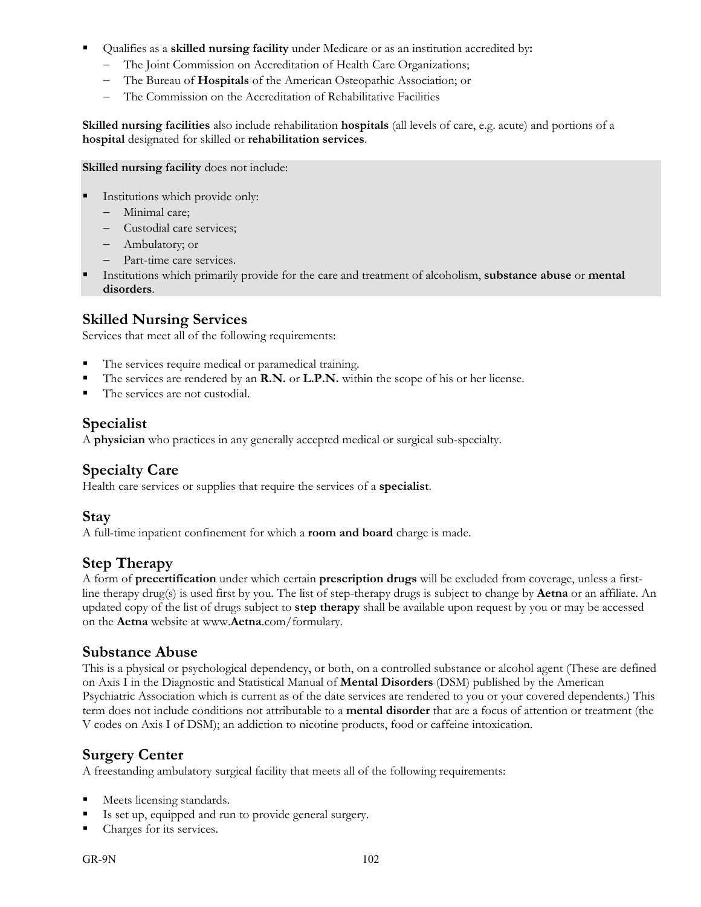- Qualifies as a **skilled nursing facility** under Medicare or as an institution accredited by**:**
  - The Joint Commission on Accreditation of Health Care Organizations;
  - The Bureau of **Hospitals** of the American Osteopathic Association; or
  - The Commission on the Accreditation of Rehabilitative Facilities

**Skilled nursing facilities** also include rehabilitation **hospitals** (all levels of care, e.g. acute) and portions of a **hospital** designated for skilled or **rehabilitation services**.

**Skilled nursing facility** does not include:

- Institutions which provide only:
  - Minimal care;
  - Custodial care services;
  - Ambulatory; or
  - Part-time care services.
- Institutions which primarily provide for the care and treatment of alcoholism, **substance abuse** or **mental disorders**.

## Skilled Nursing Services

Services that meet all of the following requirements:

- The services require medical or paramedical training.
- The services are rendered by an **R.N.** or **L.P.N.** within the scope of his or her license.
- The services are not custodial.

## Specialist

A **physician** who practices in any generally accepted medical or surgical sub-specialty.

## Specialty Care

Health care services or supplies that require the services of a **specialist**.

## Stay

A full-time inpatient confinement for which a **room and board** charge is made.

## Step Therapy

A form of **precertification** under which certain **prescription drugs** will be excluded from coverage, unless a first-line therapy drug(s) is used first by you. The list of step-therapy drugs is subject to change by **Aetna** or an affiliate. An updated copy of the list of drugs subject to **step therapy** shall be available upon request by you or may be accessed on the **Aetna** website at www.**Aetna**.com/formulary.

## Substance Abuse

This is a physical or psychological dependency, or both, on a controlled substance or alcohol agent (These are defined on Axis I in the Diagnostic and Statistical Manual of **Mental Disorders** (DSM) published by the American Psychiatric Association which is current as of the date services are rendered to you or your covered dependents.) This term does not include conditions not attributable to a **mental disorder** that are a focus of attention or treatment (the V codes on Axis I of DSM); an addiction to nicotine products, food or caffeine intoxication.

## Surgery Center

A freestanding ambulatory surgical facility that meets all of the following requirements:

- Meets licensing standards.
- Is set up, equipped and run to provide general surgery.
- Charges for its services.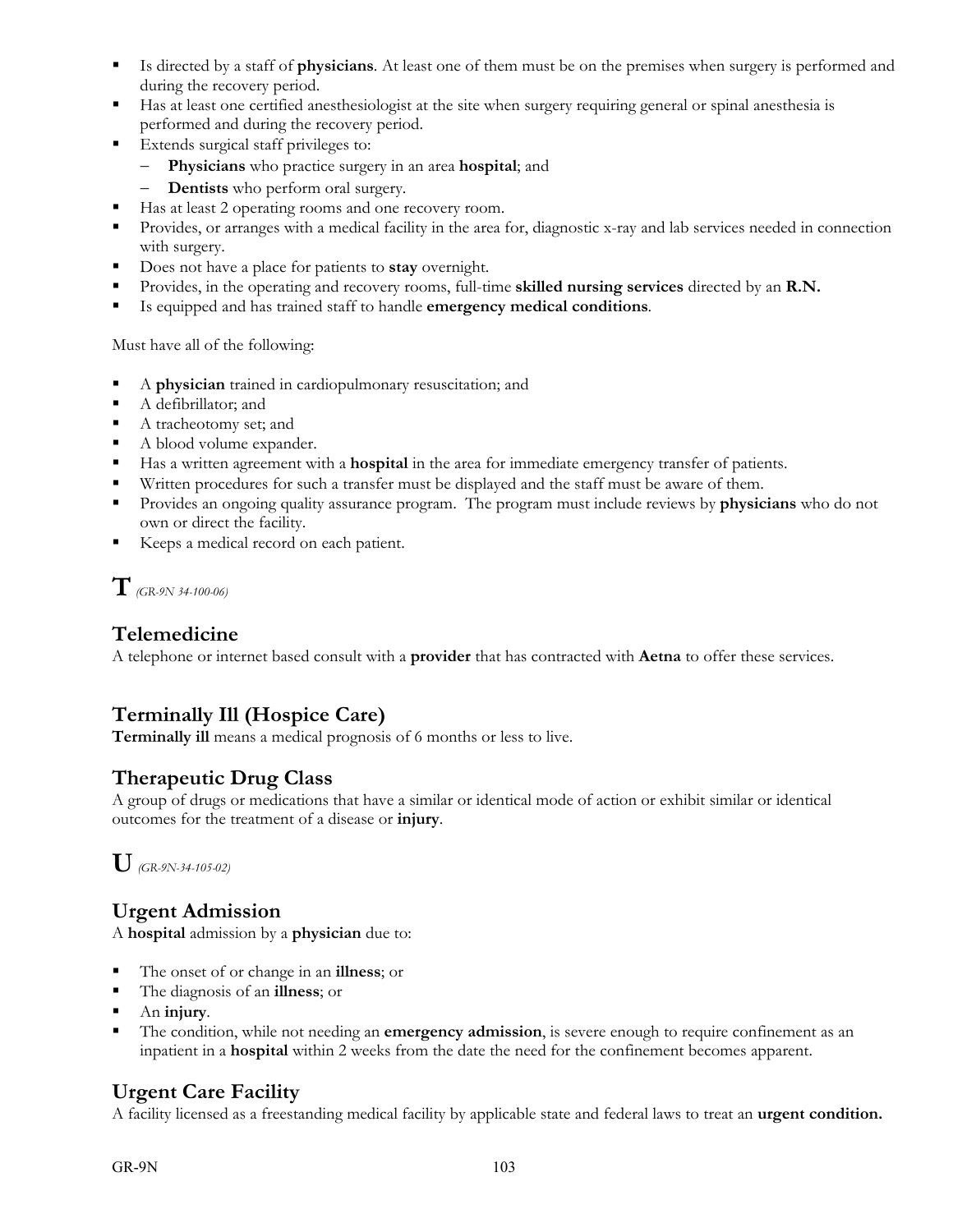- Is directed by a staff of **physicians**. At least one of them must be on the premises when surgery is performed and during the recovery period.
- Has at least one certified anesthesiologist at the site when surgery requiring general or spinal anesthesia is performed and during the recovery period.
- Extends surgical staff privileges to:
  - **Physicians** who practice surgery in an area **hospital**; and
  - **Dentists** who perform oral surgery.
- Has at least 2 operating rooms and one recovery room.
- Provides, or arranges with a medical facility in the area for, diagnostic x-ray and lab services needed in connection with surgery.
- Does not have a place for patients to **stay** overnight.
- Provides, in the operating and recovery rooms, full-time **skilled nursing services** directed by an **R.N.**
- Is equipped and has trained staff to handle **emergency medical conditions**.

Must have all of the following:

- A **physician** trained in cardiopulmonary resuscitation; and
- A defibrillator; and
- A tracheotomy set; and
- A blood volume expander.
- Has a written agreement with a **hospital** in the area for immediate emergency transfer of patients.
- Written procedures for such a transfer must be displayed and the staff must be aware of them.
- Provides an ongoing quality assurance program. The program must include reviews by **physicians** who do not own or direct the facility.
- Keeps a medical record on each patient.

# T *(GR-9N 34-100-06)*

## Telemedicine

A telephone or internet based consult with a **provider** that has contracted with **Aetna** to offer these services.

## Terminally Ill (Hospice Care)

**Terminally ill** means a medical prognosis of 6 months or less to live.

## Therapeutic Drug Class

A group of drugs or medications that have a similar or identical mode of action or exhibit similar or identical outcomes for the treatment of a disease or **injury**.

# U *(GR-9N-34-105-02)*

## Urgent Admission

A **hospital** admission by a **physician** due to:

- The onset of or change in an **illness**; or
- The diagnosis of an **illness**; or
- An **injury**.
- The condition, while not needing an **emergency admission**, is severe enough to require confinement as an inpatient in a **hospital** within 2 weeks from the date the need for the confinement becomes apparent.

## Urgent Care Facility

A facility licensed as a freestanding medical facility by applicable state and federal laws to treat an **urgent condition.**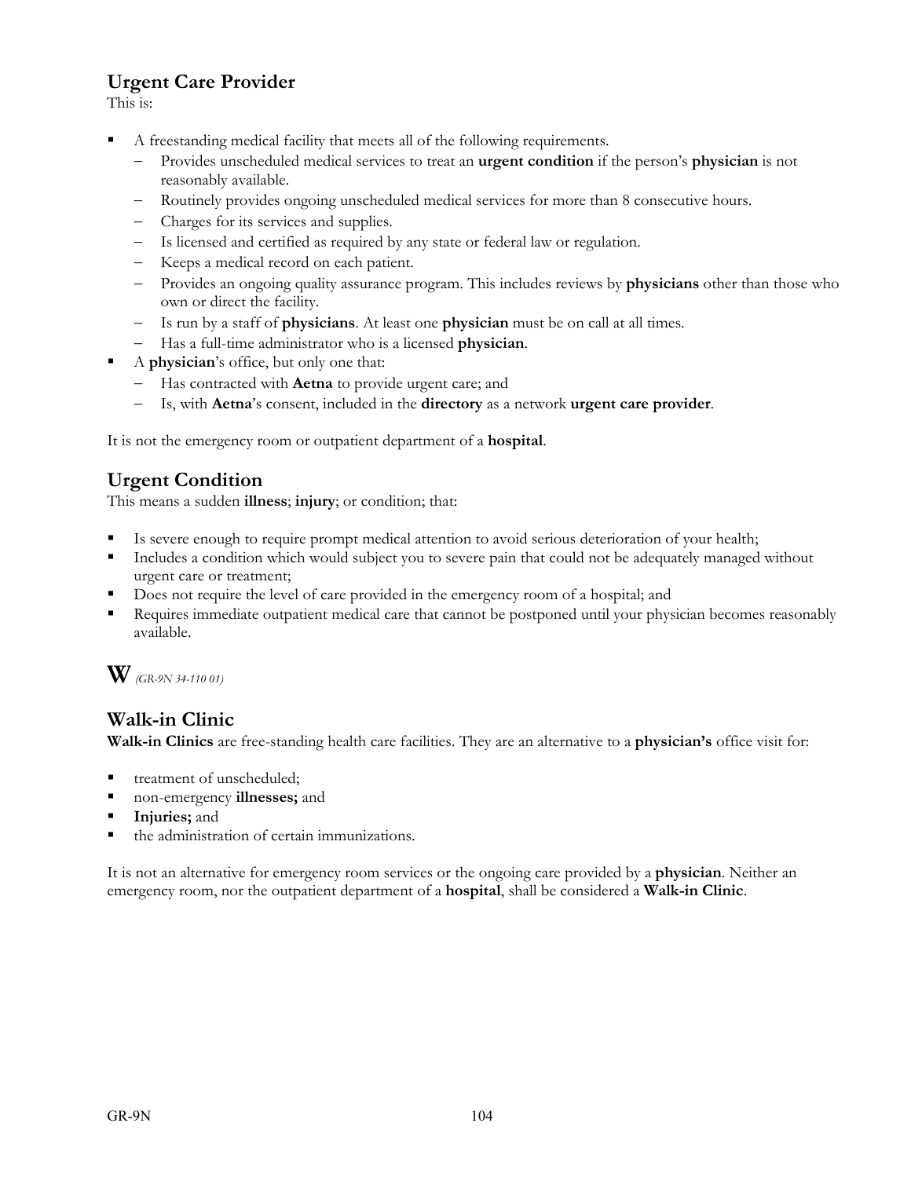## Urgent Care Provider

This is:

- A freestanding medical facility that meets all of the following requirements.
  - Provides unscheduled medical services to treat an **urgent condition** if the person's **physician** is not reasonably available.
  - Routinely provides ongoing unscheduled medical services for more than 8 consecutive hours.
  - Charges for its services and supplies.
  - Is licensed and certified as required by any state or federal law or regulation.
  - Keeps a medical record on each patient.
  - Provides an ongoing quality assurance program. This includes reviews by **physicians** other than those who own or direct the facility.
  - Is run by a staff of **physicians**. At least one **physician** must be on call at all times.
  - Has a full-time administrator who is a licensed **physician**.
- A **physician**'s office, but only one that:
  - Has contracted with **Aetna** to provide urgent care; and
  - Is, with **Aetna**'s consent, included in the **directory** as a network **urgent care provider**.

It is not the emergency room or outpatient department of a **hospital**.

## Urgent Condition

This means a sudden **illness**; **injury**; or condition; that:

- Is severe enough to require prompt medical attention to avoid serious deterioration of your health;
- Includes a condition which would subject you to severe pain that could not be adequately managed without urgent care or treatment;
- Does not require the level of care provided in the emergency room of a hospital; and
- Requires immediate outpatient medical care that cannot be postponed until your physician becomes reasonably available.

# W *(GR-9N 34-110 01)*

## Walk-in Clinic

**Walk-in Clinics** are free-standing health care facilities. They are an alternative to a **physician's** office visit for:

- treatment of unscheduled;
- non-emergency **illnesses;** and
- **Injuries;** and
- the administration of certain immunizations.

It is not an alternative for emergency room services or the ongoing care provided by a **physician**. Neither an emergency room, nor the outpatient department of a **hospital**, shall be considered a **Walk-in Clinic**.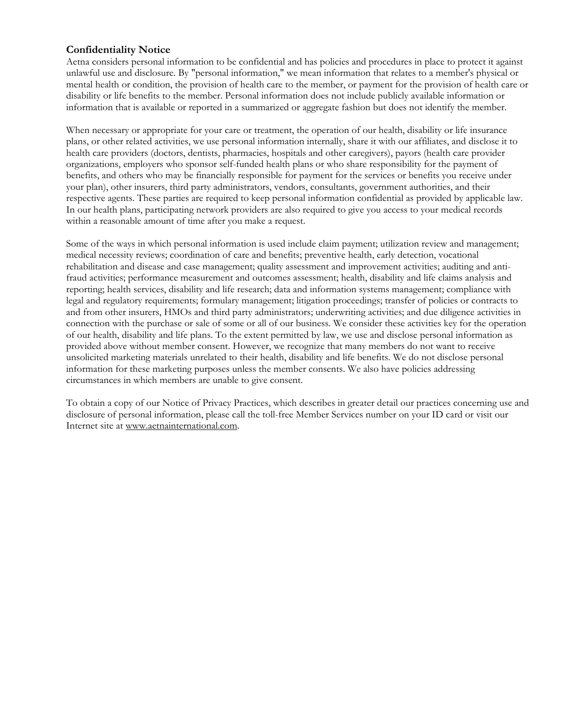## Confidentiality Notice

Aetna considers personal information to be confidential and has policies and procedures in place to protect it against unlawful use and disclosure. By "personal information," we mean information that relates to a member's physical or mental health or condition, the provision of health care to the member, or payment for the provision of health care or disability or life benefits to the member. Personal information does not include publicly available information or information that is available or reported in a summarized or aggregate fashion but does not identify the member.

When necessary or appropriate for your care or treatment, the operation of our health, disability or life insurance plans, or other related activities, we use personal information internally, share it with our affiliates, and disclose it to health care providers (doctors, dentists, pharmacies, hospitals and other caregivers), payors (health care provider organizations, employers who sponsor self-funded health plans or who share responsibility for the payment of benefits, and others who may be financially responsible for payment for the services or benefits you receive under your plan), other insurers, third party administrators, vendors, consultants, government authorities, and their respective agents. These parties are required to keep personal information confidential as provided by applicable law. In our health plans, participating network providers are also required to give you access to your medical records within a reasonable amount of time after you make a request.

Some of the ways in which personal information is used include claim payment; utilization review and management; medical necessity reviews; coordination of care and benefits; preventive health, early detection, vocational rehabilitation and disease and case management; quality assessment and improvement activities; auditing and anti-fraud activities; performance measurement and outcomes assessment; health, disability and life claims analysis and reporting; health services, disability and life research; data and information systems management; compliance with legal and regulatory requirements; formulary management; litigation proceedings; transfer of policies or contracts to and from other insurers, HMOs and third party administrators; underwriting activities; and due diligence activities in connection with the purchase or sale of some or all of our business. We consider these activities key for the operation of our health, disability and life plans. To the extent permitted by law, we use and disclose personal information as provided above without member consent. However, we recognize that many members do not want to receive unsolicited marketing materials unrelated to their health, disability and life benefits. We do not disclose personal information for these marketing purposes unless the member consents. We also have policies addressing circumstances in which members are unable to give consent.

To obtain a copy of our Notice of Privacy Practices, which describes in greater detail our practices concerning use and disclosure of personal information, please call the toll-free Member Services number on your ID card or visit our Internet site at www.aetnainternational.com.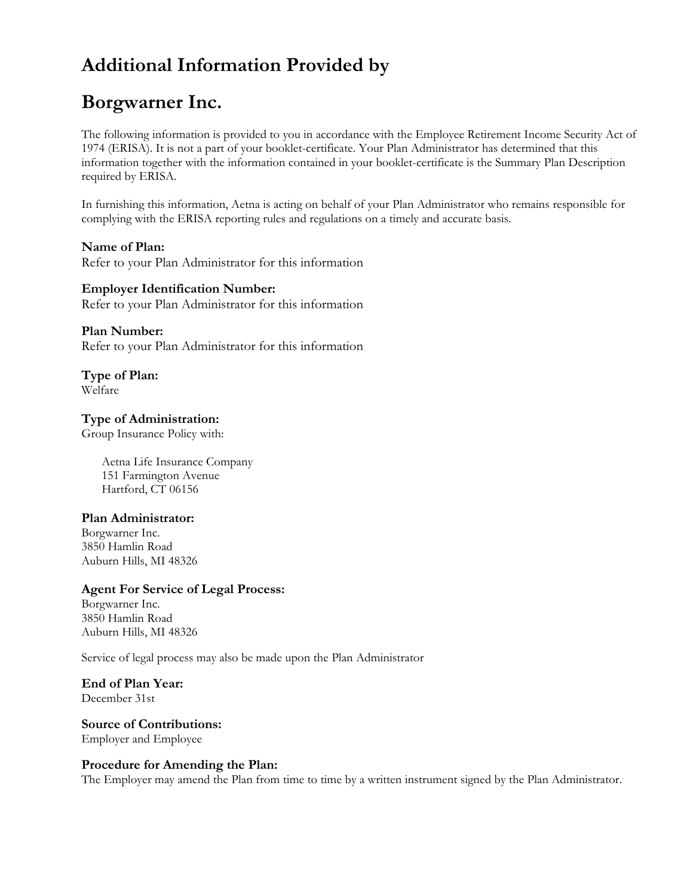# Additional Information Provided by

# Borgwarner Inc.

The following information is provided to you in accordance with the Employee Retirement Income Security Act of 1974 (ERISA). It is not a part of your booklet-certificate. Your Plan Administrator has determined that this information together with the information contained in your booklet-certificate is the Summary Plan Description required by ERISA.

In furnishing this information, Aetna is acting on behalf of your Plan Administrator who remains responsible for complying with the ERISA reporting rules and regulations on a timely and accurate basis.

**Name of Plan:**
Refer to your Plan Administrator for this information

**Employer Identification Number:**
Refer to your Plan Administrator for this information

**Plan Number:**
Refer to your Plan Administrator for this information

**Type of Plan:**
Welfare

**Type of Administration:**
Group Insurance Policy with:

> Aetna Life Insurance Company
> 151 Farmington Avenue
> Hartford, CT 06156

**Plan Administrator:**
Borgwarner Inc.
3850 Hamlin Road
Auburn Hills, MI 48326

**Agent For Service of Legal Process:**
Borgwarner Inc.
3850 Hamlin Road
Auburn Hills, MI 48326

Service of legal process may also be made upon the Plan Administrator

**End of Plan Year:**
December 31st

**Source of Contributions:**
Employer and Employee

**Procedure for Amending the Plan:**
The Employer may amend the Plan from time to time by a written instrument signed by the Plan Administrator.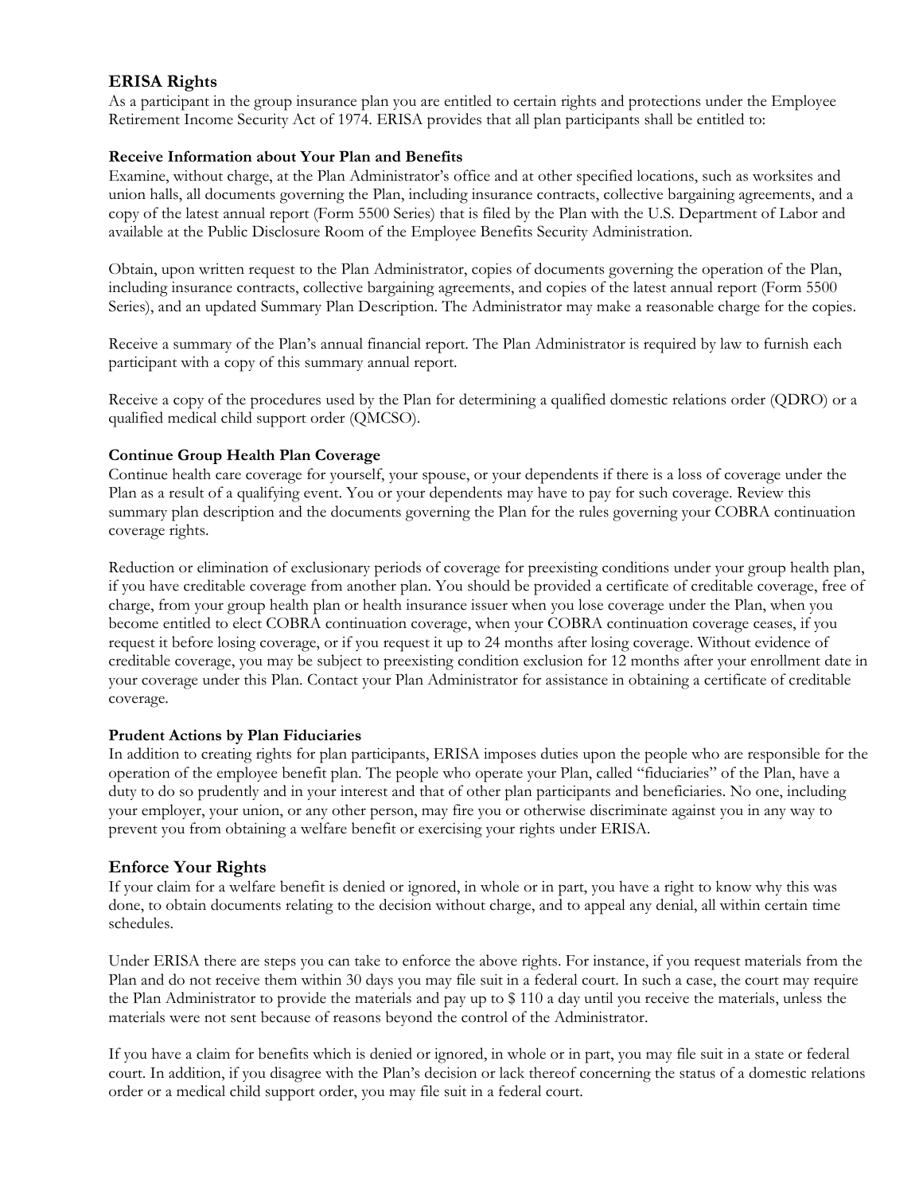## ERISA Rights

As a participant in the group insurance plan you are entitled to certain rights and protections under the Employee Retirement Income Security Act of 1974. ERISA provides that all plan participants shall be entitled to:

### Receive Information about Your Plan and Benefits

Examine, without charge, at the Plan Administrator's office and at other specified locations, such as worksites and union halls, all documents governing the Plan, including insurance contracts, collective bargaining agreements, and a copy of the latest annual report (Form 5500 Series) that is filed by the Plan with the U.S. Department of Labor and available at the Public Disclosure Room of the Employee Benefits Security Administration.

Obtain, upon written request to the Plan Administrator, copies of documents governing the operation of the Plan, including insurance contracts, collective bargaining agreements, and copies of the latest annual report (Form 5500 Series), and an updated Summary Plan Description. The Administrator may make a reasonable charge for the copies.

Receive a summary of the Plan's annual financial report. The Plan Administrator is required by law to furnish each participant with a copy of this summary annual report.

Receive a copy of the procedures used by the Plan for determining a qualified domestic relations order (QDRO) or a qualified medical child support order (QMCSO).

### Continue Group Health Plan Coverage

Continue health care coverage for yourself, your spouse, or your dependents if there is a loss of coverage under the Plan as a result of a qualifying event. You or your dependents may have to pay for such coverage. Review this summary plan description and the documents governing the Plan for the rules governing your COBRA continuation coverage rights.

Reduction or elimination of exclusionary periods of coverage for preexisting conditions under your group health plan, if you have creditable coverage from another plan. You should be provided a certificate of creditable coverage, free of charge, from your group health plan or health insurance issuer when you lose coverage under the Plan, when you become entitled to elect COBRA continuation coverage, when your COBRA continuation coverage ceases, if you request it before losing coverage, or if you request it up to 24 months after losing coverage. Without evidence of creditable coverage, you may be subject to preexisting condition exclusion for 12 months after your enrollment date in your coverage under this Plan. Contact your Plan Administrator for assistance in obtaining a certificate of creditable coverage.

### Prudent Actions by Plan Fiduciaries

In addition to creating rights for plan participants, ERISA imposes duties upon the people who are responsible for the operation of the employee benefit plan. The people who operate your Plan, called "fiduciaries" of the Plan, have a duty to do so prudently and in your interest and that of other plan participants and beneficiaries. No one, including your employer, your union, or any other person, may fire you or otherwise discriminate against you in any way to prevent you from obtaining a welfare benefit or exercising your rights under ERISA.

## Enforce Your Rights

If your claim for a welfare benefit is denied or ignored, in whole or in part, you have a right to know why this was done, to obtain documents relating to the decision without charge, and to appeal any denial, all within certain time schedules.

Under ERISA there are steps you can take to enforce the above rights. For instance, if you request materials from the Plan and do not receive them within 30 days you may file suit in a federal court. In such a case, the court may require the Plan Administrator to provide the materials and pay up to $ 110 a day until you receive the materials, unless the materials were not sent because of reasons beyond the control of the Administrator.

If you have a claim for benefits which is denied or ignored, in whole or in part, you may file suit in a state or federal court. In addition, if you disagree with the Plan's decision or lack thereof concerning the status of a domestic relations order or a medical child support order, you may file suit in a federal court.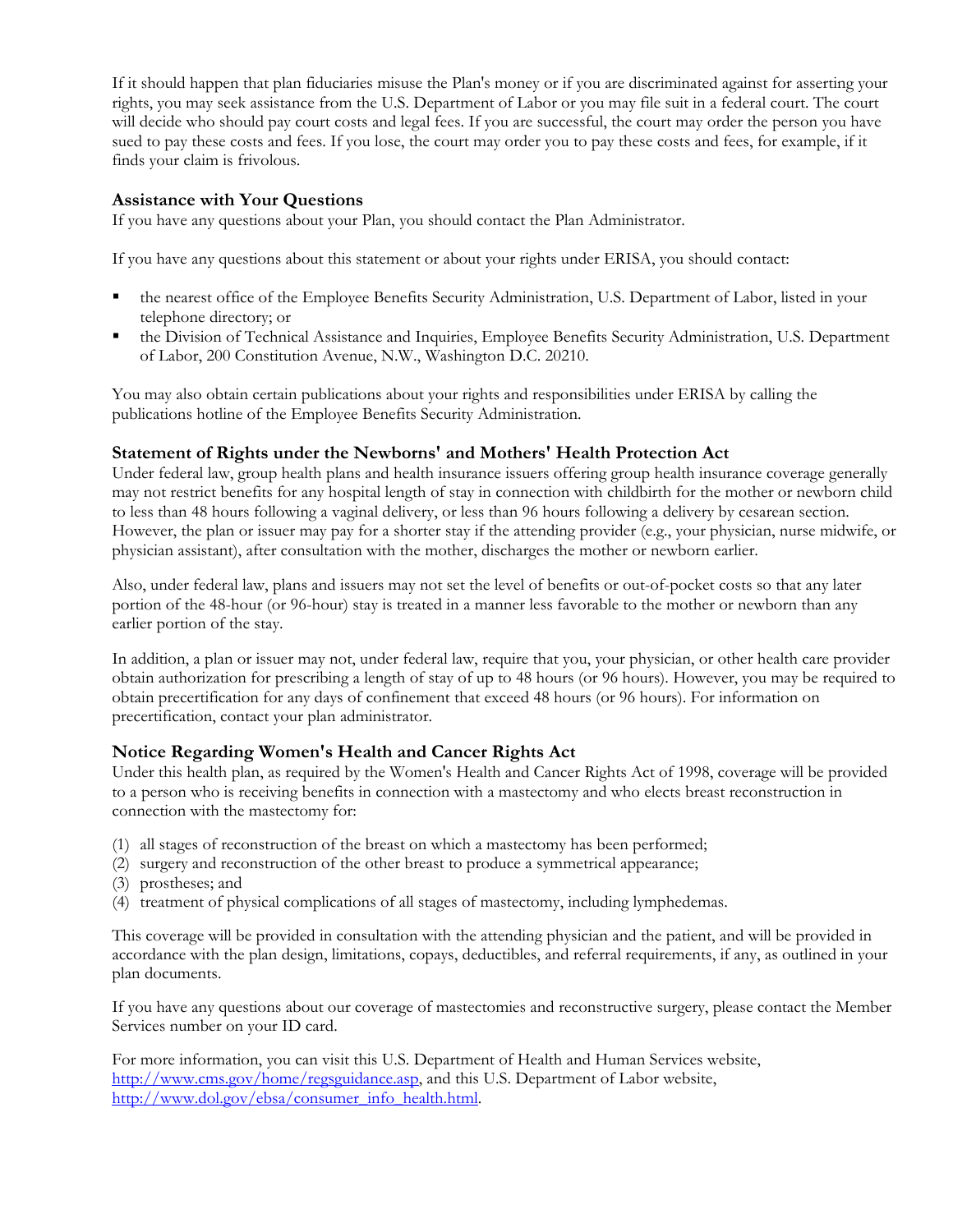If it should happen that plan fiduciaries misuse the Plan's money or if you are discriminated against for asserting your rights, you may seek assistance from the U.S. Department of Labor or you may file suit in a federal court. The court will decide who should pay court costs and legal fees. If you are successful, the court may order the person you have sued to pay these costs and fees. If you lose, the court may order you to pay these costs and fees, for example, if it finds your claim is frivolous.

### Assistance with Your Questions

If you have any questions about your Plan, you should contact the Plan Administrator.

If you have any questions about this statement or about your rights under ERISA, you should contact:

- the nearest office of the Employee Benefits Security Administration, U.S. Department of Labor, listed in your telephone directory; or
- the Division of Technical Assistance and Inquiries, Employee Benefits Security Administration, U.S. Department of Labor, 200 Constitution Avenue, N.W., Washington D.C. 20210.

You may also obtain certain publications about your rights and responsibilities under ERISA by calling the publications hotline of the Employee Benefits Security Administration.

### Statement of Rights under the Newborns' and Mothers' Health Protection Act

Under federal law, group health plans and health insurance issuers offering group health insurance coverage generally may not restrict benefits for any hospital length of stay in connection with childbirth for the mother or newborn child to less than 48 hours following a vaginal delivery, or less than 96 hours following a delivery by cesarean section. However, the plan or issuer may pay for a shorter stay if the attending provider (e.g., your physician, nurse midwife, or physician assistant), after consultation with the mother, discharges the mother or newborn earlier.

Also, under federal law, plans and issuers may not set the level of benefits or out-of-pocket costs so that any later portion of the 48-hour (or 96-hour) stay is treated in a manner less favorable to the mother or newborn than any earlier portion of the stay.

In addition, a plan or issuer may not, under federal law, require that you, your physician, or other health care provider obtain authorization for prescribing a length of stay of up to 48 hours (or 96 hours). However, you may be required to obtain precertification for any days of confinement that exceed 48 hours (or 96 hours). For information on precertification, contact your plan administrator.

### Notice Regarding Women's Health and Cancer Rights Act

Under this health plan, as required by the Women's Health and Cancer Rights Act of 1998, coverage will be provided to a person who is receiving benefits in connection with a mastectomy and who elects breast reconstruction in connection with the mastectomy for:

(1) all stages of reconstruction of the breast on which a mastectomy has been performed;
(2) surgery and reconstruction of the other breast to produce a symmetrical appearance;
(3) prostheses; and
(4) treatment of physical complications of all stages of mastectomy, including lymphedemas.

This coverage will be provided in consultation with the attending physician and the patient, and will be provided in accordance with the plan design, limitations, copays, deductibles, and referral requirements, if any, as outlined in your plan documents.

If you have any questions about our coverage of mastectomies and reconstructive surgery, please contact the Member Services number on your ID card.

For more information, you can visit this U.S. Department of Health and Human Services website, http://www.cms.gov/home/regsguidance.asp, and this U.S. Department of Labor website, http://www.dol.gov/ebsa/consumer_info_health.html.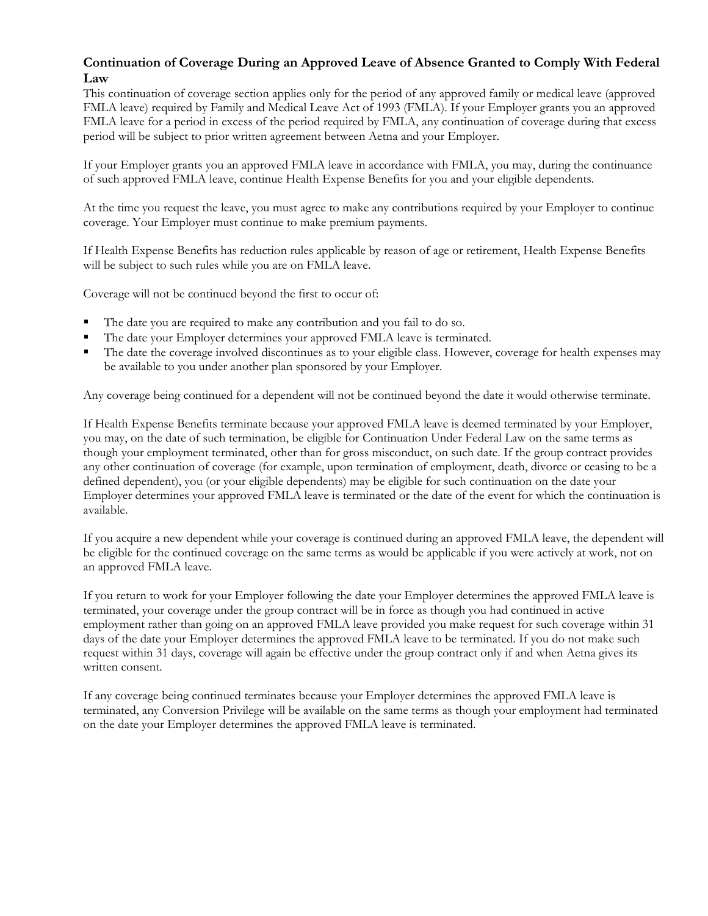## Continuation of Coverage During an Approved Leave of Absence Granted to Comply With Federal Law

This continuation of coverage section applies only for the period of any approved family or medical leave (approved FMLA leave) required by Family and Medical Leave Act of 1993 (FMLA). If your Employer grants you an approved FMLA leave for a period in excess of the period required by FMLA, any continuation of coverage during that excess period will be subject to prior written agreement between Aetna and your Employer.

If your Employer grants you an approved FMLA leave in accordance with FMLA, you may, during the continuance of such approved FMLA leave, continue Health Expense Benefits for you and your eligible dependents.

At the time you request the leave, you must agree to make any contributions required by your Employer to continue coverage. Your Employer must continue to make premium payments.

If Health Expense Benefits has reduction rules applicable by reason of age or retirement, Health Expense Benefits will be subject to such rules while you are on FMLA leave.

Coverage will not be continued beyond the first to occur of:

- The date you are required to make any contribution and you fail to do so.
- The date your Employer determines your approved FMLA leave is terminated.
- The date the coverage involved discontinues as to your eligible class. However, coverage for health expenses may be available to you under another plan sponsored by your Employer.

Any coverage being continued for a dependent will not be continued beyond the date it would otherwise terminate.

If Health Expense Benefits terminate because your approved FMLA leave is deemed terminated by your Employer, you may, on the date of such termination, be eligible for Continuation Under Federal Law on the same terms as though your employment terminated, other than for gross misconduct, on such date. If the group contract provides any other continuation of coverage (for example, upon termination of employment, death, divorce or ceasing to be a defined dependent), you (or your eligible dependents) may be eligible for such continuation on the date your Employer determines your approved FMLA leave is terminated or the date of the event for which the continuation is available.

If you acquire a new dependent while your coverage is continued during an approved FMLA leave, the dependent will be eligible for the continued coverage on the same terms as would be applicable if you were actively at work, not on an approved FMLA leave.

If you return to work for your Employer following the date your Employer determines the approved FMLA leave is terminated, your coverage under the group contract will be in force as though you had continued in active employment rather than going on an approved FMLA leave provided you make request for such coverage within 31 days of the date your Employer determines the approved FMLA leave to be terminated. If you do not make such request within 31 days, coverage will again be effective under the group contract only if and when Aetna gives its written consent.

If any coverage being continued terminates because your Employer determines the approved FMLA leave is terminated, any Conversion Privilege will be available on the same terms as though your employment had terminated on the date your Employer determines the approved FMLA leave is terminated.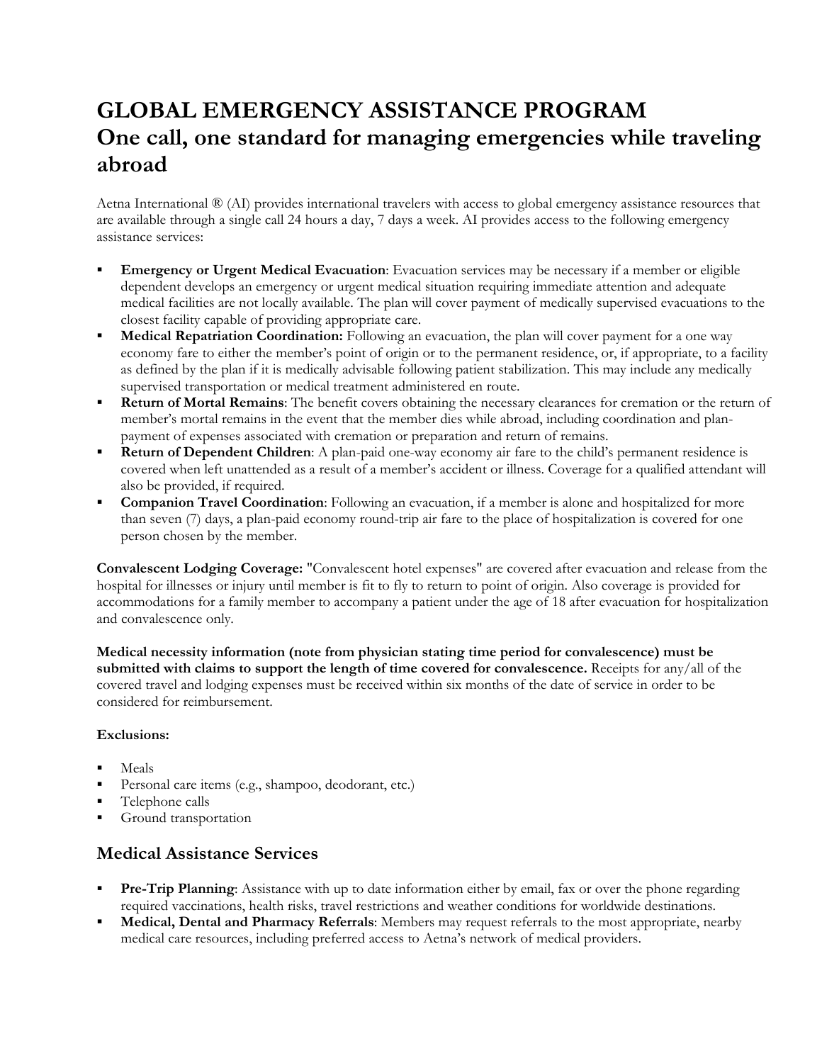# GLOBAL EMERGENCY ASSISTANCE PROGRAM
# One call, one standard for managing emergencies while traveling abroad

Aetna International ® (AI) provides international travelers with access to global emergency assistance resources that are available through a single call 24 hours a day, 7 days a week. AI provides access to the following emergency assistance services:

- **Emergency or Urgent Medical Evacuation**: Evacuation services may be necessary if a member or eligible dependent develops an emergency or urgent medical situation requiring immediate attention and adequate medical facilities are not locally available. The plan will cover payment of medically supervised evacuations to the closest facility capable of providing appropriate care.
- **Medical Repatriation Coordination:** Following an evacuation, the plan will cover payment for a one way economy fare to either the member's point of origin or to the permanent residence, or, if appropriate, to a facility as defined by the plan if it is medically advisable following patient stabilization. This may include any medically supervised transportation or medical treatment administered en route.
- **Return of Mortal Remains**: The benefit covers obtaining the necessary clearances for cremation or the return of member's mortal remains in the event that the member dies while abroad, including coordination and plan-payment of expenses associated with cremation or preparation and return of remains.
- **Return of Dependent Children**: A plan-paid one-way economy air fare to the child's permanent residence is covered when left unattended as a result of a member's accident or illness. Coverage for a qualified attendant will also be provided, if required.
- **Companion Travel Coordination**: Following an evacuation, if a member is alone and hospitalized for more than seven (7) days, a plan-paid economy round-trip air fare to the place of hospitalization is covered for one person chosen by the member.

**Convalescent Lodging Coverage:** "Convalescent hotel expenses" are covered after evacuation and release from the hospital for illnesses or injury until member is fit to fly to return to point of origin. Also coverage is provided for accommodations for a family member to accompany a patient under the age of 18 after evacuation for hospitalization and convalescence only.

**Medical necessity information (note from physician stating time period for convalescence) must be submitted with claims to support the length of time covered for convalescence.** Receipts for any/all of the covered travel and lodging expenses must be received within six months of the date of service in order to be considered for reimbursement.

**Exclusions:**

- Meals
- Personal care items (e.g., shampoo, deodorant, etc.)
- Telephone calls
- Ground transportation

## Medical Assistance Services

- **Pre-Trip Planning**: Assistance with up to date information either by email, fax or over the phone regarding required vaccinations, health risks, travel restrictions and weather conditions for worldwide destinations.
- **Medical, Dental and Pharmacy Referrals**: Members may request referrals to the most appropriate, nearby medical care resources, including preferred access to Aetna's network of medical providers.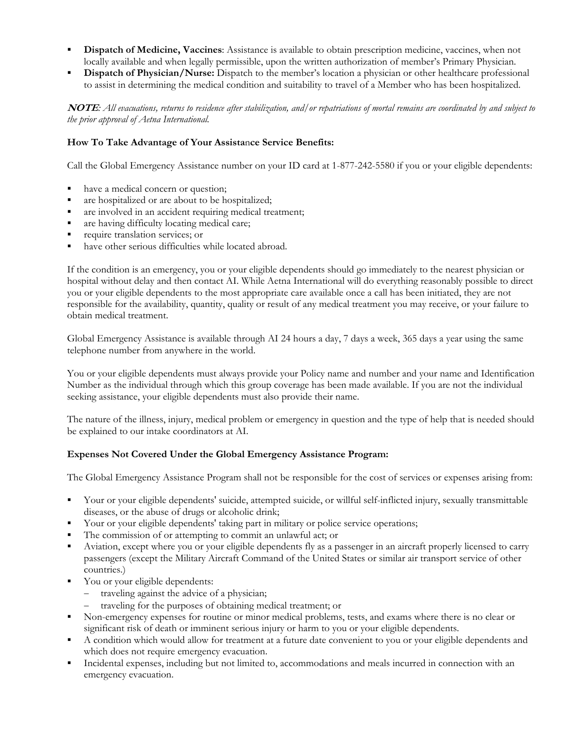- **Dispatch of Medicine, Vaccines**: Assistance is available to obtain prescription medicine, vaccines, when not locally available and when legally permissible, upon the written authorization of member's Primary Physician.
- **Dispatch of Physician/Nurse:** Dispatch to the member's location a physician or other healthcare professional to assist in determining the medical condition and suitability to travel of a Member who has been hospitalized.

***NOTE**: All evacuations, returns to residence after stabilization, and/or repatriations of mortal remains are coordinated by and subject to the prior approval of Aetna International.*

**How To Take Advantage of Your Assistance Service Benefits:**

Call the Global Emergency Assistance number on your ID card at 1-877-242-5580 if you or your eligible dependents:

- have a medical concern or question;
- are hospitalized or are about to be hospitalized;
- are involved in an accident requiring medical treatment;
- are having difficulty locating medical care;
- require translation services; or
- have other serious difficulties while located abroad.

If the condition is an emergency, you or your eligible dependents should go immediately to the nearest physician or hospital without delay and then contact AI. While Aetna International will do everything reasonably possible to direct you or your eligible dependents to the most appropriate care available once a call has been initiated, they are not responsible for the availability, quantity, quality or result of any medical treatment you may receive, or your failure to obtain medical treatment.

Global Emergency Assistance is available through AI 24 hours a day, 7 days a week, 365 days a year using the same telephone number from anywhere in the world.

You or your eligible dependents must always provide your Policy name and number and your name and Identification Number as the individual through which this group coverage has been made available. If you are not the individual seeking assistance, your eligible dependents must also provide their name.

The nature of the illness, injury, medical problem or emergency in question and the type of help that is needed should be explained to our intake coordinators at AI.

**Expenses Not Covered Under the Global Emergency Assistance Program:**

The Global Emergency Assistance Program shall not be responsible for the cost of services or expenses arising from:

- Your or your eligible dependents' suicide, attempted suicide, or willful self-inflicted injury, sexually transmittable diseases, or the abuse of drugs or alcoholic drink;
- Your or your eligible dependents' taking part in military or police service operations;
- The commission of or attempting to commit an unlawful act; or
- Aviation, except where you or your eligible dependents fly as a passenger in an aircraft properly licensed to carry passengers (except the Military Aircraft Command of the United States or similar air transport service of other countries.)
- You or your eligible dependents:
  - traveling against the advice of a physician;
  - traveling for the purposes of obtaining medical treatment; or
- Non-emergency expenses for routine or minor medical problems, tests, and exams where there is no clear or significant risk of death or imminent serious injury or harm to you or your eligible dependents.
- A condition which would allow for treatment at a future date convenient to you or your eligible dependents and which does not require emergency evacuation.
- Incidental expenses, including but not limited to, accommodations and meals incurred in connection with an emergency evacuation.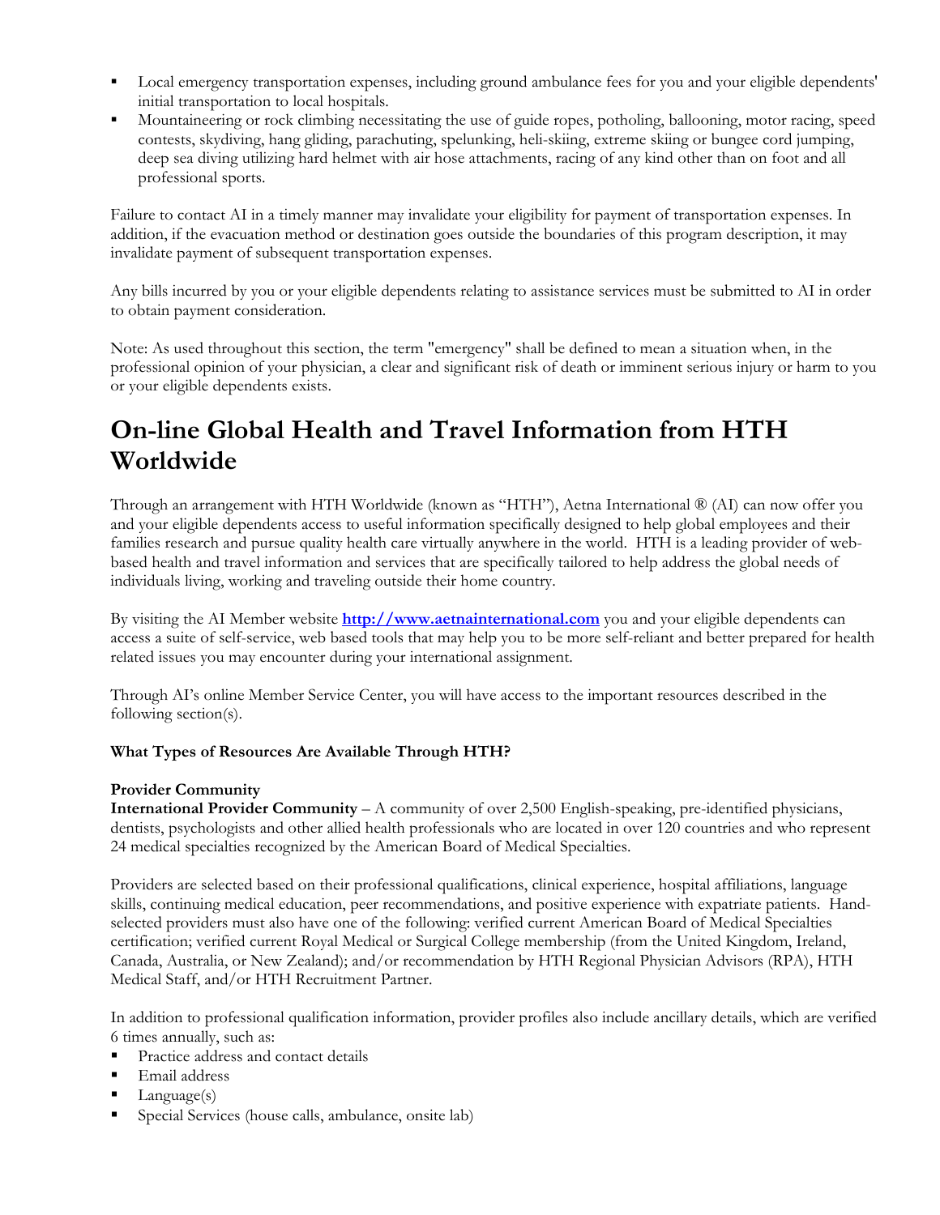- Local emergency transportation expenses, including ground ambulance fees for you and your eligible dependents' initial transportation to local hospitals.
- Mountaineering or rock climbing necessitating the use of guide ropes, potholing, ballooning, motor racing, speed contests, skydiving, hang gliding, parachuting, spelunking, heli-skiing, extreme skiing or bungee cord jumping, deep sea diving utilizing hard helmet with air hose attachments, racing of any kind other than on foot and all professional sports.

Failure to contact AI in a timely manner may invalidate your eligibility for payment of transportation expenses. In addition, if the evacuation method or destination goes outside the boundaries of this program description, it may invalidate payment of subsequent transportation expenses.

Any bills incurred by you or your eligible dependents relating to assistance services must be submitted to AI in order to obtain payment consideration.

Note: As used throughout this section, the term "emergency" shall be defined to mean a situation when, in the professional opinion of your physician, a clear and significant risk of death or imminent serious injury or harm to you or your eligible dependents exists.

# On-line Global Health and Travel Information from HTH Worldwide

Through an arrangement with HTH Worldwide (known as "HTH"), Aetna International ® (AI) can now offer you and your eligible dependents access to useful information specifically designed to help global employees and their families research and pursue quality health care virtually anywhere in the world. HTH is a leading provider of web-based health and travel information and services that are specifically tailored to help address the global needs of individuals living, working and traveling outside their home country.

By visiting the AI Member website **http://www.aetnainternational.com** you and your eligible dependents can access a suite of self-service, web based tools that may help you to be more self-reliant and better prepared for health related issues you may encounter during your international assignment.

Through AI's online Member Service Center, you will have access to the important resources described in the following section(s).

**What Types of Resources Are Available Through HTH?**

**Provider Community**

**International Provider Community** – A community of over 2,500 English-speaking, pre-identified physicians, dentists, psychologists and other allied health professionals who are located in over 120 countries and who represent 24 medical specialties recognized by the American Board of Medical Specialties.

Providers are selected based on their professional qualifications, clinical experience, hospital affiliations, language skills, continuing medical education, peer recommendations, and positive experience with expatriate patients. Hand-selected providers must also have one of the following: verified current American Board of Medical Specialties certification; verified current Royal Medical or Surgical College membership (from the United Kingdom, Ireland, Canada, Australia, or New Zealand); and/or recommendation by HTH Regional Physician Advisors (RPA), HTH Medical Staff, and/or HTH Recruitment Partner.

In addition to professional qualification information, provider profiles also include ancillary details, which are verified 6 times annually, such as:

- Practice address and contact details
- Email address
- Language(s)
- Special Services (house calls, ambulance, onsite lab)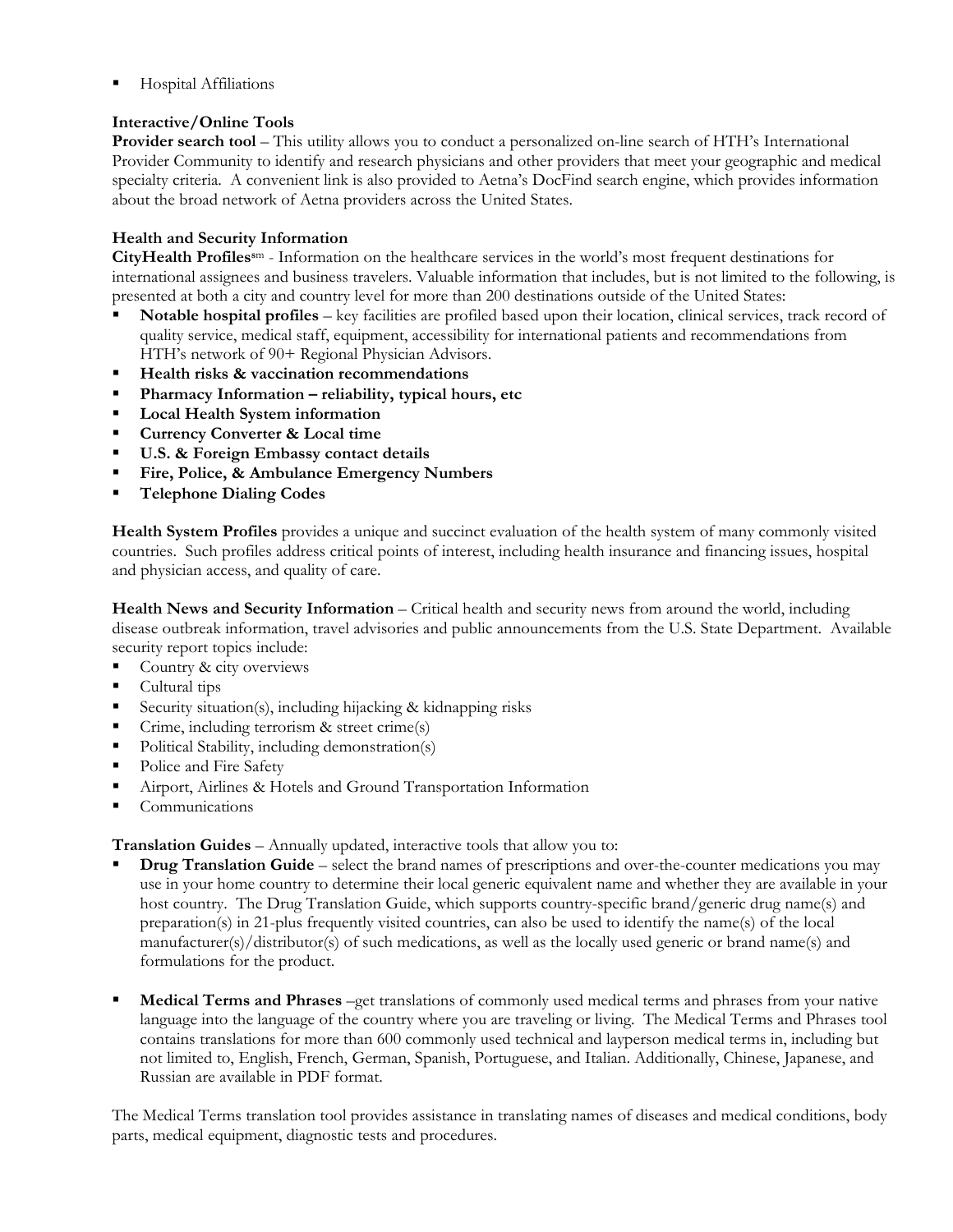- Hospital Affiliations

**Interactive/Online Tools**
**Provider search tool** – This utility allows you to conduct a personalized on-line search of HTH's International Provider Community to identify and research physicians and other providers that meet your geographic and medical specialty criteria. A convenient link is also provided to Aetna's DocFind search engine, which provides information about the broad network of Aetna providers across the United States.

**Health and Security Information**
**CityHealth Profiles**sm - Information on the healthcare services in the world's most frequent destinations for international assignees and business travelers. Valuable information that includes, but is not limited to the following, is presented at both a city and country level for more than 200 destinations outside of the United States:

- **Notable hospital profiles** – key facilities are profiled based upon their location, clinical services, track record of quality service, medical staff, equipment, accessibility for international patients and recommendations from HTH's network of 90+ Regional Physician Advisors.
- **Health risks & vaccination recommendations**
- **Pharmacy Information – reliability, typical hours, etc**
- **Local Health System information**
- **Currency Converter & Local time**
- **U.S. & Foreign Embassy contact details**
- **Fire, Police, & Ambulance Emergency Numbers**
- **Telephone Dialing Codes**

**Health System Profiles** provides a unique and succinct evaluation of the health system of many commonly visited countries. Such profiles address critical points of interest, including health insurance and financing issues, hospital and physician access, and quality of care.

**Health News and Security Information** – Critical health and security news from around the world, including disease outbreak information, travel advisories and public announcements from the U.S. State Department. Available security report topics include:

- Country & city overviews
- Cultural tips
- Security situation(s), including hijacking & kidnapping risks
- Crime, including terrorism & street crime(s)
- Political Stability, including demonstration(s)
- Police and Fire Safety
- Airport, Airlines & Hotels and Ground Transportation Information
- Communications

**Translation Guides** – Annually updated, interactive tools that allow you to:

- **Drug Translation Guide** – select the brand names of prescriptions and over-the-counter medications you may use in your home country to determine their local generic equivalent name and whether they are available in your host country. The Drug Translation Guide, which supports country-specific brand/generic drug name(s) and preparation(s) in 21-plus frequently visited countries, can also be used to identify the name(s) of the local manufacturer(s)/distributor(s) of such medications, as well as the locally used generic or brand name(s) and formulations for the product.

- **Medical Terms and Phrases** –get translations of commonly used medical terms and phrases from your native language into the language of the country where you are traveling or living. The Medical Terms and Phrases tool contains translations for more than 600 commonly used technical and layperson medical terms in, including but not limited to, English, French, German, Spanish, Portuguese, and Italian. Additionally, Chinese, Japanese, and Russian are available in PDF format.

The Medical Terms translation tool provides assistance in translating names of diseases and medical conditions, body parts, medical equipment, diagnostic tests and procedures.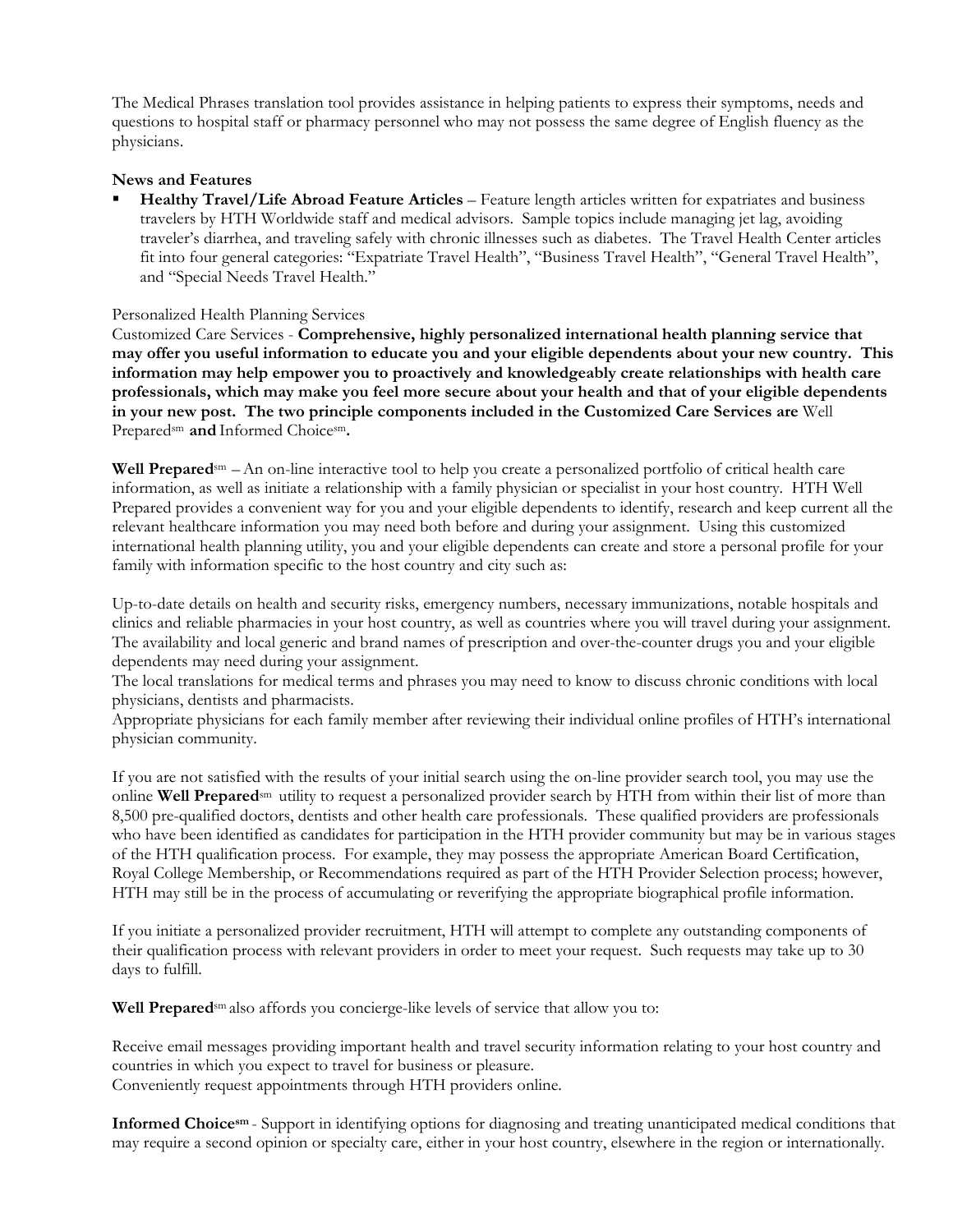The Medical Phrases translation tool provides assistance in helping patients to express their symptoms, needs and questions to hospital staff or pharmacy personnel who may not possess the same degree of English fluency as the physicians.

**News and Features**

- **Healthy Travel/Life Abroad Feature Articles** – Feature length articles written for expatriates and business travelers by HTH Worldwide staff and medical advisors. Sample topics include managing jet lag, avoiding traveler's diarrhea, and traveling safely with chronic illnesses such as diabetes. The Travel Health Center articles fit into four general categories: "Expatriate Travel Health", "Business Travel Health", "General Travel Health", and "Special Needs Travel Health."

Personalized Health Planning Services

Customized Care Services - **Comprehensive, highly personalized international health planning service that may offer you useful information to educate you and your eligible dependents about your new country. This information may help empower you to proactively and knowledgeably create relationships with health care professionals, which may make you feel more secure about your health and that of your eligible dependents in your new post. The two principle components included in the Customized Care Services are** Well Prepared[sm] **and** Informed Choice[sm]**.**

**Well Prepared**[sm] – An on-line interactive tool to help you create a personalized portfolio of critical health care information, as well as initiate a relationship with a family physician or specialist in your host country. HTH Well Prepared provides a convenient way for you and your eligible dependents to identify, research and keep current all the relevant healthcare information you may need both before and during your assignment. Using this customized international health planning utility, you and your eligible dependents can create and store a personal profile for your family with information specific to the host country and city such as:

Up-to-date details on health and security risks, emergency numbers, necessary immunizations, notable hospitals and clinics and reliable pharmacies in your host country, as well as countries where you will travel during your assignment.
The availability and local generic and brand names of prescription and over-the-counter drugs you and your eligible dependents may need during your assignment.
The local translations for medical terms and phrases you may need to know to discuss chronic conditions with local physicians, dentists and pharmacists.
Appropriate physicians for each family member after reviewing their individual online profiles of HTH's international physician community.

If you are not satisfied with the results of your initial search using the on-line provider search tool, you may use the online **Well Prepared**[sm] utility to request a personalized provider search by HTH from within their list of more than 8,500 pre-qualified doctors, dentists and other health care professionals. These qualified providers are professionals who have been identified as candidates for participation in the HTH provider community but may be in various stages of the HTH qualification process. For example, they may possess the appropriate American Board Certification, Royal College Membership, or Recommendations required as part of the HTH Provider Selection process; however, HTH may still be in the process of accumulating or reverifying the appropriate biographical profile information.

If you initiate a personalized provider recruitment, HTH will attempt to complete any outstanding components of their qualification process with relevant providers in order to meet your request. Such requests may take up to 30 days to fulfill.

**Well Prepared**[sm] also affords you concierge-like levels of service that allow you to:

Receive email messages providing important health and travel security information relating to your host country and countries in which you expect to travel for business or pleasure.
Conveniently request appointments through HTH providers online.

**Informed Choice**[sm] - Support in identifying options for diagnosing and treating unanticipated medical conditions that may require a second opinion or specialty care, either in your host country, elsewhere in the region or internationally.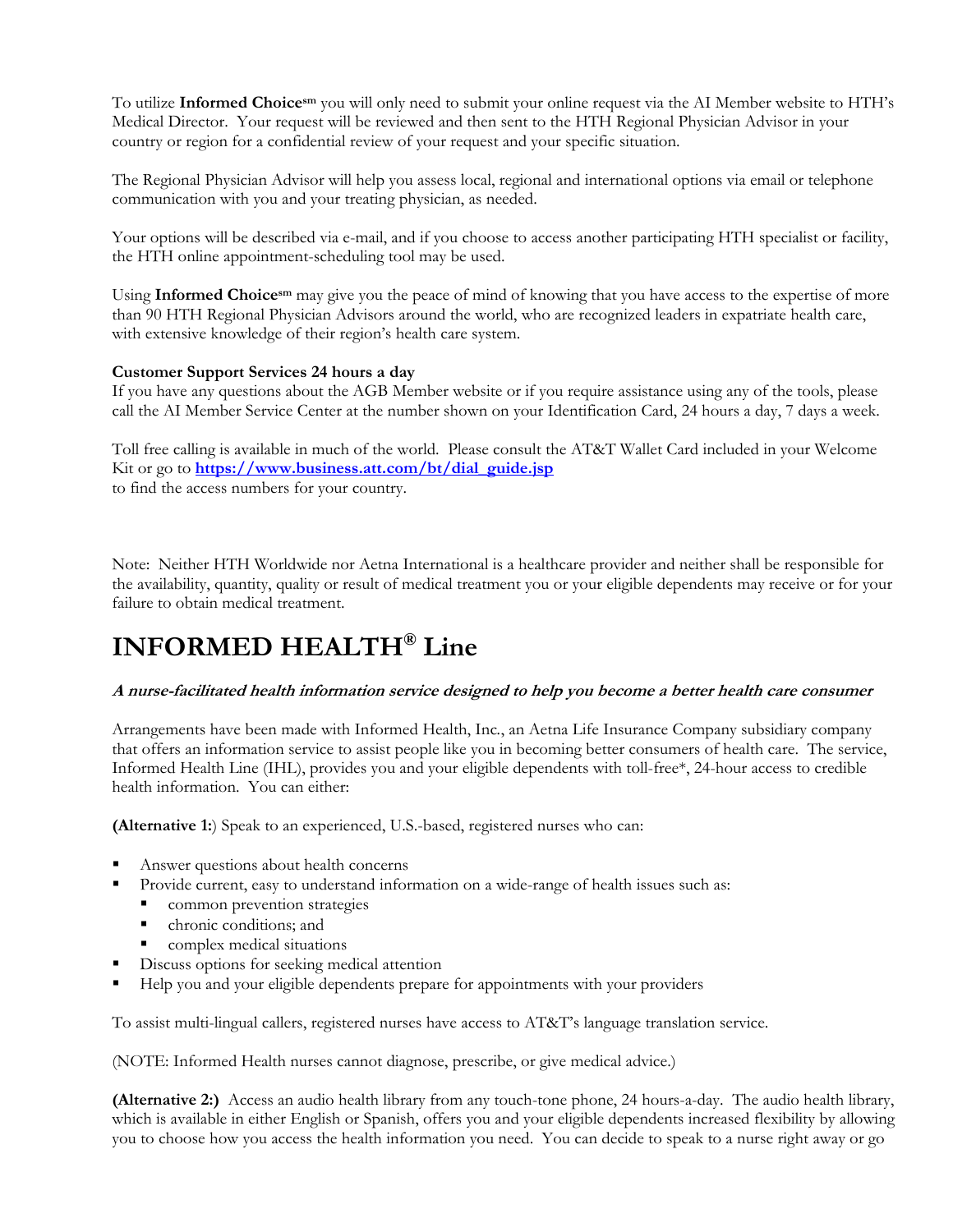To utilize **Informed Choice**sm you will only need to submit your online request via the AI Member website to HTH's Medical Director. Your request will be reviewed and then sent to the HTH Regional Physician Advisor in your country or region for a confidential review of your request and your specific situation.

The Regional Physician Advisor will help you assess local, regional and international options via email or telephone communication with you and your treating physician, as needed.

Your options will be described via e-mail, and if you choose to access another participating HTH specialist or facility, the HTH online appointment-scheduling tool may be used.

Using **Informed Choice**sm may give you the peace of mind of knowing that you have access to the expertise of more than 90 HTH Regional Physician Advisors around the world, who are recognized leaders in expatriate health care, with extensive knowledge of their region's health care system.

**Customer Support Services 24 hours a day**
If you have any questions about the AGB Member website or if you require assistance using any of the tools, please call the AI Member Service Center at the number shown on your Identification Card, 24 hours a day, 7 days a week.

Toll free calling is available in much of the world. Please consult the AT&T Wallet Card included in your Welcome Kit or go to **https://www.business.att.com/bt/dial_guide.jsp**
to find the access numbers for your country.

Note: Neither HTH Worldwide nor Aetna International is a healthcare provider and neither shall be responsible for the availability, quantity, quality or result of medical treatment you or your eligible dependents may receive or for your failure to obtain medical treatment.

# INFORMED HEALTH® Line

***A nurse-facilitated health information service designed to help you become a better health care consumer***

Arrangements have been made with Informed Health, Inc., an Aetna Life Insurance Company subsidiary company that offers an information service to assist people like you in becoming better consumers of health care. The service, Informed Health Line (IHL), provides you and your eligible dependents with toll-free*, 24-hour access to credible health information. You can either:

**(Alternative 1:**) Speak to an experienced, U.S.-based, registered nurses who can:

- Answer questions about health concerns
- Provide current, easy to understand information on a wide-range of health issues such as:
  - common prevention strategies
  - chronic conditions; and
  - complex medical situations
- Discuss options for seeking medical attention
- Help you and your eligible dependents prepare for appointments with your providers

To assist multi-lingual callers, registered nurses have access to AT&T's language translation service.

(NOTE: Informed Health nurses cannot diagnose, prescribe, or give medical advice.)

**(Alternative 2:)** Access an audio health library from any touch-tone phone, 24 hours-a-day. The audio health library, which is available in either English or Spanish, offers you and your eligible dependents increased flexibility by allowing you to choose how you access the health information you need. You can decide to speak to a nurse right away or go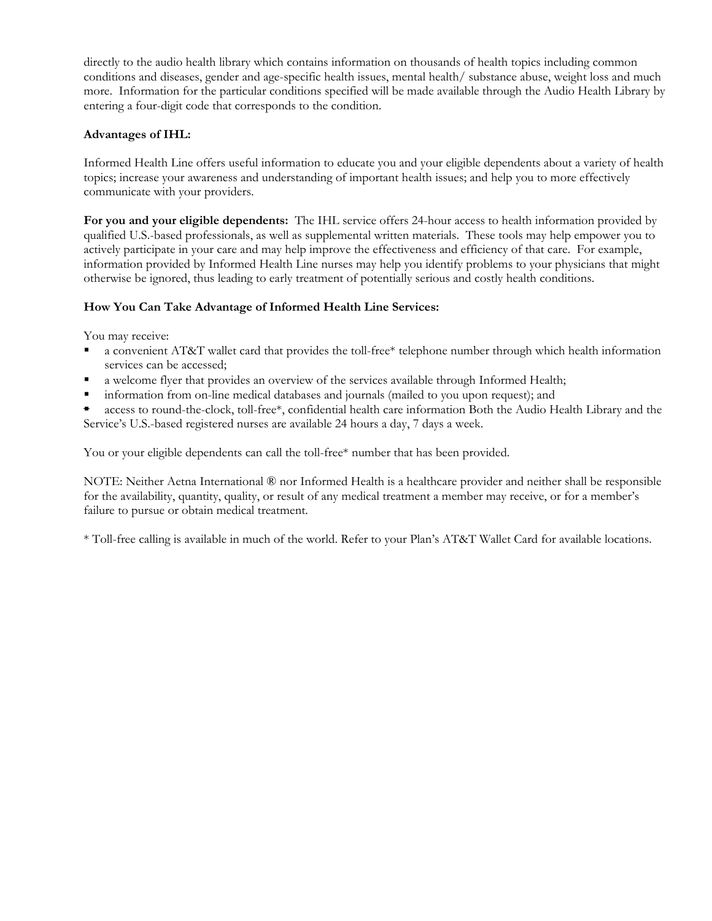directly to the audio health library which contains information on thousands of health topics including common conditions and diseases, gender and age-specific health issues, mental health/ substance abuse, weight loss and much more. Information for the particular conditions specified will be made available through the Audio Health Library by entering a four-digit code that corresponds to the condition.

**Advantages of IHL:**

Informed Health Line offers useful information to educate you and your eligible dependents about a variety of health topics; increase your awareness and understanding of important health issues; and help you to more effectively communicate with your providers.

**For you and your eligible dependents:** The IHL service offers 24-hour access to health information provided by qualified U.S.-based professionals, as well as supplemental written materials. These tools may help empower you to actively participate in your care and may help improve the effectiveness and efficiency of that care. For example, information provided by Informed Health Line nurses may help you identify problems to your physicians that might otherwise be ignored, thus leading to early treatment of potentially serious and costly health conditions.

**How You Can Take Advantage of Informed Health Line Services:**

You may receive:

- a convenient AT&T wallet card that provides the toll-free* telephone number through which health information services can be accessed;
- a welcome flyer that provides an overview of the services available through Informed Health;
- information from on-line medical databases and journals (mailed to you upon request); and
- access to round-the-clock, toll-free*, confidential health care information Both the Audio Health Library and the Service's U.S.-based registered nurses are available 24 hours a day, 7 days a week.

You or your eligible dependents can call the toll-free* number that has been provided.

NOTE: Neither Aetna International ® nor Informed Health is a healthcare provider and neither shall be responsible for the availability, quantity, quality, or result of any medical treatment a member may receive, or for a member's failure to pursue or obtain medical treatment.

* Toll-free calling is available in much of the world. Refer to your Plan's AT&T Wallet Card for available locations.